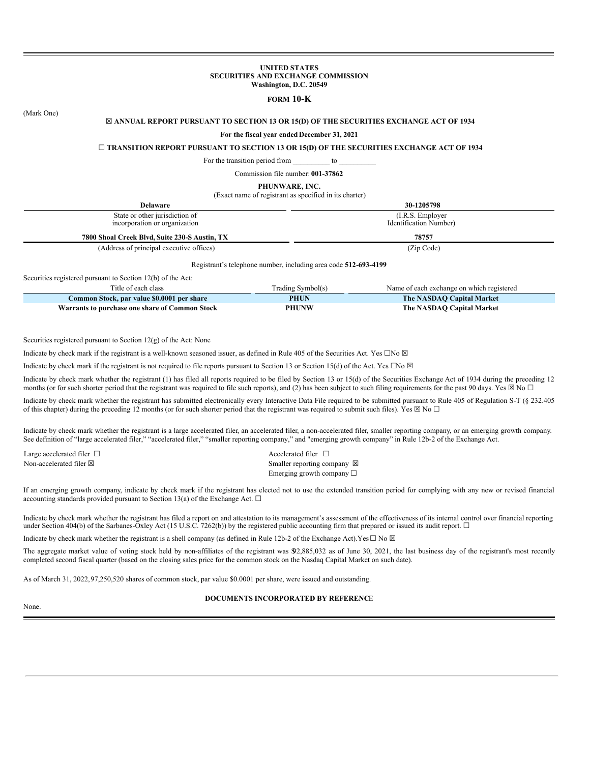**UNITED STATES**
**SECURITIES AND EXCHANGE COMMISSION**
**Washington, D.C. 20549**

**FORM 10-K**

(Mark One)

☒ **ANNUAL REPORT PURSUANT TO SECTION 13 OR 15(D) OF THE SECURITIES EXCHANGE ACT OF 1934**

**For the fiscal year ended December 31, 2021**

☐ **TRANSITION REPORT PURSUANT TO SECTION 13 OR 15(D) OF THE SECURITIES EXCHANGE ACT OF 1934**

For the transition period from __________ to __________

Commission file number: **001-37862**

**PHUNWARE, INC.**
(Exact name of registrant as specified in its charter)

| **Delaware** | **30-1205798** |
|---|---|
| State or other jurisdiction of incorporation or organization | (I.R.S. Employer Identification Number) |
| **7800 Shoal Creek Blvd, Suite 230-S Austin, TX** | **78757** |
| (Address of principal executive offices) | (Zip Code) |

Registrant's telephone number, including area code **512-693-4199**

Securities registered pursuant to Section 12(b) of the Act:

| Title of each class | Trading Symbol(s) | Name of each exchange on which registered |
|---|---|---|
| **Common Stock, par value $0.0001 per share** | **PHUN** | **The NASDAQ Capital Market** |
| **Warrants to purchase one share of Common Stock** | **PHUNW** | **The NASDAQ Capital Market** |

Securities registered pursuant to Section 12(g) of the Act: None

Indicate by check mark if the registrant is a well-known seasoned issuer, as defined in Rule 405 of the Securities Act. Yes ☐No ☒

Indicate by check mark if the registrant is not required to file reports pursuant to Section 13 or Section 15(d) of the Act. Yes ☐No ☒

Indicate by check mark whether the registrant (1) has filed all reports required to be filed by Section 13 or 15(d) of the Securities Exchange Act of 1934 during the preceding 12 months (or for such shorter period that the registrant was required to file such reports), and (2) has been subject to such filing requirements for the past 90 days. Yes ☒ No ☐

Indicate by check mark whether the registrant has submitted electronically every Interactive Data File required to be submitted pursuant to Rule 405 of Regulation S-T (§ 232.405 of this chapter) during the preceding 12 months (or for such shorter period that the registrant was required to submit such files). Yes ☒ No ☐

Indicate by check mark whether the registrant is a large accelerated filer, an accelerated filer, a non-accelerated filer, smaller reporting company, or an emerging growth company. See definition of "large accelerated filer," "accelerated filer," "smaller reporting company," and "emerging growth company" in Rule 12b-2 of the Exchange Act.

| | |
|---|---|
| Large accelerated filer ☐ | Accelerated filer ☐ |
| Non-accelerated filer ☒ | Smaller reporting company ☒ |
| | Emerging growth company ☐ |

If an emerging growth company, indicate by check mark if the registrant has elected not to use the extended transition period for complying with any new or revised financial accounting standards provided pursuant to Section 13(a) of the Exchange Act. ☐

Indicate by check mark whether the registrant has filed a report on and attestation to its management's assessment of the effectiveness of its internal control over financial reporting under Section 404(b) of the Sarbanes-Oxley Act (15 U.S.C. 7262(b)) by the registered public accounting firm that prepared or issued its audit report. ☐

Indicate by check mark whether the registrant is a shell company (as defined in Rule 12b-2 of the Exchange Act).Yes ☐ No ☒

The aggregate market value of voting stock held by non-affiliates of the registrant was $92,885,032 as of June 30, 2021, the last business day of the registrant's most recently completed second fiscal quarter (based on the closing sales price for the common stock on the Nasdaq Capital Market on such date).

As of March 31, 2022, 97,250,520 shares of common stock, par value $0.0001 per share, were issued and outstanding.

**DOCUMENTS INCORPORATED BY REFERENCE**

None.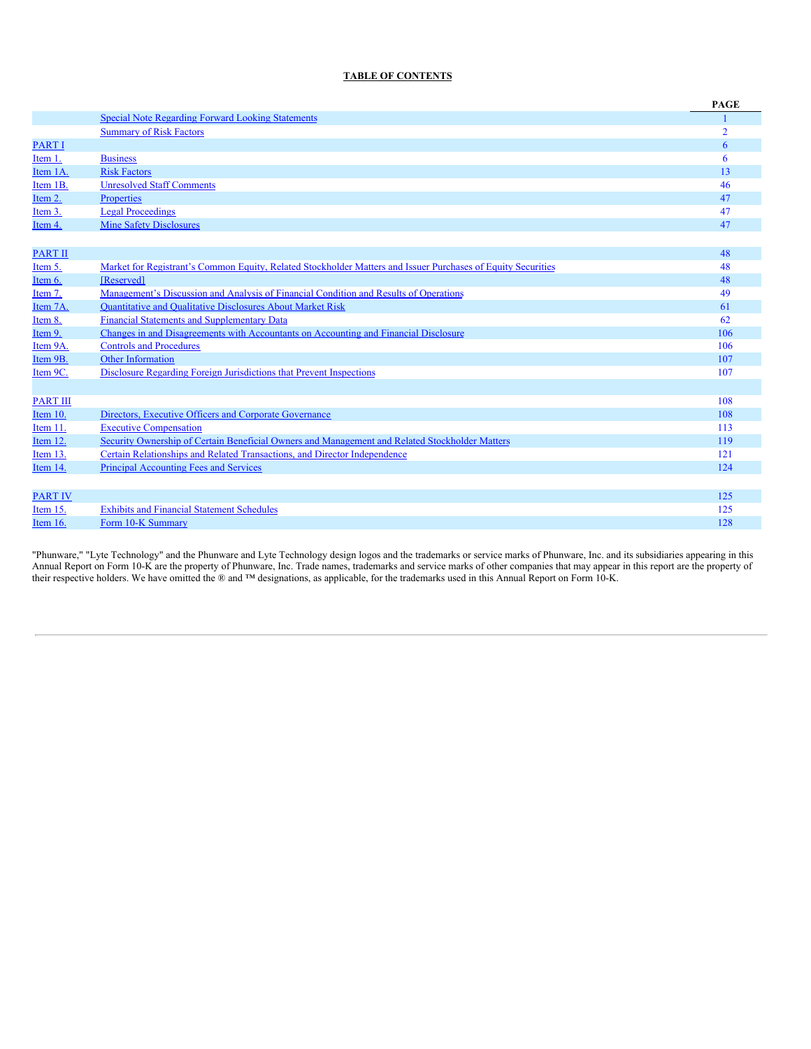**TABLE OF CONTENTS**

| | | PAGE |
|---|---|---|
| | Special Note Regarding Forward Looking Statements | 1 |
| | Summary of Risk Factors | 2 |
| PART I | | 6 |
| Item 1. | Business | 6 |
| Item 1A. | Risk Factors | 13 |
| Item 1B. | Unresolved Staff Comments | 46 |
| Item 2. | Properties | 47 |
| Item 3. | Legal Proceedings | 47 |
| Item 4. | Mine Safety Disclosures | 47 |
| | | |
| PART II | | 48 |
| Item 5. | Market for Registrant's Common Equity, Related Stockholder Matters and Issuer Purchases of Equity Securities | 48 |
| Item 6. | [Reserved] | 48 |
| Item 7. | Management's Discussion and Analysis of Financial Condition and Results of Operations | 49 |
| Item 7A. | Quantitative and Qualitative Disclosures About Market Risk | 61 |
| Item 8. | Financial Statements and Supplementary Data | 62 |
| Item 9. | Changes in and Disagreements with Accountants on Accounting and Financial Disclosure | 106 |
| Item 9A. | Controls and Procedures | 106 |
| Item 9B. | Other Information | 107 |
| Item 9C. | Disclosure Regarding Foreign Jurisdictions that Prevent Inspections | 107 |
| | | |
| PART III | | 108 |
| Item 10. | Directors, Executive Officers and Corporate Governance | 108 |
| Item 11. | Executive Compensation | 113 |
| Item 12. | Security Ownership of Certain Beneficial Owners and Management and Related Stockholder Matters | 119 |
| Item 13. | Certain Relationships and Related Transactions, and Director Independence | 121 |
| Item 14. | Principal Accounting Fees and Services | 124 |
| | | |
| PART IV | | 125 |
| Item 15. | Exhibits and Financial Statement Schedules | 125 |
| Item 16. | Form 10-K Summary | 128 |

"Phunware," "Lyte Technology" and the Phunware and Lyte Technology design logos and the trademarks or service marks of Phunware, Inc. and its subsidiaries appearing in this Annual Report on Form 10-K are the property of Phunware, Inc. Trade names, trademarks and service marks of other companies that may appear in this report are the property of their respective holders. We have omitted the ® and ™ designations, as applicable, for the trademarks used in this Annual Report on Form 10-K.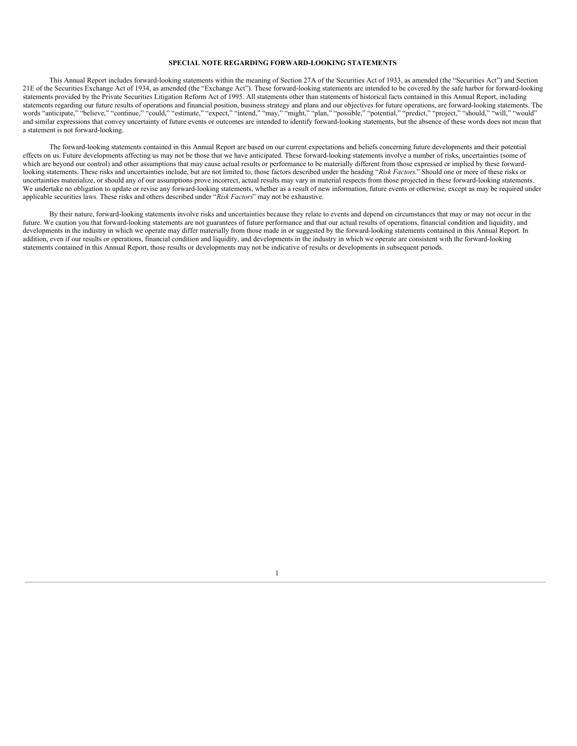## SPECIAL NOTE REGARDING FORWARD-LOOKING STATEMENTS

This Annual Report includes forward-looking statements within the meaning of Section 27A of the Securities Act of 1933, as amended (the "Securities Act") and Section 21E of the Securities Exchange Act of 1934, as amended (the "Exchange Act"). These forward-looking statements are intended to be covered by the safe harbor for forward-looking statements provided by the Private Securities Litigation Reform Act of 1995. All statements other than statements of historical facts contained in this Annual Report, including statements regarding our future results of operations and financial position, business strategy and plans and our objectives for future operations, are forward-looking statements. The words "anticipate," "believe," "continue," "could," "estimate," "expect," "intend," "may," "might," "plan," "possible," "potential," "predict," "project," "should," "will," "would" and similar expressions that convey uncertainty of future events or outcomes are intended to identify forward-looking statements, but the absence of these words does not mean that a statement is not forward-looking.

The forward-looking statements contained in this Annual Report are based on our current expectations and beliefs concerning future developments and their potential effects on us. Future developments affecting us may not be those that we have anticipated. These forward-looking statements involve a number of risks, uncertainties (some of which are beyond our control) and other assumptions that may cause actual results or performance to be materially different from those expressed or implied by these forward-looking statements. These risks and uncertainties include, but are not limited to, those factors described under the heading "*Risk Factors*." Should one or more of these risks or uncertainties materialize, or should any of our assumptions prove incorrect, actual results may vary in material respects from those projected in these forward-looking statements. We undertake no obligation to update or revise any forward-looking statements, whether as a result of new information, future events or otherwise, except as may be required under applicable securities laws. These risks and others described under "*Risk Factors*" may not be exhaustive.

By their nature, forward-looking statements involve risks and uncertainties because they relate to events and depend on circumstances that may or may not occur in the future. We caution you that forward-looking statements are not guarantees of future performance and that our actual results of operations, financial condition and liquidity, and developments in the industry in which we operate may differ materially from those made in or suggested by the forward-looking statements contained in this Annual Report. In addition, even if our results or operations, financial condition and liquidity, and developments in the industry in which we operate are consistent with the forward-looking statements contained in this Annual Report, those results or developments may not be indicative of results or developments in subsequent periods.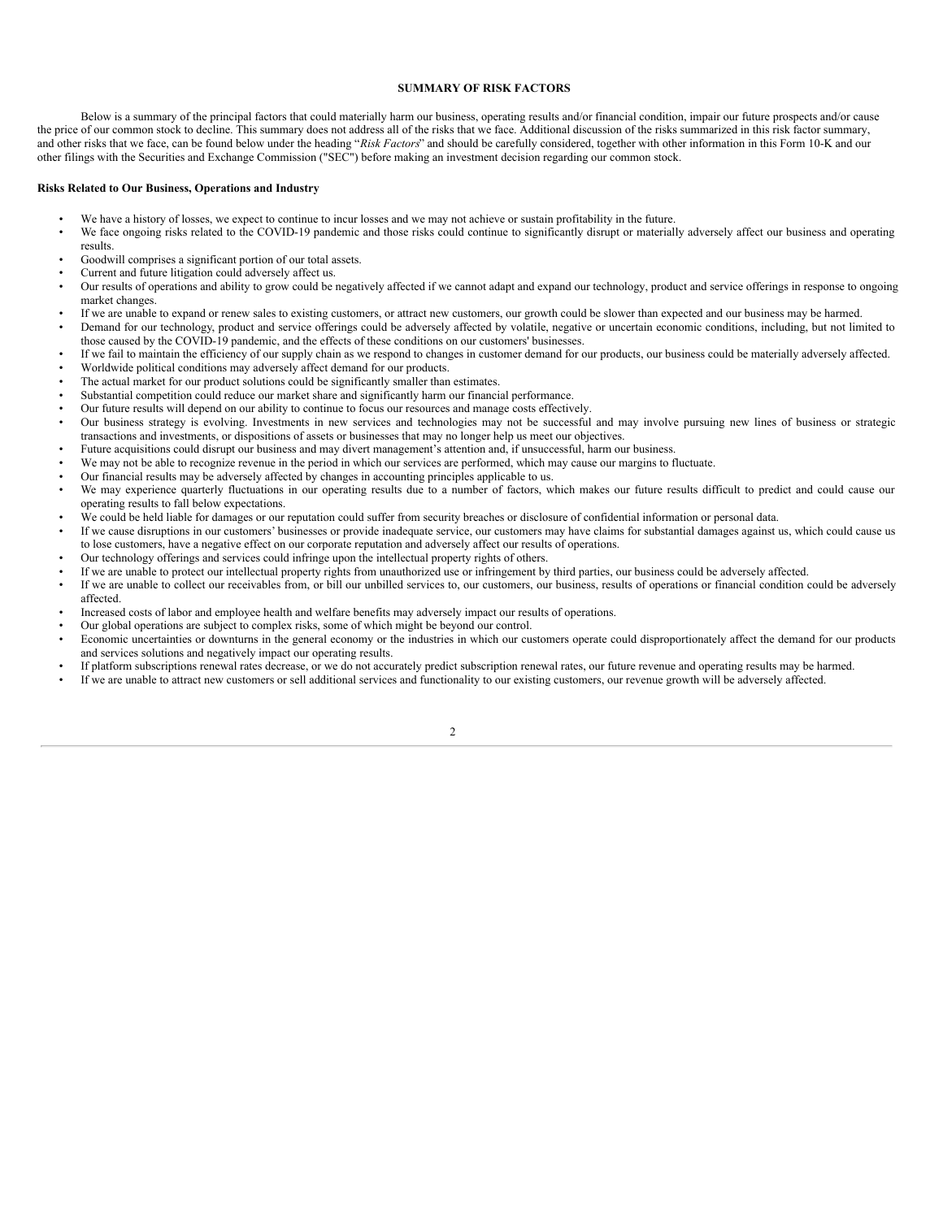## SUMMARY OF RISK FACTORS

Below is a summary of the principal factors that could materially harm our business, operating results and/or financial condition, impair our future prospects and/or cause the price of our common stock to decline. This summary does not address all of the risks that we face. Additional discussion of the risks summarized in this risk factor summary, and other risks that we face, can be found below under the heading "*Risk Factors*" and should be carefully considered, together with other information in this Form 10-K and our other filings with the Securities and Exchange Commission ("SEC") before making an investment decision regarding our common stock.

### Risks Related to Our Business, Operations and Industry

- We have a history of losses, we expect to continue to incur losses and we may not achieve or sustain profitability in the future.
- We face ongoing risks related to the COVID-19 pandemic and those risks could continue to significantly disrupt or materially adversely affect our business and operating results.
- Goodwill comprises a significant portion of our total assets.
- Current and future litigation could adversely affect us.
- Our results of operations and ability to grow could be negatively affected if we cannot adapt and expand our technology, product and service offerings in response to ongoing market changes.
- If we are unable to expand or renew sales to existing customers, or attract new customers, our growth could be slower than expected and our business may be harmed.
- Demand for our technology, product and service offerings could be adversely affected by volatile, negative or uncertain economic conditions, including, but not limited to those caused by the COVID-19 pandemic, and the effects of these conditions on our customers' businesses.
- If we fail to maintain the efficiency of our supply chain as we respond to changes in customer demand for our products, our business could be materially adversely affected.
- Worldwide political conditions may adversely affect demand for our products.
- The actual market for our product solutions could be significantly smaller than estimates.
- Substantial competition could reduce our market share and significantly harm our financial performance.
- Our future results will depend on our ability to continue to focus our resources and manage costs effectively.
- Our business strategy is evolving. Investments in new services and technologies may not be successful and may involve pursuing new lines of business or strategic transactions and investments, or dispositions of assets or businesses that may no longer help us meet our objectives.
- Future acquisitions could disrupt our business and may divert management's attention and, if unsuccessful, harm our business.
- We may not be able to recognize revenue in the period in which our services are performed, which may cause our margins to fluctuate.
- Our financial results may be adversely affected by changes in accounting principles applicable to us.
- We may experience quarterly fluctuations in our operating results due to a number of factors, which makes our future results difficult to predict and could cause our operating results to fall below expectations.
- We could be held liable for damages or our reputation could suffer from security breaches or disclosure of confidential information or personal data.
- If we cause disruptions in our customers' businesses or provide inadequate service, our customers may have claims for substantial damages against us, which could cause us to lose customers, have a negative effect on our corporate reputation and adversely affect our results of operations.
- Our technology offerings and services could infringe upon the intellectual property rights of others.
- If we are unable to protect our intellectual property rights from unauthorized use or infringement by third parties, our business could be adversely affected.
- If we are unable to collect our receivables from, or bill our unbilled services to, our customers, our business, results of operations or financial condition could be adversely affected.
- Increased costs of labor and employee health and welfare benefits may adversely impact our results of operations.
- Our global operations are subject to complex risks, some of which might be beyond our control.
- Economic uncertainties or downturns in the general economy or the industries in which our customers operate could disproportionately affect the demand for our products and services solutions and negatively impact our operating results.
- If platform subscriptions renewal rates decrease, or we do not accurately predict subscription renewal rates, our future revenue and operating results may be harmed.
- If we are unable to attract new customers or sell additional services and functionality to our existing customers, our revenue growth will be adversely affected.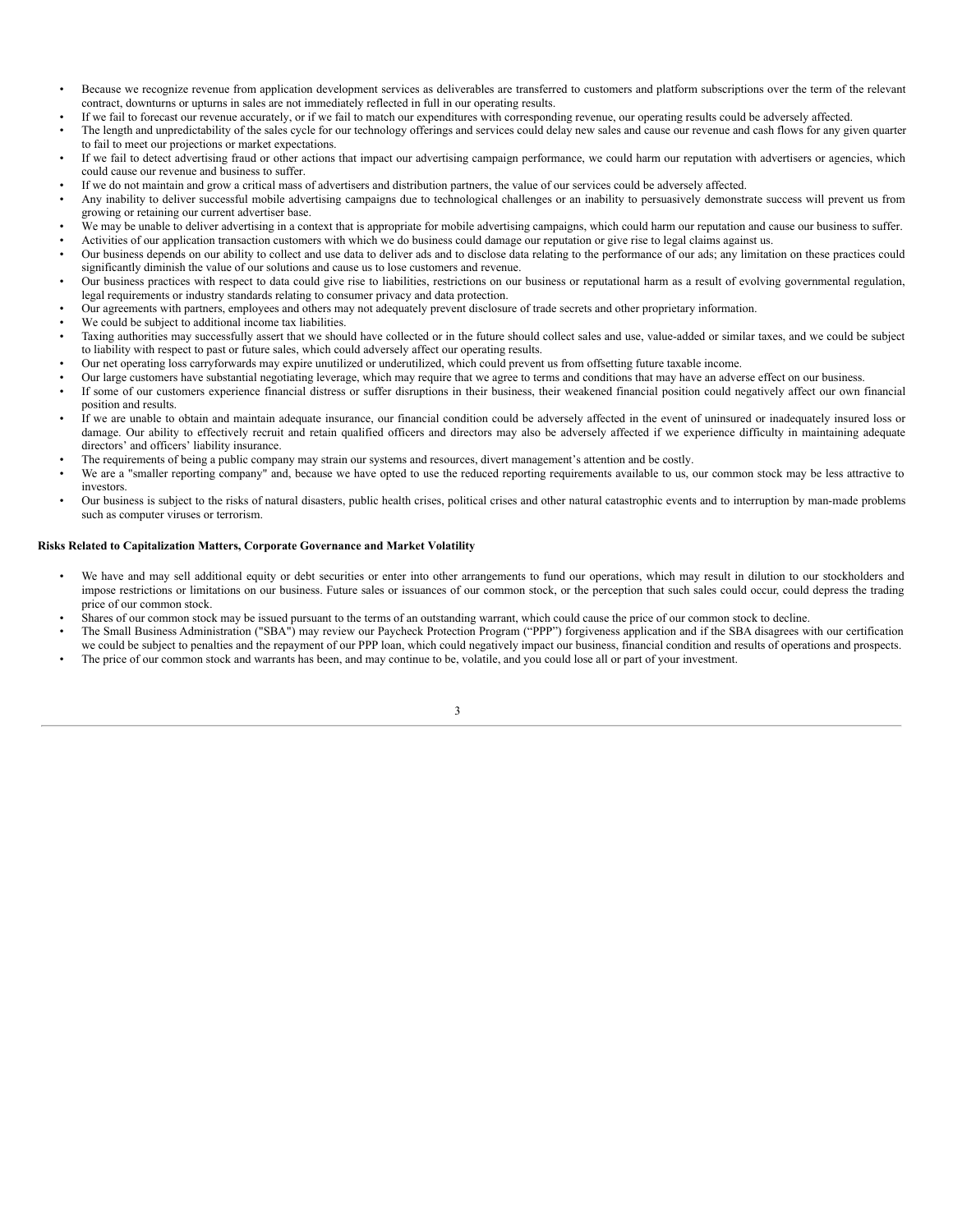- Because we recognize revenue from application development services as deliverables are transferred to customers and platform subscriptions over the term of the relevant contract, downturns or upturns in sales are not immediately reflected in full in our operating results.
- If we fail to forecast our revenue accurately, or if we fail to match our expenditures with corresponding revenue, our operating results could be adversely affected.
- The length and unpredictability of the sales cycle for our technology offerings and services could delay new sales and cause our revenue and cash flows for any given quarter to fail to meet our projections or market expectations.
- If we fail to detect advertising fraud or other actions that impact our advertising campaign performance, we could harm our reputation with advertisers or agencies, which could cause our revenue and business to suffer.
- If we do not maintain and grow a critical mass of advertisers and distribution partners, the value of our services could be adversely affected.
- Any inability to deliver successful mobile advertising campaigns due to technological challenges or an inability to persuasively demonstrate success will prevent us from growing or retaining our current advertiser base.
- We may be unable to deliver advertising in a context that is appropriate for mobile advertising campaigns, which could harm our reputation and cause our business to suffer.
- Activities of our application transaction customers with which we do business could damage our reputation or give rise to legal claims against us.
- Our business depends on our ability to collect and use data to deliver ads and to disclose data relating to the performance of our ads; any limitation on these practices could significantly diminish the value of our solutions and cause us to lose customers and revenue.
- Our business practices with respect to data could give rise to liabilities, restrictions on our business or reputational harm as a result of evolving governmental regulation, legal requirements or industry standards relating to consumer privacy and data protection.
- Our agreements with partners, employees and others may not adequately prevent disclosure of trade secrets and other proprietary information.
- We could be subject to additional income tax liabilities.
- Taxing authorities may successfully assert that we should have collected or in the future should collect sales and use, value-added or similar taxes, and we could be subject to liability with respect to past or future sales, which could adversely affect our operating results.
- Our net operating loss carryforwards may expire unutilized or underutilized, which could prevent us from offsetting future taxable income.
- Our large customers have substantial negotiating leverage, which may require that we agree to terms and conditions that may have an adverse effect on our business.
- If some of our customers experience financial distress or suffer disruptions in their business, their weakened financial position could negatively affect our own financial position and results.
- If we are unable to obtain and maintain adequate insurance, our financial condition could be adversely affected in the event of uninsured or inadequately insured loss or damage. Our ability to effectively recruit and retain qualified officers and directors may also be adversely affected if we experience difficulty in maintaining adequate directors' and officers' liability insurance.
- The requirements of being a public company may strain our systems and resources, divert management's attention and be costly.
- We are a "smaller reporting company" and, because we have opted to use the reduced reporting requirements available to us, our common stock may be less attractive to investors.
- Our business is subject to the risks of natural disasters, public health crises, political crises and other natural catastrophic events and to interruption by man-made problems such as computer viruses or terrorism.

**Risks Related to Capitalization Matters, Corporate Governance and Market Volatility**

- We have and may sell additional equity or debt securities or enter into other arrangements to fund our operations, which may result in dilution to our stockholders and impose restrictions or limitations on our business. Future sales or issuances of our common stock, or the perception that such sales could occur, could depress the trading price of our common stock.
- Shares of our common stock may be issued pursuant to the terms of an outstanding warrant, which could cause the price of our common stock to decline.
- The Small Business Administration ("SBA") may review our Paycheck Protection Program ("PPP") forgiveness application and if the SBA disagrees with our certification we could be subject to penalties and the repayment of our PPP loan, which could negatively impact our business, financial condition and results of operations and prospects.
- The price of our common stock and warrants has been, and may continue to be, volatile, and you could lose all or part of your investment.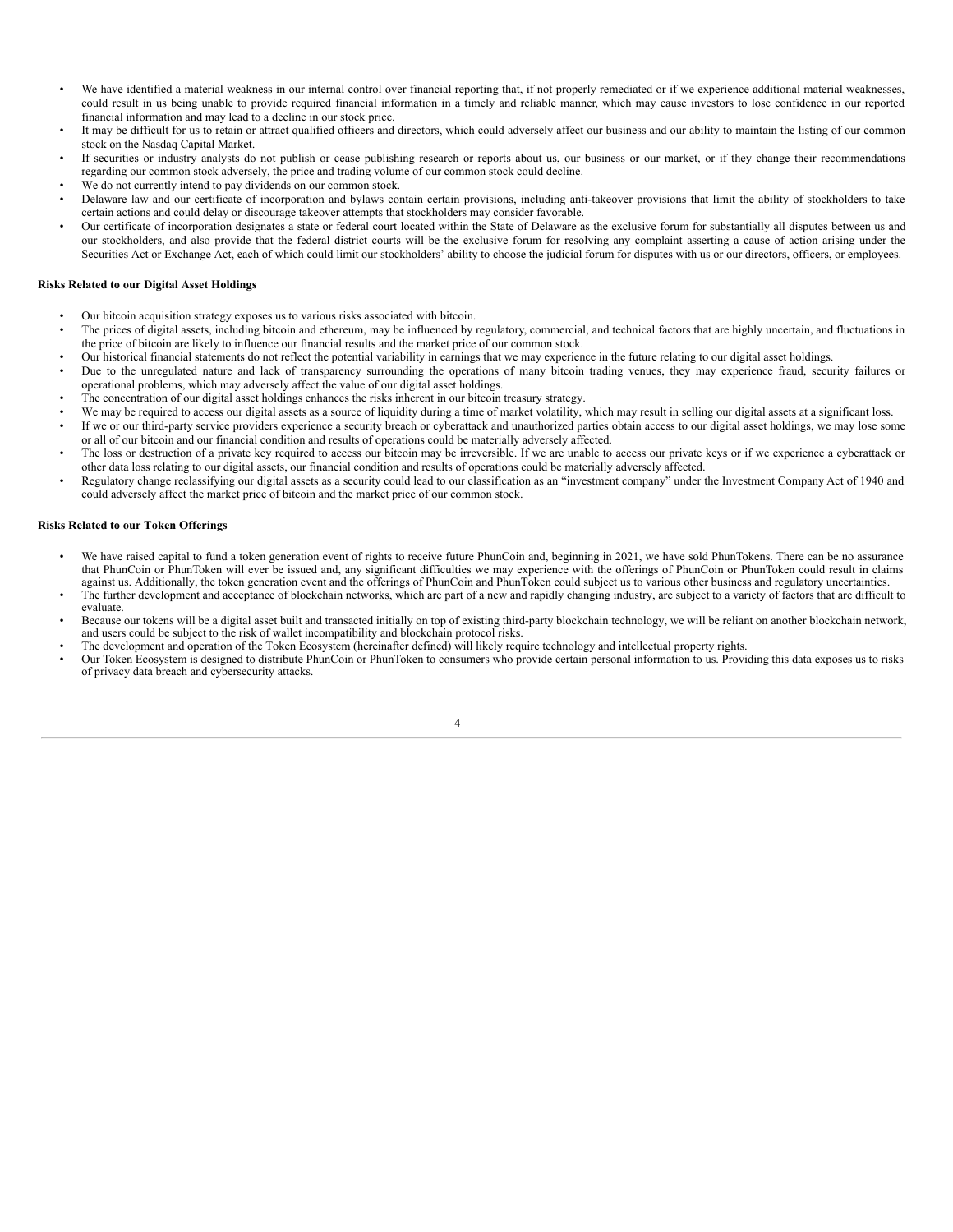- We have identified a material weakness in our internal control over financial reporting that, if not properly remediated or if we experience additional material weaknesses, could result in us being unable to provide required financial information in a timely and reliable manner, which may cause investors to lose confidence in our reported financial information and may lead to a decline in our stock price.
- It may be difficult for us to retain or attract qualified officers and directors, which could adversely affect our business and our ability to maintain the listing of our common stock on the Nasdaq Capital Market.
- If securities or industry analysts do not publish or cease publishing research or reports about us, our business or our market, or if they change their recommendations regarding our common stock adversely, the price and trading volume of our common stock could decline.
- We do not currently intend to pay dividends on our common stock.
- Delaware law and our certificate of incorporation and bylaws contain certain provisions, including anti-takeover provisions that limit the ability of stockholders to take certain actions and could delay or discourage takeover attempts that stockholders may consider favorable.
- Our certificate of incorporation designates a state or federal court located within the State of Delaware as the exclusive forum for substantially all disputes between us and our stockholders, and also provide that the federal district courts will be the exclusive forum for resolving any complaint asserting a cause of action arising under the Securities Act or Exchange Act, each of which could limit our stockholders' ability to choose the judicial forum for disputes with us or our directors, officers, or employees.

**Risks Related to our Digital Asset Holdings**

- Our bitcoin acquisition strategy exposes us to various risks associated with bitcoin.
- The prices of digital assets, including bitcoin and ethereum, may be influenced by regulatory, commercial, and technical factors that are highly uncertain, and fluctuations in the price of bitcoin are likely to influence our financial results and the market price of our common stock.
- Our historical financial statements do not reflect the potential variability in earnings that we may experience in the future relating to our digital asset holdings.
- Due to the unregulated nature and lack of transparency surrounding the operations of many bitcoin trading venues, they may experience fraud, security failures or operational problems, which may adversely affect the value of our digital asset holdings.
- The concentration of our digital asset holdings enhances the risks inherent in our bitcoin treasury strategy.
- We may be required to access our digital assets as a source of liquidity during a time of market volatility, which may result in selling our digital assets at a significant loss.
- If we or our third-party service providers experience a security breach or cyberattack and unauthorized parties obtain access to our digital asset holdings, we may lose some or all of our bitcoin and our financial condition and results of operations could be materially adversely affected.
- The loss or destruction of a private key required to access our bitcoin may be irreversible. If we are unable to access our private keys or if we experience a cyberattack or other data loss relating to our digital assets, our financial condition and results of operations could be materially adversely affected.
- Regulatory change reclassifying our digital assets as a security could lead to our classification as an "investment company" under the Investment Company Act of 1940 and could adversely affect the market price of bitcoin and the market price of our common stock.

**Risks Related to our Token Offerings**

- We have raised capital to fund a token generation event of rights to receive future PhunCoin and, beginning in 2021, we have sold PhunTokens. There can be no assurance that PhunCoin or PhunToken will ever be issued and, any significant difficulties we may experience with the offerings of PhunCoin or PhunToken could result in claims against us. Additionally, the token generation event and the offerings of PhunCoin and PhunToken could subject us to various other business and regulatory uncertainties.
- The further development and acceptance of blockchain networks, which are part of a new and rapidly changing industry, are subject to a variety of factors that are difficult to evaluate.
- Because our tokens will be a digital asset built and transacted initially on top of existing third-party blockchain technology, we will be reliant on another blockchain network, and users could be subject to the risk of wallet incompatibility and blockchain protocol risks.
- The development and operation of the Token Ecosystem (hereinafter defined) will likely require technology and intellectual property rights.
- Our Token Ecosystem is designed to distribute PhunCoin or PhunToken to consumers who provide certain personal information to us. Providing this data exposes us to risks of privacy data breach and cybersecurity attacks.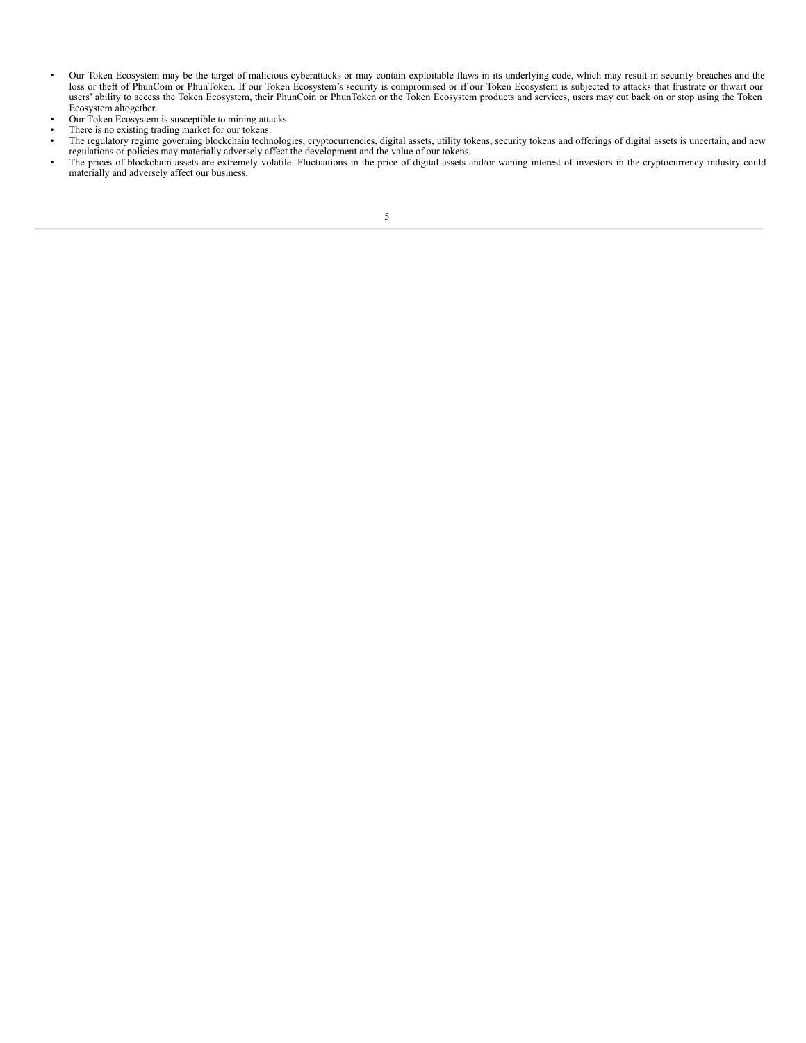- Our Token Ecosystem may be the target of malicious cyberattacks or may contain exploitable flaws in its underlying code, which may result in security breaches and the loss or theft of PhunCoin or PhunToken. If our Token Ecosystem's security is compromised or if our Token Ecosystem is subjected to attacks that frustrate or thwart our users' ability to access the Token Ecosystem, their PhunCoin or PhunToken or the Token Ecosystem products and services, users may cut back on or stop using the Token Ecosystem altogether.
- Our Token Ecosystem is susceptible to mining attacks.
- There is no existing trading market for our tokens.
- The regulatory regime governing blockchain technologies, cryptocurrencies, digital assets, utility tokens, security tokens and offerings of digital assets is uncertain, and new regulations or policies may materially adversely affect the development and the value of our tokens.
- The prices of blockchain assets are extremely volatile. Fluctuations in the price of digital assets and/or waning interest of investors in the cryptocurrency industry could materially and adversely affect our business.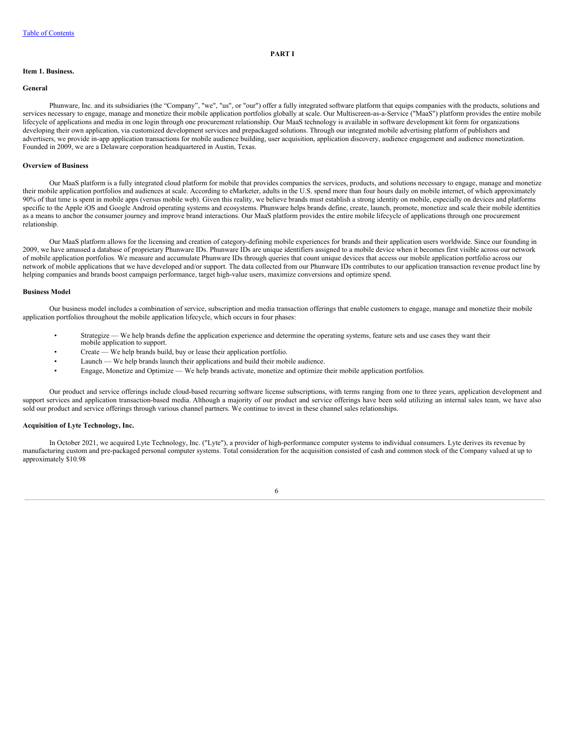# PART I

## Item 1. Business.

### General

Phunware, Inc. and its subsidiaries (the "Company", "we", "us", or "our") offer a fully integrated software platform that equips companies with the products, solutions and services necessary to engage, manage and monetize their mobile application portfolios globally at scale. Our Multiscreen-as-a-Service ("MaaS") platform provides the entire mobile lifecycle of applications and media in one login through one procurement relationship. Our MaaS technology is available in software development kit form for organizations developing their own application, via customized development services and prepackaged solutions. Through our integrated mobile advertising platform of publishers and advertisers, we provide in-app application transactions for mobile audience building, user acquisition, application discovery, audience engagement and audience monetization. Founded in 2009, we are a Delaware corporation headquartered in Austin, Texas.

### Overview of Business

Our MaaS platform is a fully integrated cloud platform for mobile that provides companies the services, products, and solutions necessary to engage, manage and monetize their mobile application portfolios and audiences at scale. According to eMarketer, adults in the U.S. spend more than four hours daily on mobile internet, of which approximately 90% of that time is spent in mobile apps (versus mobile web). Given this reality, we believe brands must establish a strong identity on mobile, especially on devices and platforms specific to the Apple iOS and Google Android operating systems and ecosystems. Phunware helps brands define, create, launch, promote, monetize and scale their mobile identities as a means to anchor the consumer journey and improve brand interactions. Our MaaS platform provides the entire mobile lifecycle of applications through one procurement relationship.

Our MaaS platform allows for the licensing and creation of category-defining mobile experiences for brands and their application users worldwide. Since our founding in 2009, we have amassed a database of proprietary Phunware IDs. Phunware IDs are unique identifiers assigned to a mobile device when it becomes first visible across our network of mobile application portfolios. We measure and accumulate Phunware IDs through queries that count unique devices that access our mobile application portfolio across our network of mobile applications that we have developed and/or support. The data collected from our Phunware IDs contributes to our application transaction revenue product line by helping companies and brands boost campaign performance, target high-value users, maximize conversions and optimize spend.

### Business Model

Our business model includes a combination of service, subscription and media transaction offerings that enable customers to engage, manage and monetize their mobile application portfolios throughout the mobile application lifecycle, which occurs in four phases:

- Strategize — We help brands define the application experience and determine the operating systems, feature sets and use cases they want their mobile application to support.
- Create — We help brands build, buy or lease their application portfolio.
- Launch — We help brands launch their applications and build their mobile audience.
- Engage, Monetize and Optimize — We help brands activate, monetize and optimize their mobile application portfolios.

Our product and service offerings include cloud-based recurring software license subscriptions, with terms ranging from one to three years, application development and support services and application transaction-based media. Although a majority of our product and service offerings have been sold utilizing an internal sales team, we have also sold our product and service offerings through various channel partners. We continue to invest in these channel sales relationships.

### Acquisition of Lyte Technology, Inc.

In October 2021, we acquired Lyte Technology, Inc. ("Lyte"), a provider of high-performance computer systems to individual consumers. Lyte derives its revenue by manufacturing custom and pre-packaged personal computer systems. Total consideration for the acquisition consisted of cash and common stock of the Company valued at up to approximately $10.98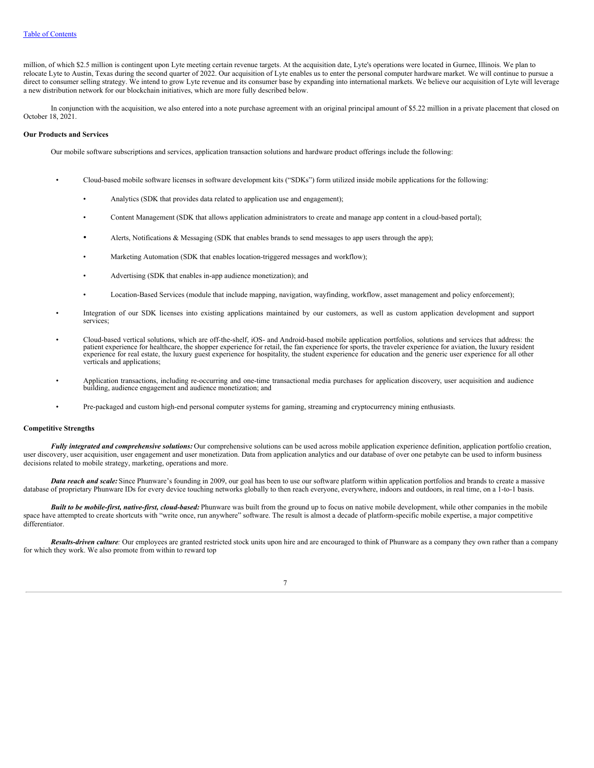million, of which $2.5 million is contingent upon Lyte meeting certain revenue targets. At the acquisition date, Lyte's operations were located in Gurnee, Illinois. We plan to relocate Lyte to Austin, Texas during the second quarter of 2022. Our acquisition of Lyte enables us to enter the personal computer hardware market. We will continue to pursue a direct to consumer selling strategy. We intend to grow Lyte revenue and its consumer base by expanding into international markets. We believe our acquisition of Lyte will leverage a new distribution network for our blockchain initiatives, which are more fully described below.

In conjunction with the acquisition, we also entered into a note purchase agreement with an original principal amount of $5.22 million in a private placement that closed on October 18, 2021.

**Our Products and Services**

Our mobile software subscriptions and services, application transaction solutions and hardware product offerings include the following:

- Cloud-based mobile software licenses in software development kits ("SDKs") form utilized inside mobile applications for the following:
  - Analytics (SDK that provides data related to application use and engagement);
  - Content Management (SDK that allows application administrators to create and manage app content in a cloud-based portal);
  - Alerts, Notifications & Messaging (SDK that enables brands to send messages to app users through the app);
  - Marketing Automation (SDK that enables location-triggered messages and workflow);
  - Advertising (SDK that enables in-app audience monetization); and
  - Location-Based Services (module that include mapping, navigation, wayfinding, workflow, asset management and policy enforcement);
- Integration of our SDK licenses into existing applications maintained by our customers, as well as custom application development and support services;
- Cloud-based vertical solutions, which are off-the-shelf, iOS- and Android-based mobile application portfolios, solutions and services that address: the patient experience for healthcare, the shopper experience for retail, the fan experience for sports, the traveler experience for aviation, the luxury resident experience for real estate, the luxury guest experience for hospitality, the student experience for education and the generic user experience for all other verticals and applications;
- Application transactions, including re-occurring and one-time transactional media purchases for application discovery, user acquisition and audience building, audience engagement and audience monetization; and
- Pre-packaged and custom high-end personal computer systems for gaming, streaming and cryptocurrency mining enthusiasts.

**Competitive Strengths**

***Fully integrated and comprehensive solutions:*** Our comprehensive solutions can be used across mobile application experience definition, application portfolio creation, user discovery, user acquisition, user engagement and user monetization. Data from application analytics and our database of over one petabyte can be used to inform business decisions related to mobile strategy, marketing, operations and more.

***Data reach and scale:*** Since Phunware's founding in 2009, our goal has been to use our software platform within application portfolios and brands to create a massive database of proprietary Phunware IDs for every device touching networks globally to then reach everyone, everywhere, indoors and outdoors, in real time, on a 1-to-1 basis.

***Built to be mobile-first, native-first, cloud-based:*** Phunware was built from the ground up to focus on native mobile development, while other companies in the mobile space have attempted to create shortcuts with "write once, run anywhere" software. The result is almost a decade of platform-specific mobile expertise, a major competitive differentiator.

***Results-driven culture**:* Our employees are granted restricted stock units upon hire and are encouraged to think of Phunware as a company they own rather than a company for which they work. We also promote from within to reward top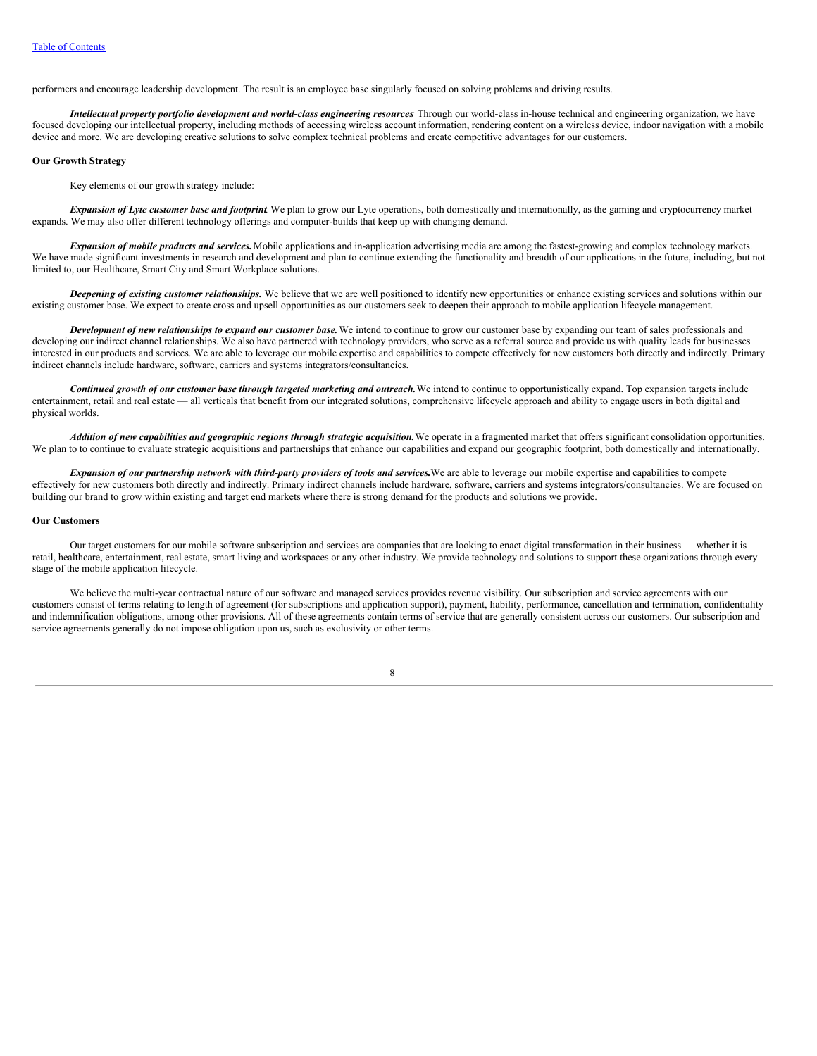performers and encourage leadership development. The result is an employee base singularly focused on solving problems and driving results.

***Intellectual property portfolio development and world-class engineering resources*:** Through our world-class in-house technical and engineering organization, we have focused developing our intellectual property, including methods of accessing wireless account information, rendering content on a wireless device, indoor navigation with a mobile device and more. We are developing creative solutions to solve complex technical problems and create competitive advantages for our customers.

**Our Growth Strategy**

Key elements of our growth strategy include:

***Expansion of Lyte customer base and footprint*.** We plan to grow our Lyte operations, both domestically and internationally, as the gaming and cryptocurrency market expands. We may also offer different technology offerings and computer-builds that keep up with changing demand.

***Expansion of mobile products and services.*** Mobile applications and in-application advertising media are among the fastest-growing and complex technology markets. We have made significant investments in research and development and plan to continue extending the functionality and breadth of our applications in the future, including, but not limited to, our Healthcare, Smart City and Smart Workplace solutions.

***Deepening of existing customer relationships.*** We believe that we are well positioned to identify new opportunities or enhance existing services and solutions within our existing customer base. We expect to create cross and upsell opportunities as our customers seek to deepen their approach to mobile application lifecycle management.

***Development of new relationships to expand our customer base.*** We intend to continue to grow our customer base by expanding our team of sales professionals and developing our indirect channel relationships. We also have partnered with technology providers, who serve as a referral source and provide us with quality leads for businesses interested in our products and services. We are able to leverage our mobile expertise and capabilities to compete effectively for new customers both directly and indirectly. Primary indirect channels include hardware, software, carriers and systems integrators/consultancies.

***Continued growth of our customer base through targeted marketing and outreach.*** We intend to continue to opportunistically expand. Top expansion targets include entertainment, retail and real estate — all verticals that benefit from our integrated solutions, comprehensive lifecycle approach and ability to engage users in both digital and physical worlds.

***Addition of new capabilities and geographic regions through strategic acquisition.*** We operate in a fragmented market that offers significant consolidation opportunities. We plan to to continue to evaluate strategic acquisitions and partnerships that enhance our capabilities and expand our geographic footprint, both domestically and internationally.

***Expansion of our partnership network with third-party providers of tools and services.*** We are able to leverage our mobile expertise and capabilities to compete effectively for new customers both directly and indirectly. Primary indirect channels include hardware, software, carriers and systems integrators/consultancies. We are focused on building our brand to grow within existing and target end markets where there is strong demand for the products and solutions we provide.

**Our Customers**

Our target customers for our mobile software subscription and services are companies that are looking to enact digital transformation in their business — whether it is retail, healthcare, entertainment, real estate, smart living and workspaces or any other industry. We provide technology and solutions to support these organizations through every stage of the mobile application lifecycle.

We believe the multi-year contractual nature of our software and managed services provides revenue visibility. Our subscription and service agreements with our customers consist of terms relating to length of agreement (for subscriptions and application support), payment, liability, performance, cancellation and termination, confidentiality and indemnification obligations, among other provisions. All of these agreements contain terms of service that are generally consistent across our customers. Our subscription and service agreements generally do not impose obligation upon us, such as exclusivity or other terms.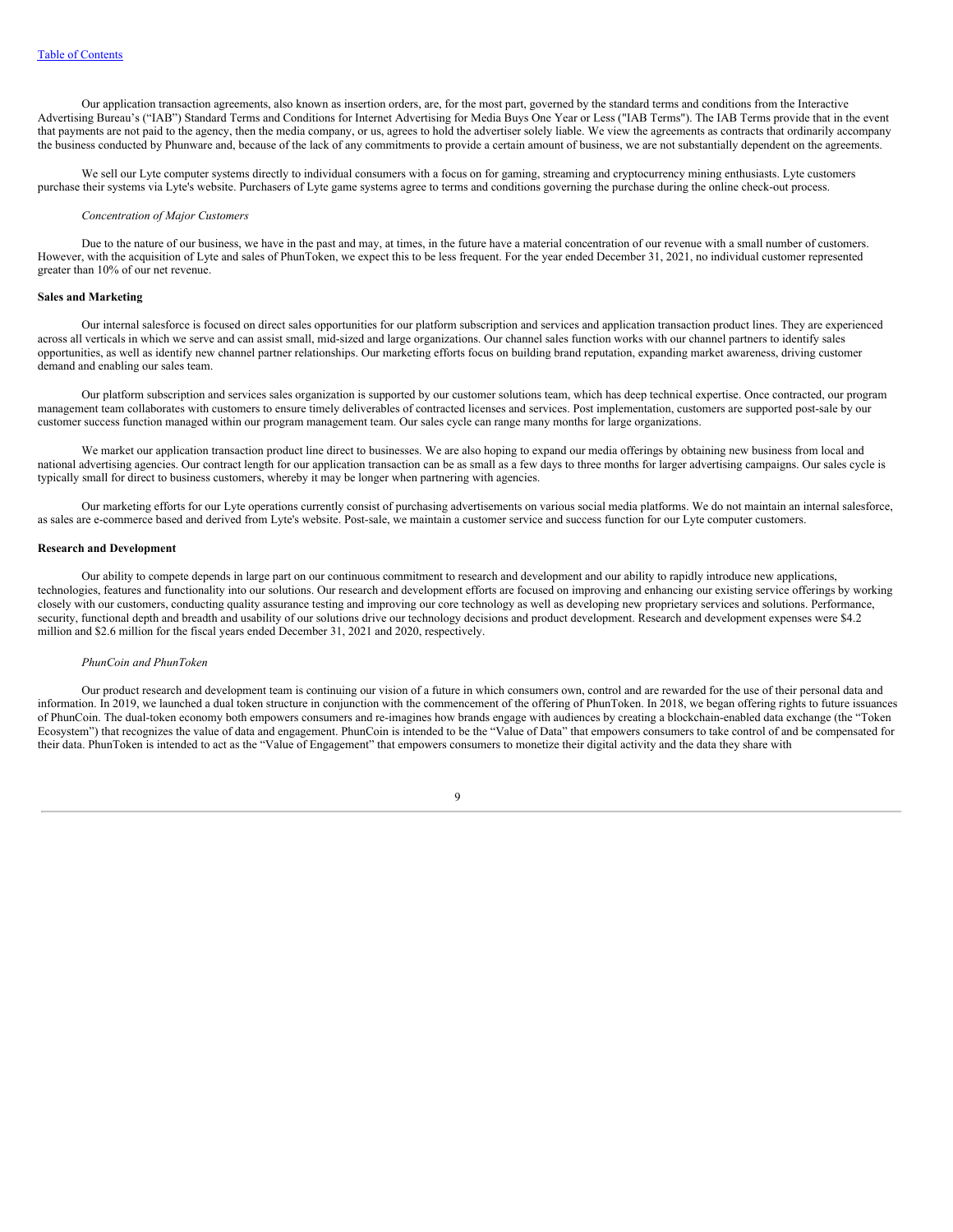Our application transaction agreements, also known as insertion orders, are, for the most part, governed by the standard terms and conditions from the Interactive Advertising Bureau's ("IAB") Standard Terms and Conditions for Internet Advertising for Media Buys One Year or Less ("IAB Terms"). The IAB Terms provide that in the event that payments are not paid to the agency, then the media company, or us, agrees to hold the advertiser solely liable. We view the agreements as contracts that ordinarily accompany the business conducted by Phunware and, because of the lack of any commitments to provide a certain amount of business, we are not substantially dependent on the agreements.

We sell our Lyte computer systems directly to individual consumers with a focus on for gaming, streaming and cryptocurrency mining enthusiasts. Lyte customers purchase their systems via Lyte's website. Purchasers of Lyte game systems agree to terms and conditions governing the purchase during the online check-out process.

*Concentration of Major Customers*

Due to the nature of our business, we have in the past and may, at times, in the future have a material concentration of our revenue with a small number of customers. However, with the acquisition of Lyte and sales of PhunToken, we expect this to be less frequent. For the year ended December 31, 2021, no individual customer represented greater than 10% of our net revenue.

**Sales and Marketing**

Our internal salesforce is focused on direct sales opportunities for our platform subscription and services and application transaction product lines. They are experienced across all verticals in which we serve and can assist small, mid-sized and large organizations. Our channel sales function works with our channel partners to identify sales opportunities, as well as identify new channel partner relationships. Our marketing efforts focus on building brand reputation, expanding market awareness, driving customer demand and enabling our sales team.

Our platform subscription and services sales organization is supported by our customer solutions team, which has deep technical expertise. Once contracted, our program management team collaborates with customers to ensure timely deliverables of contracted licenses and services. Post implementation, customers are supported post-sale by our customer success function managed within our program management team. Our sales cycle can range many months for large organizations.

We market our application transaction product line direct to businesses. We are also hoping to expand our media offerings by obtaining new business from local and national advertising agencies. Our contract length for our application transaction can be as small as a few days to three months for larger advertising campaigns. Our sales cycle is typically small for direct to business customers, whereby it may be longer when partnering with agencies.

Our marketing efforts for our Lyte operations currently consist of purchasing advertisements on various social media platforms. We do not maintain an internal salesforce, as sales are e-commerce based and derived from Lyte's website. Post-sale, we maintain a customer service and success function for our Lyte computer customers.

**Research and Development**

Our ability to compete depends in large part on our continuous commitment to research and development and our ability to rapidly introduce new applications, technologies, features and functionality into our solutions. Our research and development efforts are focused on improving and enhancing our existing service offerings by working closely with our customers, conducting quality assurance testing and improving our core technology as well as developing new proprietary services and solutions. Performance, security, functional depth and breadth and usability of our solutions drive our technology decisions and product development. Research and development expenses were $4.2 million and $2.6 million for the fiscal years ended December 31, 2021 and 2020, respectively.

*PhunCoin and PhunToken*

Our product research and development team is continuing our vision of a future in which consumers own, control and are rewarded for the use of their personal data and information. In 2019, we launched a dual token structure in conjunction with the commencement of the offering of PhunToken. In 2018, we began offering rights to future issuances of PhunCoin. The dual-token economy both empowers consumers and re-imagines how brands engage with audiences by creating a blockchain-enabled data exchange (the "Token Ecosystem") that recognizes the value of data and engagement. PhunCoin is intended to be the "Value of Data" that empowers consumers to take control of and be compensated for their data. PhunToken is intended to act as the "Value of Engagement" that empowers consumers to monetize their digital activity and the data they share with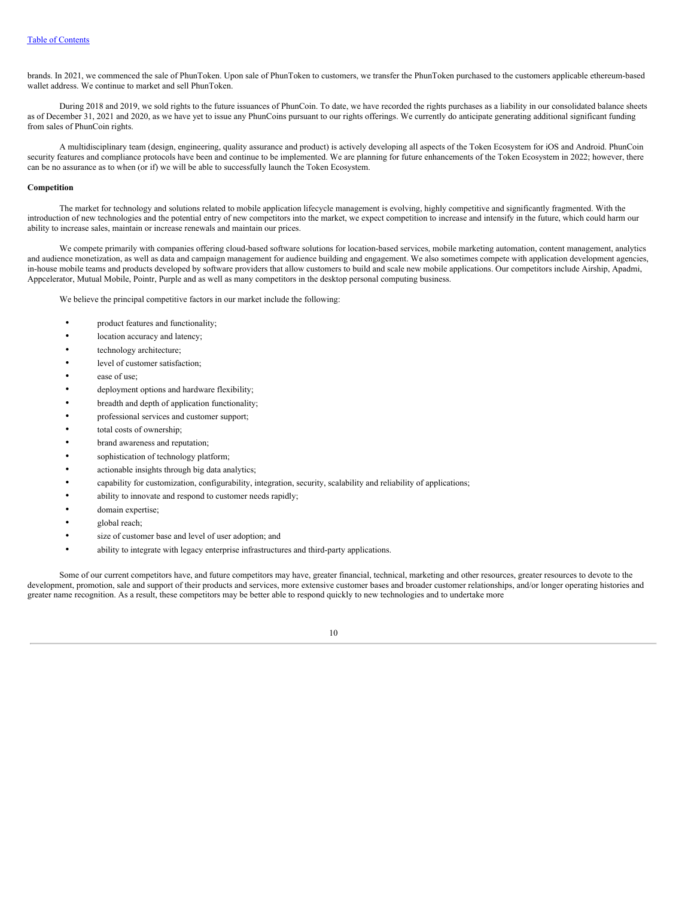brands. In 2021, we commenced the sale of PhunToken. Upon sale of PhunToken to customers, we transfer the PhunToken purchased to the customers applicable ethereum-based wallet address. We continue to market and sell PhunToken.

During 2018 and 2019, we sold rights to the future issuances of PhunCoin. To date, we have recorded the rights purchases as a liability in our consolidated balance sheets as of December 31, 2021 and 2020, as we have yet to issue any PhunCoins pursuant to our rights offerings. We currently do anticipate generating additional significant funding from sales of PhunCoin rights.

A multidisciplinary team (design, engineering, quality assurance and product) is actively developing all aspects of the Token Ecosystem for iOS and Android. PhunCoin security features and compliance protocols have been and continue to be implemented. We are planning for future enhancements of the Token Ecosystem in 2022; however, there can be no assurance as to when (or if) we will be able to successfully launch the Token Ecosystem.

**Competition**

The market for technology and solutions related to mobile application lifecycle management is evolving, highly competitive and significantly fragmented. With the introduction of new technologies and the potential entry of new competitors into the market, we expect competition to increase and intensify in the future, which could harm our ability to increase sales, maintain or increase renewals and maintain our prices.

We compete primarily with companies offering cloud-based software solutions for location-based services, mobile marketing automation, content management, analytics and audience monetization, as well as data and campaign management for audience building and engagement. We also sometimes compete with application development agencies, in-house mobile teams and products developed by software providers that allow customers to build and scale new mobile applications. Our competitors include Airship, Apadmi, Appcelerator, Mutual Mobile, Pointr, Purple and as well as many competitors in the desktop personal computing business.

We believe the principal competitive factors in our market include the following:

- product features and functionality;
- location accuracy and latency;
- technology architecture;
- level of customer satisfaction;
- ease of use;
- deployment options and hardware flexibility;
- breadth and depth of application functionality;
- professional services and customer support;
- total costs of ownership;
- brand awareness and reputation;
- sophistication of technology platform;
- actionable insights through big data analytics;
- capability for customization, configurability, integration, security, scalability and reliability of applications;
- ability to innovate and respond to customer needs rapidly;
- domain expertise;
- global reach;
- size of customer base and level of user adoption; and
- ability to integrate with legacy enterprise infrastructures and third-party applications.

Some of our current competitors have, and future competitors may have, greater financial, technical, marketing and other resources, greater resources to devote to the development, promotion, sale and support of their products and services, more extensive customer bases and broader customer relationships, and/or longer operating histories and greater name recognition. As a result, these competitors may be better able to respond quickly to new technologies and to undertake more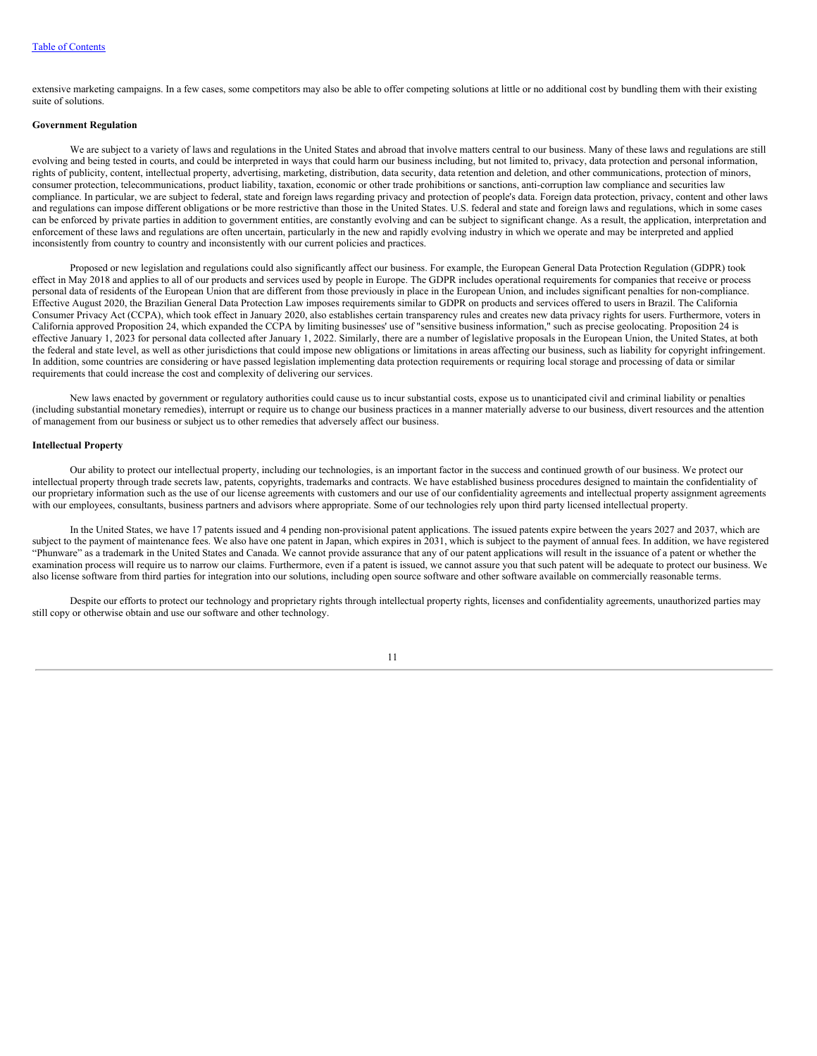extensive marketing campaigns. In a few cases, some competitors may also be able to offer competing solutions at little or no additional cost by bundling them with their existing suite of solutions.

**Government Regulation**

We are subject to a variety of laws and regulations in the United States and abroad that involve matters central to our business. Many of these laws and regulations are still evolving and being tested in courts, and could be interpreted in ways that could harm our business including, but not limited to, privacy, data protection and personal information, rights of publicity, content, intellectual property, advertising, marketing, distribution, data security, data retention and deletion, and other communications, protection of minors, consumer protection, telecommunications, product liability, taxation, economic or other trade prohibitions or sanctions, anti-corruption law compliance and securities law compliance. In particular, we are subject to federal, state and foreign laws regarding privacy and protection of people's data. Foreign data protection, privacy, content and other laws and regulations can impose different obligations or be more restrictive than those in the United States. U.S. federal and state and foreign laws and regulations, which in some cases can be enforced by private parties in addition to government entities, are constantly evolving and can be subject to significant change. As a result, the application, interpretation and enforcement of these laws and regulations are often uncertain, particularly in the new and rapidly evolving industry in which we operate and may be interpreted and applied inconsistently from country to country and inconsistently with our current policies and practices.

Proposed or new legislation and regulations could also significantly affect our business. For example, the European General Data Protection Regulation (GDPR) took effect in May 2018 and applies to all of our products and services used by people in Europe. The GDPR includes operational requirements for companies that receive or process personal data of residents of the European Union that are different from those previously in place in the European Union, and includes significant penalties for non-compliance. Effective August 2020, the Brazilian General Data Protection Law imposes requirements similar to GDPR on products and services offered to users in Brazil. The California Consumer Privacy Act (CCPA), which took effect in January 2020, also establishes certain transparency rules and creates new data privacy rights for users. Furthermore, voters in California approved Proposition 24, which expanded the CCPA by limiting businesses' use of "sensitive business information," such as precise geolocating. Proposition 24 is effective January 1, 2023 for personal data collected after January 1, 2022. Similarly, there are a number of legislative proposals in the European Union, the United States, at both the federal and state level, as well as other jurisdictions that could impose new obligations or limitations in areas affecting our business, such as liability for copyright infringement. In addition, some countries are considering or have passed legislation implementing data protection requirements or requiring local storage and processing of data or similar requirements that could increase the cost and complexity of delivering our services.

New laws enacted by government or regulatory authorities could cause us to incur substantial costs, expose us to unanticipated civil and criminal liability or penalties (including substantial monetary remedies), interrupt or require us to change our business practices in a manner materially adverse to our business, divert resources and the attention of management from our business or subject us to other remedies that adversely affect our business.

**Intellectual Property**

Our ability to protect our intellectual property, including our technologies, is an important factor in the success and continued growth of our business. We protect our intellectual property through trade secrets law, patents, copyrights, trademarks and contracts. We have established business procedures designed to maintain the confidentiality of our proprietary information such as the use of our license agreements with customers and our use of our confidentiality agreements and intellectual property assignment agreements with our employees, consultants, business partners and advisors where appropriate. Some of our technologies rely upon third party licensed intellectual property.

In the United States, we have 17 patents issued and 4 pending non-provisional patent applications. The issued patents expire between the years 2027 and 2037, which are subject to the payment of maintenance fees. We also have one patent in Japan, which expires in 2031, which is subject to the payment of annual fees. In addition, we have registered "Phunware" as a trademark in the United States and Canada. We cannot provide assurance that any of our patent applications will result in the issuance of a patent or whether the examination process will require us to narrow our claims. Furthermore, even if a patent is issued, we cannot assure you that such patent will be adequate to protect our business. We also license software from third parties for integration into our solutions, including open source software and other software available on commercially reasonable terms.

Despite our efforts to protect our technology and proprietary rights through intellectual property rights, licenses and confidentiality agreements, unauthorized parties may still copy or otherwise obtain and use our software and other technology.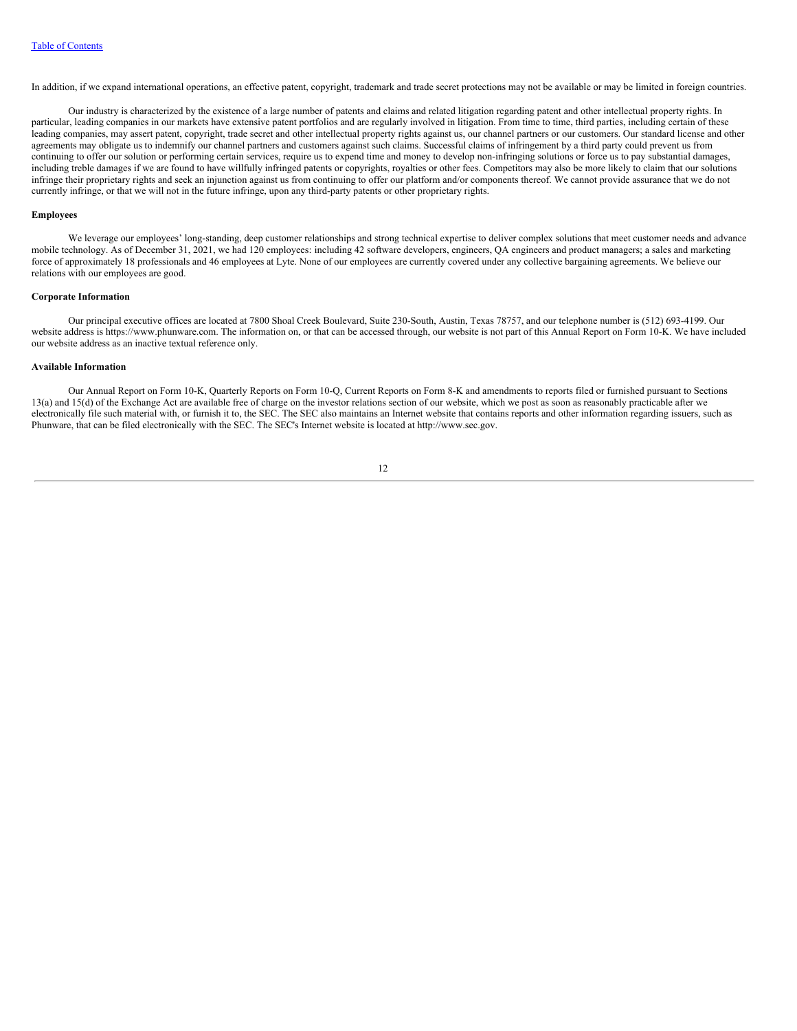In addition, if we expand international operations, an effective patent, copyright, trademark and trade secret protections may not be available or may be limited in foreign countries.

Our industry is characterized by the existence of a large number of patents and claims and related litigation regarding patent and other intellectual property rights. In particular, leading companies in our markets have extensive patent portfolios and are regularly involved in litigation. From time to time, third parties, including certain of these leading companies, may assert patent, copyright, trade secret and other intellectual property rights against us, our channel partners or our customers. Our standard license and other agreements may obligate us to indemnify our channel partners and customers against such claims. Successful claims of infringement by a third party could prevent us from continuing to offer our solution or performing certain services, require us to expend time and money to develop non-infringing solutions or force us to pay substantial damages, including treble damages if we are found to have willfully infringed patents or copyrights, royalties or other fees. Competitors may also be more likely to claim that our solutions infringe their proprietary rights and seek an injunction against us from continuing to offer our platform and/or components thereof. We cannot provide assurance that we do not currently infringe, or that we will not in the future infringe, upon any third-party patents or other proprietary rights.

**Employees**

We leverage our employees' long-standing, deep customer relationships and strong technical expertise to deliver complex solutions that meet customer needs and advance mobile technology. As of December 31, 2021, we had 120 employees: including 42 software developers, engineers, QA engineers and product managers; a sales and marketing force of approximately 18 professionals and 46 employees at Lyte. None of our employees are currently covered under any collective bargaining agreements. We believe our relations with our employees are good.

**Corporate Information**

Our principal executive offices are located at 7800 Shoal Creek Boulevard, Suite 230-South, Austin, Texas 78757, and our telephone number is (512) 693-4199. Our website address is https://www.phunware.com. The information on, or that can be accessed through, our website is not part of this Annual Report on Form 10-K. We have included our website address as an inactive textual reference only.

**Available Information**

Our Annual Report on Form 10-K, Quarterly Reports on Form 10-Q, Current Reports on Form 8-K and amendments to reports filed or furnished pursuant to Sections 13(a) and 15(d) of the Exchange Act are available free of charge on the investor relations section of our website, which we post as soon as reasonably practicable after we electronically file such material with, or furnish it to, the SEC. The SEC also maintains an Internet website that contains reports and other information regarding issuers, such as Phunware, that can be filed electronically with the SEC. The SEC's Internet website is located at http://www.sec.gov.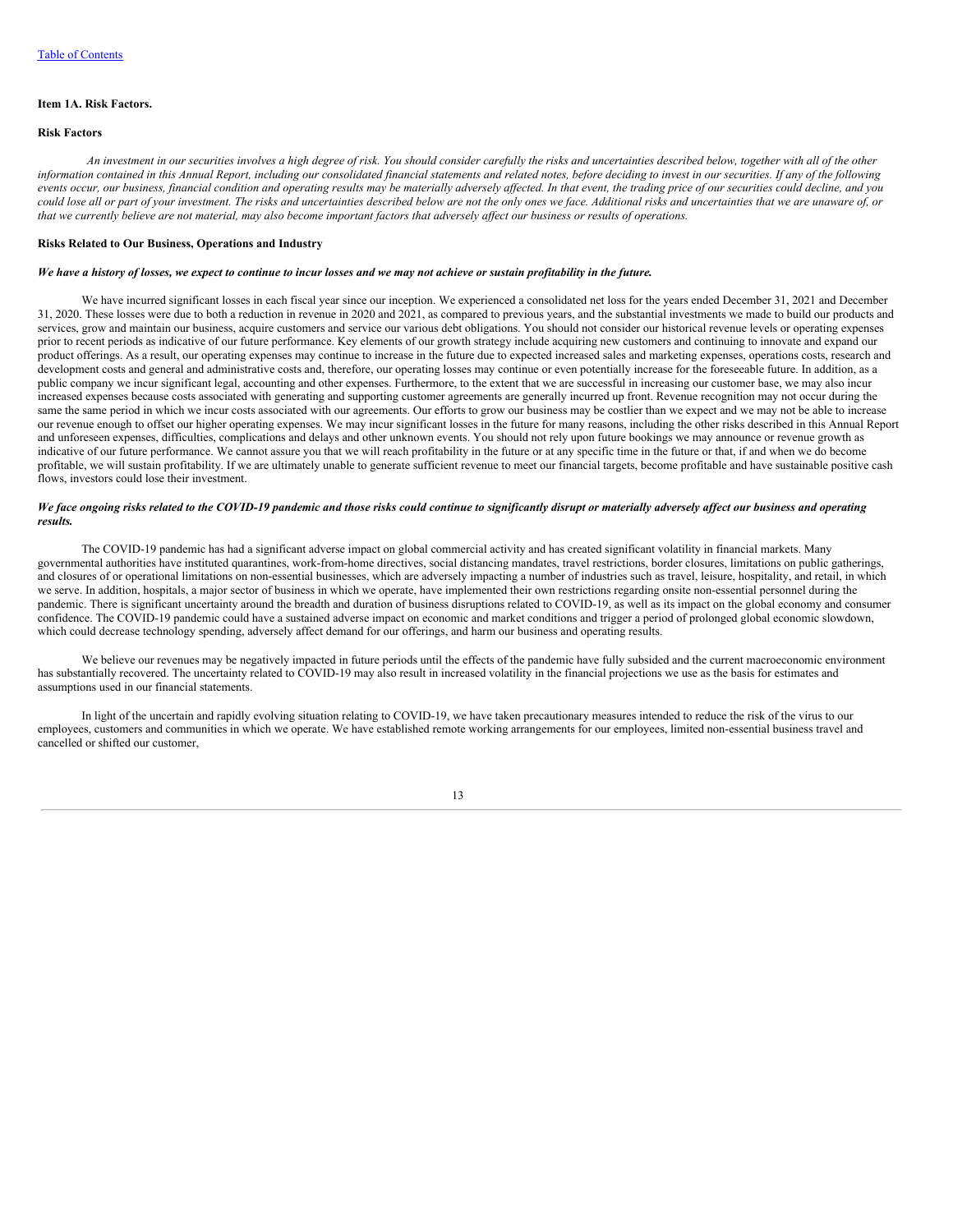## Item 1A. Risk Factors.

### Risk Factors

*An investment in our securities involves a high degree of risk. You should consider carefully the risks and uncertainties described below, together with all of the other information contained in this Annual Report, including our consolidated financial statements and related notes, before deciding to invest in our securities. If any of the following events occur, our business, financial condition and operating results may be materially adversely affected. In that event, the trading price of our securities could decline, and you could lose all or part of your investment. The risks and uncertainties described below are not the only ones we face. Additional risks and uncertainties that we are unaware of, or that we currently believe are not material, may also become important factors that adversely affect our business or results of operations.*

### Risks Related to Our Business, Operations and Industry

***We have a history of losses, we expect to continue to incur losses and we may not achieve or sustain profitability in the future.***

We have incurred significant losses in each fiscal year since our inception. We experienced a consolidated net loss for the years ended December 31, 2021 and December 31, 2020. These losses were due to both a reduction in revenue in 2020 and 2021, as compared to previous years, and the substantial investments we made to build our products and services, grow and maintain our business, acquire customers and service our various debt obligations. You should not consider our historical revenue levels or operating expenses prior to recent periods as indicative of our future performance. Key elements of our growth strategy include acquiring new customers and continuing to innovate and expand our product offerings. As a result, our operating expenses may continue to increase in the future due to expected increased sales and marketing expenses, operations costs, research and development costs and general and administrative costs and, therefore, our operating losses may continue or even potentially increase for the foreseeable future. In addition, as a public company we incur significant legal, accounting and other expenses. Furthermore, to the extent that we are successful in increasing our customer base, we may also incur increased expenses because costs associated with generating and supporting customer agreements are generally incurred up front. Revenue recognition may not occur during the same the same period in which we incur costs associated with our agreements. Our efforts to grow our business may be costlier than we expect and we may not be able to increase our revenue enough to offset our higher operating expenses. We may incur significant losses in the future for many reasons, including the other risks described in this Annual Report and unforeseen expenses, difficulties, complications and delays and other unknown events. You should not rely upon future bookings we may announce or revenue growth as indicative of our future performance. We cannot assure you that we will reach profitability in the future or at any specific time in the future or that, if and when we do become profitable, we will sustain profitability. If we are ultimately unable to generate sufficient revenue to meet our financial targets, become profitable and have sustainable positive cash flows, investors could lose their investment.

***We face ongoing risks related to the COVID-19 pandemic and those risks could continue to significantly disrupt or materially adversely affect our business and operating results.***

The COVID-19 pandemic has had a significant adverse impact on global commercial activity and has created significant volatility in financial markets. Many governmental authorities have instituted quarantines, work-from-home directives, social distancing mandates, travel restrictions, border closures, limitations on public gatherings, and closures of or operational limitations on non-essential businesses, which are adversely impacting a number of industries such as travel, leisure, hospitality, and retail, in which we serve. In addition, hospitals, a major sector of business in which we operate, have implemented their own restrictions regarding onsite non-essential personnel during the pandemic. There is significant uncertainty around the breadth and duration of business disruptions related to COVID-19, as well as its impact on the global economy and consumer confidence. The COVID-19 pandemic could have a sustained adverse impact on economic and market conditions and trigger a period of prolonged global economic slowdown, which could decrease technology spending, adversely affect demand for our offerings, and harm our business and operating results.

We believe our revenues may be negatively impacted in future periods until the effects of the pandemic have fully subsided and the current macroeconomic environment has substantially recovered. The uncertainty related to COVID-19 may also result in increased volatility in the financial projections we use as the basis for estimates and assumptions used in our financial statements.

In light of the uncertain and rapidly evolving situation relating to COVID-19, we have taken precautionary measures intended to reduce the risk of the virus to our employees, customers and communities in which we operate. We have established remote working arrangements for our employees, limited non-essential business travel and cancelled or shifted our customer,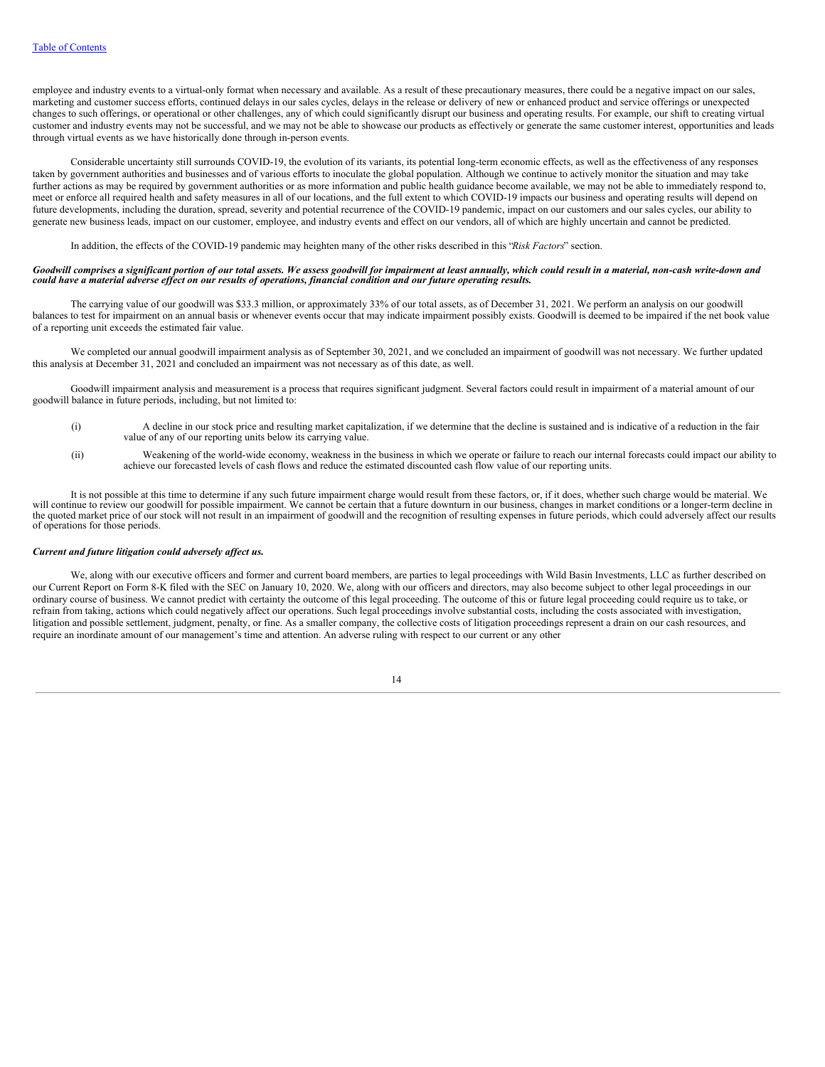employee and industry events to a virtual-only format when necessary and available. As a result of these precautionary measures, there could be a negative impact on our sales, marketing and customer success efforts, continued delays in our sales cycles, delays in the release or delivery of new or enhanced product and service offerings or unexpected changes to such offerings, or operational or other challenges, any of which could significantly disrupt our business and operating results. For example, our shift to creating virtual customer and industry events may not be successful, and we may not be able to showcase our products as effectively or generate the same customer interest, opportunities and leads through virtual events as we have historically done through in-person events.

Considerable uncertainty still surrounds COVID-19, the evolution of its variants, its potential long-term economic effects, as well as the effectiveness of any responses taken by government authorities and businesses and of various efforts to inoculate the global population. Although we continue to actively monitor the situation and may take further actions as may be required by government authorities or as more information and public health guidance become available, we may not be able to immediately respond to, meet or enforce all required health and safety measures in all of our locations, and the full extent to which COVID-19 impacts our business and operating results will depend on future developments, including the duration, spread, severity and potential recurrence of the COVID-19 pandemic, impact on our customers and our sales cycles, our ability to generate new business leads, impact on our customer, employee, and industry events and effect on our vendors, all of which are highly uncertain and cannot be predicted.

In addition, the effects of the COVID-19 pandemic may heighten many of the other risks described in this "*Risk Factors*" section.

***Goodwill comprises a significant portion of our total assets. We assess goodwill for impairment at least annually, which could result in a material, non-cash write-down and could have a material adverse effect on our results of operations, financial condition and our future operating results.***

The carrying value of our goodwill was $33.3 million, or approximately 33% of our total assets, as of December 31, 2021. We perform an analysis on our goodwill balances to test for impairment on an annual basis or whenever events occur that may indicate impairment possibly exists. Goodwill is deemed to be impaired if the net book value of a reporting unit exceeds the estimated fair value.

We completed our annual goodwill impairment analysis as of September 30, 2021, and we concluded an impairment of goodwill was not necessary. We further updated this analysis at December 31, 2021 and concluded an impairment was not necessary as of this date, as well.

Goodwill impairment analysis and measurement is a process that requires significant judgment. Several factors could result in impairment of a material amount of our goodwill balance in future periods, including, but not limited to:

(i) A decline in our stock price and resulting market capitalization, if we determine that the decline is sustained and is indicative of a reduction in the fair value of any of our reporting units below its carrying value.

(ii) Weakening of the world-wide economy, weakness in the business in which we operate or failure to reach our internal forecasts could impact our ability to achieve our forecasted levels of cash flows and reduce the estimated discounted cash flow value of our reporting units.

It is not possible at this time to determine if any such future impairment charge would result from these factors, or, if it does, whether such charge would be material. We will continue to review our goodwill for possible impairment. We cannot be certain that a future downturn in our business, changes in market conditions or a longer-term decline in the quoted market price of our stock will not result in an impairment of goodwill and the recognition of resulting expenses in future periods, which could adversely affect our results of operations for those periods.

***Current and future litigation could adversely affect us.***

We, along with our executive officers and former and current board members, are parties to legal proceedings with Wild Basin Investments, LLC as further described on our Current Report on Form 8-K filed with the SEC on January 10, 2020. We, along with our officers and directors, may also become subject to other legal proceedings in our ordinary course of business. We cannot predict with certainty the outcome of this legal proceeding. The outcome of this or future legal proceeding could require us to take, or refrain from taking, actions which could negatively affect our operations. Such legal proceedings involve substantial costs, including the costs associated with investigation, litigation and possible settlement, judgment, penalty, or fine. As a smaller company, the collective costs of litigation proceedings represent a drain on our cash resources, and require an inordinate amount of our management's time and attention. An adverse ruling with respect to our current or any other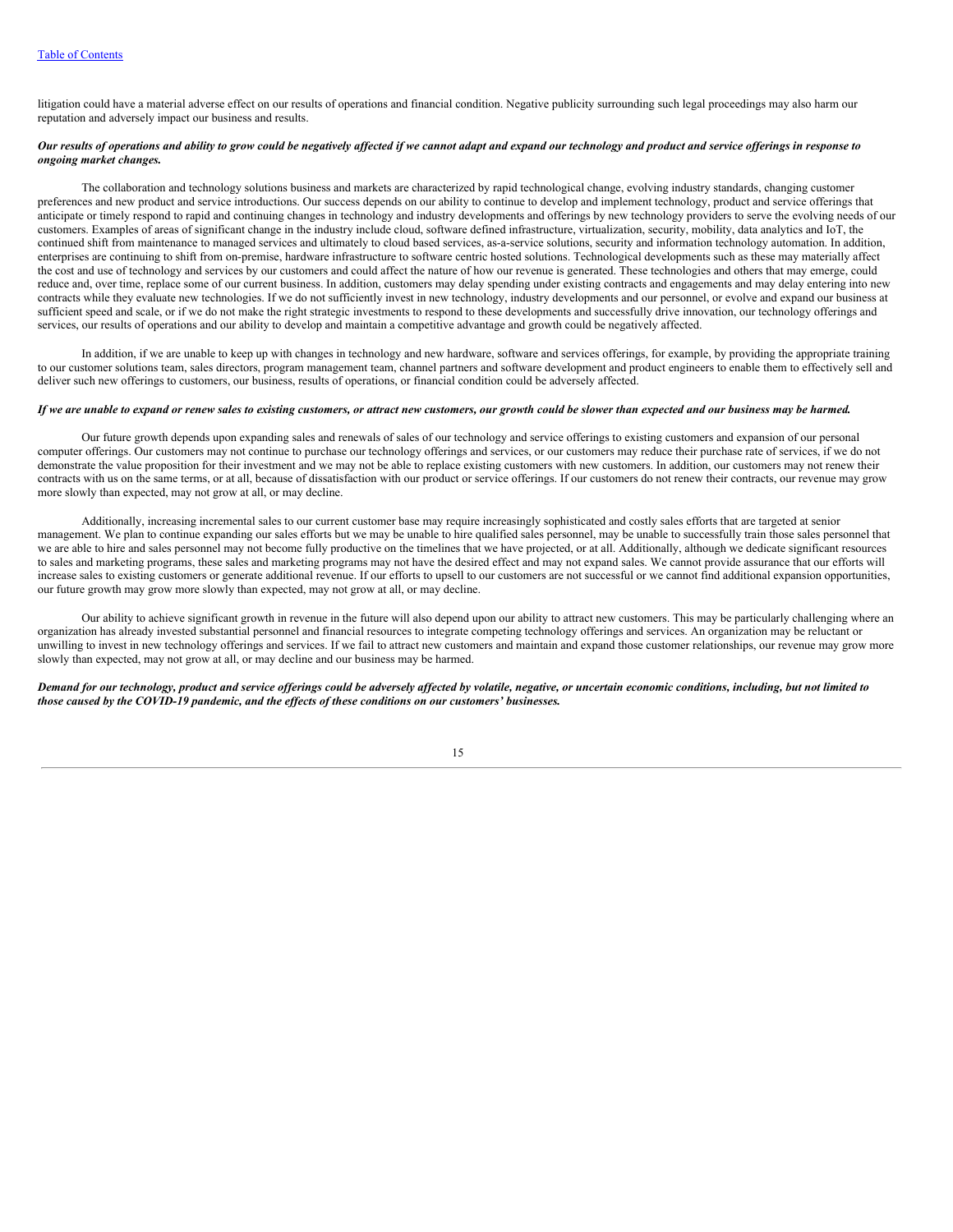litigation could have a material adverse effect on our results of operations and financial condition. Negative publicity surrounding such legal proceedings may also harm our reputation and adversely impact our business and results.

***Our results of operations and ability to grow could be negatively affected if we cannot adapt and expand our technology and product and service offerings in response to ongoing market changes.***

The collaboration and technology solutions business and markets are characterized by rapid technological change, evolving industry standards, changing customer preferences and new product and service introductions. Our success depends on our ability to continue to develop and implement technology, product and service offerings that anticipate or timely respond to rapid and continuing changes in technology and industry developments and offerings by new technology providers to serve the evolving needs of our customers. Examples of areas of significant change in the industry include cloud, software defined infrastructure, virtualization, security, mobility, data analytics and IoT, the continued shift from maintenance to managed services and ultimately to cloud based services, as-a-service solutions, security and information technology automation. In addition, enterprises are continuing to shift from on-premise, hardware infrastructure to software centric hosted solutions. Technological developments such as these may materially affect the cost and use of technology and services by our customers and could affect the nature of how our revenue is generated. These technologies and others that may emerge, could reduce and, over time, replace some of our current business. In addition, customers may delay spending under existing contracts and engagements and may delay entering into new contracts while they evaluate new technologies. If we do not sufficiently invest in new technology, industry developments and our personnel, or evolve and expand our business at sufficient speed and scale, or if we do not make the right strategic investments to respond to these developments and successfully drive innovation, our technology offerings and services, our results of operations and our ability to develop and maintain a competitive advantage and growth could be negatively affected.

In addition, if we are unable to keep up with changes in technology and new hardware, software and services offerings, for example, by providing the appropriate training to our customer solutions team, sales directors, program management team, channel partners and software development and product engineers to enable them to effectively sell and deliver such new offerings to customers, our business, results of operations, or financial condition could be adversely affected.

***If we are unable to expand or renew sales to existing customers, or attract new customers, our growth could be slower than expected and our business may be harmed.***

Our future growth depends upon expanding sales and renewals of sales of our technology and service offerings to existing customers and expansion of our personal computer offerings. Our customers may not continue to purchase our technology offerings and services, or our customers may reduce their purchase rate of services, if we do not demonstrate the value proposition for their investment and we may not be able to replace existing customers with new customers. In addition, our customers may not renew their contracts with us on the same terms, or at all, because of dissatisfaction with our product or service offerings. If our customers do not renew their contracts, our revenue may grow more slowly than expected, may not grow at all, or may decline.

Additionally, increasing incremental sales to our current customer base may require increasingly sophisticated and costly sales efforts that are targeted at senior management. We plan to continue expanding our sales efforts but we may be unable to hire qualified sales personnel, may be unable to successfully train those sales personnel that we are able to hire and sales personnel may not become fully productive on the timelines that we have projected, or at all. Additionally, although we dedicate significant resources to sales and marketing programs, these sales and marketing programs may not have the desired effect and may not expand sales. We cannot provide assurance that our efforts will increase sales to existing customers or generate additional revenue. If our efforts to upsell to our customers are not successful or we cannot find additional expansion opportunities, our future growth may grow more slowly than expected, may not grow at all, or may decline.

Our ability to achieve significant growth in revenue in the future will also depend upon our ability to attract new customers. This may be particularly challenging where an organization has already invested substantial personnel and financial resources to integrate competing technology offerings and services. An organization may be reluctant or unwilling to invest in new technology offerings and services. If we fail to attract new customers and maintain and expand those customer relationships, our revenue may grow more slowly than expected, may not grow at all, or may decline and our business may be harmed.

***Demand for our technology, product and service offerings could be adversely affected by volatile, negative, or uncertain economic conditions, including, but not limited to those caused by the COVID-19 pandemic, and the effects of these conditions on our customers' businesses.***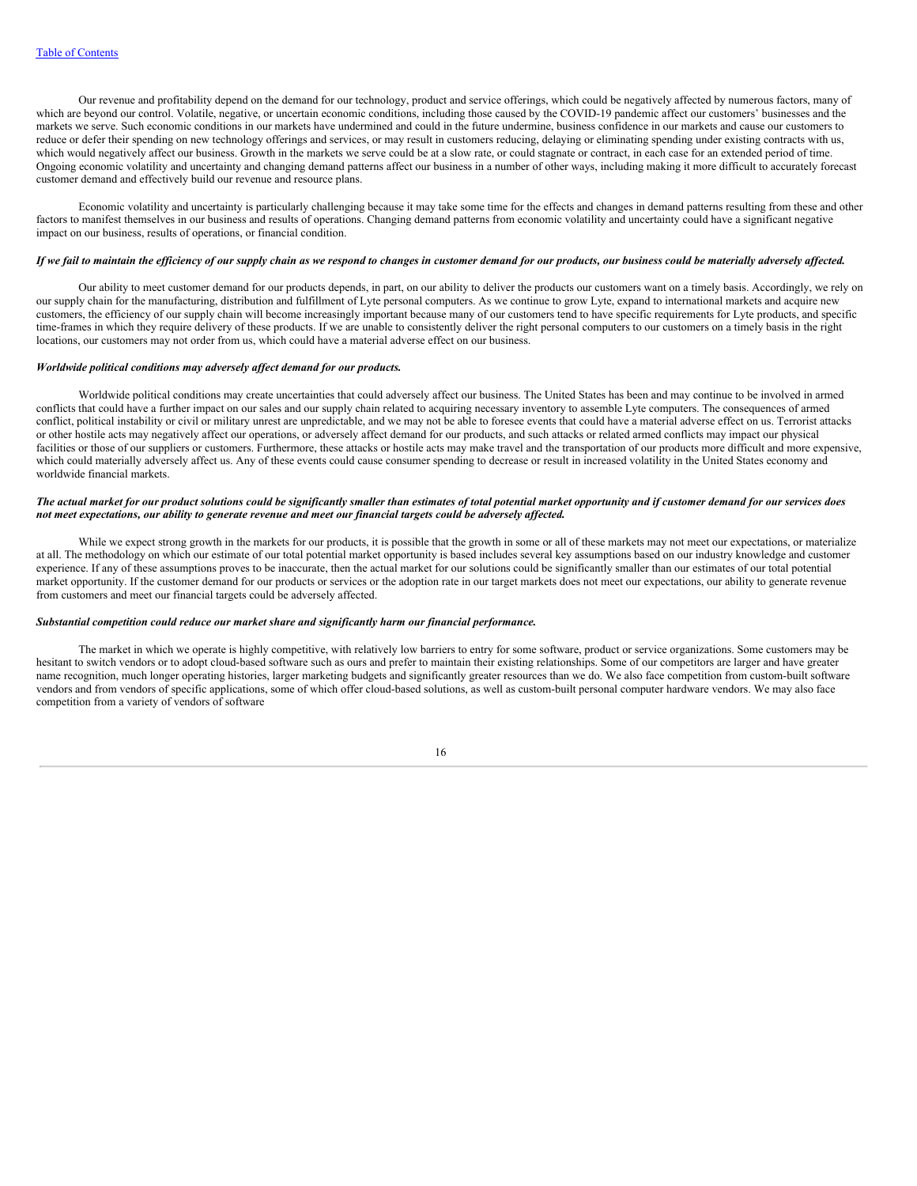Our revenue and profitability depend on the demand for our technology, product and service offerings, which could be negatively affected by numerous factors, many of which are beyond our control. Volatile, negative, or uncertain economic conditions, including those caused by the COVID-19 pandemic affect our customers' businesses and the markets we serve. Such economic conditions in our markets have undermined and could in the future undermine, business confidence in our markets and cause our customers to reduce or defer their spending on new technology offerings and services, or may result in customers reducing, delaying or eliminating spending under existing contracts with us, which would negatively affect our business. Growth in the markets we serve could be at a slow rate, or could stagnate or contract, in each case for an extended period of time. Ongoing economic volatility and uncertainty and changing demand patterns affect our business in a number of other ways, including making it more difficult to accurately forecast customer demand and effectively build our revenue and resource plans.

Economic volatility and uncertainty is particularly challenging because it may take some time for the effects and changes in demand patterns resulting from these and other factors to manifest themselves in our business and results of operations. Changing demand patterns from economic volatility and uncertainty could have a significant negative impact on our business, results of operations, or financial condition.

***If we fail to maintain the efficiency of our supply chain as we respond to changes in customer demand for our products, our business could be materially adversely affected.***

Our ability to meet customer demand for our products depends, in part, on our ability to deliver the products our customers want on a timely basis. Accordingly, we rely on our supply chain for the manufacturing, distribution and fulfillment of Lyte personal computers. As we continue to grow Lyte, expand to international markets and acquire new customers, the efficiency of our supply chain will become increasingly important because many of our customers tend to have specific requirements for Lyte products, and specific time-frames in which they require delivery of these products. If we are unable to consistently deliver the right personal computers to our customers on a timely basis in the right locations, our customers may not order from us, which could have a material adverse effect on our business.

***Worldwide political conditions may adversely affect demand for our products.***

Worldwide political conditions may create uncertainties that could adversely affect our business. The United States has been and may continue to be involved in armed conflicts that could have a further impact on our sales and our supply chain related to acquiring necessary inventory to assemble Lyte computers. The consequences of armed conflict, political instability or civil or military unrest are unpredictable, and we may not be able to foresee events that could have a material adverse effect on us. Terrorist attacks or other hostile acts may negatively affect our operations, or adversely affect demand for our products, and such attacks or related armed conflicts may impact our physical facilities or those of our suppliers or customers. Furthermore, these attacks or hostile acts may make travel and the transportation of our products more difficult and more expensive, which could materially adversely affect us. Any of these events could cause consumer spending to decrease or result in increased volatility in the United States economy and worldwide financial markets.

***The actual market for our product solutions could be significantly smaller than estimates of total potential market opportunity and if customer demand for our services does not meet expectations, our ability to generate revenue and meet our financial targets could be adversely affected.***

While we expect strong growth in the markets for our products, it is possible that the growth in some or all of these markets may not meet our expectations, or materialize at all. The methodology on which our estimate of our total potential market opportunity is based includes several key assumptions based on our industry knowledge and customer experience. If any of these assumptions proves to be inaccurate, then the actual market for our solutions could be significantly smaller than our estimates of our total potential market opportunity. If the customer demand for our products or services or the adoption rate in our target markets does not meet our expectations, our ability to generate revenue from customers and meet our financial targets could be adversely affected.

***Substantial competition could reduce our market share and significantly harm our financial performance.***

The market in which we operate is highly competitive, with relatively low barriers to entry for some software, product or service organizations. Some customers may be hesitant to switch vendors or to adopt cloud-based software such as ours and prefer to maintain their existing relationships. Some of our competitors are larger and have greater name recognition, much longer operating histories, larger marketing budgets and significantly greater resources than we do. We also face competition from custom-built software vendors and from vendors of specific applications, some of which offer cloud-based solutions, as well as custom-built personal computer hardware vendors. We may also face competition from a variety of vendors of software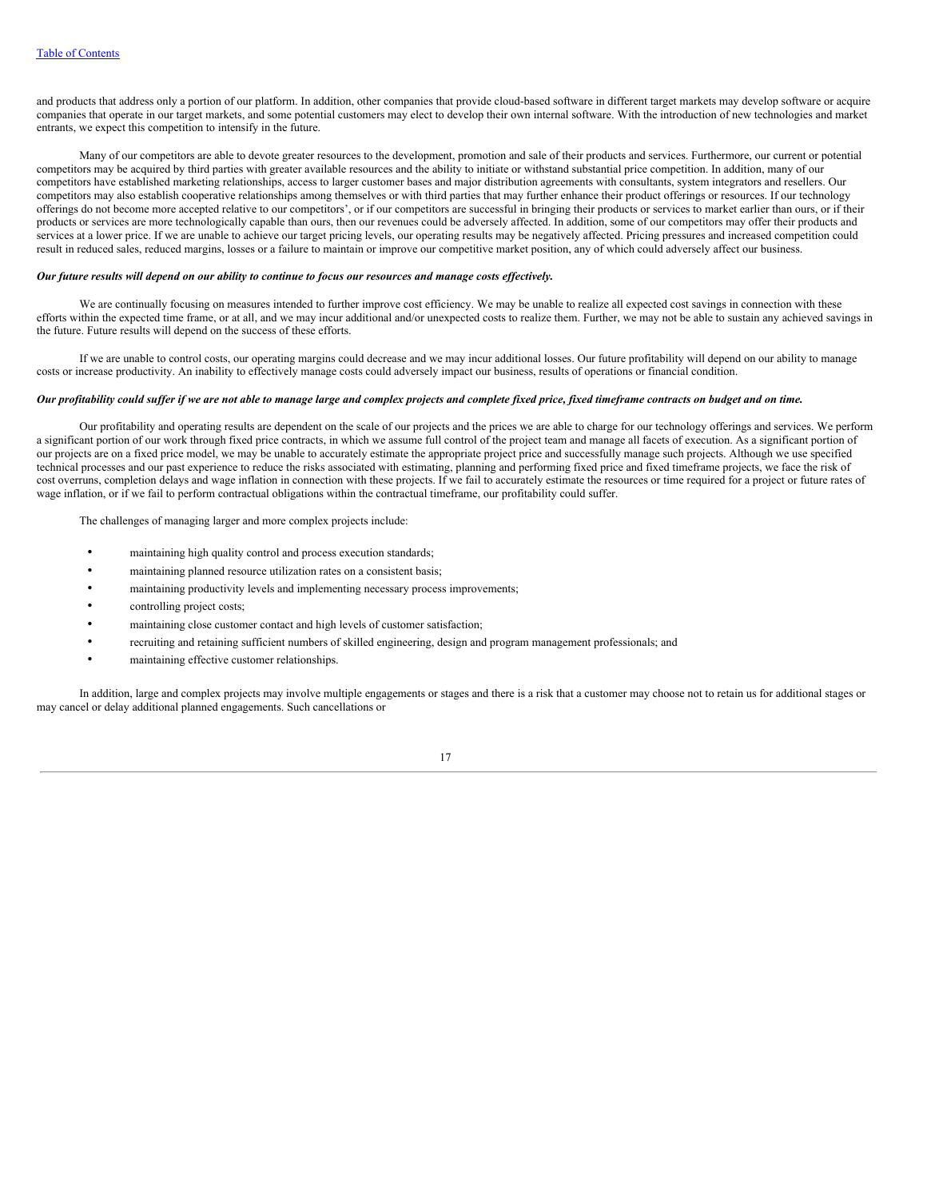and products that address only a portion of our platform. In addition, other companies that provide cloud-based software in different target markets may develop software or acquire companies that operate in our target markets, and some potential customers may elect to develop their own internal software. With the introduction of new technologies and market entrants, we expect this competition to intensify in the future.

Many of our competitors are able to devote greater resources to the development, promotion and sale of their products and services. Furthermore, our current or potential competitors may be acquired by third parties with greater available resources and the ability to initiate or withstand substantial price competition. In addition, many of our competitors have established marketing relationships, access to larger customer bases and major distribution agreements with consultants, system integrators and resellers. Our competitors may also establish cooperative relationships among themselves or with third parties that may further enhance their product offerings or resources. If our technology offerings do not become more accepted relative to our competitors', or if our competitors are successful in bringing their products or services to market earlier than ours, or if their products or services are more technologically capable than ours, then our revenues could be adversely affected. In addition, some of our competitors may offer their products and services at a lower price. If we are unable to achieve our target pricing levels, our operating results may be negatively affected. Pricing pressures and increased competition could result in reduced sales, reduced margins, losses or a failure to maintain or improve our competitive market position, any of which could adversely affect our business.

***Our future results will depend on our ability to continue to focus our resources and manage costs effectively.***

We are continually focusing on measures intended to further improve cost efficiency. We may be unable to realize all expected cost savings in connection with these efforts within the expected time frame, or at all, and we may incur additional and/or unexpected costs to realize them. Further, we may not be able to sustain any achieved savings in the future. Future results will depend on the success of these efforts.

If we are unable to control costs, our operating margins could decrease and we may incur additional losses. Our future profitability will depend on our ability to manage costs or increase productivity. An inability to effectively manage costs could adversely impact our business, results of operations or financial condition.

***Our profitability could suffer if we are not able to manage large and complex projects and complete fixed price, fixed timeframe contracts on budget and on time.***

Our profitability and operating results are dependent on the scale of our projects and the prices we are able to charge for our technology offerings and services. We perform a significant portion of our work through fixed price contracts, in which we assume full control of the project team and manage all facets of execution. As a significant portion of our projects are on a fixed price model, we may be unable to accurately estimate the appropriate project price and successfully manage such projects. Although we use specified technical processes and our past experience to reduce the risks associated with estimating, planning and performing fixed price and fixed timeframe projects, we face the risk of cost overruns, completion delays and wage inflation in connection with these projects. If we fail to accurately estimate the resources or time required for a project or future rates of wage inflation, or if we fail to perform contractual obligations within the contractual timeframe, our profitability could suffer.

The challenges of managing larger and more complex projects include:

- maintaining high quality control and process execution standards;
- maintaining planned resource utilization rates on a consistent basis;
- maintaining productivity levels and implementing necessary process improvements;
- controlling project costs;
- maintaining close customer contact and high levels of customer satisfaction;
- recruiting and retaining sufficient numbers of skilled engineering, design and program management professionals; and
- maintaining effective customer relationships.

In addition, large and complex projects may involve multiple engagements or stages and there is a risk that a customer may choose not to retain us for additional stages or may cancel or delay additional planned engagements. Such cancellations or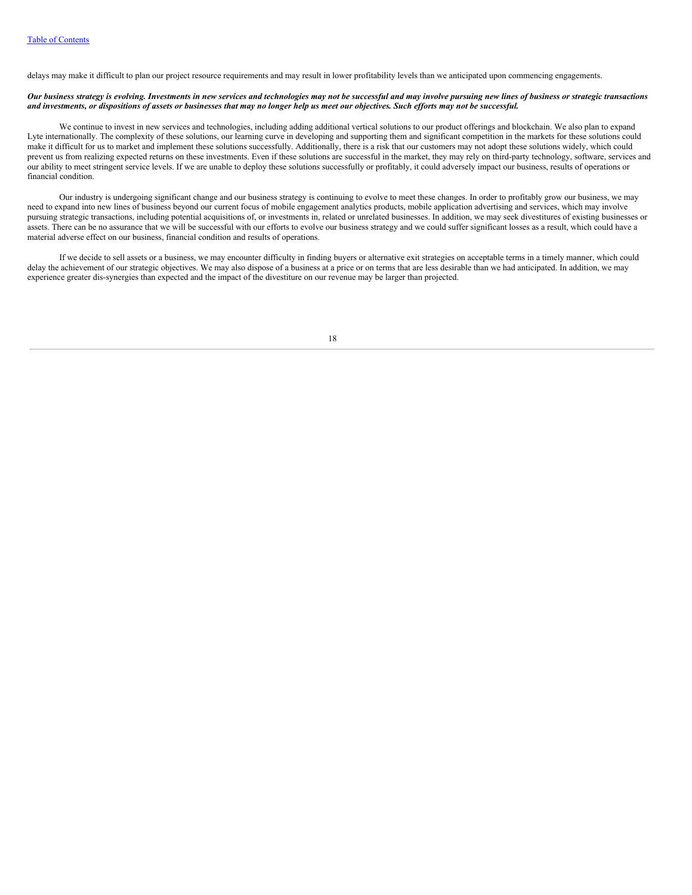delays may make it difficult to plan our project resource requirements and may result in lower profitability levels than we anticipated upon commencing engagements.

***Our business strategy is evolving. Investments in new services and technologies may not be successful and may involve pursuing new lines of business or strategic transactions and investments, or dispositions of assets or businesses that may no longer help us meet our objectives. Such efforts may not be successful.***

We continue to invest in new services and technologies, including adding additional vertical solutions to our product offerings and blockchain. We also plan to expand Lyte internationally. The complexity of these solutions, our learning curve in developing and supporting them and significant competition in the markets for these solutions could make it difficult for us to market and implement these solutions successfully. Additionally, there is a risk that our customers may not adopt these solutions widely, which could prevent us from realizing expected returns on these investments. Even if these solutions are successful in the market, they may rely on third-party technology, software, services and our ability to meet stringent service levels. If we are unable to deploy these solutions successfully or profitably, it could adversely impact our business, results of operations or financial condition.

Our industry is undergoing significant change and our business strategy is continuing to evolve to meet these changes. In order to profitably grow our business, we may need to expand into new lines of business beyond our current focus of mobile engagement analytics products, mobile application advertising and services, which may involve pursuing strategic transactions, including potential acquisitions of, or investments in, related or unrelated businesses. In addition, we may seek divestitures of existing businesses or assets. There can be no assurance that we will be successful with our efforts to evolve our business strategy and we could suffer significant losses as a result, which could have a material adverse effect on our business, financial condition and results of operations.

If we decide to sell assets or a business, we may encounter difficulty in finding buyers or alternative exit strategies on acceptable terms in a timely manner, which could delay the achievement of our strategic objectives. We may also dispose of a business at a price or on terms that are less desirable than we had anticipated. In addition, we may experience greater dis-synergies than expected and the impact of the divestiture on our revenue may be larger than projected.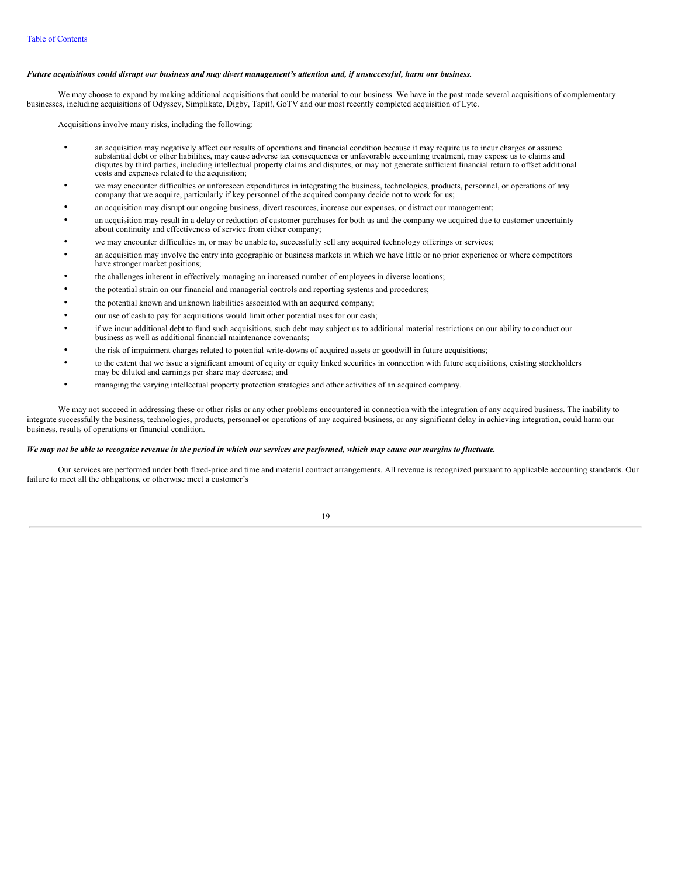*Future acquisitions could disrupt our business and may divert management's attention and, if unsuccessful, harm our business.*

We may choose to expand by making additional acquisitions that could be material to our business. We have in the past made several acquisitions of complementary businesses, including acquisitions of Odyssey, Simplikate, Digby, Tapit!, GoTV and our most recently completed acquisition of Lyte.

Acquisitions involve many risks, including the following:

- an acquisition may negatively affect our results of operations and financial condition because it may require us to incur charges or assume substantial debt or other liabilities, may cause adverse tax consequences or unfavorable accounting treatment, may expose us to claims and disputes by third parties, including intellectual property claims and disputes, or may not generate sufficient financial return to offset additional costs and expenses related to the acquisition;
- we may encounter difficulties or unforeseen expenditures in integrating the business, technologies, products, personnel, or operations of any company that we acquire, particularly if key personnel of the acquired company decide not to work for us;
- an acquisition may disrupt our ongoing business, divert resources, increase our expenses, or distract our management;
- an acquisition may result in a delay or reduction of customer purchases for both us and the company we acquired due to customer uncertainty about continuity and effectiveness of service from either company;
- we may encounter difficulties in, or may be unable to, successfully sell any acquired technology offerings or services;
- an acquisition may involve the entry into geographic or business markets in which we have little or no prior experience or where competitors have stronger market positions;
- the challenges inherent in effectively managing an increased number of employees in diverse locations;
- the potential strain on our financial and managerial controls and reporting systems and procedures;
- the potential known and unknown liabilities associated with an acquired company;
- our use of cash to pay for acquisitions would limit other potential uses for our cash;
- if we incur additional debt to fund such acquisitions, such debt may subject us to additional material restrictions on our ability to conduct our business as well as additional financial maintenance covenants;
- the risk of impairment charges related to potential write-downs of acquired assets or goodwill in future acquisitions;
- to the extent that we issue a significant amount of equity or equity linked securities in connection with future acquisitions, existing stockholders may be diluted and earnings per share may decrease; and
- managing the varying intellectual property protection strategies and other activities of an acquired company.

We may not succeed in addressing these or other risks or any other problems encountered in connection with the integration of any acquired business. The inability to integrate successfully the business, technologies, products, personnel or operations of any acquired business, or any significant delay in achieving integration, could harm our business, results of operations or financial condition.

***We may not be able to recognize revenue in the period in which our services are performed, which may cause our margins to fluctuate.***

Our services are performed under both fixed-price and time and material contract arrangements. All revenue is recognized pursuant to applicable accounting standards. Our failure to meet all the obligations, or otherwise meet a customer's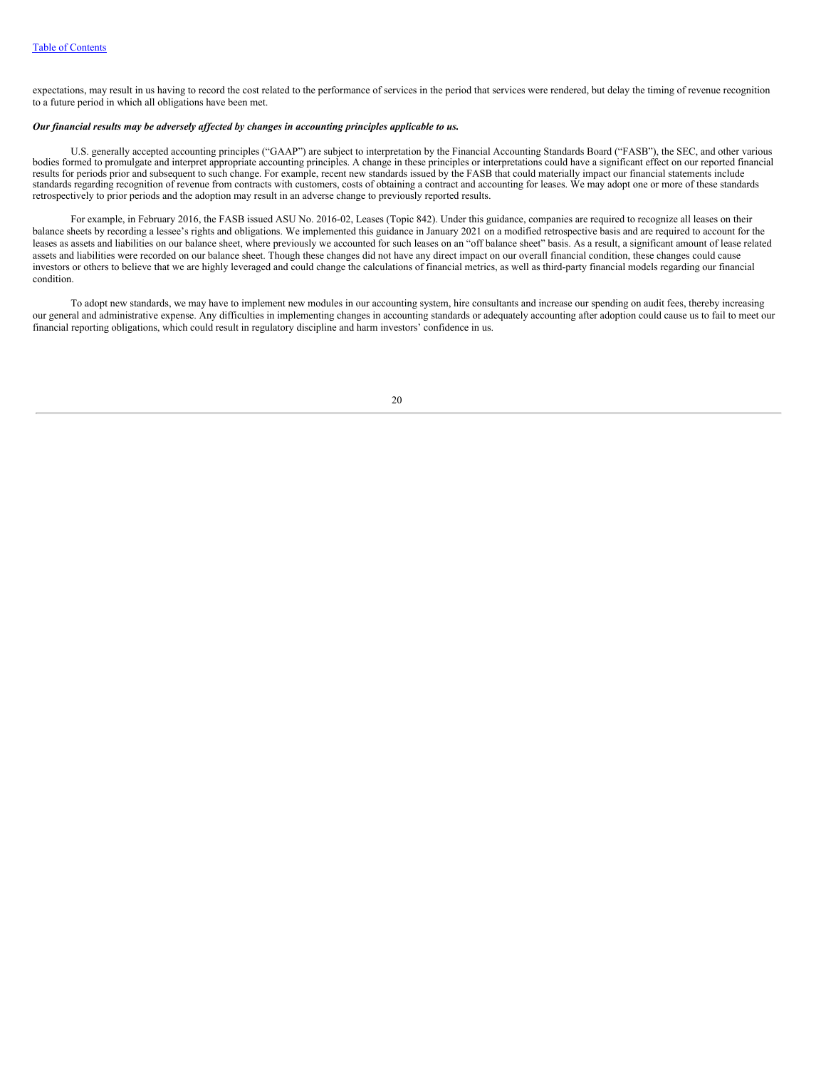expectations, may result in us having to record the cost related to the performance of services in the period that services were rendered, but delay the timing of revenue recognition to a future period in which all obligations have been met.

***Our financial results may be adversely affected by changes in accounting principles applicable to us.***

U.S. generally accepted accounting principles ("GAAP") are subject to interpretation by the Financial Accounting Standards Board ("FASB"), the SEC, and other various bodies formed to promulgate and interpret appropriate accounting principles. A change in these principles or interpretations could have a significant effect on our reported financial results for periods prior and subsequent to such change. For example, recent new standards issued by the FASB that could materially impact our financial statements include standards regarding recognition of revenue from contracts with customers, costs of obtaining a contract and accounting for leases. We may adopt one or more of these standards retrospectively to prior periods and the adoption may result in an adverse change to previously reported results.

For example, in February 2016, the FASB issued ASU No. 2016-02, Leases (Topic 842). Under this guidance, companies are required to recognize all leases on their balance sheets by recording a lessee's rights and obligations. We implemented this guidance in January 2021 on a modified retrospective basis and are required to account for the leases as assets and liabilities on our balance sheet, where previously we accounted for such leases on an "off balance sheet" basis. As a result, a significant amount of lease related assets and liabilities were recorded on our balance sheet. Though these changes did not have any direct impact on our overall financial condition, these changes could cause investors or others to believe that we are highly leveraged and could change the calculations of financial metrics, as well as third-party financial models regarding our financial condition.

To adopt new standards, we may have to implement new modules in our accounting system, hire consultants and increase our spending on audit fees, thereby increasing our general and administrative expense. Any difficulties in implementing changes in accounting standards or adequately accounting after adoption could cause us to fail to meet our financial reporting obligations, which could result in regulatory discipline and harm investors' confidence in us.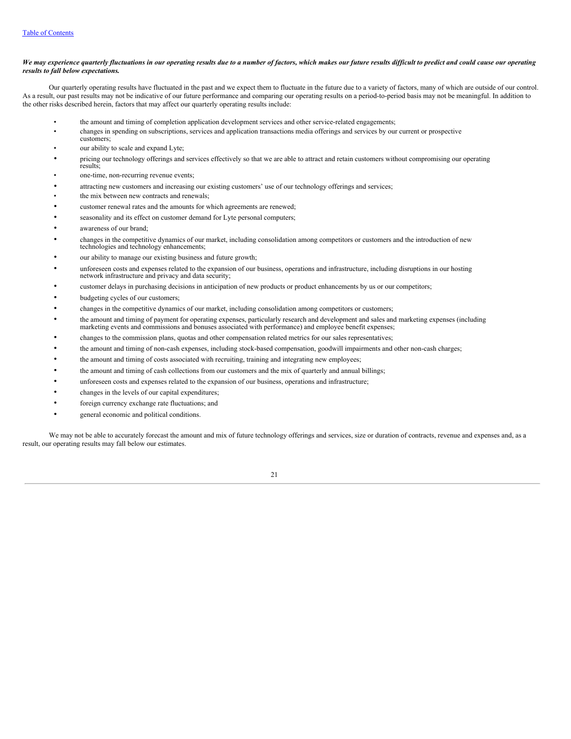***We may experience quarterly fluctuations in our operating results due to a number of factors, which makes our future results difficult to predict and could cause our operating results to fall below expectations.***

Our quarterly operating results have fluctuated in the past and we expect them to fluctuate in the future due to a variety of factors, many of which are outside of our control. As a result, our past results may not be indicative of our future performance and comparing our operating results on a period-to-period basis may not be meaningful. In addition to the other risks described herein, factors that may affect our quarterly operating results include:

- the amount and timing of completion application development services and other service-related engagements;
- changes in spending on subscriptions, services and application transactions media offerings and services by our current or prospective customers;
- our ability to scale and expand Lyte;
- pricing our technology offerings and services effectively so that we are able to attract and retain customers without compromising our operating results;
- one-time, non-recurring revenue events;
- attracting new customers and increasing our existing customers' use of our technology offerings and services;
- the mix between new contracts and renewals;
- customer renewal rates and the amounts for which agreements are renewed;
- seasonality and its effect on customer demand for Lyte personal computers;
- awareness of our brand;
- changes in the competitive dynamics of our market, including consolidation among competitors or customers and the introduction of new technologies and technology enhancements;
- our ability to manage our existing business and future growth;
- unforeseen costs and expenses related to the expansion of our business, operations and infrastructure, including disruptions in our hosting network infrastructure and privacy and data security;
- customer delays in purchasing decisions in anticipation of new products or product enhancements by us or our competitors;
- budgeting cycles of our customers;
- changes in the competitive dynamics of our market, including consolidation among competitors or customers;
- the amount and timing of payment for operating expenses, particularly research and development and sales and marketing expenses (including marketing events and commissions and bonuses associated with performance) and employee benefit expenses;
- changes to the commission plans, quotas and other compensation related metrics for our sales representatives;
- the amount and timing of non-cash expenses, including stock-based compensation, goodwill impairments and other non-cash charges;
- the amount and timing of costs associated with recruiting, training and integrating new employees;
- the amount and timing of cash collections from our customers and the mix of quarterly and annual billings;
- unforeseen costs and expenses related to the expansion of our business, operations and infrastructure;
- changes in the levels of our capital expenditures;
- foreign currency exchange rate fluctuations; and
- general economic and political conditions.

We may not be able to accurately forecast the amount and mix of future technology offerings and services, size or duration of contracts, revenue and expenses and, as a result, our operating results may fall below our estimates.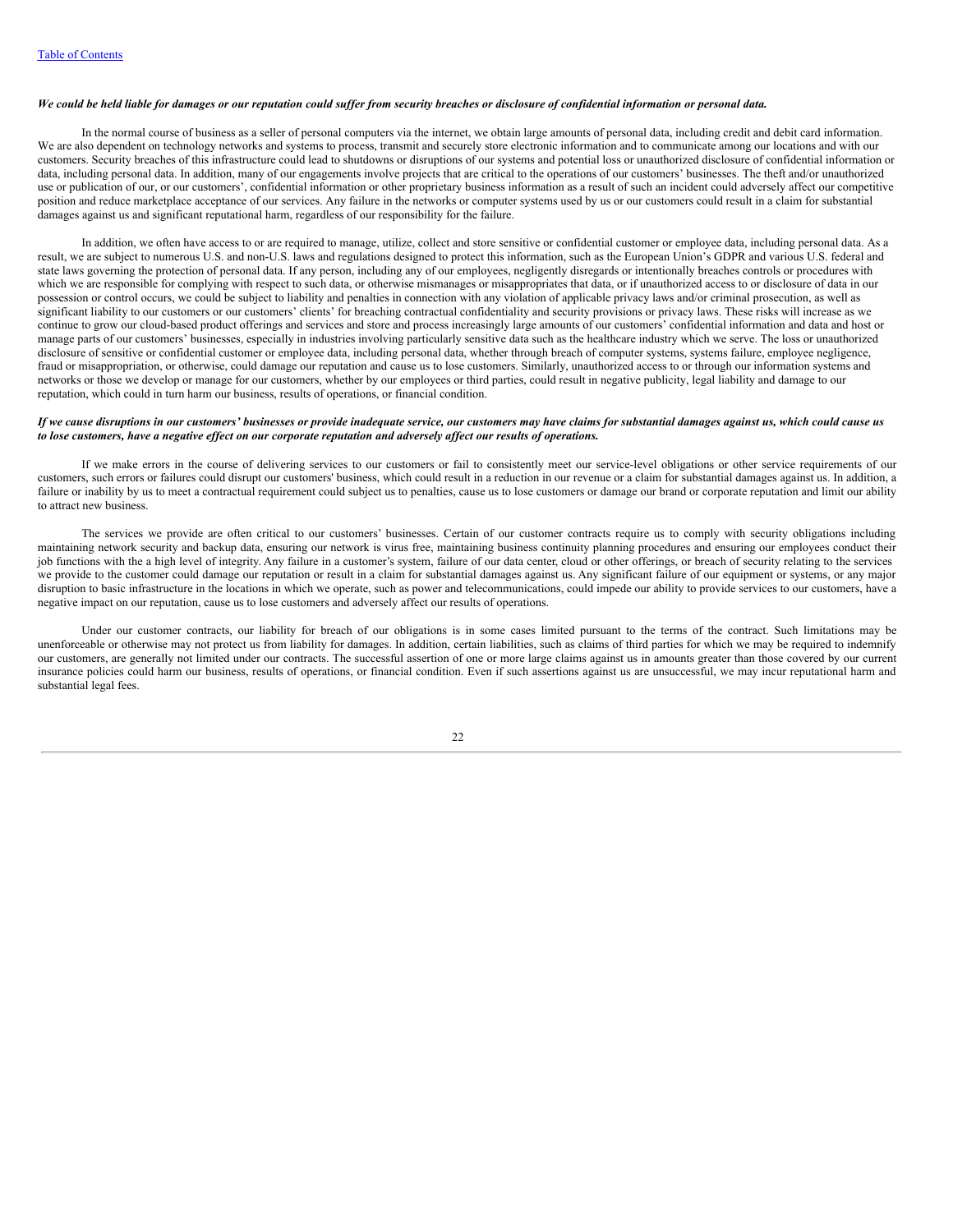***We could be held liable for damages or our reputation could suffer from security breaches or disclosure of confidential information or personal data.***

In the normal course of business as a seller of personal computers via the internet, we obtain large amounts of personal data, including credit and debit card information. We are also dependent on technology networks and systems to process, transmit and securely store electronic information and to communicate among our locations and with our customers. Security breaches of this infrastructure could lead to shutdowns or disruptions of our systems and potential loss or unauthorized disclosure of confidential information or data, including personal data. In addition, many of our engagements involve projects that are critical to the operations of our customers' businesses. The theft and/or unauthorized use or publication of our, or our customers', confidential information or other proprietary business information as a result of such an incident could adversely affect our competitive position and reduce marketplace acceptance of our services. Any failure in the networks or computer systems used by us or our customers could result in a claim for substantial damages against us and significant reputational harm, regardless of our responsibility for the failure.

In addition, we often have access to or are required to manage, utilize, collect and store sensitive or confidential customer or employee data, including personal data. As a result, we are subject to numerous U.S. and non-U.S. laws and regulations designed to protect this information, such as the European Union's GDPR and various U.S. federal and state laws governing the protection of personal data. If any person, including any of our employees, negligently disregards or intentionally breaches controls or procedures with which we are responsible for complying with respect to such data, or otherwise mismanages or misappropriates that data, or if unauthorized access to or disclosure of data in our possession or control occurs, we could be subject to liability and penalties in connection with any violation of applicable privacy laws and/or criminal prosecution, as well as significant liability to our customers or our customers' clients' for breaching contractual confidentiality and security provisions or privacy laws. These risks will increase as we continue to grow our cloud-based product offerings and services and store and process increasingly large amounts of our customers' confidential information and data and host or manage parts of our customers' businesses, especially in industries involving particularly sensitive data such as the healthcare industry which we serve. The loss or unauthorized disclosure of sensitive or confidential customer or employee data, including personal data, whether through breach of computer systems, systems failure, employee negligence, fraud or misappropriation, or otherwise, could damage our reputation and cause us to lose customers. Similarly, unauthorized access to or through our information systems and networks or those we develop or manage for our customers, whether by our employees or third parties, could result in negative publicity, legal liability and damage to our reputation, which could in turn harm our business, results of operations, or financial condition.

***If we cause disruptions in our customers' businesses or provide inadequate service, our customers may have claims for substantial damages against us, which could cause us to lose customers, have a negative effect on our corporate reputation and adversely affect our results of operations.***

If we make errors in the course of delivering services to our customers or fail to consistently meet our service-level obligations or other service requirements of our customers, such errors or failures could disrupt our customers' business, which could result in a reduction in our revenue or a claim for substantial damages against us. In addition, a failure or inability by us to meet a contractual requirement could subject us to penalties, cause us to lose customers or damage our brand or corporate reputation and limit our ability to attract new business.

The services we provide are often critical to our customers' businesses. Certain of our customer contracts require us to comply with security obligations including maintaining network security and backup data, ensuring our network is virus free, maintaining business continuity planning procedures and ensuring our employees conduct their job functions with the a high level of integrity. Any failure in a customer's system, failure of our data center, cloud or other offerings, or breach of security relating to the services we provide to the customer could damage our reputation or result in a claim for substantial damages against us. Any significant failure of our equipment or systems, or any major disruption to basic infrastructure in the locations in which we operate, such as power and telecommunications, could impede our ability to provide services to our customers, have a negative impact on our reputation, cause us to lose customers and adversely affect our results of operations.

Under our customer contracts, our liability for breach of our obligations is in some cases limited pursuant to the terms of the contract. Such limitations may be unenforceable or otherwise may not protect us from liability for damages. In addition, certain liabilities, such as claims of third parties for which we may be required to indemnify our customers, are generally not limited under our contracts. The successful assertion of one or more large claims against us in amounts greater than those covered by our current insurance policies could harm our business, results of operations, or financial condition. Even if such assertions against us are unsuccessful, we may incur reputational harm and substantial legal fees.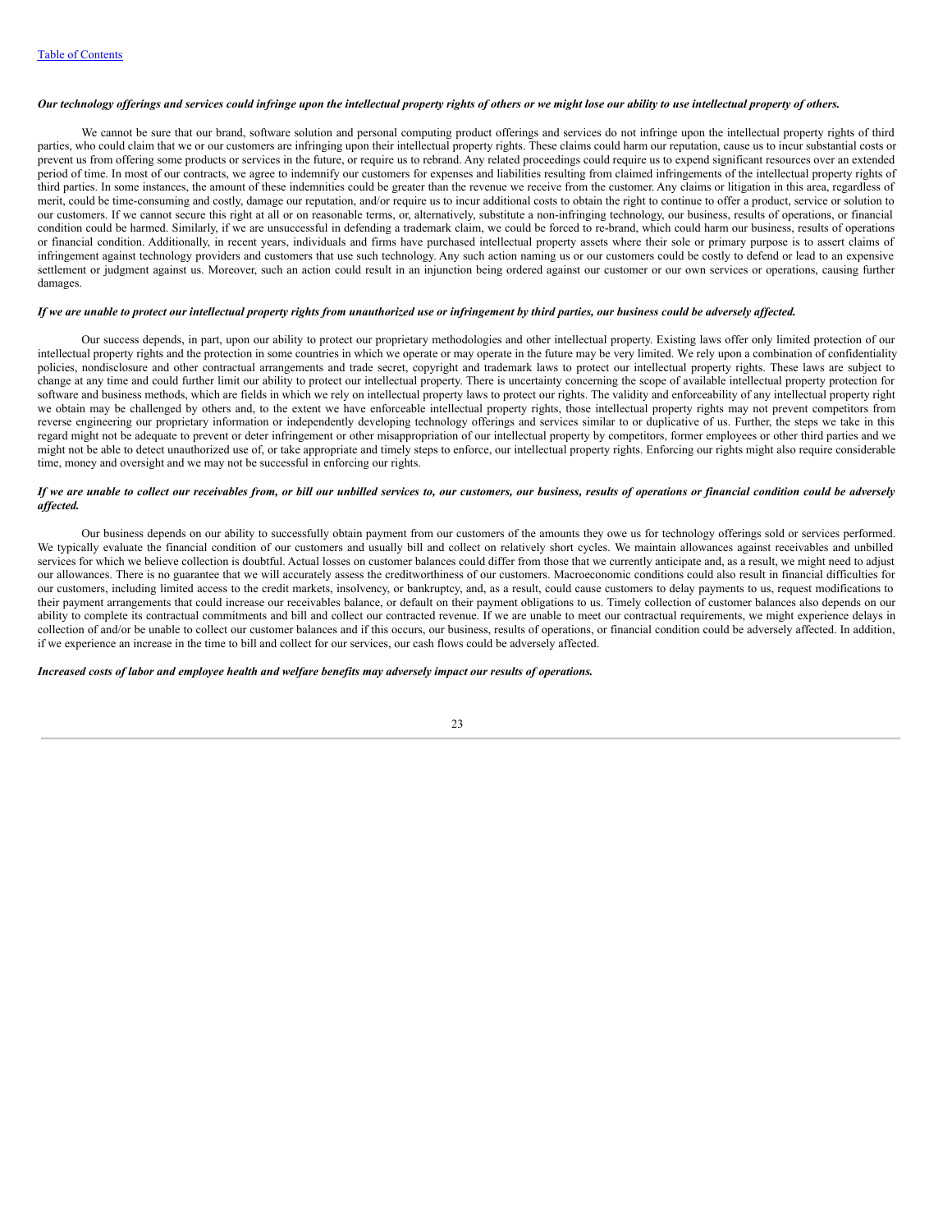***Our technology offerings and services could infringe upon the intellectual property rights of others or we might lose our ability to use intellectual property of others.***

We cannot be sure that our brand, software solution and personal computing product offerings and services do not infringe upon the intellectual property rights of third parties, who could claim that we or our customers are infringing upon their intellectual property rights. These claims could harm our reputation, cause us to incur substantial costs or prevent us from offering some products or services in the future, or require us to rebrand. Any related proceedings could require us to expend significant resources over an extended period of time. In most of our contracts, we agree to indemnify our customers for expenses and liabilities resulting from claimed infringements of the intellectual property rights of third parties. In some instances, the amount of these indemnities could be greater than the revenue we receive from the customer. Any claims or litigation in this area, regardless of merit, could be time-consuming and costly, damage our reputation, and/or require us to incur additional costs to obtain the right to continue to offer a product, service or solution to our customers. If we cannot secure this right at all or on reasonable terms, or, alternatively, substitute a non-infringing technology, our business, results of operations, or financial condition could be harmed. Similarly, if we are unsuccessful in defending a trademark claim, we could be forced to re-brand, which could harm our business, results of operations or financial condition. Additionally, in recent years, individuals and firms have purchased intellectual property assets where their sole or primary purpose is to assert claims of infringement against technology providers and customers that use such technology. Any such action naming us or our customers could be costly to defend or lead to an expensive settlement or judgment against us. Moreover, such an action could result in an injunction being ordered against our customer or our own services or operations, causing further damages.

***If we are unable to protect our intellectual property rights from unauthorized use or infringement by third parties, our business could be adversely affected.***

Our success depends, in part, upon our ability to protect our proprietary methodologies and other intellectual property. Existing laws offer only limited protection of our intellectual property rights and the protection in some countries in which we operate or may operate in the future may be very limited. We rely upon a combination of confidentiality policies, nondisclosure and other contractual arrangements and trade secret, copyright and trademark laws to protect our intellectual property rights. These laws are subject to change at any time and could further limit our ability to protect our intellectual property. There is uncertainty concerning the scope of available intellectual property protection for software and business methods, which are fields in which we rely on intellectual property laws to protect our rights. The validity and enforceability of any intellectual property right we obtain may be challenged by others and, to the extent we have enforceable intellectual property rights, those intellectual property rights may not prevent competitors from reverse engineering our proprietary information or independently developing technology offerings and services similar to or duplicative of us. Further, the steps we take in this regard might not be adequate to prevent or deter infringement or other misappropriation of our intellectual property by competitors, former employees or other third parties and we might not be able to detect unauthorized use of, or take appropriate and timely steps to enforce, our intellectual property rights. Enforcing our rights might also require considerable time, money and oversight and we may not be successful in enforcing our rights.

***If we are unable to collect our receivables from, or bill our unbilled services to, our customers, our business, results of operations or financial condition could be adversely affected.***

Our business depends on our ability to successfully obtain payment from our customers of the amounts they owe us for technology offerings sold or services performed. We typically evaluate the financial condition of our customers and usually bill and collect on relatively short cycles. We maintain allowances against receivables and unbilled services for which we believe collection is doubtful. Actual losses on customer balances could differ from those that we currently anticipate and, as a result, we might need to adjust our allowances. There is no guarantee that we will accurately assess the creditworthiness of our customers. Macroeconomic conditions could also result in financial difficulties for our customers, including limited access to the credit markets, insolvency, or bankruptcy, and, as a result, could cause customers to delay payments to us, request modifications to their payment arrangements that could increase our receivables balance, or default on their payment obligations to us. Timely collection of customer balances also depends on our ability to complete its contractual commitments and bill and collect our contracted revenue. If we are unable to meet our contractual requirements, we might experience delays in collection of and/or be unable to collect our customer balances and if this occurs, our business, results of operations, or financial condition could be adversely affected. In addition, if we experience an increase in the time to bill and collect for our services, our cash flows could be adversely affected.

***Increased costs of labor and employee health and welfare benefits may adversely impact our results of operations.***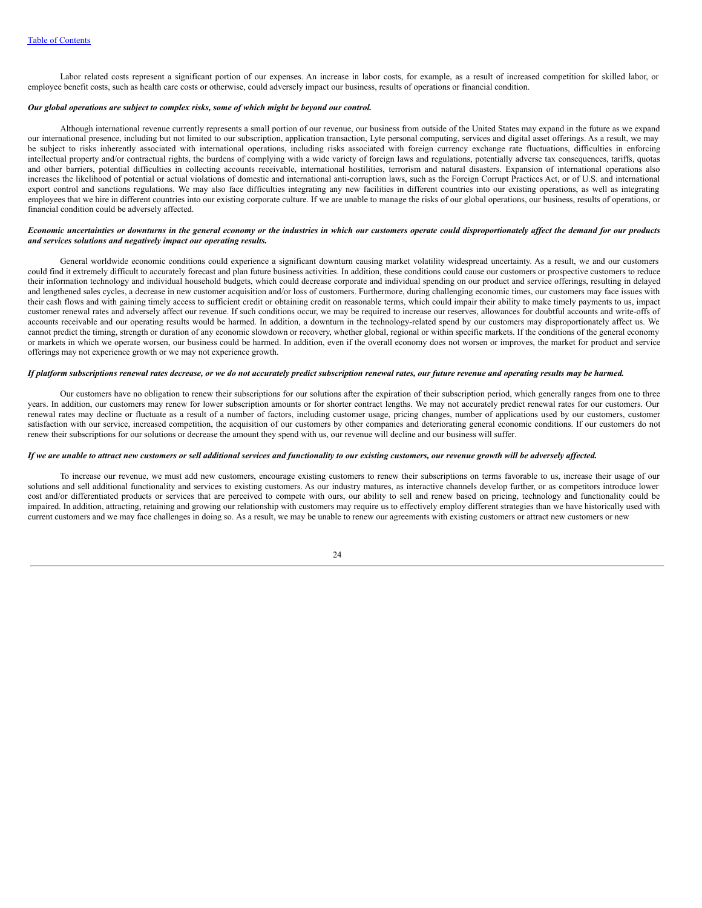Labor related costs represent a significant portion of our expenses. An increase in labor costs, for example, as a result of increased competition for skilled labor, or employee benefit costs, such as health care costs or otherwise, could adversely impact our business, results of operations or financial condition.

***Our global operations are subject to complex risks, some of which might be beyond our control.***

Although international revenue currently represents a small portion of our revenue, our business from outside of the United States may expand in the future as we expand our international presence, including but not limited to our subscription, application transaction, Lyte personal computing, services and digital asset offerings. As a result, we may be subject to risks inherently associated with international operations, including risks associated with foreign currency exchange rate fluctuations, difficulties in enforcing intellectual property and/or contractual rights, the burdens of complying with a wide variety of foreign laws and regulations, potentially adverse tax consequences, tariffs, quotas and other barriers, potential difficulties in collecting accounts receivable, international hostilities, terrorism and natural disasters. Expansion of international operations also increases the likelihood of potential or actual violations of domestic and international anti-corruption laws, such as the Foreign Corrupt Practices Act, or of U.S. and international export control and sanctions regulations. We may also face difficulties integrating any new facilities in different countries into our existing operations, as well as integrating employees that we hire in different countries into our existing corporate culture. If we are unable to manage the risks of our global operations, our business, results of operations, or financial condition could be adversely affected.

***Economic uncertainties or downturns in the general economy or the industries in which our customers operate could disproportionately affect the demand for our products and services solutions and negatively impact our operating results.***

General worldwide economic conditions could experience a significant downturn causing market volatility widespread uncertainty. As a result, we and our customers could find it extremely difficult to accurately forecast and plan future business activities. In addition, these conditions could cause our customers or prospective customers to reduce their information technology and individual household budgets, which could decrease corporate and individual spending on our product and service offerings, resulting in delayed and lengthened sales cycles, a decrease in new customer acquisition and/or loss of customers. Furthermore, during challenging economic times, our customers may face issues with their cash flows and with gaining timely access to sufficient credit or obtaining credit on reasonable terms, which could impair their ability to make timely payments to us, impact customer renewal rates and adversely affect our revenue. If such conditions occur, we may be required to increase our reserves, allowances for doubtful accounts and write-offs of accounts receivable and our operating results would be harmed. In addition, a downturn in the technology-related spend by our customers may disproportionately affect us. We cannot predict the timing, strength or duration of any economic slowdown or recovery, whether global, regional or within specific markets. If the conditions of the general economy or markets in which we operate worsen, our business could be harmed. In addition, even if the overall economy does not worsen or improves, the market for product and service offerings may not experience growth or we may not experience growth.

***If platform subscriptions renewal rates decrease, or we do not accurately predict subscription renewal rates, our future revenue and operating results may be harmed.***

Our customers have no obligation to renew their subscriptions for our solutions after the expiration of their subscription period, which generally ranges from one to three years. In addition, our customers may renew for lower subscription amounts or for shorter contract lengths. We may not accurately predict renewal rates for our customers. Our renewal rates may decline or fluctuate as a result of a number of factors, including customer usage, pricing changes, number of applications used by our customers, customer satisfaction with our service, increased competition, the acquisition of our customers by other companies and deteriorating general economic conditions. If our customers do not renew their subscriptions for our solutions or decrease the amount they spend with us, our revenue will decline and our business will suffer.

***If we are unable to attract new customers or sell additional services and functionality to our existing customers, our revenue growth will be adversely affected.***

To increase our revenue, we must add new customers, encourage existing customers to renew their subscriptions on terms favorable to us, increase their usage of our solutions and sell additional functionality and services to existing customers. As our industry matures, as interactive channels develop further, or as competitors introduce lower cost and/or differentiated products or services that are perceived to compete with ours, our ability to sell and renew based on pricing, technology and functionality could be impaired. In addition, attracting, retaining and growing our relationship with customers may require us to effectively employ different strategies than we have historically used with current customers and we may face challenges in doing so. As a result, we may be unable to renew our agreements with existing customers or attract new customers or new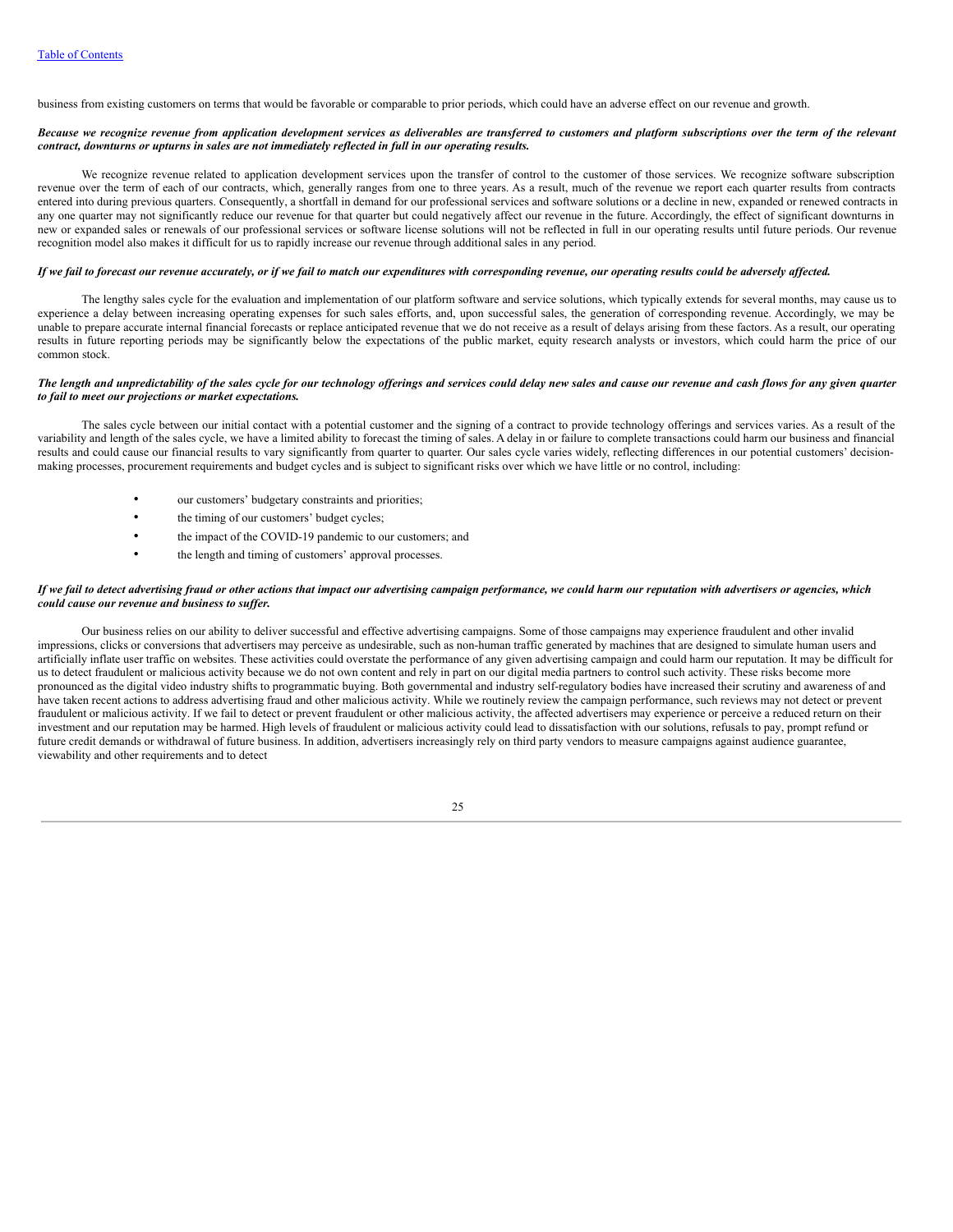business from existing customers on terms that would be favorable or comparable to prior periods, which could have an adverse effect on our revenue and growth.

***Because we recognize revenue from application development services as deliverables are transferred to customers and platform subscriptions over the term of the relevant contract, downturns or upturns in sales are not immediately reflected in full in our operating results.***

We recognize revenue related to application development services upon the transfer of control to the customer of those services. We recognize software subscription revenue over the term of each of our contracts, which, generally ranges from one to three years. As a result, much of the revenue we report each quarter results from contracts entered into during previous quarters. Consequently, a shortfall in demand for our professional services and software solutions or a decline in new, expanded or renewed contracts in any one quarter may not significantly reduce our revenue for that quarter but could negatively affect our revenue in the future. Accordingly, the effect of significant downturns in new or expanded sales or renewals of our professional services or software license solutions will not be reflected in full in our operating results until future periods. Our revenue recognition model also makes it difficult for us to rapidly increase our revenue through additional sales in any period.

***If we fail to forecast our revenue accurately, or if we fail to match our expenditures with corresponding revenue, our operating results could be adversely affected.***

The lengthy sales cycle for the evaluation and implementation of our platform software and service solutions, which typically extends for several months, may cause us to experience a delay between increasing operating expenses for such sales efforts, and, upon successful sales, the generation of corresponding revenue. Accordingly, we may be unable to prepare accurate internal financial forecasts or replace anticipated revenue that we do not receive as a result of delays arising from these factors. As a result, our operating results in future reporting periods may be significantly below the expectations of the public market, equity research analysts or investors, which could harm the price of our common stock.

***The length and unpredictability of the sales cycle for our technology offerings and services could delay new sales and cause our revenue and cash flows for any given quarter to fail to meet our projections or market expectations.***

The sales cycle between our initial contact with a potential customer and the signing of a contract to provide technology offerings and services varies. As a result of the variability and length of the sales cycle, we have a limited ability to forecast the timing of sales. A delay in or failure to complete transactions could harm our business and financial results and could cause our financial results to vary significantly from quarter to quarter. Our sales cycle varies widely, reflecting differences in our potential customers' decision-making processes, procurement requirements and budget cycles and is subject to significant risks over which we have little or no control, including:

- our customers' budgetary constraints and priorities;
- the timing of our customers' budget cycles;
- the impact of the COVID-19 pandemic to our customers; and
- the length and timing of customers' approval processes.

***If we fail to detect advertising fraud or other actions that impact our advertising campaign performance, we could harm our reputation with advertisers or agencies, which could cause our revenue and business to suffer.***

Our business relies on our ability to deliver successful and effective advertising campaigns. Some of those campaigns may experience fraudulent and other invalid impressions, clicks or conversions that advertisers may perceive as undesirable, such as non-human traffic generated by machines that are designed to simulate human users and artificially inflate user traffic on websites. These activities could overstate the performance of any given advertising campaign and could harm our reputation. It may be difficult for us to detect fraudulent or malicious activity because we do not own content and rely in part on our digital media partners to control such activity. These risks become more pronounced as the digital video industry shifts to programmatic buying. Both governmental and industry self-regulatory bodies have increased their scrutiny and awareness of and have taken recent actions to address advertising fraud and other malicious activity. While we routinely review the campaign performance, such reviews may not detect or prevent fraudulent or malicious activity. If we fail to detect or prevent fraudulent or other malicious activity, the affected advertisers may experience or perceive a reduced return on their investment and our reputation may be harmed. High levels of fraudulent or malicious activity could lead to dissatisfaction with our solutions, refusals to pay, prompt refund or future credit demands or withdrawal of future business. In addition, advertisers increasingly rely on third party vendors to measure campaigns against audience guarantee, viewability and other requirements and to detect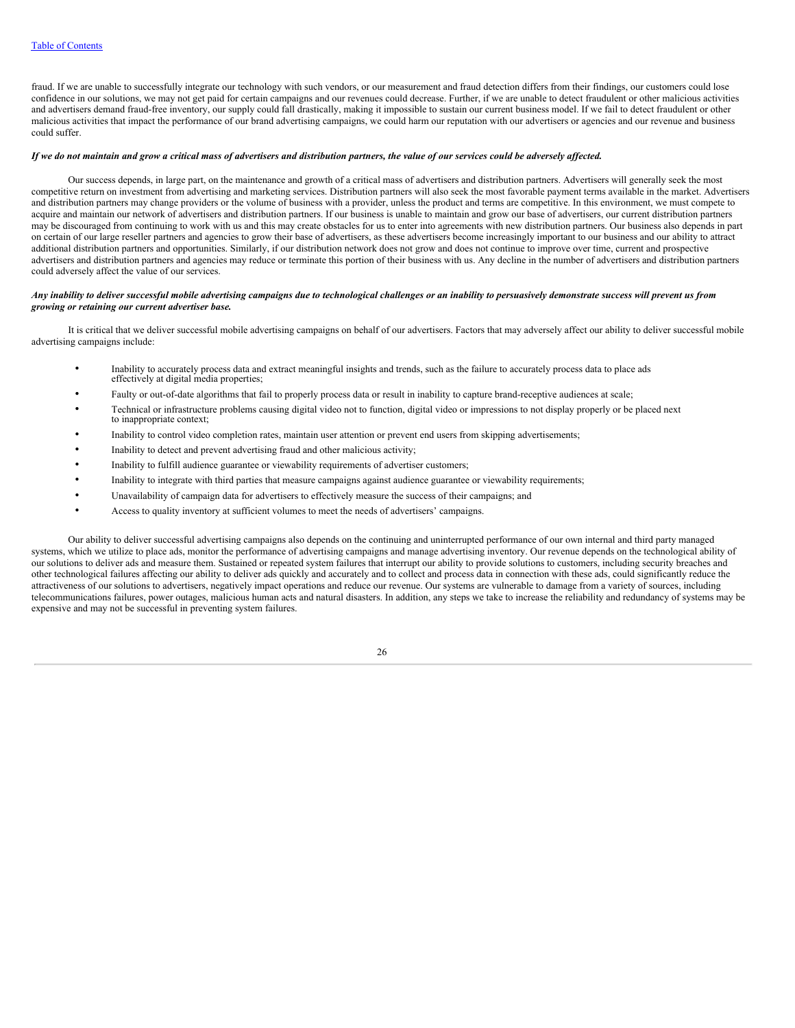fraud. If we are unable to successfully integrate our technology with such vendors, or our measurement and fraud detection differs from their findings, our customers could lose confidence in our solutions, we may not get paid for certain campaigns and our revenues could decrease. Further, if we are unable to detect fraudulent or other malicious activities and advertisers demand fraud-free inventory, our supply could fall drastically, making it impossible to sustain our current business model. If we fail to detect fraudulent or other malicious activities that impact the performance of our brand advertising campaigns, we could harm our reputation with our advertisers or agencies and our revenue and business could suffer.

***If we do not maintain and grow a critical mass of advertisers and distribution partners, the value of our services could be adversely affected.***

Our success depends, in large part, on the maintenance and growth of a critical mass of advertisers and distribution partners. Advertisers will generally seek the most competitive return on investment from advertising and marketing services. Distribution partners will also seek the most favorable payment terms available in the market. Advertisers and distribution partners may change providers or the volume of business with a provider, unless the product and terms are competitive. In this environment, we must compete to acquire and maintain our network of advertisers and distribution partners. If our business is unable to maintain and grow our base of advertisers, our current distribution partners may be discouraged from continuing to work with us and this may create obstacles for us to enter into agreements with new distribution partners. Our business also depends in part on certain of our large reseller partners and agencies to grow their base of advertisers, as these advertisers become increasingly important to our business and our ability to attract additional distribution partners and opportunities. Similarly, if our distribution network does not grow and does not continue to improve over time, current and prospective advertisers and distribution partners and agencies may reduce or terminate this portion of their business with us. Any decline in the number of advertisers and distribution partners could adversely affect the value of our services.

***Any inability to deliver successful mobile advertising campaigns due to technological challenges or an inability to persuasively demonstrate success will prevent us from growing or retaining our current advertiser base.***

It is critical that we deliver successful mobile advertising campaigns on behalf of our advertisers. Factors that may adversely affect our ability to deliver successful mobile advertising campaigns include:

- Inability to accurately process data and extract meaningful insights and trends, such as the failure to accurately process data to place ads effectively at digital media properties;
- Faulty or out-of-date algorithms that fail to properly process data or result in inability to capture brand-receptive audiences at scale;
- Technical or infrastructure problems causing digital video not to function, digital video or impressions to not display properly or be placed next to inappropriate context;
- Inability to control video completion rates, maintain user attention or prevent end users from skipping advertisements;
- Inability to detect and prevent advertising fraud and other malicious activity;
- Inability to fulfill audience guarantee or viewability requirements of advertiser customers;
- Inability to integrate with third parties that measure campaigns against audience guarantee or viewability requirements;
- Unavailability of campaign data for advertisers to effectively measure the success of their campaigns; and
- Access to quality inventory at sufficient volumes to meet the needs of advertisers' campaigns.

Our ability to deliver successful advertising campaigns also depends on the continuing and uninterrupted performance of our own internal and third party managed systems, which we utilize to place ads, monitor the performance of advertising campaigns and manage advertising inventory. Our revenue depends on the technological ability of our solutions to deliver ads and measure them. Sustained or repeated system failures that interrupt our ability to provide solutions to customers, including security breaches and other technological failures affecting our ability to deliver ads quickly and accurately and to collect and process data in connection with these ads, could significantly reduce the attractiveness of our solutions to advertisers, negatively impact operations and reduce our revenue. Our systems are vulnerable to damage from a variety of sources, including telecommunications failures, power outages, malicious human acts and natural disasters. In addition, any steps we take to increase the reliability and redundancy of systems may be expensive and may not be successful in preventing system failures.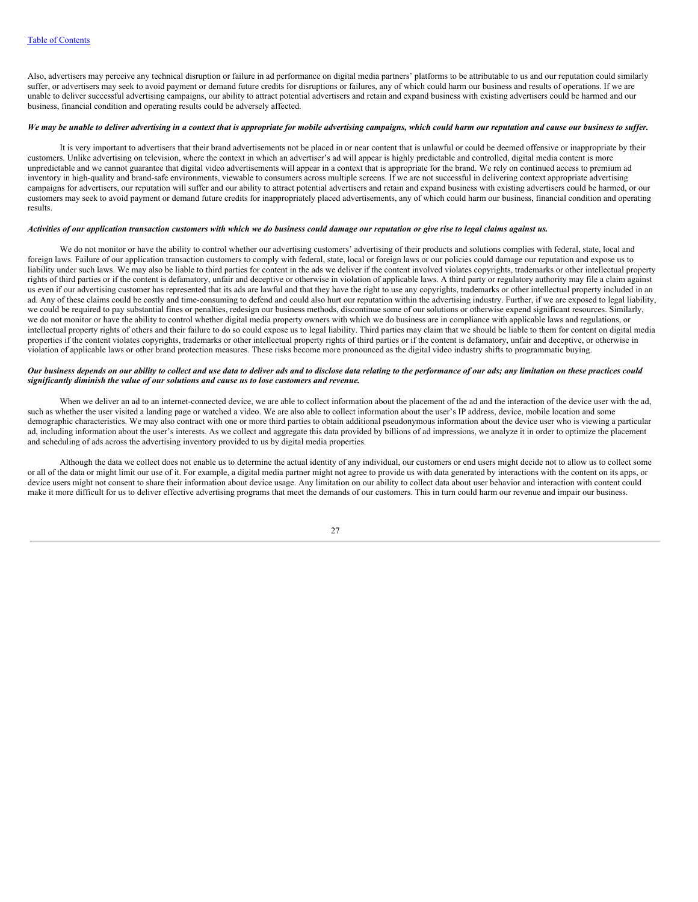Also, advertisers may perceive any technical disruption or failure in ad performance on digital media partners' platforms to be attributable to us and our reputation could similarly suffer, or advertisers may seek to avoid payment or demand future credits for disruptions or failures, any of which could harm our business and results of operations. If we are unable to deliver successful advertising campaigns, our ability to attract potential advertisers and retain and expand business with existing advertisers could be harmed and our business, financial condition and operating results could be adversely affected.

***We may be unable to deliver advertising in a context that is appropriate for mobile advertising campaigns, which could harm our reputation and cause our business to suffer.***

It is very important to advertisers that their brand advertisements not be placed in or near content that is unlawful or could be deemed offensive or inappropriate by their customers. Unlike advertising on television, where the context in which an advertiser's ad will appear is highly predictable and controlled, digital media content is more unpredictable and we cannot guarantee that digital video advertisements will appear in a context that is appropriate for the brand. We rely on continued access to premium ad inventory in high-quality and brand-safe environments, viewable to consumers across multiple screens. If we are not successful in delivering context appropriate advertising campaigns for advertisers, our reputation will suffer and our ability to attract potential advertisers and retain and expand business with existing advertisers could be harmed, or our customers may seek to avoid payment or demand future credits for inappropriately placed advertisements, any of which could harm our business, financial condition and operating results.

***Activities of our application transaction customers with which we do business could damage our reputation or give rise to legal claims against us.***

We do not monitor or have the ability to control whether our advertising customers' advertising of their products and solutions complies with federal, state, local and foreign laws. Failure of our application transaction customers to comply with federal, state, local or foreign laws or our policies could damage our reputation and expose us to liability under such laws. We may also be liable to third parties for content in the ads we deliver if the content involved violates copyrights, trademarks or other intellectual property rights of third parties or if the content is defamatory, unfair and deceptive or otherwise in violation of applicable laws. A third party or regulatory authority may file a claim against us even if our advertising customer has represented that its ads are lawful and that they have the right to use any copyrights, trademarks or other intellectual property included in an ad. Any of these claims could be costly and time-consuming to defend and could also hurt our reputation within the advertising industry. Further, if we are exposed to legal liability, we could be required to pay substantial fines or penalties, redesign our business methods, discontinue some of our solutions or otherwise expend significant resources. Similarly, we do not monitor or have the ability to control whether digital media property owners with which we do business are in compliance with applicable laws and regulations, or intellectual property rights of others and their failure to do so could expose us to legal liability. Third parties may claim that we should be liable to them for content on digital media properties if the content violates copyrights, trademarks or other intellectual property rights of third parties or if the content is defamatory, unfair and deceptive, or otherwise in violation of applicable laws or other brand protection measures. These risks become more pronounced as the digital video industry shifts to programmatic buying.

***Our business depends on our ability to collect and use data to deliver ads and to disclose data relating to the performance of our ads; any limitation on these practices could significantly diminish the value of our solutions and cause us to lose customers and revenue.***

When we deliver an ad to an internet-connected device, we are able to collect information about the placement of the ad and the interaction of the device user with the ad, such as whether the user visited a landing page or watched a video. We are also able to collect information about the user's IP address, device, mobile location and some demographic characteristics. We may also contract with one or more third parties to obtain additional pseudonymous information about the device user who is viewing a particular ad, including information about the user's interests. As we collect and aggregate this data provided by billions of ad impressions, we analyze it in order to optimize the placement and scheduling of ads across the advertising inventory provided to us by digital media properties.

Although the data we collect does not enable us to determine the actual identity of any individual, our customers or end users might decide not to allow us to collect some or all of the data or might limit our use of it. For example, a digital media partner might not agree to provide us with data generated by interactions with the content on its apps, or device users might not consent to share their information about device usage. Any limitation on our ability to collect data about user behavior and interaction with content could make it more difficult for us to deliver effective advertising programs that meet the demands of our customers. This in turn could harm our revenue and impair our business.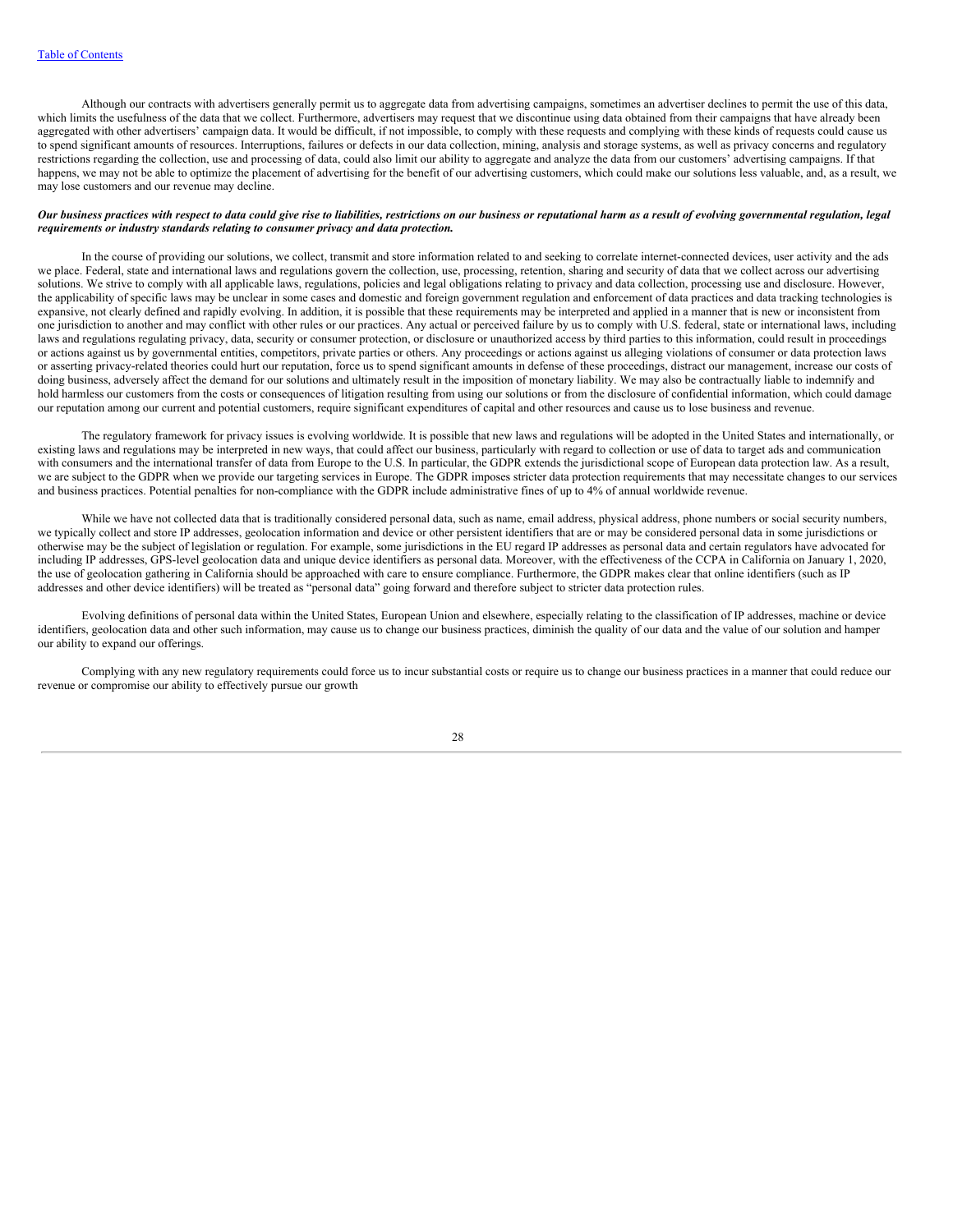Although our contracts with advertisers generally permit us to aggregate data from advertising campaigns, sometimes an advertiser declines to permit the use of this data, which limits the usefulness of the data that we collect. Furthermore, advertisers may request that we discontinue using data obtained from their campaigns that have already been aggregated with other advertisers' campaign data. It would be difficult, if not impossible, to comply with these requests and complying with these kinds of requests could cause us to spend significant amounts of resources. Interruptions, failures or defects in our data collection, mining, analysis and storage systems, as well as privacy concerns and regulatory restrictions regarding the collection, use and processing of data, could also limit our ability to aggregate and analyze the data from our customers' advertising campaigns. If that happens, we may not be able to optimize the placement of advertising for the benefit of our advertising customers, which could make our solutions less valuable, and, as a result, we may lose customers and our revenue may decline.

***Our business practices with respect to data could give rise to liabilities, restrictions on our business or reputational harm as a result of evolving governmental regulation, legal requirements or industry standards relating to consumer privacy and data protection.***

In the course of providing our solutions, we collect, transmit and store information related to and seeking to correlate internet-connected devices, user activity and the ads we place. Federal, state and international laws and regulations govern the collection, use, processing, retention, sharing and security of data that we collect across our advertising solutions. We strive to comply with all applicable laws, regulations, policies and legal obligations relating to privacy and data collection, processing use and disclosure. However, the applicability of specific laws may be unclear in some cases and domestic and foreign government regulation and enforcement of data practices and data tracking technologies is expansive, not clearly defined and rapidly evolving. In addition, it is possible that these requirements may be interpreted and applied in a manner that is new or inconsistent from one jurisdiction to another and may conflict with other rules or our practices. Any actual or perceived failure by us to comply with U.S. federal, state or international laws, including laws and regulations regulating privacy, data, security or consumer protection, or disclosure or unauthorized access by third parties to this information, could result in proceedings or actions against us by governmental entities, competitors, private parties or others. Any proceedings or actions against us alleging violations of consumer or data protection laws or asserting privacy-related theories could hurt our reputation, force us to spend significant amounts in defense of these proceedings, distract our management, increase our costs of doing business, adversely affect the demand for our solutions and ultimately result in the imposition of monetary liability. We may also be contractually liable to indemnify and hold harmless our customers from the costs or consequences of litigation resulting from using our solutions or from the disclosure of confidential information, which could damage our reputation among our current and potential customers, require significant expenditures of capital and other resources and cause us to lose business and revenue.

The regulatory framework for privacy issues is evolving worldwide. It is possible that new laws and regulations will be adopted in the United States and internationally, or existing laws and regulations may be interpreted in new ways, that could affect our business, particularly with regard to collection or use of data to target ads and communication with consumers and the international transfer of data from Europe to the U.S. In particular, the GDPR extends the jurisdictional scope of European data protection law. As a result, we are subject to the GDPR when we provide our targeting services in Europe. The GDPR imposes stricter data protection requirements that may necessitate changes to our services and business practices. Potential penalties for non-compliance with the GDPR include administrative fines of up to 4% of annual worldwide revenue.

While we have not collected data that is traditionally considered personal data, such as name, email address, physical address, phone numbers or social security numbers, we typically collect and store IP addresses, geolocation information and device or other persistent identifiers that are or may be considered personal data in some jurisdictions or otherwise may be the subject of legislation or regulation. For example, some jurisdictions in the EU regard IP addresses as personal data and certain regulators have advocated for including IP addresses, GPS-level geolocation data and unique device identifiers as personal data. Moreover, with the effectiveness of the CCPA in California on January 1, 2020, the use of geolocation gathering in California should be approached with care to ensure compliance. Furthermore, the GDPR makes clear that online identifiers (such as IP addresses and other device identifiers) will be treated as "personal data" going forward and therefore subject to stricter data protection rules.

Evolving definitions of personal data within the United States, European Union and elsewhere, especially relating to the classification of IP addresses, machine or device identifiers, geolocation data and other such information, may cause us to change our business practices, diminish the quality of our data and the value of our solution and hamper our ability to expand our offerings.

Complying with any new regulatory requirements could force us to incur substantial costs or require us to change our business practices in a manner that could reduce our revenue or compromise our ability to effectively pursue our growth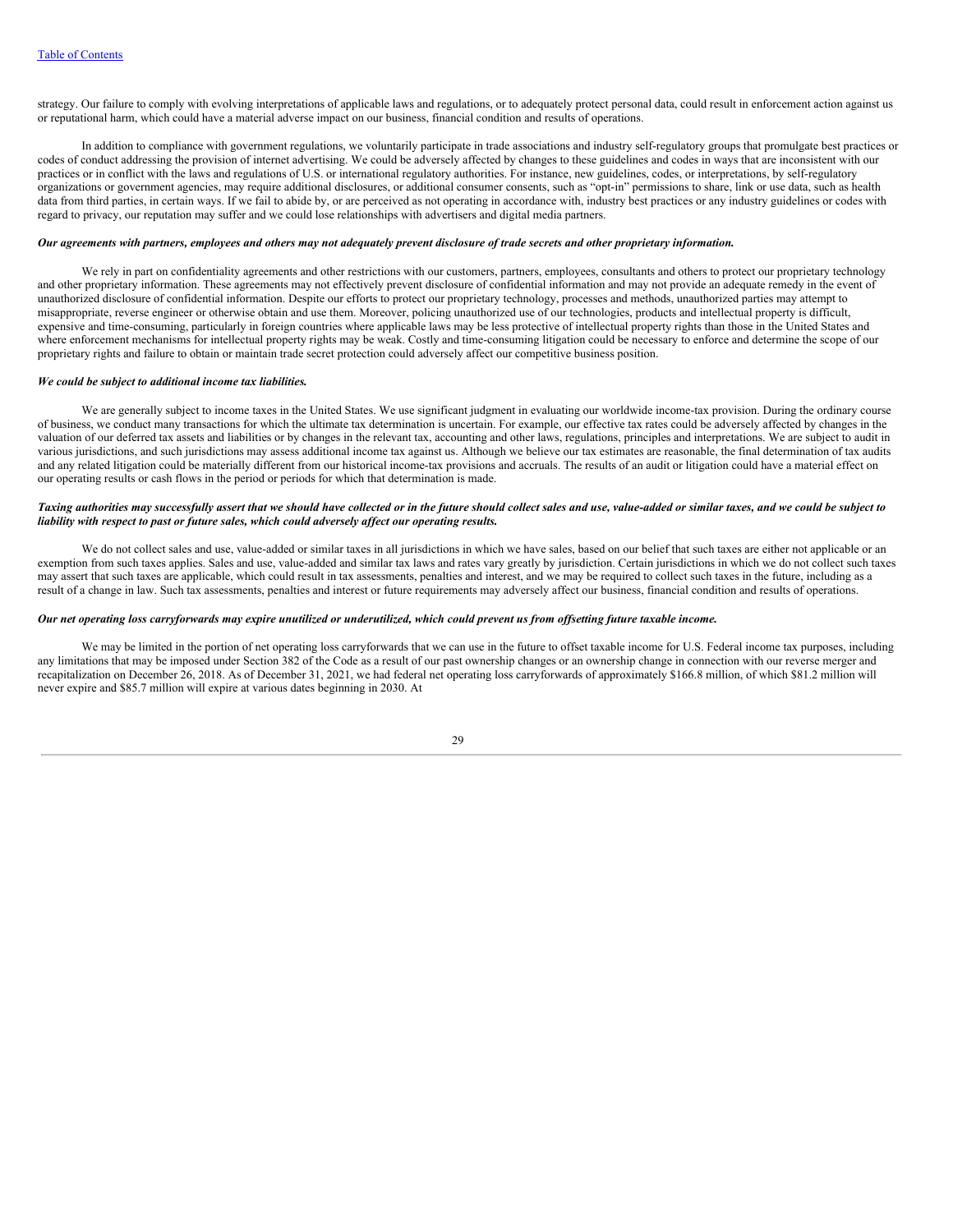strategy. Our failure to comply with evolving interpretations of applicable laws and regulations, or to adequately protect personal data, could result in enforcement action against us or reputational harm, which could have a material adverse impact on our business, financial condition and results of operations.

In addition to compliance with government regulations, we voluntarily participate in trade associations and industry self-regulatory groups that promulgate best practices or codes of conduct addressing the provision of internet advertising. We could be adversely affected by changes to these guidelines and codes in ways that are inconsistent with our practices or in conflict with the laws and regulations of U.S. or international regulatory authorities. For instance, new guidelines, codes, or interpretations, by self-regulatory organizations or government agencies, may require additional disclosures, or additional consumer consents, such as "opt-in" permissions to share, link or use data, such as health data from third parties, in certain ways. If we fail to abide by, or are perceived as not operating in accordance with, industry best practices or any industry guidelines or codes with regard to privacy, our reputation may suffer and we could lose relationships with advertisers and digital media partners.

***Our agreements with partners, employees and others may not adequately prevent disclosure of trade secrets and other proprietary information.***

We rely in part on confidentiality agreements and other restrictions with our customers, partners, employees, consultants and others to protect our proprietary technology and other proprietary information. These agreements may not effectively prevent disclosure of confidential information and may not provide an adequate remedy in the event of unauthorized disclosure of confidential information. Despite our efforts to protect our proprietary technology, processes and methods, unauthorized parties may attempt to misappropriate, reverse engineer or otherwise obtain and use them. Moreover, policing unauthorized use of our technologies, products and intellectual property is difficult, expensive and time-consuming, particularly in foreign countries where applicable laws may be less protective of intellectual property rights than those in the United States and where enforcement mechanisms for intellectual property rights may be weak. Costly and time-consuming litigation could be necessary to enforce and determine the scope of our proprietary rights and failure to obtain or maintain trade secret protection could adversely affect our competitive business position.

***We could be subject to additional income tax liabilities.***

We are generally subject to income taxes in the United States. We use significant judgment in evaluating our worldwide income-tax provision. During the ordinary course of business, we conduct many transactions for which the ultimate tax determination is uncertain. For example, our effective tax rates could be adversely affected by changes in the valuation of our deferred tax assets and liabilities or by changes in the relevant tax, accounting and other laws, regulations, principles and interpretations. We are subject to audit in various jurisdictions, and such jurisdictions may assess additional income tax against us. Although we believe our tax estimates are reasonable, the final determination of tax audits and any related litigation could be materially different from our historical income-tax provisions and accruals. The results of an audit or litigation could have a material effect on our operating results or cash flows in the period or periods for which that determination is made.

***Taxing authorities may successfully assert that we should have collected or in the future should collect sales and use, value-added or similar taxes, and we could be subject to liability with respect to past or future sales, which could adversely affect our operating results.***

We do not collect sales and use, value-added or similar taxes in all jurisdictions in which we have sales, based on our belief that such taxes are either not applicable or an exemption from such taxes applies. Sales and use, value-added and similar tax laws and rates vary greatly by jurisdiction. Certain jurisdictions in which we do not collect such taxes may assert that such taxes are applicable, which could result in tax assessments, penalties and interest, and we may be required to collect such taxes in the future, including as a result of a change in law. Such tax assessments, penalties and interest or future requirements may adversely affect our business, financial condition and results of operations.

***Our net operating loss carryforwards may expire unutilized or underutilized, which could prevent us from offsetting future taxable income.***

We may be limited in the portion of net operating loss carryforwards that we can use in the future to offset taxable income for U.S. Federal income tax purposes, including any limitations that may be imposed under Section 382 of the Code as a result of our past ownership changes or an ownership change in connection with our reverse merger and recapitalization on December 26, 2018. As of December 31, 2021, we had federal net operating loss carryforwards of approximately $166.8 million, of which $81.2 million will never expire and $85.7 million will expire at various dates beginning in 2030. At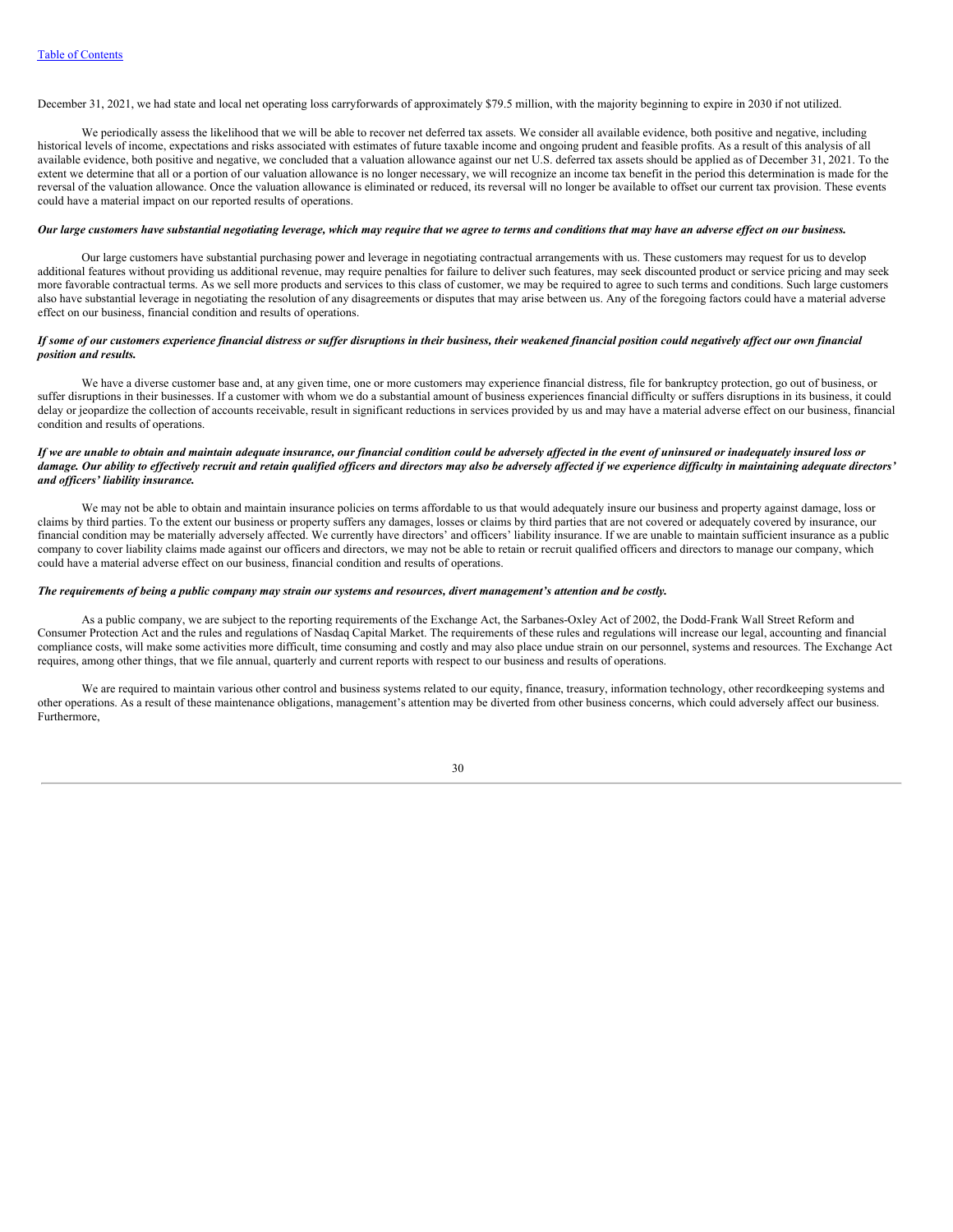December 31, 2021, we had state and local net operating loss carryforwards of approximately $79.5 million, with the majority beginning to expire in 2030 if not utilized.

We periodically assess the likelihood that we will be able to recover net deferred tax assets. We consider all available evidence, both positive and negative, including historical levels of income, expectations and risks associated with estimates of future taxable income and ongoing prudent and feasible profits. As a result of this analysis of all available evidence, both positive and negative, we concluded that a valuation allowance against our net U.S. deferred tax assets should be applied as of December 31, 2021. To the extent we determine that all or a portion of our valuation allowance is no longer necessary, we will recognize an income tax benefit in the period this determination is made for the reversal of the valuation allowance. Once the valuation allowance is eliminated or reduced, its reversal will no longer be available to offset our current tax provision. These events could have a material impact on our reported results of operations.

***Our large customers have substantial negotiating leverage, which may require that we agree to terms and conditions that may have an adverse effect on our business.***

Our large customers have substantial purchasing power and leverage in negotiating contractual arrangements with us. These customers may request for us to develop additional features without providing us additional revenue, may require penalties for failure to deliver such features, may seek discounted product or service pricing and may seek more favorable contractual terms. As we sell more products and services to this class of customer, we may be required to agree to such terms and conditions. Such large customers also have substantial leverage in negotiating the resolution of any disagreements or disputes that may arise between us. Any of the foregoing factors could have a material adverse effect on our business, financial condition and results of operations.

***If some of our customers experience financial distress or suffer disruptions in their business, their weakened financial position could negatively affect our own financial position and results.***

We have a diverse customer base and, at any given time, one or more customers may experience financial distress, file for bankruptcy protection, go out of business, or suffer disruptions in their businesses. If a customer with whom we do a substantial amount of business experiences financial difficulty or suffers disruptions in its business, it could delay or jeopardize the collection of accounts receivable, result in significant reductions in services provided by us and may have a material adverse effect on our business, financial condition and results of operations.

***If we are unable to obtain and maintain adequate insurance, our financial condition could be adversely affected in the event of uninsured or inadequately insured loss or damage. Our ability to effectively recruit and retain qualified officers and directors may also be adversely affected if we experience difficulty in maintaining adequate directors' and officers' liability insurance.***

We may not be able to obtain and maintain insurance policies on terms affordable to us that would adequately insure our business and property against damage, loss or claims by third parties. To the extent our business or property suffers any damages, losses or claims by third parties that are not covered or adequately covered by insurance, our financial condition may be materially adversely affected. We currently have directors' and officers' liability insurance. If we are unable to maintain sufficient insurance as a public company to cover liability claims made against our officers and directors, we may not be able to retain or recruit qualified officers and directors to manage our company, which could have a material adverse effect on our business, financial condition and results of operations.

***The requirements of being a public company may strain our systems and resources, divert management's attention and be costly.***

As a public company, we are subject to the reporting requirements of the Exchange Act, the Sarbanes-Oxley Act of 2002, the Dodd-Frank Wall Street Reform and Consumer Protection Act and the rules and regulations of Nasdaq Capital Market. The requirements of these rules and regulations will increase our legal, accounting and financial compliance costs, will make some activities more difficult, time consuming and costly and may also place undue strain on our personnel, systems and resources. The Exchange Act requires, among other things, that we file annual, quarterly and current reports with respect to our business and results of operations.

We are required to maintain various other control and business systems related to our equity, finance, treasury, information technology, other recordkeeping systems and other operations. As a result of these maintenance obligations, management's attention may be diverted from other business concerns, which could adversely affect our business. Furthermore,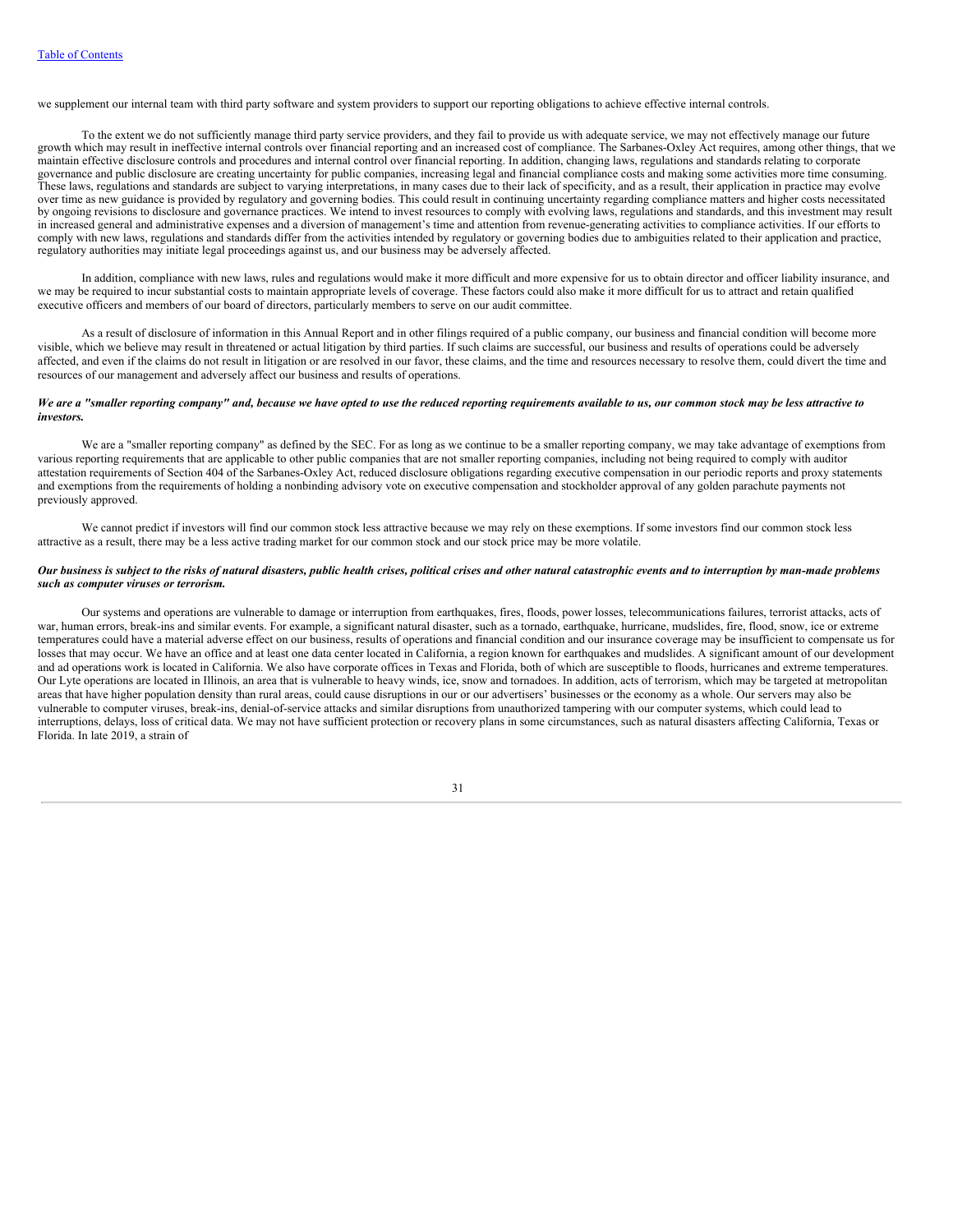we supplement our internal team with third party software and system providers to support our reporting obligations to achieve effective internal controls.

To the extent we do not sufficiently manage third party service providers, and they fail to provide us with adequate service, we may not effectively manage our future growth which may result in ineffective internal controls over financial reporting and an increased cost of compliance. The Sarbanes-Oxley Act requires, among other things, that we maintain effective disclosure controls and procedures and internal control over financial reporting. In addition, changing laws, regulations and standards relating to corporate governance and public disclosure are creating uncertainty for public companies, increasing legal and financial compliance costs and making some activities more time consuming. These laws, regulations and standards are subject to varying interpretations, in many cases due to their lack of specificity, and as a result, their application in practice may evolve over time as new guidance is provided by regulatory and governing bodies. This could result in continuing uncertainty regarding compliance matters and higher costs necessitated by ongoing revisions to disclosure and governance practices. We intend to invest resources to comply with evolving laws, regulations and standards, and this investment may result in increased general and administrative expenses and a diversion of management's time and attention from revenue-generating activities to compliance activities. If our efforts to comply with new laws, regulations and standards differ from the activities intended by regulatory or governing bodies due to ambiguities related to their application and practice, regulatory authorities may initiate legal proceedings against us, and our business may be adversely affected.

In addition, compliance with new laws, rules and regulations would make it more difficult and more expensive for us to obtain director and officer liability insurance, and we may be required to incur substantial costs to maintain appropriate levels of coverage. These factors could also make it more difficult for us to attract and retain qualified executive officers and members of our board of directors, particularly members to serve on our audit committee.

As a result of disclosure of information in this Annual Report and in other filings required of a public company, our business and financial condition will become more visible, which we believe may result in threatened or actual litigation by third parties. If such claims are successful, our business and results of operations could be adversely affected, and even if the claims do not result in litigation or are resolved in our favor, these claims, and the time and resources necessary to resolve them, could divert the time and resources of our management and adversely affect our business and results of operations.

***We are a "smaller reporting company" and, because we have opted to use the reduced reporting requirements available to us, our common stock may be less attractive to investors.***

We are a "smaller reporting company" as defined by the SEC. For as long as we continue to be a smaller reporting company, we may take advantage of exemptions from various reporting requirements that are applicable to other public companies that are not smaller reporting companies, including not being required to comply with auditor attestation requirements of Section 404 of the Sarbanes-Oxley Act, reduced disclosure obligations regarding executive compensation in our periodic reports and proxy statements and exemptions from the requirements of holding a nonbinding advisory vote on executive compensation and stockholder approval of any golden parachute payments not previously approved.

We cannot predict if investors will find our common stock less attractive because we may rely on these exemptions. If some investors find our common stock less attractive as a result, there may be a less active trading market for our common stock and our stock price may be more volatile.

***Our business is subject to the risks of natural disasters, public health crises, political crises and other natural catastrophic events and to interruption by man-made problems such as computer viruses or terrorism.***

Our systems and operations are vulnerable to damage or interruption from earthquakes, fires, floods, power losses, telecommunications failures, terrorist attacks, acts of war, human errors, break-ins and similar events. For example, a significant natural disaster, such as a tornado, earthquake, hurricane, mudslides, fire, flood, snow, ice or extreme temperatures could have a material adverse effect on our business, results of operations and financial condition and our insurance coverage may be insufficient to compensate us for losses that may occur. We have an office and at least one data center located in California, a region known for earthquakes and mudslides. A significant amount of our development and ad operations work is located in California. We also have corporate offices in Texas and Florida, both of which are susceptible to floods, hurricanes and extreme temperatures. Our Lyte operations are located in Illinois, an area that is vulnerable to heavy winds, ice, snow and tornadoes. In addition, acts of terrorism, which may be targeted at metropolitan areas that have higher population density than rural areas, could cause disruptions in our or our advertisers' businesses or the economy as a whole. Our servers may also be vulnerable to computer viruses, break-ins, denial-of-service attacks and similar disruptions from unauthorized tampering with our computer systems, which could lead to interruptions, delays, loss of critical data. We may not have sufficient protection or recovery plans in some circumstances, such as natural disasters affecting California, Texas or Florida. In late 2019, a strain of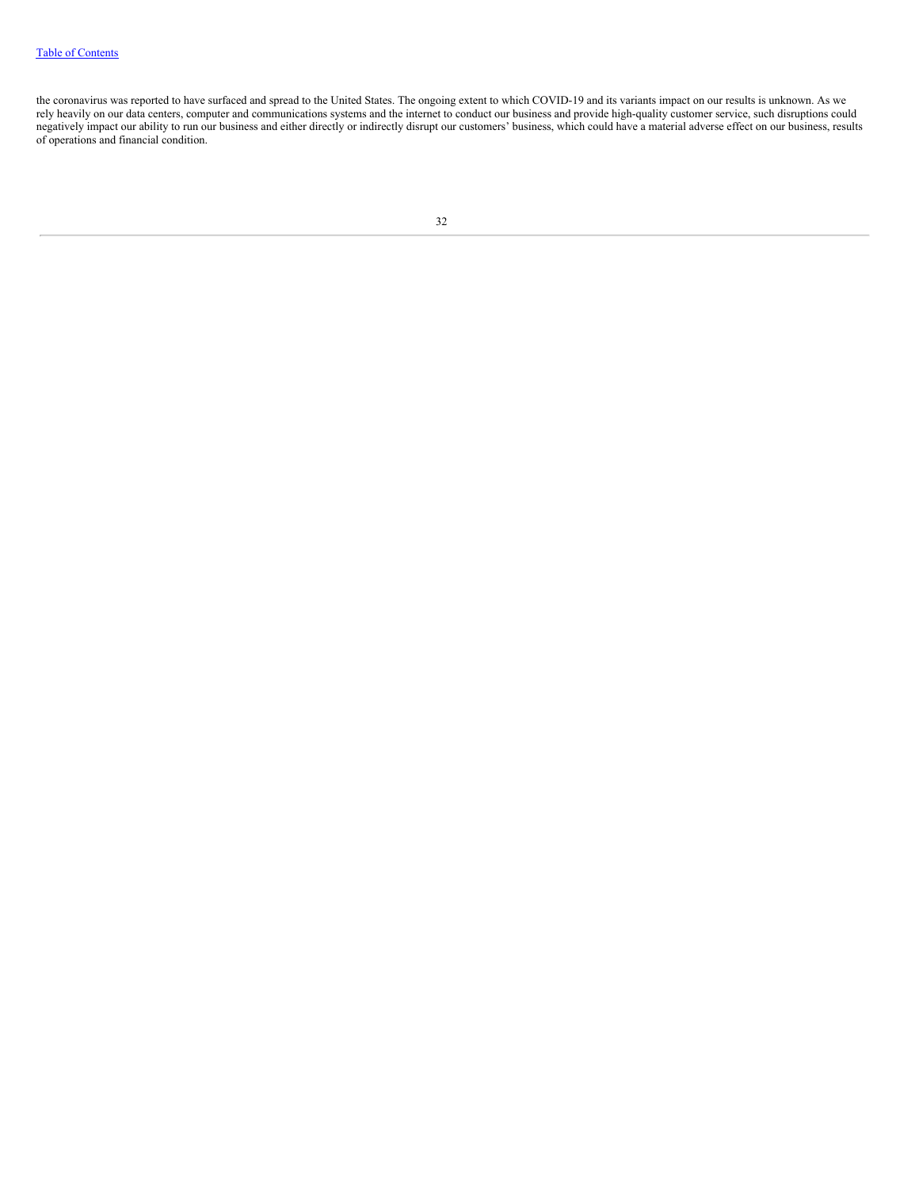the coronavirus was reported to have surfaced and spread to the United States. The ongoing extent to which COVID-19 and its variants impact on our results is unknown. As we rely heavily on our data centers, computer and communications systems and the internet to conduct our business and provide high-quality customer service, such disruptions could negatively impact our ability to run our business and either directly or indirectly disrupt our customers' business, which could have a material adverse effect on our business, results of operations and financial condition.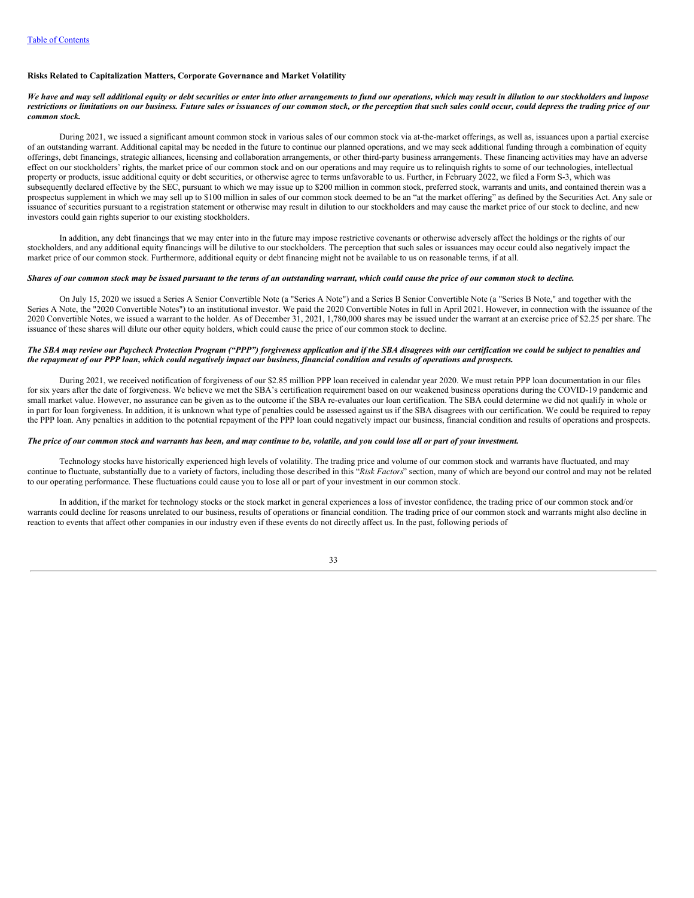[Table of Contents](#)

**Risks Related to Capitalization Matters, Corporate Governance and Market Volatility**

***We have and may sell additional equity or debt securities or enter into other arrangements to fund our operations, which may result in dilution to our stockholders and impose restrictions or limitations on our business. Future sales or issuances of our common stock, or the perception that such sales could occur, could depress the trading price of our common stock.***

During 2021, we issued a significant amount common stock in various sales of our common stock via at-the-market offerings, as well as, issuances upon a partial exercise of an outstanding warrant. Additional capital may be needed in the future to continue our planned operations, and we may seek additional funding through a combination of equity offerings, debt financings, strategic alliances, licensing and collaboration arrangements, or other third-party business arrangements. These financing activities may have an adverse effect on our stockholders' rights, the market price of our common stock and on our operations and may require us to relinquish rights to some of our technologies, intellectual property or products, issue additional equity or debt securities, or otherwise agree to terms unfavorable to us. Further, in February 2022, we filed a Form S-3, which was subsequently declared effective by the SEC, pursuant to which we may issue up to $200 million in common stock, preferred stock, warrants and units, and contained therein was a prospectus supplement in which we may sell up to $100 million in sales of our common stock deemed to be an "at the market offering" as defined by the Securities Act. Any sale or issuance of securities pursuant to a registration statement or otherwise may result in dilution to our stockholders and may cause the market price of our stock to decline, and new investors could gain rights superior to our existing stockholders.

In addition, any debt financings that we may enter into in the future may impose restrictive covenants or otherwise adversely affect the holdings or the rights of our stockholders, and any additional equity financings will be dilutive to our stockholders. The perception that such sales or issuances may occur could also negatively impact the market price of our common stock. Furthermore, additional equity or debt financing might not be available to us on reasonable terms, if at all.

***Shares of our common stock may be issued pursuant to the terms of an outstanding warrant, which could cause the price of our common stock to decline.***

On July 15, 2020 we issued a Series A Senior Convertible Note (a "Series A Note") and a Series B Senior Convertible Note (a "Series B Note," and together with the Series A Note, the "2020 Convertible Notes") to an institutional investor. We paid the 2020 Convertible Notes in full in April 2021. However, in connection with the issuance of the 2020 Convertible Notes, we issued a warrant to the holder. As of December 31, 2021, 1,780,000 shares may be issued under the warrant at an exercise price of $2.25 per share. The issuance of these shares will dilute our other equity holders, which could cause the price of our common stock to decline.

***The SBA may review our Paycheck Protection Program ("PPP") forgiveness application and if the SBA disagrees with our certification we could be subject to penalties and the repayment of our PPP loan, which could negatively impact our business, financial condition and results of operations and prospects.***

During 2021, we received notification of forgiveness of our $2.85 million PPP loan received in calendar year 2020. We must retain PPP loan documentation in our files for six years after the date of forgiveness. We believe we met the SBA's certification requirement based on our weakened business operations during the COVID-19 pandemic and small market value. However, no assurance can be given as to the outcome if the SBA re-evaluates our loan certification. The SBA could determine we did not qualify in whole or in part for loan forgiveness. In addition, it is unknown what type of penalties could be assessed against us if the SBA disagrees with our certification. We could be required to repay the PPP loan. Any penalties in addition to the potential repayment of the PPP loan could negatively impact our business, financial condition and results of operations and prospects.

***The price of our common stock and warrants has been, and may continue to be, volatile, and you could lose all or part of your investment.***

Technology stocks have historically experienced high levels of volatility. The trading price and volume of our common stock and warrants have fluctuated, and may continue to fluctuate, substantially due to a variety of factors, including those described in this "*Risk Factors*" section, many of which are beyond our control and may not be related to our operating performance. These fluctuations could cause you to lose all or part of your investment in our common stock.

In addition, if the market for technology stocks or the stock market in general experiences a loss of investor confidence, the trading price of our common stock and/or warrants could decline for reasons unrelated to our business, results of operations or financial condition. The trading price of our common stock and warrants might also decline in reaction to events that affect other companies in our industry even if these events do not directly affect us. In the past, following periods of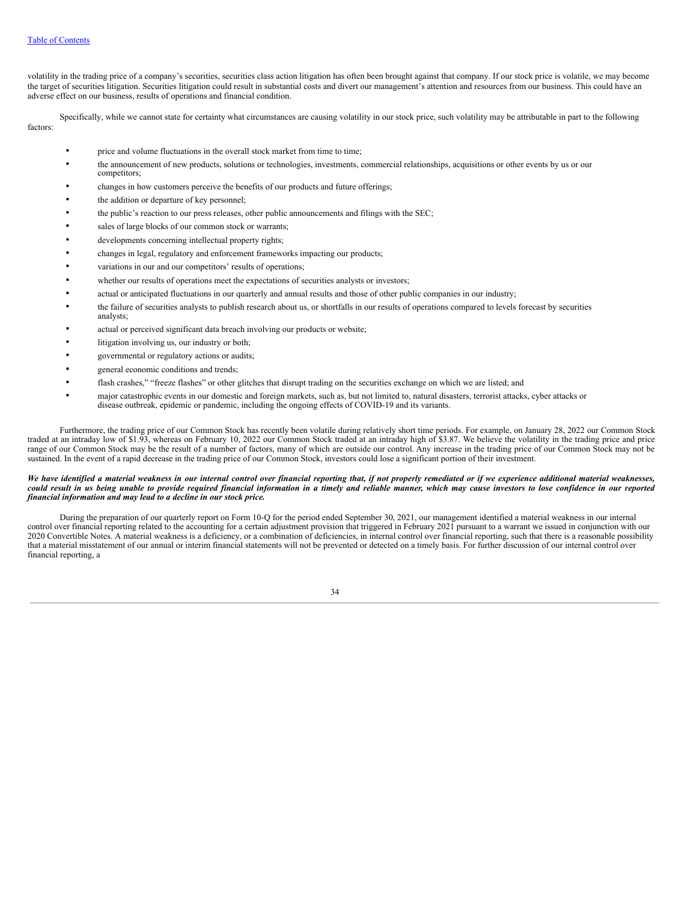volatility in the trading price of a company's securities, securities class action litigation has often been brought against that company. If our stock price is volatile, we may become the target of securities litigation. Securities litigation could result in substantial costs and divert our management's attention and resources from our business. This could have an adverse effect on our business, results of operations and financial condition.

Specifically, while we cannot state for certainty what circumstances are causing volatility in our stock price, such volatility may be attributable in part to the following factors:

- price and volume fluctuations in the overall stock market from time to time;
- the announcement of new products, solutions or technologies, investments, commercial relationships, acquisitions or other events by us or our competitors;
- changes in how customers perceive the benefits of our products and future offerings;
- the addition or departure of key personnel;
- the public's reaction to our press releases, other public announcements and filings with the SEC;
- sales of large blocks of our common stock or warrants;
- developments concerning intellectual property rights;
- changes in legal, regulatory and enforcement frameworks impacting our products;
- variations in our and our competitors' results of operations;
- whether our results of operations meet the expectations of securities analysts or investors;
- actual or anticipated fluctuations in our quarterly and annual results and those of other public companies in our industry;
- the failure of securities analysts to publish research about us, or shortfalls in our results of operations compared to levels forecast by securities analysts;
- actual or perceived significant data breach involving our products or website;
- litigation involving us, our industry or both;
- governmental or regulatory actions or audits;
- general economic conditions and trends;
- flash crashes," "freeze flashes" or other glitches that disrupt trading on the securities exchange on which we are listed; and
- major catastrophic events in our domestic and foreign markets, such as, but not limited to, natural disasters, terrorist attacks, cyber attacks or disease outbreak, epidemic or pandemic, including the ongoing effects of COVID-19 and its variants.

Furthermore, the trading price of our Common Stock has recently been volatile during relatively short time periods. For example, on January 28, 2022 our Common Stock traded at an intraday low of $1.93, whereas on February 10, 2022 our Common Stock traded at an intraday high of $3.87. We believe the volatility in the trading price and price range of our Common Stock may be the result of a number of factors, many of which are outside our control. Any increase in the trading price of our Common Stock may not be sustained. In the event of a rapid decrease in the trading price of our Common Stock, investors could lose a significant portion of their investment.

***We have identified a material weakness in our internal control over financial reporting that, if not properly remediated or if we experience additional material weaknesses, could result in us being unable to provide required financial information in a timely and reliable manner, which may cause investors to lose confidence in our reported financial information and may lead to a decline in our stock price.***

During the preparation of our quarterly report on Form 10-Q for the period ended September 30, 2021, our management identified a material weakness in our internal control over financial reporting related to the accounting for a certain adjustment provision that triggered in February 2021 pursuant to a warrant we issued in conjunction with our 2020 Convertible Notes. A material weakness is a deficiency, or a combination of deficiencies, in internal control over financial reporting, such that there is a reasonable possibility that a material misstatement of our annual or interim financial statements will not be prevented or detected on a timely basis. For further discussion of our internal control over financial reporting, a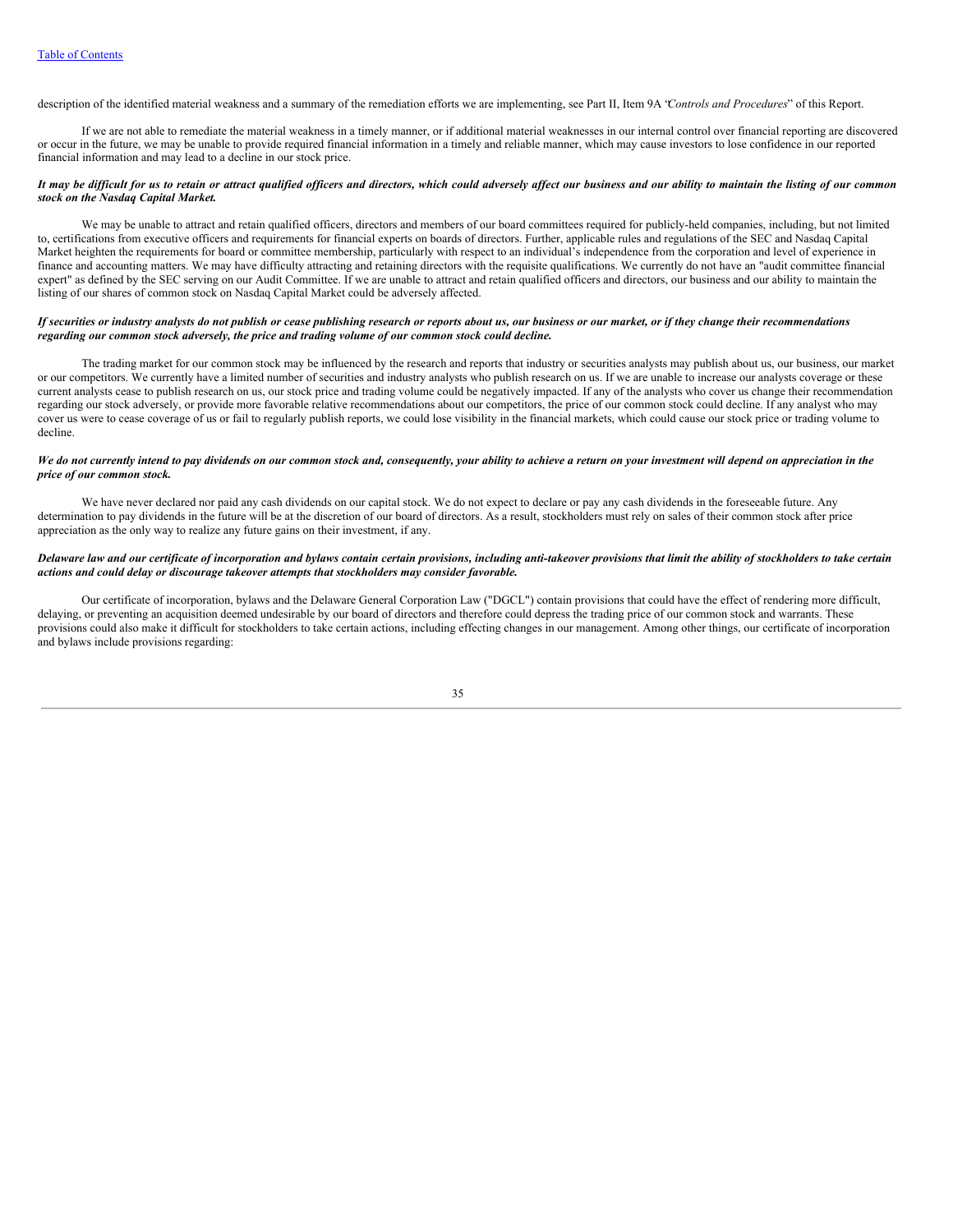description of the identified material weakness and a summary of the remediation efforts we are implementing, see Part II, Item 9A "*Controls and Procedures*" of this Report.

If we are not able to remediate the material weakness in a timely manner, or if additional material weaknesses in our internal control over financial reporting are discovered or occur in the future, we may be unable to provide required financial information in a timely and reliable manner, which may cause investors to lose confidence in our reported financial information and may lead to a decline in our stock price.

***It may be difficult for us to retain or attract qualified officers and directors, which could adversely affect our business and our ability to maintain the listing of our common stock on the Nasdaq Capital Market.***

We may be unable to attract and retain qualified officers, directors and members of our board committees required for publicly-held companies, including, but not limited to, certifications from executive officers and requirements for financial experts on boards of directors. Further, applicable rules and regulations of the SEC and Nasdaq Capital Market heighten the requirements for board or committee membership, particularly with respect to an individual's independence from the corporation and level of experience in finance and accounting matters. We may have difficulty attracting and retaining directors with the requisite qualifications. We currently do not have an "audit committee financial expert" as defined by the SEC serving on our Audit Committee. If we are unable to attract and retain qualified officers and directors, our business and our ability to maintain the listing of our shares of common stock on Nasdaq Capital Market could be adversely affected.

***If securities or industry analysts do not publish or cease publishing research or reports about us, our business or our market, or if they change their recommendations regarding our common stock adversely, the price and trading volume of our common stock could decline.***

The trading market for our common stock may be influenced by the research and reports that industry or securities analysts may publish about us, our business, our market or our competitors. We currently have a limited number of securities and industry analysts who publish research on us. If we are unable to increase our analysts coverage or these current analysts cease to publish research on us, our stock price and trading volume could be negatively impacted. If any of the analysts who cover us change their recommendation regarding our stock adversely, or provide more favorable relative recommendations about our competitors, the price of our common stock could decline. If any analyst who may cover us were to cease coverage of us or fail to regularly publish reports, we could lose visibility in the financial markets, which could cause our stock price or trading volume to decline.

***We do not currently intend to pay dividends on our common stock and, consequently, your ability to achieve a return on your investment will depend on appreciation in the price of our common stock.***

We have never declared nor paid any cash dividends on our capital stock. We do not expect to declare or pay any cash dividends in the foreseeable future. Any determination to pay dividends in the future will be at the discretion of our board of directors. As a result, stockholders must rely on sales of their common stock after price appreciation as the only way to realize any future gains on their investment, if any.

***Delaware law and our certificate of incorporation and bylaws contain certain provisions, including anti-takeover provisions that limit the ability of stockholders to take certain actions and could delay or discourage takeover attempts that stockholders may consider favorable.***

Our certificate of incorporation, bylaws and the Delaware General Corporation Law ("DGCL") contain provisions that could have the effect of rendering more difficult, delaying, or preventing an acquisition deemed undesirable by our board of directors and therefore could depress the trading price of our common stock and warrants. These provisions could also make it difficult for stockholders to take certain actions, including effecting changes in our management. Among other things, our certificate of incorporation and bylaws include provisions regarding: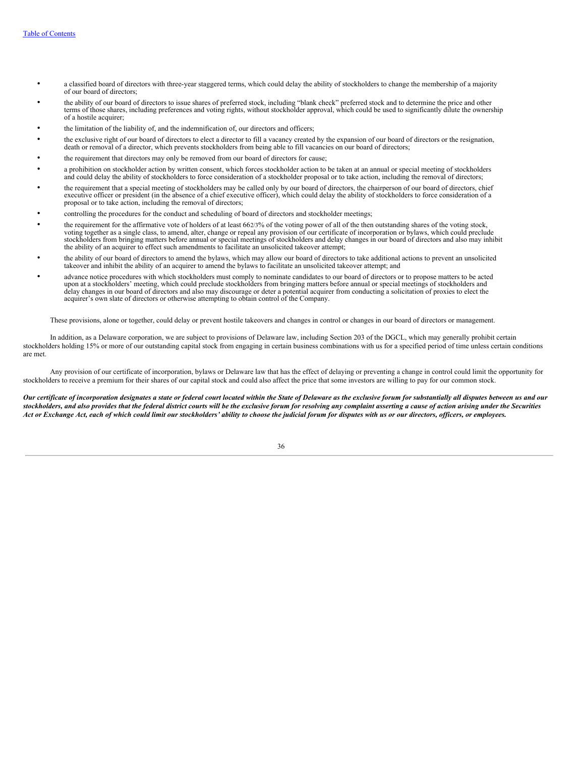- a classified board of directors with three-year staggered terms, which could delay the ability of stockholders to change the membership of a majority of our board of directors;
- the ability of our board of directors to issue shares of preferred stock, including "blank check" preferred stock and to determine the price and other terms of those shares, including preferences and voting rights, without stockholder approval, which could be used to significantly dilute the ownership of a hostile acquirer;
- the limitation of the liability of, and the indemnification of, our directors and officers;
- the exclusive right of our board of directors to elect a director to fill a vacancy created by the expansion of our board of directors or the resignation, death or removal of a director, which prevents stockholders from being able to fill vacancies on our board of directors;
- the requirement that directors may only be removed from our board of directors for cause;
- a prohibition on stockholder action by written consent, which forces stockholder action to be taken at an annual or special meeting of stockholders and could delay the ability of stockholders to force consideration of a stockholder proposal or to take action, including the removal of directors;
- the requirement that a special meeting of stockholders may be called only by our board of directors, the chairperson of our board of directors, chief executive officer or president (in the absence of a chief executive officer), which could delay the ability of stockholders to force consideration of a proposal or to take action, including the removal of directors;
- controlling the procedures for the conduct and scheduling of board of directors and stockholder meetings;
- the requirement for the affirmative vote of holders of at least 66 2/3% of the voting power of all of the then outstanding shares of the voting stock, voting together as a single class, to amend, alter, change or repeal any provision of our certificate of incorporation or bylaws, which could preclude stockholders from bringing matters before annual or special meetings of stockholders and delay changes in our board of directors and also may inhibit the ability of an acquirer to effect such amendments to facilitate an unsolicited takeover attempt;
- the ability of our board of directors to amend the bylaws, which may allow our board of directors to take additional actions to prevent an unsolicited takeover and inhibit the ability of an acquirer to amend the bylaws to facilitate an unsolicited takeover attempt; and
- advance notice procedures with which stockholders must comply to nominate candidates to our board of directors or to propose matters to be acted upon at a stockholders' meeting, which could preclude stockholders from bringing matters before annual or special meetings of stockholders and delay changes in our board of directors and also may discourage or deter a potential acquirer from conducting a solicitation of proxies to elect the acquirer's own slate of directors or otherwise attempting to obtain control of the Company.

These provisions, alone or together, could delay or prevent hostile takeovers and changes in control or changes in our board of directors or management.

In addition, as a Delaware corporation, we are subject to provisions of Delaware law, including Section 203 of the DGCL, which may generally prohibit certain stockholders holding 15% or more of our outstanding capital stock from engaging in certain business combinations with us for a specified period of time unless certain conditions are met.

Any provision of our certificate of incorporation, bylaws or Delaware law that has the effect of delaying or preventing a change in control could limit the opportunity for stockholders to receive a premium for their shares of our capital stock and could also affect the price that some investors are willing to pay for our common stock.

***Our certificate of incorporation designates a state or federal court located within the State of Delaware as the exclusive forum for substantially all disputes between us and our stockholders, and also provides that the federal district courts will be the exclusive forum for resolving any complaint asserting a cause of action arising under the Securities Act or Exchange Act, each of which could limit our stockholders' ability to choose the judicial forum for disputes with us or our directors, officers, or employees.***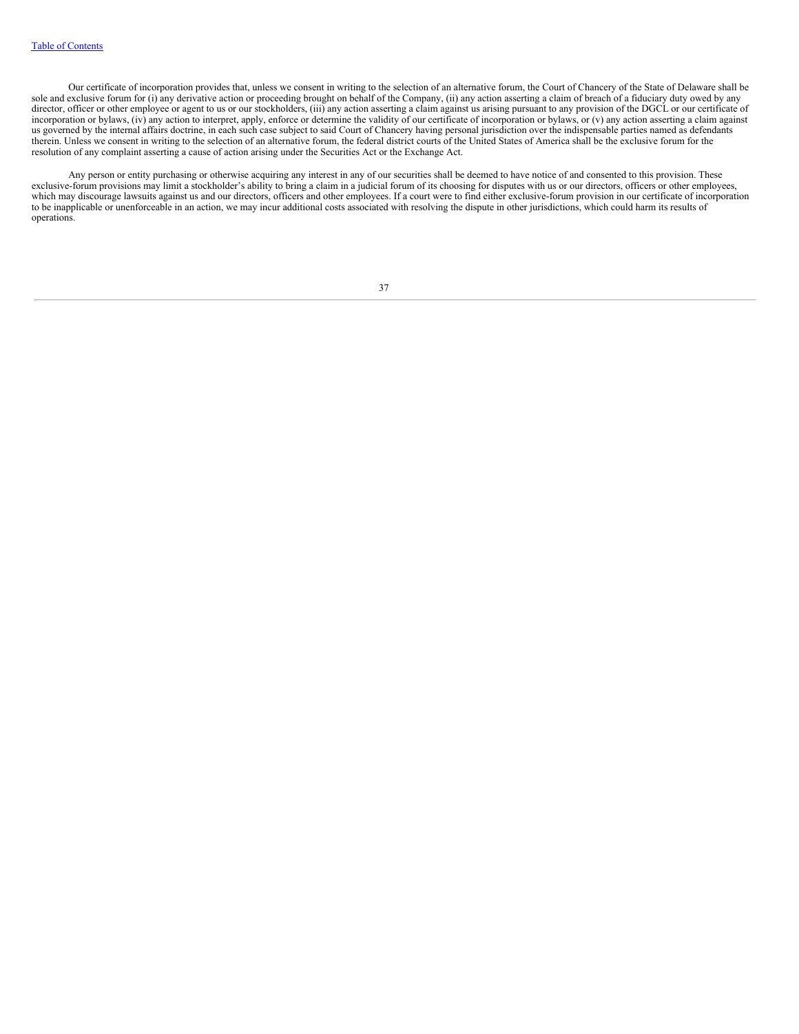Our certificate of incorporation provides that, unless we consent in writing to the selection of an alternative forum, the Court of Chancery of the State of Delaware shall be sole and exclusive forum for (i) any derivative action or proceeding brought on behalf of the Company, (ii) any action asserting a claim of breach of a fiduciary duty owed by any director, officer or other employee or agent to us or our stockholders, (iii) any action asserting a claim against us arising pursuant to any provision of the DGCL or our certificate of incorporation or bylaws, (iv) any action to interpret, apply, enforce or determine the validity of our certificate of incorporation or bylaws, or (v) any action asserting a claim against us governed by the internal affairs doctrine, in each such case subject to said Court of Chancery having personal jurisdiction over the indispensable parties named as defendants therein. Unless we consent in writing to the selection of an alternative forum, the federal district courts of the United States of America shall be the exclusive forum for the resolution of any complaint asserting a cause of action arising under the Securities Act or the Exchange Act.

Any person or entity purchasing or otherwise acquiring any interest in any of our securities shall be deemed to have notice of and consented to this provision. These exclusive-forum provisions may limit a stockholder's ability to bring a claim in a judicial forum of its choosing for disputes with us or our directors, officers or other employees, which may discourage lawsuits against us and our directors, officers and other employees. If a court were to find either exclusive-forum provision in our certificate of incorporation to be inapplicable or unenforceable in an action, we may incur additional costs associated with resolving the dispute in other jurisdictions, which could harm its results of operations.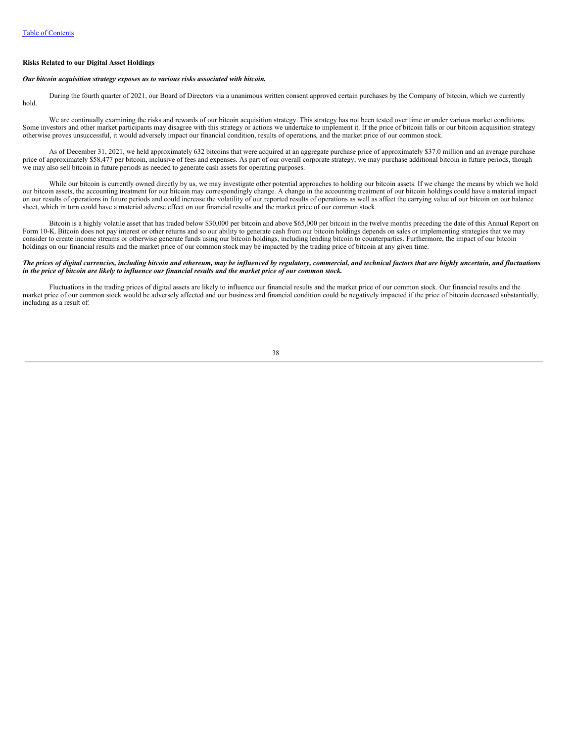**Risks Related to our Digital Asset Holdings**

***Our bitcoin acquisition strategy exposes us to various risks associated with bitcoin.***

During the fourth quarter of 2021, our Board of Directors via a unanimous written consent approved certain purchases by the Company of bitcoin, which we currently hold.

We are continually examining the risks and rewards of our bitcoin acquisition strategy. This strategy has not been tested over time or under various market conditions. Some investors and other market participants may disagree with this strategy or actions we undertake to implement it. If the price of bitcoin falls or our bitcoin acquisition strategy otherwise proves unsuccessful, it would adversely impact our financial condition, results of operations, and the market price of our common stock.

As of December 31, 2021, we held approximately 632 bitcoins that were acquired at an aggregate purchase price of approximately $37.0 million and an average purchase price of approximately $58,477 per bitcoin, inclusive of fees and expenses. As part of our overall corporate strategy, we may purchase additional bitcoin in future periods, though we may also sell bitcoin in future periods as needed to generate cash assets for operating purposes.

While our bitcoin is currently owned directly by us, we may investigate other potential approaches to holding our bitcoin assets. If we change the means by which we hold our bitcoin assets, the accounting treatment for our bitcoin may correspondingly change. A change in the accounting treatment of our bitcoin holdings could have a material impact on our results of operations in future periods and could increase the volatility of our reported results of operations as well as affect the carrying value of our bitcoin on our balance sheet, which in turn could have a material adverse effect on our financial results and the market price of our common stock.

Bitcoin is a highly volatile asset that has traded below $30,000 per bitcoin and above $65,000 per bitcoin in the twelve months preceding the date of this Annual Report on Form 10-K. Bitcoin does not pay interest or other returns and so our ability to generate cash from our bitcoin holdings depends on sales or implementing strategies that we may consider to create income streams or otherwise generate funds using our bitcoin holdings, including lending bitcoin to counterparties. Furthermore, the impact of our bitcoin holdings on our financial results and the market price of our common stock may be impacted by the trading price of bitcoin at any given time.

***The prices of digital currencies, including bitcoin and ethereum, may be influenced by regulatory, commercial, and technical factors that are highly uncertain, and fluctuations in the price of bitcoin are likely to influence our financial results and the market price of our common stock.***

Fluctuations in the trading prices of digital assets are likely to influence our financial results and the market price of our common stock. Our financial results and the market price of our common stock would be adversely affected and our business and financial condition could be negatively impacted if the price of bitcoin decreased substantially, including as a result of: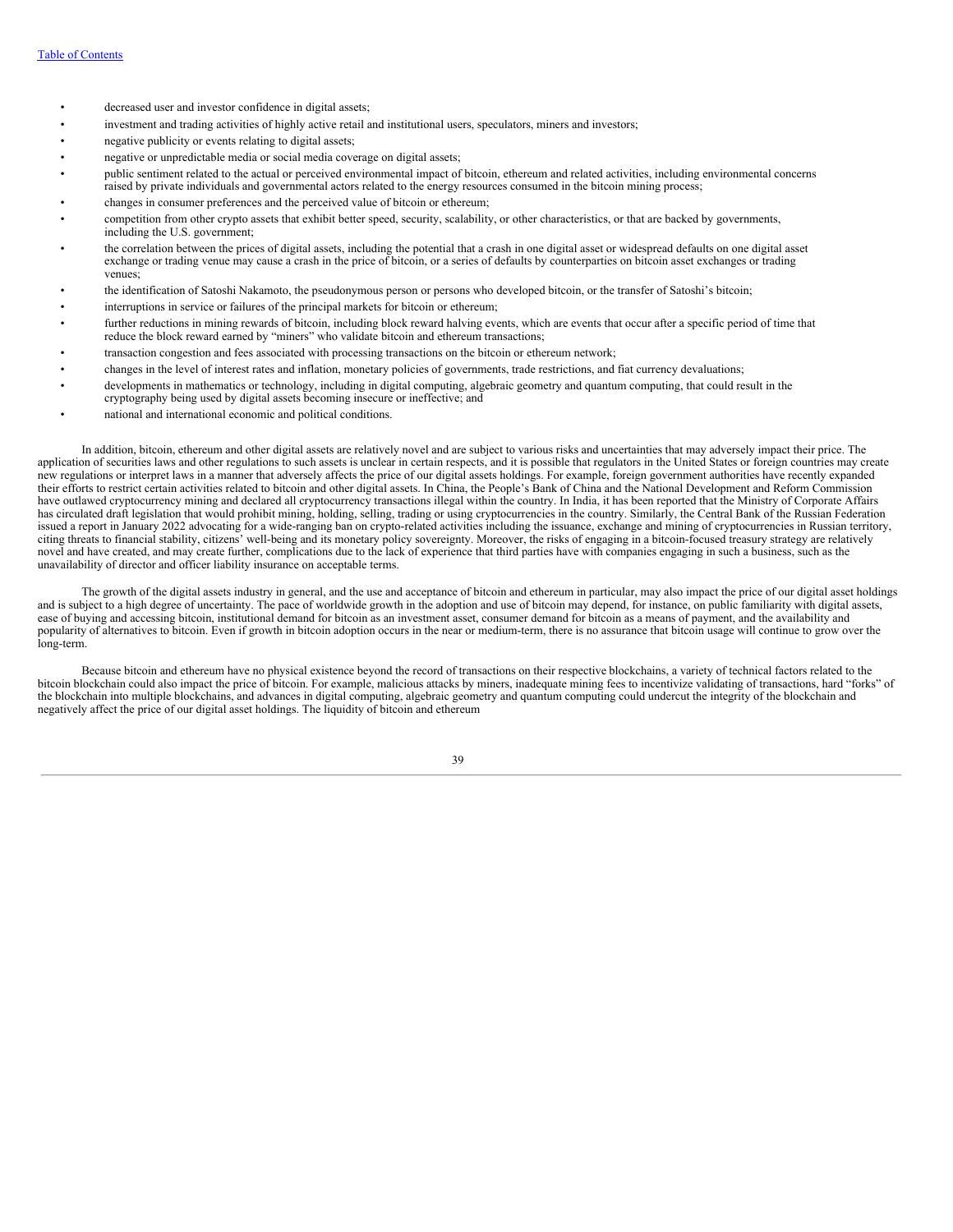- decreased user and investor confidence in digital assets;
- investment and trading activities of highly active retail and institutional users, speculators, miners and investors;
- negative publicity or events relating to digital assets;
- negative or unpredictable media or social media coverage on digital assets;
- public sentiment related to the actual or perceived environmental impact of bitcoin, ethereum and related activities, including environmental concerns raised by private individuals and governmental actors related to the energy resources consumed in the bitcoin mining process;
- changes in consumer preferences and the perceived value of bitcoin or ethereum;
- competition from other crypto assets that exhibit better speed, security, scalability, or other characteristics, or that are backed by governments, including the U.S. government;
- the correlation between the prices of digital assets, including the potential that a crash in one digital asset or widespread defaults on one digital asset exchange or trading venue may cause a crash in the price of bitcoin, or a series of defaults by counterparties on bitcoin asset exchanges or trading venues;
- the identification of Satoshi Nakamoto, the pseudonymous person or persons who developed bitcoin, or the transfer of Satoshi's bitcoin;
- interruptions in service or failures of the principal markets for bitcoin or ethereum;
- further reductions in mining rewards of bitcoin, including block reward halving events, which are events that occur after a specific period of time that reduce the block reward earned by "miners" who validate bitcoin and ethereum transactions;
- transaction congestion and fees associated with processing transactions on the bitcoin or ethereum network;
- changes in the level of interest rates and inflation, monetary policies of governments, trade restrictions, and fiat currency devaluations;
- developments in mathematics or technology, including in digital computing, algebraic geometry and quantum computing, that could result in the cryptography being used by digital assets becoming insecure or ineffective; and
- national and international economic and political conditions.

In addition, bitcoin, ethereum and other digital assets are relatively novel and are subject to various risks and uncertainties that may adversely impact their price. The application of securities laws and other regulations to such assets is unclear in certain respects, and it is possible that regulators in the United States or foreign countries may create new regulations or interpret laws in a manner that adversely affects the price of our digital assets holdings. For example, foreign government authorities have recently expanded their efforts to restrict certain activities related to bitcoin and other digital assets. In China, the People's Bank of China and the National Development and Reform Commission have outlawed cryptocurrency mining and declared all cryptocurrency transactions illegal within the country. In India, it has been reported that the Ministry of Corporate Affairs has circulated draft legislation that would prohibit mining, holding, selling, trading or using cryptocurrencies in the country. Similarly, the Central Bank of the Russian Federation issued a report in January 2022 advocating for a wide-ranging ban on crypto-related activities including the issuance, exchange and mining of cryptocurrencies in Russian territory, citing threats to financial stability, citizens' well-being and its monetary policy sovereignty. Moreover, the risks of engaging in a bitcoin-focused treasury strategy are relatively novel and have created, and may create further, complications due to the lack of experience that third parties have with companies engaging in such a business, such as the unavailability of director and officer liability insurance on acceptable terms.

The growth of the digital assets industry in general, and the use and acceptance of bitcoin and ethereum in particular, may also impact the price of our digital asset holdings and is subject to a high degree of uncertainty. The pace of worldwide growth in the adoption and use of bitcoin may depend, for instance, on public familiarity with digital assets, ease of buying and accessing bitcoin, institutional demand for bitcoin as an investment asset, consumer demand for bitcoin as a means of payment, and the availability and popularity of alternatives to bitcoin. Even if growth in bitcoin adoption occurs in the near or medium-term, there is no assurance that bitcoin usage will continue to grow over the long-term.

Because bitcoin and ethereum have no physical existence beyond the record of transactions on their respective blockchains, a variety of technical factors related to the bitcoin blockchain could also impact the price of bitcoin. For example, malicious attacks by miners, inadequate mining fees to incentivize validating of transactions, hard "forks" of the blockchain into multiple blockchains, and advances in digital computing, algebraic geometry and quantum computing could undercut the integrity of the blockchain and negatively affect the price of our digital asset holdings. The liquidity of bitcoin and ethereum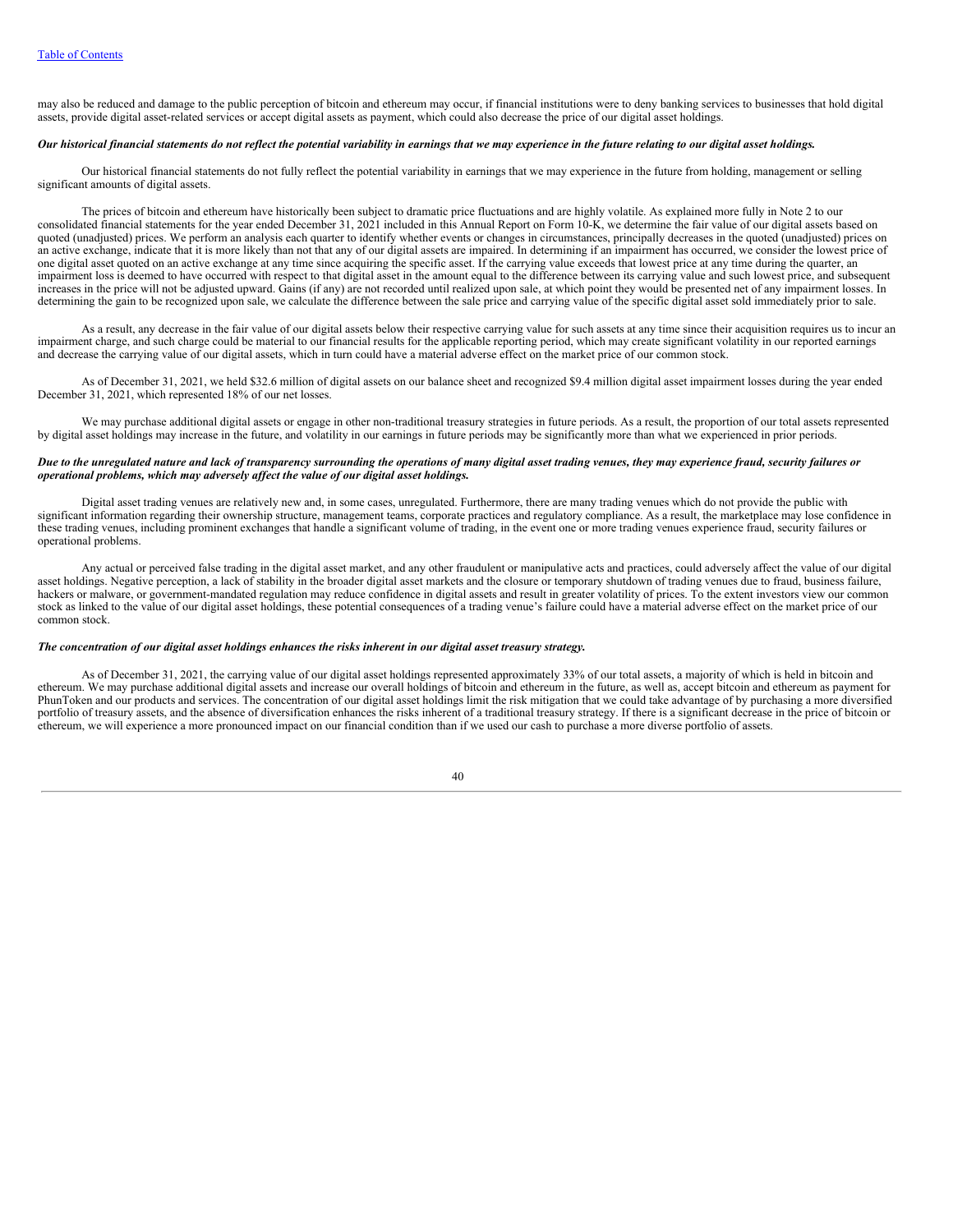may also be reduced and damage to the public perception of bitcoin and ethereum may occur, if financial institutions were to deny banking services to businesses that hold digital assets, provide digital asset-related services or accept digital assets as payment, which could also decrease the price of our digital asset holdings.

***Our historical financial statements do not reflect the potential variability in earnings that we may experience in the future relating to our digital asset holdings.***

Our historical financial statements do not fully reflect the potential variability in earnings that we may experience in the future from holding, management or selling significant amounts of digital assets.

The prices of bitcoin and ethereum have historically been subject to dramatic price fluctuations and are highly volatile. As explained more fully in Note 2 to our consolidated financial statements for the year ended December 31, 2021 included in this Annual Report on Form 10-K, we determine the fair value of our digital assets based on quoted (unadjusted) prices. We perform an analysis each quarter to identify whether events or changes in circumstances, principally decreases in the quoted (unadjusted) prices on an active exchange, indicate that it is more likely than not that any of our digital assets are impaired. In determining if an impairment has occurred, we consider the lowest price of one digital asset quoted on an active exchange at any time since acquiring the specific asset. If the carrying value exceeds that lowest price at any time during the quarter, an impairment loss is deemed to have occurred with respect to that digital asset in the amount equal to the difference between its carrying value and such lowest price, and subsequent increases in the price will not be adjusted upward. Gains (if any) are not recorded until realized upon sale, at which point they would be presented net of any impairment losses. In determining the gain to be recognized upon sale, we calculate the difference between the sale price and carrying value of the specific digital asset sold immediately prior to sale.

As a result, any decrease in the fair value of our digital assets below their respective carrying value for such assets at any time since their acquisition requires us to incur an impairment charge, and such charge could be material to our financial results for the applicable reporting period, which may create significant volatility in our reported earnings and decrease the carrying value of our digital assets, which in turn could have a material adverse effect on the market price of our common stock.

As of December 31, 2021, we held $32.6 million of digital assets on our balance sheet and recognized $9.4 million digital asset impairment losses during the year ended December 31, 2021, which represented 18% of our net losses.

We may purchase additional digital assets or engage in other non-traditional treasury strategies in future periods. As a result, the proportion of our total assets represented by digital asset holdings may increase in the future, and volatility in our earnings in future periods may be significantly more than what we experienced in prior periods.

***Due to the unregulated nature and lack of transparency surrounding the operations of many digital asset trading venues, they may experience fraud, security failures or operational problems, which may adversely affect the value of our digital asset holdings.***

Digital asset trading venues are relatively new and, in some cases, unregulated. Furthermore, there are many trading venues which do not provide the public with significant information regarding their ownership structure, management teams, corporate practices and regulatory compliance. As a result, the marketplace may lose confidence in these trading venues, including prominent exchanges that handle a significant volume of trading, in the event one or more trading venues experience fraud, security failures or operational problems.

Any actual or perceived false trading in the digital asset market, and any other fraudulent or manipulative acts and practices, could adversely affect the value of our digital asset holdings. Negative perception, a lack of stability in the broader digital asset markets and the closure or temporary shutdown of trading venues due to fraud, business failure, hackers or malware, or government-mandated regulation may reduce confidence in digital assets and result in greater volatility of prices. To the extent investors view our common stock as linked to the value of our digital asset holdings, these potential consequences of a trading venue's failure could have a material adverse effect on the market price of our common stock.

***The concentration of our digital asset holdings enhances the risks inherent in our digital asset treasury strategy.***

As of December 31, 2021, the carrying value of our digital asset holdings represented approximately 33% of our total assets, a majority of which is held in bitcoin and ethereum. We may purchase additional digital assets and increase our overall holdings of bitcoin and ethereum in the future, as well as, accept bitcoin and ethereum as payment for PhunToken and our products and services. The concentration of our digital asset holdings limit the risk mitigation that we could take advantage of by purchasing a more diversified portfolio of treasury assets, and the absence of diversification enhances the risks inherent of a traditional treasury strategy. If there is a significant decrease in the price of bitcoin or ethereum, we will experience a more pronounced impact on our financial condition than if we used our cash to purchase a more diverse portfolio of assets.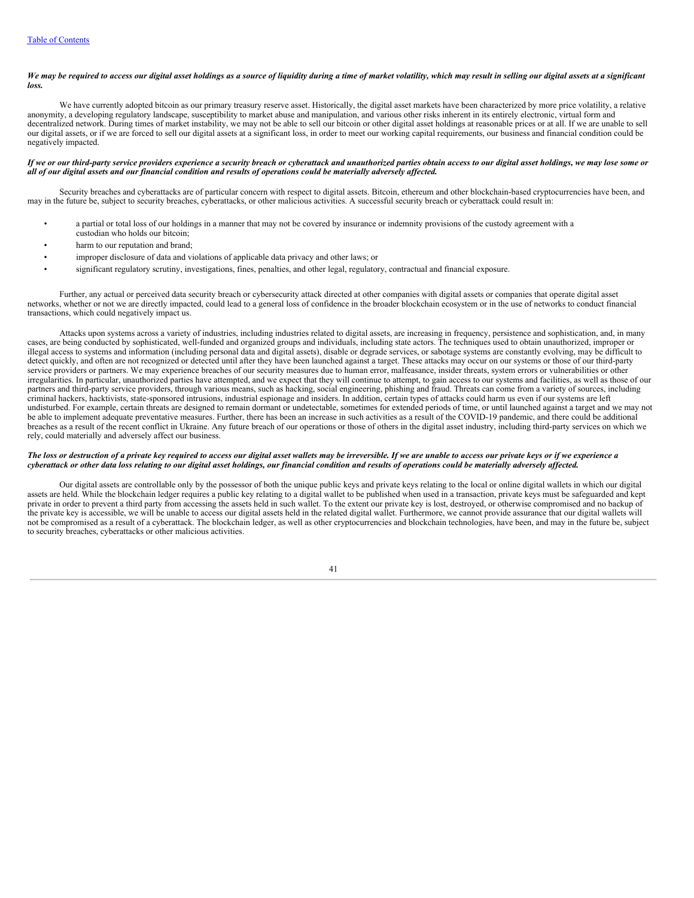***We may be required to access our digital asset holdings as a source of liquidity during a time of market volatility, which may result in selling our digital assets at a significant loss.***

We have currently adopted bitcoin as our primary treasury reserve asset. Historically, the digital asset markets have been characterized by more price volatility, a relative anonymity, a developing regulatory landscape, susceptibility to market abuse and manipulation, and various other risks inherent in its entirely electronic, virtual form and decentralized network. During times of market instability, we may not be able to sell our bitcoin or other digital asset holdings at reasonable prices or at all. If we are unable to sell our digital assets, or if we are forced to sell our digital assets at a significant loss, in order to meet our working capital requirements, our business and financial condition could be negatively impacted.

***If we or our third-party service providers experience a security breach or cyberattack and unauthorized parties obtain access to our digital asset holdings, we may lose some or all of our digital assets and our financial condition and results of operations could be materially adversely affected.***

Security breaches and cyberattacks are of particular concern with respect to digital assets. Bitcoin, ethereum and other blockchain-based cryptocurrencies have been, and may in the future be, subject to security breaches, cyberattacks, or other malicious activities. A successful security breach or cyberattack could result in:

- a partial or total loss of our holdings in a manner that may not be covered by insurance or indemnity provisions of the custody agreement with a custodian who holds our bitcoin;
- harm to our reputation and brand;
- improper disclosure of data and violations of applicable data privacy and other laws; or
- significant regulatory scrutiny, investigations, fines, penalties, and other legal, regulatory, contractual and financial exposure.

Further, any actual or perceived data security breach or cybersecurity attack directed at other companies with digital assets or companies that operate digital asset networks, whether or not we are directly impacted, could lead to a general loss of confidence in the broader blockchain ecosystem or in the use of networks to conduct financial transactions, which could negatively impact us.

Attacks upon systems across a variety of industries, including industries related to digital assets, are increasing in frequency, persistence and sophistication, and, in many cases, are being conducted by sophisticated, well-funded and organized groups and individuals, including state actors. The techniques used to obtain unauthorized, improper or illegal access to systems and information (including personal data and digital assets), disable or degrade services, or sabotage systems are constantly evolving, may be difficult to detect quickly, and often are not recognized or detected until after they have been launched against a target. These attacks may occur on our systems or those of our third-party service providers or partners. We may experience breaches of our security measures due to human error, malfeasance, insider threats, system errors or vulnerabilities or other irregularities. In particular, unauthorized parties have attempted, and we expect that they will continue to attempt, to gain access to our systems and facilities, as well as those of our partners and third-party service providers, through various means, such as hacking, social engineering, phishing and fraud. Threats can come from a variety of sources, including criminal hackers, hacktivists, state-sponsored intrusions, industrial espionage and insiders. In addition, certain types of attacks could harm us even if our systems are left undisturbed. For example, certain threats are designed to remain dormant or undetectable, sometimes for extended periods of time, or until launched against a target and we may not be able to implement adequate preventative measures. Further, there has been an increase in such activities as a result of the COVID-19 pandemic, and there could be additional breaches as a result of the recent conflict in Ukraine. Any future breach of our operations or those of others in the digital asset industry, including third-party services on which we rely, could materially and adversely affect our business.

***The loss or destruction of a private key required to access our digital asset wallets may be irreversible. If we are unable to access our private keys or if we experience a cyberattack or other data loss relating to our digital asset holdings, our financial condition and results of operations could be materially adversely affected.***

Our digital assets are controllable only by the possessor of both the unique public keys and private keys relating to the local or online digital wallets in which our digital assets are held. While the blockchain ledger requires a public key relating to a digital wallet to be published when used in a transaction, private keys must be safeguarded and kept private in order to prevent a third party from accessing the assets held in such wallet. To the extent our private key is lost, destroyed, or otherwise compromised and no backup of the private key is accessible, we will be unable to access our digital assets held in the related digital wallet. Furthermore, we cannot provide assurance that our digital wallets will not be compromised as a result of a cyberattack. The blockchain ledger, as well as other cryptocurrencies and blockchain technologies, have been, and may in the future be, subject to security breaches, cyberattacks or other malicious activities.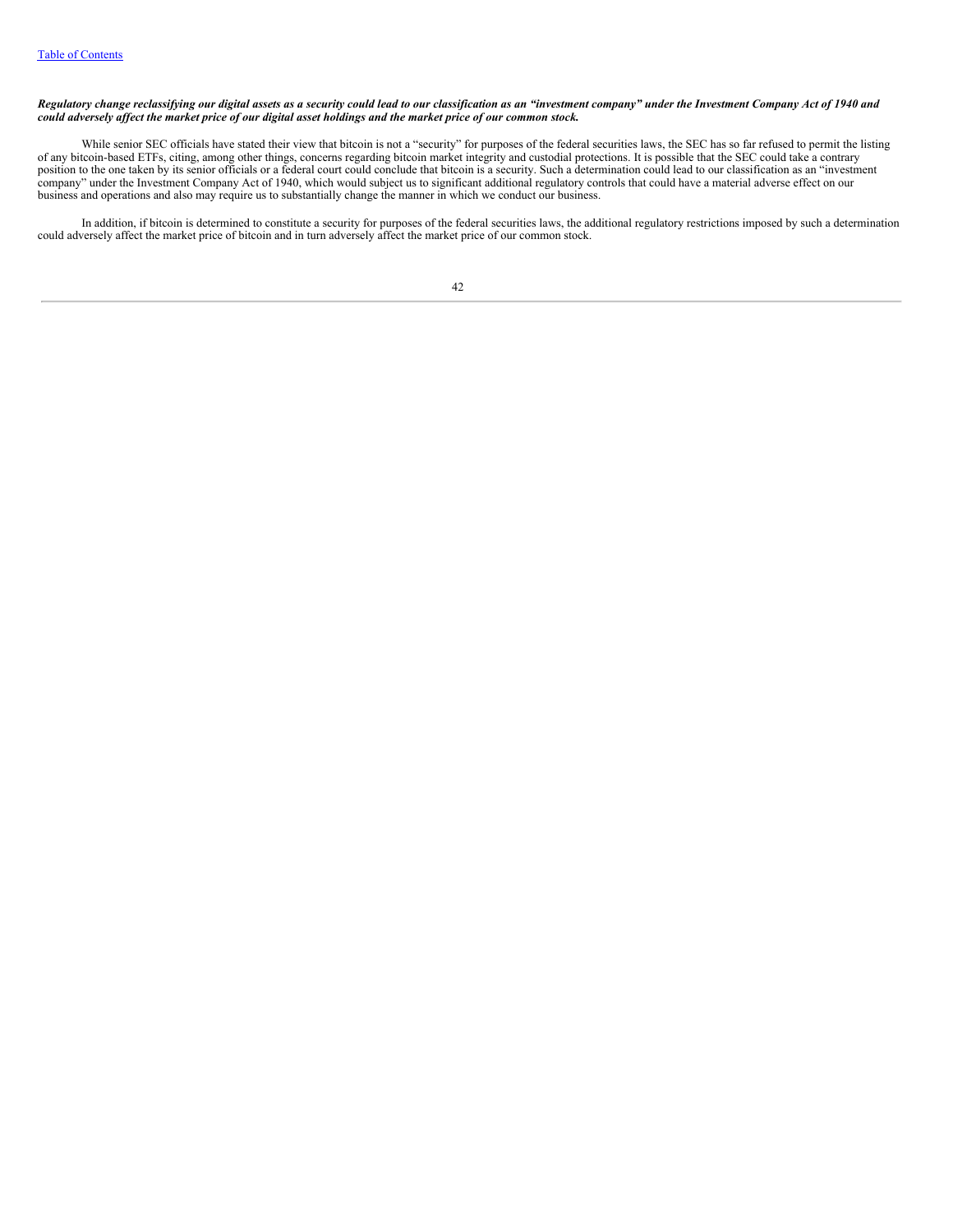***Regulatory change reclassifying our digital assets as a security could lead to our classification as an "investment company" under the Investment Company Act of 1940 and could adversely affect the market price of our digital asset holdings and the market price of our common stock.***

While senior SEC officials have stated their view that bitcoin is not a "security" for purposes of the federal securities laws, the SEC has so far refused to permit the listing of any bitcoin-based ETFs, citing, among other things, concerns regarding bitcoin market integrity and custodial protections. It is possible that the SEC could take a contrary position to the one taken by its senior officials or a federal court could conclude that bitcoin is a security. Such a determination could lead to our classification as an "investment company" under the Investment Company Act of 1940, which would subject us to significant additional regulatory controls that could have a material adverse effect on our business and operations and also may require us to substantially change the manner in which we conduct our business.

In addition, if bitcoin is determined to constitute a security for purposes of the federal securities laws, the additional regulatory restrictions imposed by such a determination could adversely affect the market price of bitcoin and in turn adversely affect the market price of our common stock.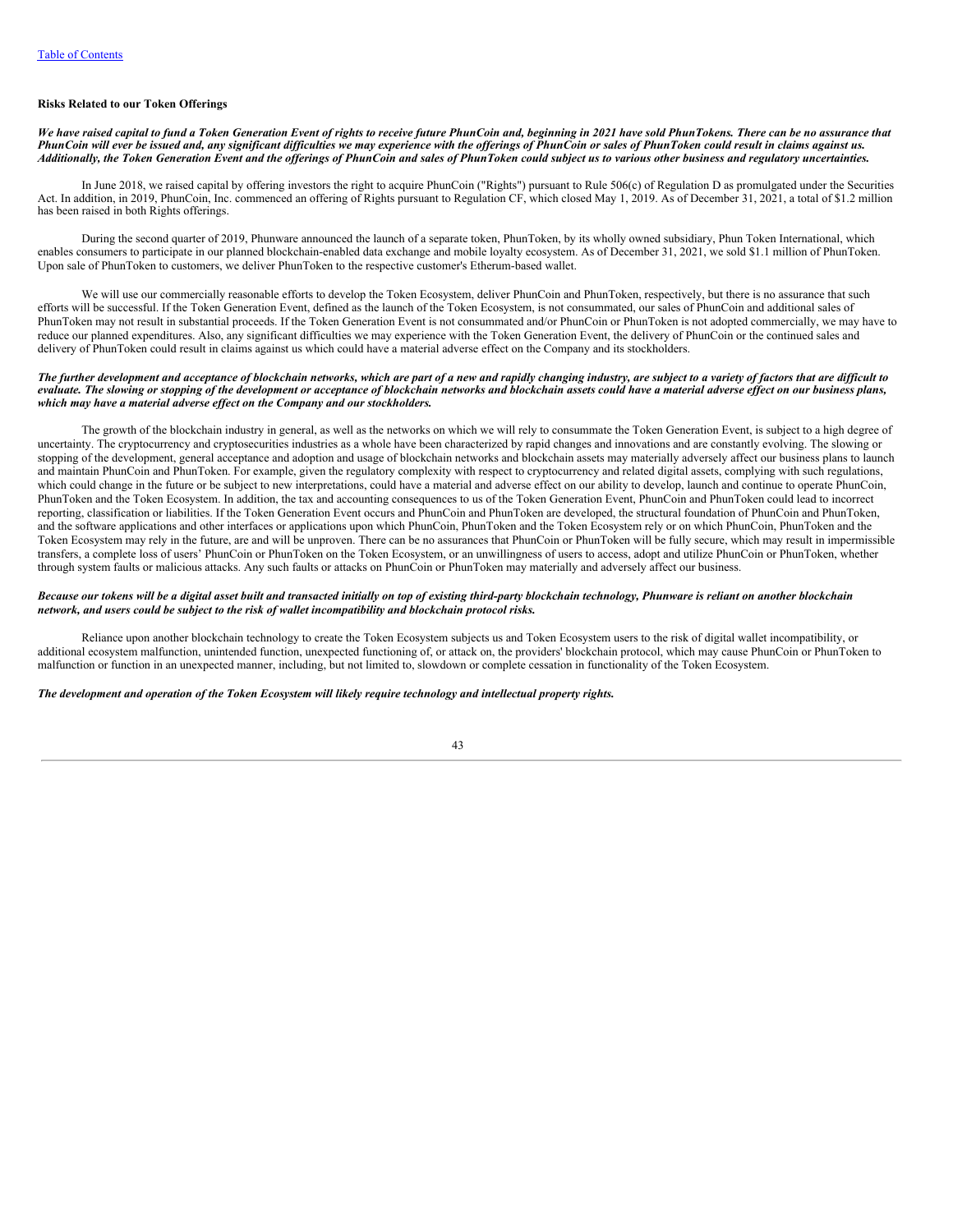**Risks Related to our Token Offerings**

***We have raised capital to fund a Token Generation Event of rights to receive future PhunCoin and, beginning in 2021 have sold PhunTokens. There can be no assurance that PhunCoin will ever be issued and, any significant difficulties we may experience with the offerings of PhunCoin or sales of PhunToken could result in claims against us. Additionally, the Token Generation Event and the offerings of PhunCoin and sales of PhunToken could subject us to various other business and regulatory uncertainties.***

In June 2018, we raised capital by offering investors the right to acquire PhunCoin ("Rights") pursuant to Rule 506(c) of Regulation D as promulgated under the Securities Act. In addition, in 2019, PhunCoin, Inc. commenced an offering of Rights pursuant to Regulation CF, which closed May 1, 2019. As of December 31, 2021, a total of $1.2 million has been raised in both Rights offerings.

During the second quarter of 2019, Phunware announced the launch of a separate token, PhunToken, by its wholly owned subsidiary, Phun Token International, which enables consumers to participate in our planned blockchain-enabled data exchange and mobile loyalty ecosystem. As of December 31, 2021, we sold $1.1 million of PhunToken. Upon sale of PhunToken to customers, we deliver PhunToken to the respective customer's Etherum-based wallet.

We will use our commercially reasonable efforts to develop the Token Ecosystem, deliver PhunCoin and PhunToken, respectively, but there is no assurance that such efforts will be successful. If the Token Generation Event, defined as the launch of the Token Ecosystem, is not consummated, our sales of PhunCoin and additional sales of PhunToken may not result in substantial proceeds. If the Token Generation Event is not consummated and/or PhunCoin or PhunToken is not adopted commercially, we may have to reduce our planned expenditures. Also, any significant difficulties we may experience with the Token Generation Event, the delivery of PhunCoin or the continued sales and delivery of PhunToken could result in claims against us which could have a material adverse effect on the Company and its stockholders.

***The further development and acceptance of blockchain networks, which are part of a new and rapidly changing industry, are subject to a variety of factors that are difficult to evaluate. The slowing or stopping of the development or acceptance of blockchain networks and blockchain assets could have a material adverse effect on our business plans, which may have a material adverse effect on the Company and our stockholders.***

The growth of the blockchain industry in general, as well as the networks on which we will rely to consummate the Token Generation Event, is subject to a high degree of uncertainty. The cryptocurrency and cryptosecurities industries as a whole have been characterized by rapid changes and innovations and are constantly evolving. The slowing or stopping of the development, general acceptance and adoption and usage of blockchain networks and blockchain assets may materially adversely affect our business plans to launch and maintain PhunCoin and PhunToken. For example, given the regulatory complexity with respect to cryptocurrency and related digital assets, complying with such regulations, which could change in the future or be subject to new interpretations, could have a material and adverse effect on our ability to develop, launch and continue to operate PhunCoin, PhunToken and the Token Ecosystem. In addition, the tax and accounting consequences to us of the Token Generation Event, PhunCoin and PhunToken could lead to incorrect reporting, classification or liabilities. If the Token Generation Event occurs and PhunCoin and PhunToken are developed, the structural foundation of PhunCoin and PhunToken, and the software applications and other interfaces or applications upon which PhunCoin, PhunToken and the Token Ecosystem rely or on which PhunCoin, PhunToken and the Token Ecosystem may rely in the future, are and will be unproven. There can be no assurances that PhunCoin or PhunToken will be fully secure, which may result in impermissible transfers, a complete loss of users' PhunCoin or PhunToken on the Token Ecosystem, or an unwillingness of users to access, adopt and utilize PhunCoin or PhunToken, whether through system faults or malicious attacks. Any such faults or attacks on PhunCoin or PhunToken may materially and adversely affect our business.

***Because our tokens will be a digital asset built and transacted initially on top of existing third-party blockchain technology, Phunware is reliant on another blockchain network, and users could be subject to the risk of wallet incompatibility and blockchain protocol risks.***

Reliance upon another blockchain technology to create the Token Ecosystem subjects us and Token Ecosystem users to the risk of digital wallet incompatibility, or additional ecosystem malfunction, unintended function, unexpected functioning of, or attack on, the providers' blockchain protocol, which may cause PhunCoin or PhunToken to malfunction or function in an unexpected manner, including, but not limited to, slowdown or complete cessation in functionality of the Token Ecosystem.

***The development and operation of the Token Ecosystem will likely require technology and intellectual property rights.***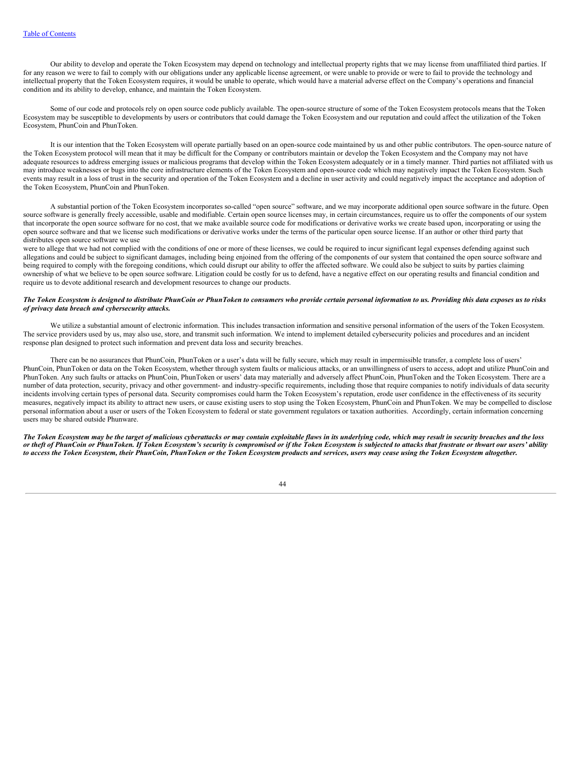Our ability to develop and operate the Token Ecosystem may depend on technology and intellectual property rights that we may license from unaffiliated third parties. If for any reason we were to fail to comply with our obligations under any applicable license agreement, or were unable to provide or were to fail to provide the technology and intellectual property that the Token Ecosystem requires, it would be unable to operate, which would have a material adverse effect on the Company's operations and financial condition and its ability to develop, enhance, and maintain the Token Ecosystem.

Some of our code and protocols rely on open source code publicly available. The open-source structure of some of the Token Ecosystem protocols means that the Token Ecosystem may be susceptible to developments by users or contributors that could damage the Token Ecosystem and our reputation and could affect the utilization of the Token Ecosystem, PhunCoin and PhunToken.

It is our intention that the Token Ecosystem will operate partially based on an open-source code maintained by us and other public contributors. The open-source nature of the Token Ecosystem protocol will mean that it may be difficult for the Company or contributors maintain or develop the Token Ecosystem and the Company may not have adequate resources to address emerging issues or malicious programs that develop within the Token Ecosystem adequately or in a timely manner. Third parties not affiliated with us may introduce weaknesses or bugs into the core infrastructure elements of the Token Ecosystem and open-source code which may negatively impact the Token Ecosystem. Such events may result in a loss of trust in the security and operation of the Token Ecosystem and a decline in user activity and could negatively impact the acceptance and adoption of the Token Ecosystem, PhunCoin and PhunToken.

A substantial portion of the Token Ecosystem incorporates so-called "open source" software, and we may incorporate additional open source software in the future. Open source software is generally freely accessible, usable and modifiable. Certain open source licenses may, in certain circumstances, require us to offer the components of our system that incorporate the open source software for no cost, that we make available source code for modifications or derivative works we create based upon, incorporating or using the open source software and that we license such modifications or derivative works under the terms of the particular open source license. If an author or other third party that distributes open source software we use were to allege that we had not complied with the conditions of one or more of these licenses, we could be required to incur significant legal expenses defending against such allegations and could be subject to significant damages, including being enjoined from the offering of the components of our system that contained the open source software and being required to comply with the foregoing conditions, which could disrupt our ability to offer the affected software. We could also be subject to suits by parties claiming ownership of what we believe to be open source software. Litigation could be costly for us to defend, have a negative effect on our operating results and financial condition and require us to devote additional research and development resources to change our products.

***The Token Ecosystem is designed to distribute PhunCoin or PhunToken to consumers who provide certain personal information to us. Providing this data exposes us to risks of privacy data breach and cybersecurity attacks.***

We utilize a substantial amount of electronic information. This includes transaction information and sensitive personal information of the users of the Token Ecosystem. The service providers used by us, may also use, store, and transmit such information. We intend to implement detailed cybersecurity policies and procedures and an incident response plan designed to protect such information and prevent data loss and security breaches.

There can be no assurances that PhunCoin, PhunToken or a user's data will be fully secure, which may result in impermissible transfer, a complete loss of users' PhunCoin, PhunToken or data on the Token Ecosystem, whether through system faults or malicious attacks, or an unwillingness of users to access, adopt and utilize PhunCoin and PhunToken. Any such faults or attacks on PhunCoin, PhunToken or users' data may materially and adversely affect PhunCoin, PhunToken and the Token Ecosystem. There are a number of data protection, security, privacy and other government- and industry-specific requirements, including those that require companies to notify individuals of data security incidents involving certain types of personal data. Security compromises could harm the Token Ecosystem's reputation, erode user confidence in the effectiveness of its security measures, negatively impact its ability to attract new users, or cause existing users to stop using the Token Ecosystem, PhunCoin and PhunToken. We may be compelled to disclose personal information about a user or users of the Token Ecosystem to federal or state government regulators or taxation authorities. Accordingly, certain information concerning users may be shared outside Phunware.

***The Token Ecosystem may be the target of malicious cyberattacks or may contain exploitable flaws in its underlying code, which may result in security breaches and the loss or theft of PhunCoin or PhunToken. If Token Ecosystem's security is compromised or if the Token Ecosystem is subjected to attacks that frustrate or thwart our users' ability to access the Token Ecosystem, their PhunCoin, PhunToken or the Token Ecosystem products and services, users may cease using the Token Ecosystem altogether.***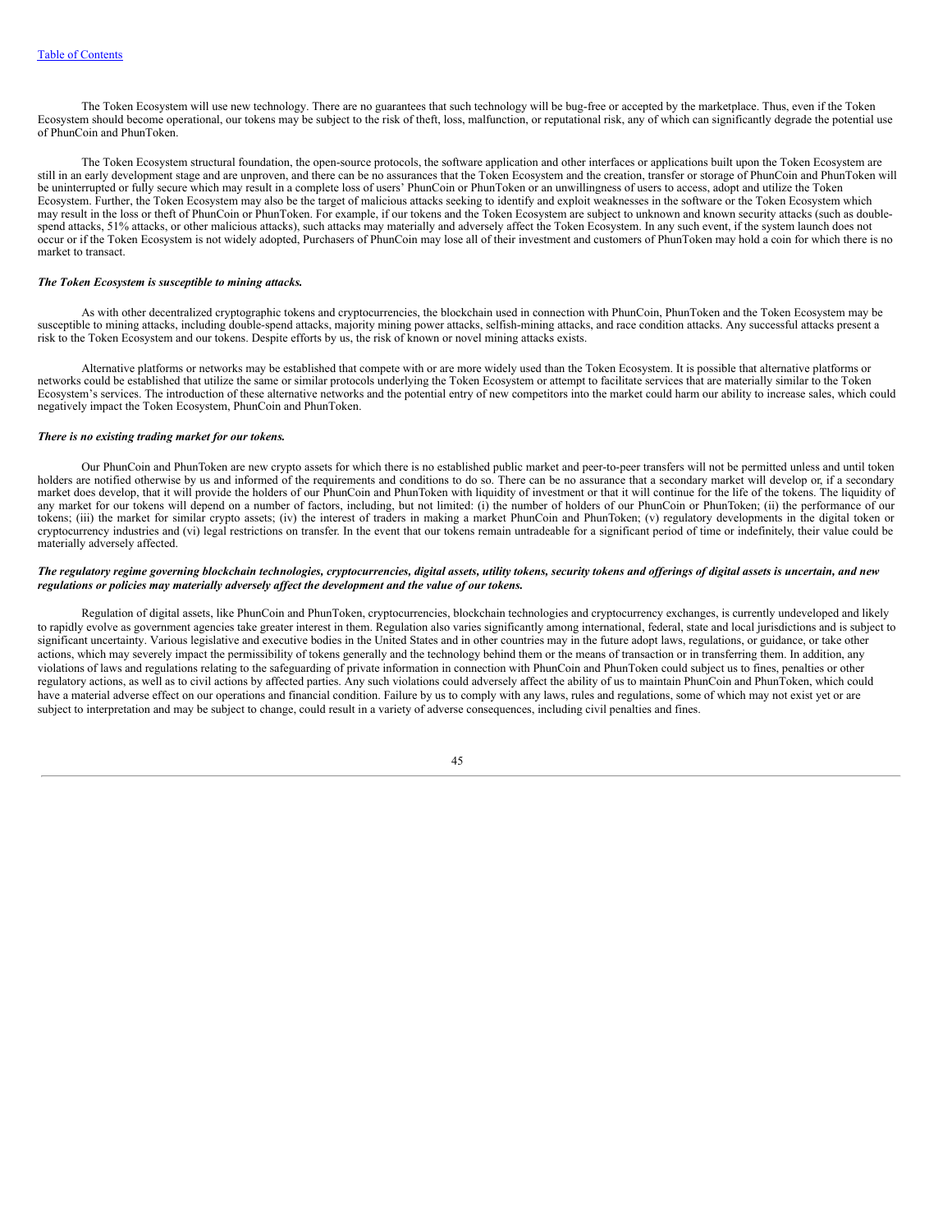The Token Ecosystem will use new technology. There are no guarantees that such technology will be bug-free or accepted by the marketplace. Thus, even if the Token Ecosystem should become operational, our tokens may be subject to the risk of theft, loss, malfunction, or reputational risk, any of which can significantly degrade the potential use of PhunCoin and PhunToken.

The Token Ecosystem structural foundation, the open-source protocols, the software application and other interfaces or applications built upon the Token Ecosystem are still in an early development stage and are unproven, and there can be no assurances that the Token Ecosystem and the creation, transfer or storage of PhunCoin and PhunToken will be uninterrupted or fully secure which may result in a complete loss of users' PhunCoin or PhunToken or an unwillingness of users to access, adopt and utilize the Token Ecosystem. Further, the Token Ecosystem may also be the target of malicious attacks seeking to identify and exploit weaknesses in the software or the Token Ecosystem which may result in the loss or theft of PhunCoin or PhunToken. For example, if our tokens and the Token Ecosystem are subject to unknown and known security attacks (such as double-spend attacks, 51% attacks, or other malicious attacks), such attacks may materially and adversely affect the Token Ecosystem. In any such event, if the system launch does not occur or if the Token Ecosystem is not widely adopted, Purchasers of PhunCoin may lose all of their investment and customers of PhunToken may hold a coin for which there is no market to transact.

***The Token Ecosystem is susceptible to mining attacks.***

As with other decentralized cryptographic tokens and cryptocurrencies, the blockchain used in connection with PhunCoin, PhunToken and the Token Ecosystem may be susceptible to mining attacks, including double-spend attacks, majority mining power attacks, selfish-mining attacks, and race condition attacks. Any successful attacks present a risk to the Token Ecosystem and our tokens. Despite efforts by us, the risk of known or novel mining attacks exists.

Alternative platforms or networks may be established that compete with or are more widely used than the Token Ecosystem. It is possible that alternative platforms or networks could be established that utilize the same or similar protocols underlying the Token Ecosystem or attempt to facilitate services that are materially similar to the Token Ecosystem's services. The introduction of these alternative networks and the potential entry of new competitors into the market could harm our ability to increase sales, which could negatively impact the Token Ecosystem, PhunCoin and PhunToken.

***There is no existing trading market for our tokens.***

Our PhunCoin and PhunToken are new crypto assets for which there is no established public market and peer-to-peer transfers will not be permitted unless and until token holders are notified otherwise by us and informed of the requirements and conditions to do so. There can be no assurance that a secondary market will develop or, if a secondary market does develop, that it will provide the holders of our PhunCoin and PhunToken with liquidity of investment or that it will continue for the life of the tokens. The liquidity of any market for our tokens will depend on a number of factors, including, but not limited: (i) the number of holders of our PhunCoin or PhunToken; (ii) the performance of our tokens; (iii) the market for similar crypto assets; (iv) the interest of traders in making a market PhunCoin and PhunToken; (v) regulatory developments in the digital token or cryptocurrency industries and (vi) legal restrictions on transfer. In the event that our tokens remain untradeable for a significant period of time or indefinitely, their value could be materially adversely affected.

***The regulatory regime governing blockchain technologies, cryptocurrencies, digital assets, utility tokens, security tokens and offerings of digital assets is uncertain, and new regulations or policies may materially adversely affect the development and the value of our tokens.***

Regulation of digital assets, like PhunCoin and PhunToken, cryptocurrencies, blockchain technologies and cryptocurrency exchanges, is currently undeveloped and likely to rapidly evolve as government agencies take greater interest in them. Regulation also varies significantly among international, federal, state and local jurisdictions and is subject to significant uncertainty. Various legislative and executive bodies in the United States and in other countries may in the future adopt laws, regulations, or guidance, or take other actions, which may severely impact the permissibility of tokens generally and the technology behind them or the means of transaction or in transferring them. In addition, any violations of laws and regulations relating to the safeguarding of private information in connection with PhunCoin and PhunToken could subject us to fines, penalties or other regulatory actions, as well as to civil actions by affected parties. Any such violations could adversely affect the ability of us to maintain PhunCoin and PhunToken, which could have a material adverse effect on our operations and financial condition. Failure by us to comply with any laws, rules and regulations, some of which may not exist yet or are subject to interpretation and may be subject to change, could result in a variety of adverse consequences, including civil penalties and fines.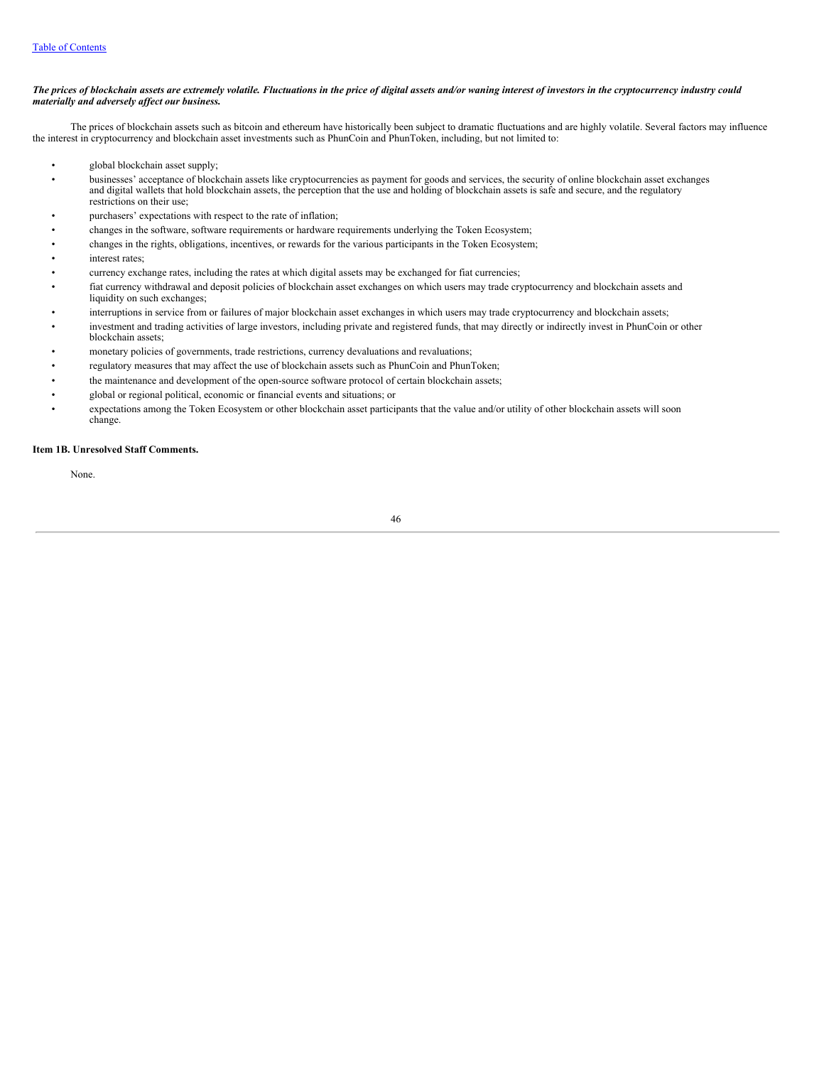***The prices of blockchain assets are extremely volatile. Fluctuations in the price of digital assets and/or waning interest of investors in the cryptocurrency industry could materially and adversely affect our business.***

The prices of blockchain assets such as bitcoin and ethereum have historically been subject to dramatic fluctuations and are highly volatile. Several factors may influence the interest in cryptocurrency and blockchain asset investments such as PhunCoin and PhunToken, including, but not limited to:

- global blockchain asset supply;
- businesses' acceptance of blockchain assets like cryptocurrencies as payment for goods and services, the security of online blockchain asset exchanges and digital wallets that hold blockchain assets, the perception that the use and holding of blockchain assets is safe and secure, and the regulatory restrictions on their use;
- purchasers' expectations with respect to the rate of inflation;
- changes in the software, software requirements or hardware requirements underlying the Token Ecosystem;
- changes in the rights, obligations, incentives, or rewards for the various participants in the Token Ecosystem;
- interest rates;
- currency exchange rates, including the rates at which digital assets may be exchanged for fiat currencies;
- fiat currency withdrawal and deposit policies of blockchain asset exchanges on which users may trade cryptocurrency and blockchain assets and liquidity on such exchanges;
- interruptions in service from or failures of major blockchain asset exchanges in which users may trade cryptocurrency and blockchain assets;
- investment and trading activities of large investors, including private and registered funds, that may directly or indirectly invest in PhunCoin or other blockchain assets;
- monetary policies of governments, trade restrictions, currency devaluations and revaluations;
- regulatory measures that may affect the use of blockchain assets such as PhunCoin and PhunToken;
- the maintenance and development of the open-source software protocol of certain blockchain assets;
- global or regional political, economic or financial events and situations; or
- expectations among the Token Ecosystem or other blockchain asset participants that the value and/or utility of other blockchain assets will soon change.

**Item 1B. Unresolved Staff Comments.**

None.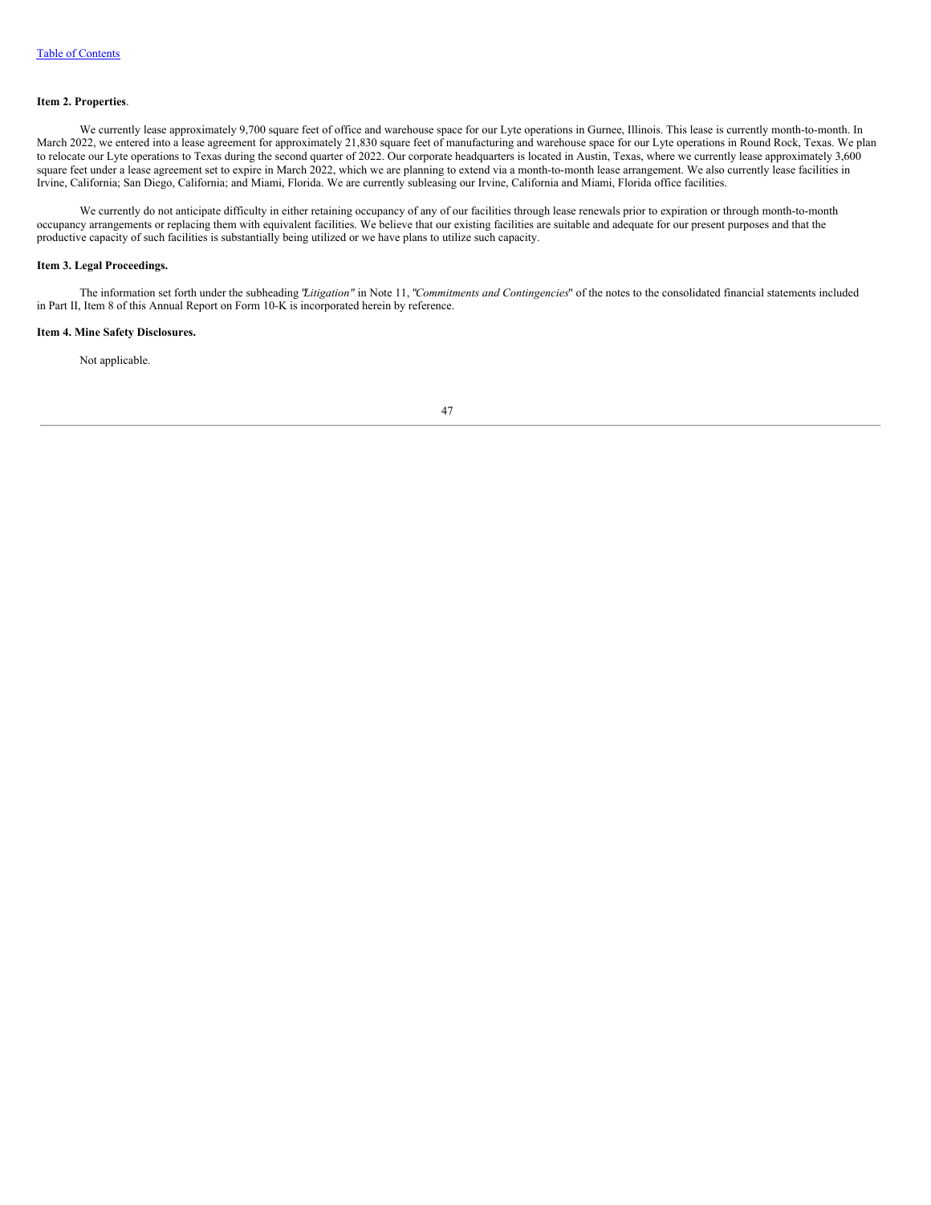**Item 2. Properties**.

We currently lease approximately 9,700 square feet of office and warehouse space for our Lyte operations in Gurnee, Illinois. This lease is currently month-to-month. In March 2022, we entered into a lease agreement for approximately 21,830 square feet of manufacturing and warehouse space for our Lyte operations in Round Rock, Texas. We plan to relocate our Lyte operations to Texas during the second quarter of 2022. Our corporate headquarters is located in Austin, Texas, where we currently lease approximately 3,600 square feet under a lease agreement set to expire in March 2022, which we are planning to extend via a month-to-month lease arrangement. We also currently lease facilities in Irvine, California; San Diego, California; and Miami, Florida. We are currently subleasing our Irvine, California and Miami, Florida office facilities.

We currently do not anticipate difficulty in either retaining occupancy of any of our facilities through lease renewals prior to expiration or through month-to-month occupancy arrangements or replacing them with equivalent facilities. We believe that our existing facilities are suitable and adequate for our present purposes and that the productive capacity of such facilities is substantially being utilized or we have plans to utilize such capacity.

**Item 3. Legal Proceedings.**

The information set forth under the subheading "*Litigation"* in Note 11, "*Commitments and Contingencies*" of the notes to the consolidated financial statements included in Part II, Item 8 of this Annual Report on Form 10-K is incorporated herein by reference.

**Item 4. Mine Safety Disclosures.**

Not applicable.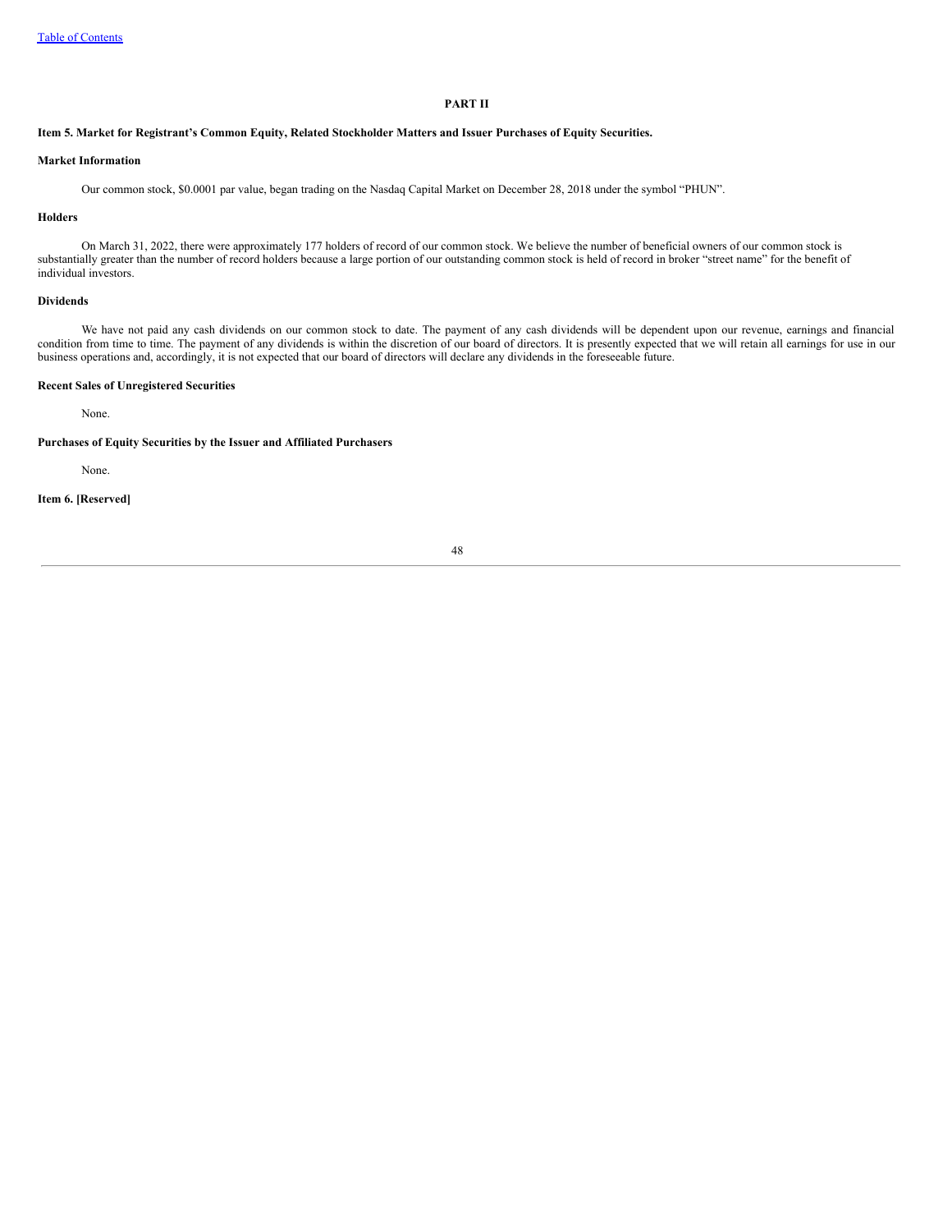# PART II

## Item 5. Market for Registrant's Common Equity, Related Stockholder Matters and Issuer Purchases of Equity Securities.

**Market Information**

Our common stock, $0.0001 par value, began trading on the Nasdaq Capital Market on December 28, 2018 under the symbol "PHUN".

**Holders**

On March 31, 2022, there were approximately 177 holders of record of our common stock. We believe the number of beneficial owners of our common stock is substantially greater than the number of record holders because a large portion of our outstanding common stock is held of record in broker "street name" for the benefit of individual investors.

**Dividends**

We have not paid any cash dividends on our common stock to date. The payment of any cash dividends will be dependent upon our revenue, earnings and financial condition from time to time. The payment of any dividends is within the discretion of our board of directors. It is presently expected that we will retain all earnings for use in our business operations and, accordingly, it is not expected that our board of directors will declare any dividends in the foreseeable future.

**Recent Sales of Unregistered Securities**

None.

**Purchases of Equity Securities by the Issuer and Affiliated Purchasers**

None.

## Item 6. [Reserved]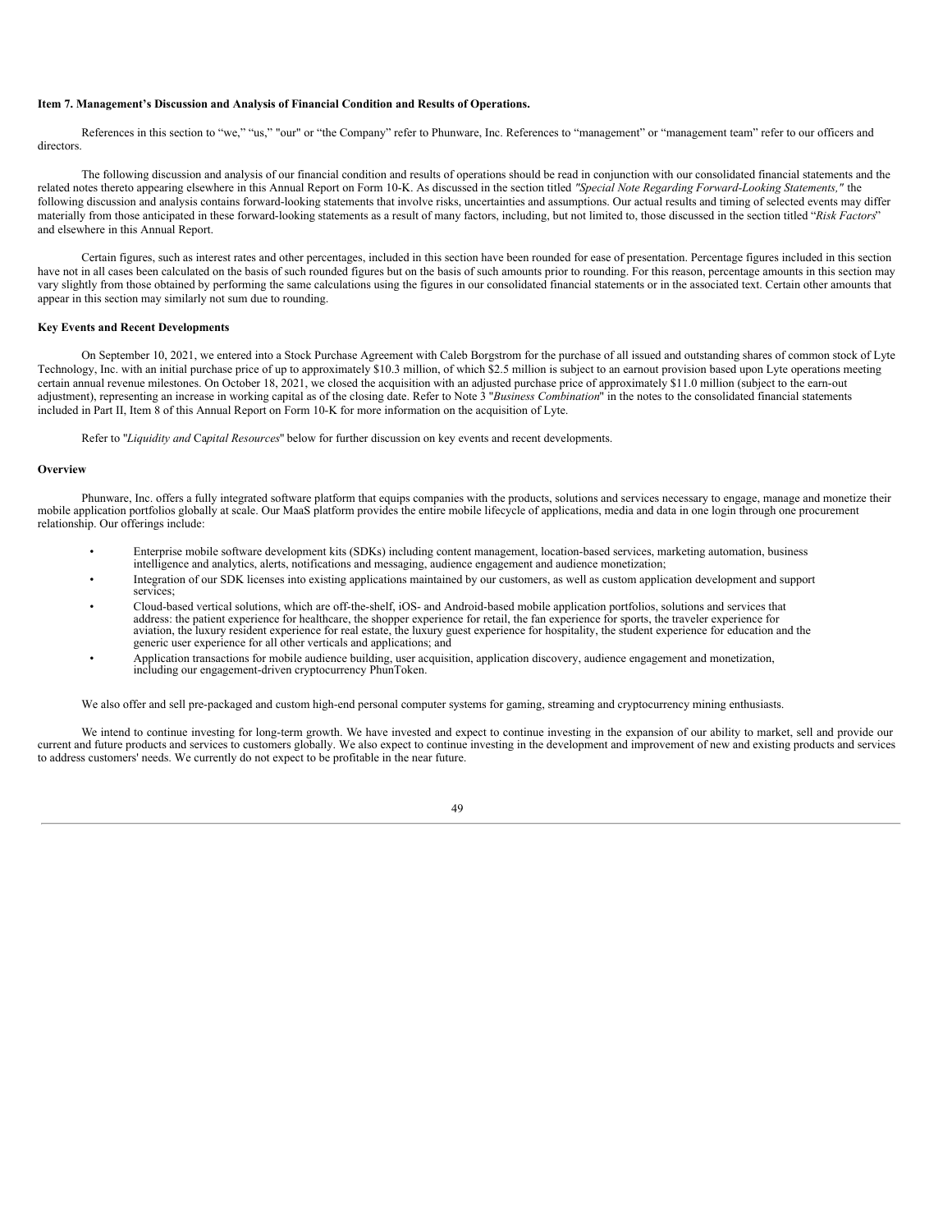**Item 7. Management's Discussion and Analysis of Financial Condition and Results of Operations.**

References in this section to "we," "us," "our" or "the Company" refer to Phunware, Inc. References to "management" or "management team" refer to our officers and directors.

The following discussion and analysis of our financial condition and results of operations should be read in conjunction with our consolidated financial statements and the related notes thereto appearing elsewhere in this Annual Report on Form 10-K. As discussed in the section titled *"Special Note Regarding Forward-Looking Statements,"* the following discussion and analysis contains forward-looking statements that involve risks, uncertainties and assumptions. Our actual results and timing of selected events may differ materially from those anticipated in these forward-looking statements as a result of many factors, including, but not limited to, those discussed in the section titled "*Risk Factors*" and elsewhere in this Annual Report.

Certain figures, such as interest rates and other percentages, included in this section have been rounded for ease of presentation. Percentage figures included in this section have not in all cases been calculated on the basis of such rounded figures but on the basis of such amounts prior to rounding. For this reason, percentage amounts in this section may vary slightly from those obtained by performing the same calculations using the figures in our consolidated financial statements or in the associated text. Certain other amounts that appear in this section may similarly not sum due to rounding.

**Key Events and Recent Developments**

On September 10, 2021, we entered into a Stock Purchase Agreement with Caleb Borgstrom for the purchase of all issued and outstanding shares of common stock of Lyte Technology, Inc. with an initial purchase price of up to approximately $10.3 million, of which $2.5 million is subject to an earnout provision based upon Lyte operations meeting certain annual revenue milestones. On October 18, 2021, we closed the acquisition with an adjusted purchase price of approximately $11.0 million (subject to the earn-out adjustment), representing an increase in working capital as of the closing date. Refer to Note 3 "*Business Combination*" in the notes to the consolidated financial statements included in Part II, Item 8 of this Annual Report on Form 10-K for more information on the acquisition of Lyte.

Refer to "*Liquidity and Capital Resources*" below for further discussion on key events and recent developments.

**Overview**

Phunware, Inc. offers a fully integrated software platform that equips companies with the products, solutions and services necessary to engage, manage and monetize their mobile application portfolios globally at scale. Our MaaS platform provides the entire mobile lifecycle of applications, media and data in one login through one procurement relationship. Our offerings include:

- Enterprise mobile software development kits (SDKs) including content management, location-based services, marketing automation, business intelligence and analytics, alerts, notifications and messaging, audience engagement and audience monetization;
- Integration of our SDK licenses into existing applications maintained by our customers, as well as custom application development and support services;
- Cloud-based vertical solutions, which are off-the-shelf, iOS- and Android-based mobile application portfolios, solutions and services that address: the patient experience for healthcare, the shopper experience for retail, the fan experience for sports, the traveler experience for aviation, the luxury resident experience for real estate, the luxury guest experience for hospitality, the student experience for education and the generic user experience for all other verticals and applications; and
- Application transactions for mobile audience building, user acquisition, application discovery, audience engagement and monetization, including our engagement-driven cryptocurrency PhunToken.

We also offer and sell pre-packaged and custom high-end personal computer systems for gaming, streaming and cryptocurrency mining enthusiasts.

We intend to continue investing for long-term growth. We have invested and expect to continue investing in the expansion of our ability to market, sell and provide our current and future products and services to customers globally. We also expect to continue investing in the development and improvement of new and existing products and services to address customers' needs. We currently do not expect to be profitable in the near future.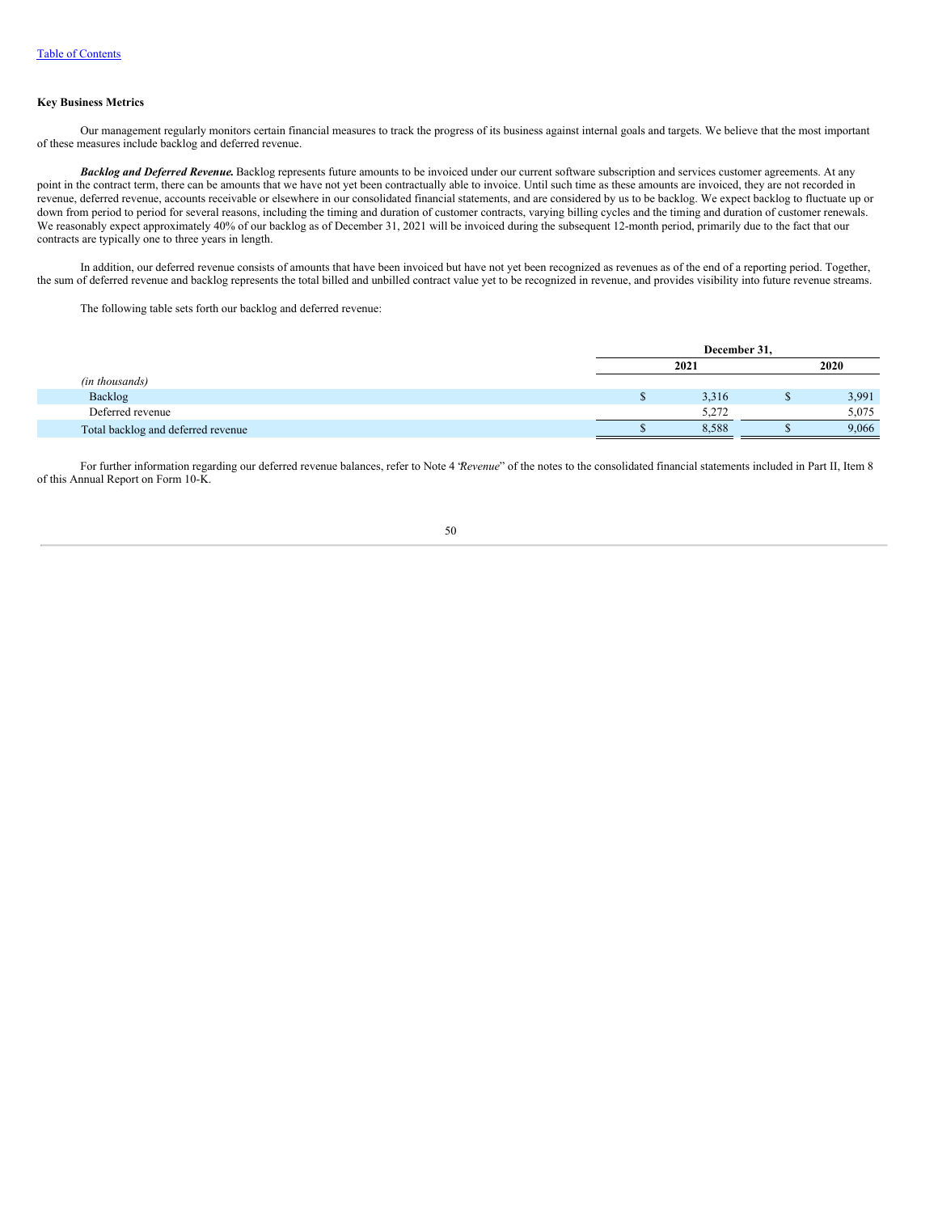[Table of Contents](#)

**Key Business Metrics**

Our management regularly monitors certain financial measures to track the progress of its business against internal goals and targets. We believe that the most important of these measures include backlog and deferred revenue.

***Backlog and Deferred Revenue.*** Backlog represents future amounts to be invoiced under our current software subscription and services customer agreements. At any point in the contract term, there can be amounts that we have not yet been contractually able to invoice. Until such time as these amounts are invoiced, they are not recorded in revenue, deferred revenue, accounts receivable or elsewhere in our consolidated financial statements, and are considered by us to be backlog. We expect backlog to fluctuate up or down from period to period for several reasons, including the timing and duration of customer contracts, varying billing cycles and the timing and duration of customer renewals. We reasonably expect approximately 40% of our backlog as of December 31, 2021 will be invoiced during the subsequent 12-month period, primarily due to the fact that our contracts are typically one to three years in length.

In addition, our deferred revenue consists of amounts that have been invoiced but have not yet been recognized as revenues as of the end of a reporting period. Together, the sum of deferred revenue and backlog represents the total billed and unbilled contract value yet to be recognized in revenue, and provides visibility into future revenue streams.

The following table sets forth our backlog and deferred revenue:

| | December 31, | |
|---|---|---|
| | 2021 | 2020 |
| *(in thousands)* | | |
| Backlog | $ 3,316 | $ 3,991 |
| Deferred revenue | 5,272 | 5,075 |
| Total backlog and deferred revenue | $ 8,588 | $ 9,066 |

For further information regarding our deferred revenue balances, refer to Note 4 "*Revenue*" of the notes to the consolidated financial statements included in Part II, Item 8 of this Annual Report on Form 10-K.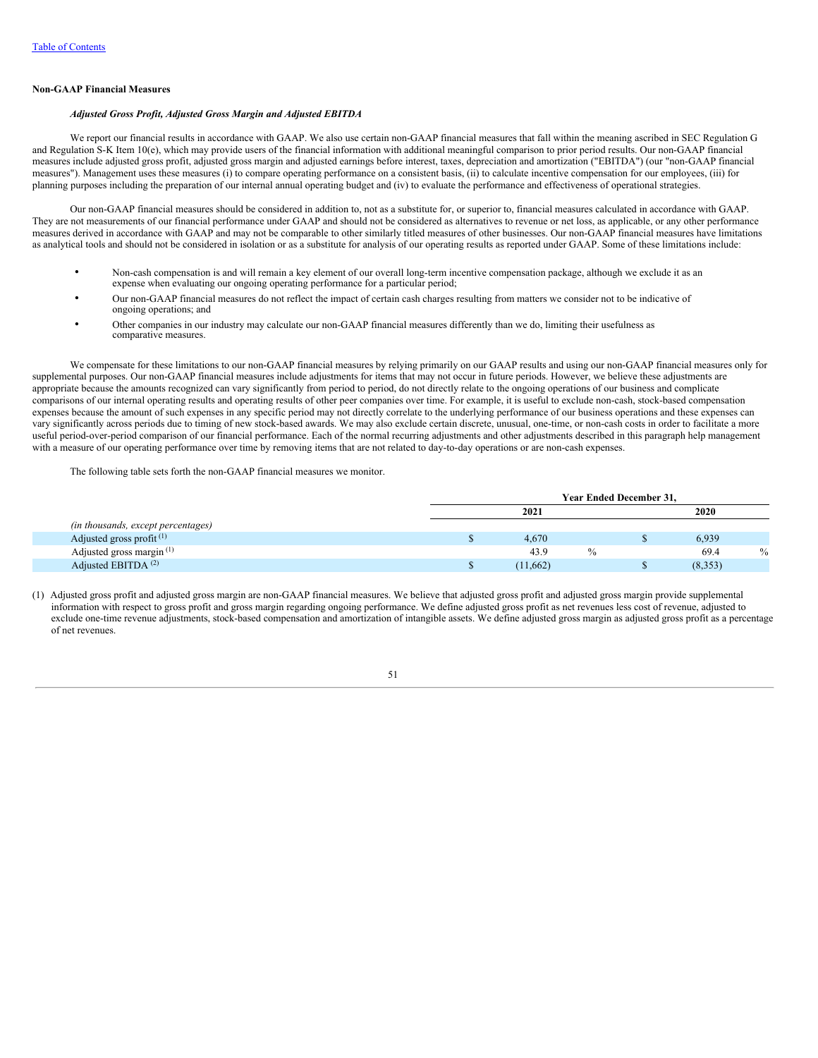**Non-GAAP Financial Measures**

***Adjusted Gross Profit, Adjusted Gross Margin and Adjusted EBITDA***

We report our financial results in accordance with GAAP. We also use certain non-GAAP financial measures that fall within the meaning ascribed in SEC Regulation G and Regulation S-K Item 10(e), which may provide users of the financial information with additional meaningful comparison to prior period results. Our non-GAAP financial measures include adjusted gross profit, adjusted gross margin and adjusted earnings before interest, taxes, depreciation and amortization ("EBITDA") (our "non-GAAP financial measures"). Management uses these measures (i) to compare operating performance on a consistent basis, (ii) to calculate incentive compensation for our employees, (iii) for planning purposes including the preparation of our internal annual operating budget and (iv) to evaluate the performance and effectiveness of operational strategies.

Our non-GAAP financial measures should be considered in addition to, not as a substitute for, or superior to, financial measures calculated in accordance with GAAP. They are not measurements of our financial performance under GAAP and should not be considered as alternatives to revenue or net loss, as applicable, or any other performance measures derived in accordance with GAAP and may not be comparable to other similarly titled measures of other businesses. Our non-GAAP financial measures have limitations as analytical tools and should not be considered in isolation or as a substitute for analysis of our operating results as reported under GAAP. Some of these limitations include:

- Non-cash compensation is and will remain a key element of our overall long-term incentive compensation package, although we exclude it as an expense when evaluating our ongoing operating performance for a particular period;
- Our non-GAAP financial measures do not reflect the impact of certain cash charges resulting from matters we consider not to be indicative of ongoing operations; and
- Other companies in our industry may calculate our non-GAAP financial measures differently than we do, limiting their usefulness as comparative measures.

We compensate for these limitations to our non-GAAP financial measures by relying primarily on our GAAP results and using our non-GAAP financial measures only for supplemental purposes. Our non-GAAP financial measures include adjustments for items that may not occur in future periods. However, we believe these adjustments are appropriate because the amounts recognized can vary significantly from period to period, do not directly relate to the ongoing operations of our business and complicate comparisons of our internal operating results and operating results of other peer companies over time. For example, it is useful to exclude non-cash, stock-based compensation expenses because the amount of such expenses in any specific period may not directly correlate to the underlying performance of our business operations and these expenses can vary significantly across periods due to timing of new stock-based awards. We may also exclude certain discrete, unusual, one-time, or non-cash costs in order to facilitate a more useful period-over-period comparison of our financial performance. Each of the normal recurring adjustments and other adjustments described in this paragraph help management with a measure of our operating performance over time by removing items that are not related to day-to-day operations or are non-cash expenses.

The following table sets forth the non-GAAP financial measures we monitor.

| | Year Ended December 31, | |
|---|---|---|
| | 2021 | 2020 |
| *(in thousands, except percentages)* | | |
| Adjusted gross profit [(1)] | $ 4,670 | $ 6,939 |
| Adjusted gross margin [(1)] | 43.9 % | 69.4 % |
| Adjusted EBITDA [(2)] | $ (11,662) | $ (8,353) |

(1) Adjusted gross profit and adjusted gross margin are non-GAAP financial measures. We believe that adjusted gross profit and adjusted gross margin provide supplemental information with respect to gross profit and gross margin regarding ongoing performance. We define adjusted gross profit as net revenues less cost of revenue, adjusted to exclude one-time revenue adjustments, stock-based compensation and amortization of intangible assets. We define adjusted gross margin as adjusted gross profit as a percentage of net revenues.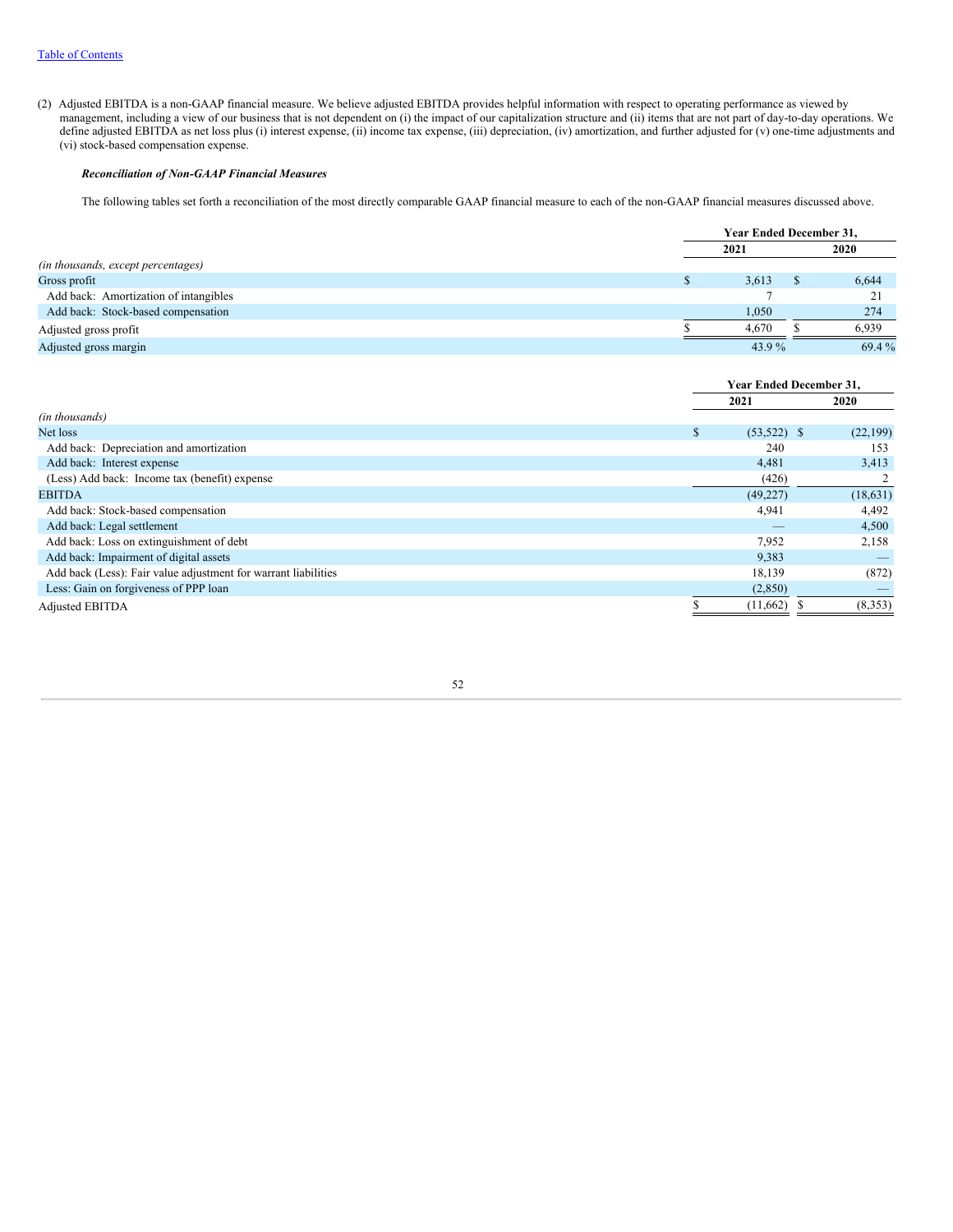(2) Adjusted EBITDA is a non-GAAP financial measure. We believe adjusted EBITDA provides helpful information with respect to operating performance as viewed by management, including a view of our business that is not dependent on (i) the impact of our capitalization structure and (ii) items that are not part of day-to-day operations. We define adjusted EBITDA as net loss plus (i) interest expense, (ii) income tax expense, (iii) depreciation, (iv) amortization, and further adjusted for (v) one-time adjustments and (vi) stock-based compensation expense.

***Reconciliation of Non-GAAP Financial Measures***

The following tables set forth a reconciliation of the most directly comparable GAAP financial measure to each of the non-GAAP financial measures discussed above.

| | Year Ended December 31, | |
|---|---|---|
| | 2021 | 2020 |
| *(in thousands, except percentages)* | | |
| Gross profit | $ 3,613 | $ 6,644 |
| Add back: Amortization of intangibles | 7 | 21 |
| Add back: Stock-based compensation | 1,050 | 274 |
| Adjusted gross profit | $ 4,670 | $ 6,939 |
| Adjusted gross margin | 43.9 % | 69.4 % |

| | Year Ended December 31, | |
|---|---|---|
| | 2021 | 2020 |
| *(in thousands)* | | |
| Net loss | $ (53,522) | $ (22,199) |
| Add back: Depreciation and amortization | 240 | 153 |
| Add back: Interest expense | 4,481 | 3,413 |
| (Less) Add back: Income tax (benefit) expense | (426) | 2 |
| EBITDA | (49,227) | (18,631) |
| Add back: Stock-based compensation | 4,941 | 4,492 |
| Add back: Legal settlement | — | 4,500 |
| Add back: Loss on extinguishment of debt | 7,952 | 2,158 |
| Add back: Impairment of digital assets | 9,383 | — |
| Add back (Less): Fair value adjustment for warrant liabilities | 18,139 | (872) |
| Less: Gain on forgiveness of PPP loan | (2,850) | — |
| Adjusted EBITDA | $ (11,662) | $ (8,353) |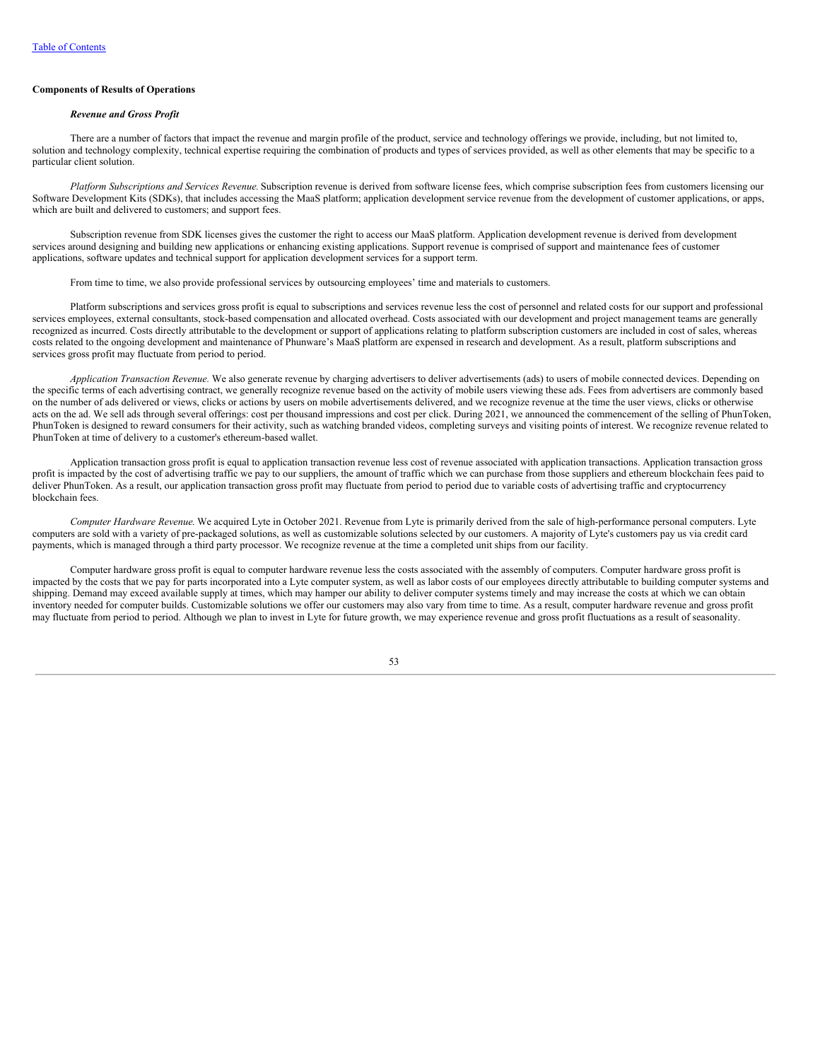[Table of Contents](#)

**Components of Results of Operations**

***Revenue and Gross Profit***

There are a number of factors that impact the revenue and margin profile of the product, service and technology offerings we provide, including, but not limited to, solution and technology complexity, technical expertise requiring the combination of products and types of services provided, as well as other elements that may be specific to a particular client solution.

*Platform Subscriptions and Services Revenue.* Subscription revenue is derived from software license fees, which comprise subscription fees from customers licensing our Software Development Kits (SDKs), that includes accessing the MaaS platform; application development service revenue from the development of customer applications, or apps, which are built and delivered to customers; and support fees.

Subscription revenue from SDK licenses gives the customer the right to access our MaaS platform. Application development revenue is derived from development services around designing and building new applications or enhancing existing applications. Support revenue is comprised of support and maintenance fees of customer applications, software updates and technical support for application development services for a support term.

From time to time, we also provide professional services by outsourcing employees' time and materials to customers.

Platform subscriptions and services gross profit is equal to subscriptions and services revenue less the cost of personnel and related costs for our support and professional services employees, external consultants, stock-based compensation and allocated overhead. Costs associated with our development and project management teams are generally recognized as incurred. Costs directly attributable to the development or support of applications relating to platform subscription customers are included in cost of sales, whereas costs related to the ongoing development and maintenance of Phunware's MaaS platform are expensed in research and development. As a result, platform subscriptions and services gross profit may fluctuate from period to period.

*Application Transaction Revenue.* We also generate revenue by charging advertisers to deliver advertisements (ads) to users of mobile connected devices. Depending on the specific terms of each advertising contract, we generally recognize revenue based on the activity of mobile users viewing these ads. Fees from advertisers are commonly based on the number of ads delivered or views, clicks or actions by users on mobile advertisements delivered, and we recognize revenue at the time the user views, clicks or otherwise acts on the ad. We sell ads through several offerings: cost per thousand impressions and cost per click. During 2021, we announced the commencement of the selling of PhunToken, PhunToken is designed to reward consumers for their activity, such as watching branded videos, completing surveys and visiting points of interest. We recognize revenue related to PhunToken at time of delivery to a customer's ethereum-based wallet.

Application transaction gross profit is equal to application transaction revenue less cost of revenue associated with application transactions. Application transaction gross profit is impacted by the cost of advertising traffic we pay to our suppliers, the amount of traffic which we can purchase from those suppliers and ethereum blockchain fees paid to deliver PhunToken. As a result, our application transaction gross profit may fluctuate from period to period due to variable costs of advertising traffic and cryptocurrency blockchain fees.

*Computer Hardware Revenue.* We acquired Lyte in October 2021. Revenue from Lyte is primarily derived from the sale of high-performance personal computers. Lyte computers are sold with a variety of pre-packaged solutions, as well as customizable solutions selected by our customers. A majority of Lyte's customers pay us via credit card payments, which is managed through a third party processor. We recognize revenue at the time a completed unit ships from our facility.

Computer hardware gross profit is equal to computer hardware revenue less the costs associated with the assembly of computers. Computer hardware gross profit is impacted by the costs that we pay for parts incorporated into a Lyte computer system, as well as labor costs of our employees directly attributable to building computer systems and shipping. Demand may exceed available supply at times, which may hamper our ability to deliver computer systems timely and may increase the costs at which we can obtain inventory needed for computer builds. Customizable solutions we offer our customers may also vary from time to time. As a result, computer hardware revenue and gross profit may fluctuate from period to period. Although we plan to invest in Lyte for future growth, we may experience revenue and gross profit fluctuations as a result of seasonality.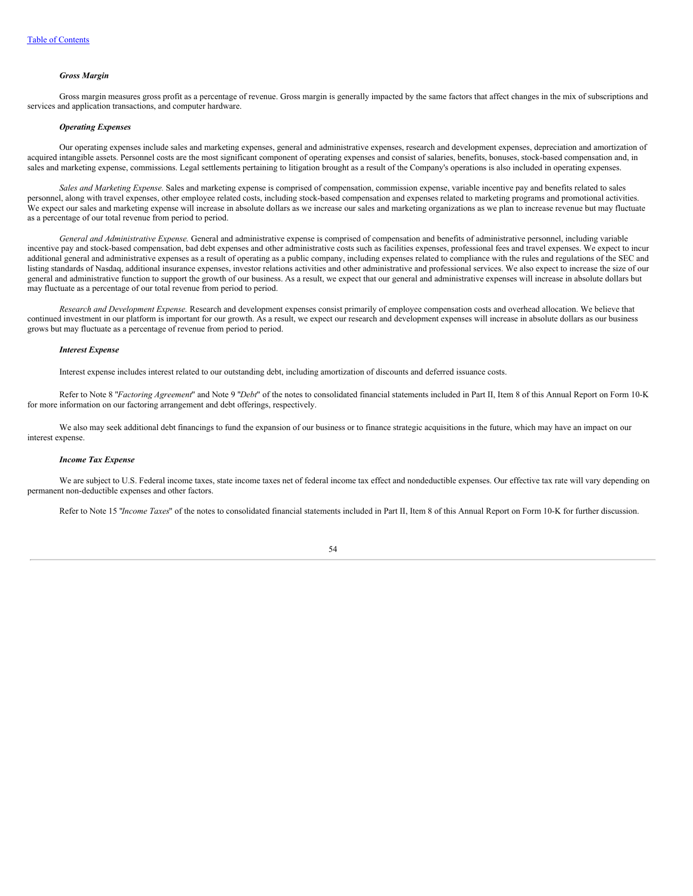***Gross Margin***

Gross margin measures gross profit as a percentage of revenue. Gross margin is generally impacted by the same factors that affect changes in the mix of subscriptions and services and application transactions, and computer hardware.

***Operating Expenses***

Our operating expenses include sales and marketing expenses, general and administrative expenses, research and development expenses, depreciation and amortization of acquired intangible assets. Personnel costs are the most significant component of operating expenses and consist of salaries, benefits, bonuses, stock-based compensation and, in sales and marketing expense, commissions. Legal settlements pertaining to litigation brought as a result of the Company's operations is also included in operating expenses.

*Sales and Marketing Expense.* Sales and marketing expense is comprised of compensation, commission expense, variable incentive pay and benefits related to sales personnel, along with travel expenses, other employee related costs, including stock-based compensation and expenses related to marketing programs and promotional activities. We expect our sales and marketing expense will increase in absolute dollars as we increase our sales and marketing organizations as we plan to increase revenue but may fluctuate as a percentage of our total revenue from period to period.

*General and Administrative Expense.* General and administrative expense is comprised of compensation and benefits of administrative personnel, including variable incentive pay and stock-based compensation, bad debt expenses and other administrative costs such as facilities expenses, professional fees and travel expenses. We expect to incur additional general and administrative expenses as a result of operating as a public company, including expenses related to compliance with the rules and regulations of the SEC and listing standards of Nasdaq, additional insurance expenses, investor relations activities and other administrative and professional services. We also expect to increase the size of our general and administrative function to support the growth of our business. As a result, we expect that our general and administrative expenses will increase in absolute dollars but may fluctuate as a percentage of our total revenue from period to period.

*Research and Development Expense.* Research and development expenses consist primarily of employee compensation costs and overhead allocation. We believe that continued investment in our platform is important for our growth. As a result, we expect our research and development expenses will increase in absolute dollars as our business grows but may fluctuate as a percentage of revenue from period to period.

***Interest Expense***

Interest expense includes interest related to our outstanding debt, including amortization of discounts and deferred issuance costs.

Refer to Note 8 "*Factoring Agreement*" and Note 9 "*Debt*" of the notes to consolidated financial statements included in Part II, Item 8 of this Annual Report on Form 10-K for more information on our factoring arrangement and debt offerings, respectively.

We also may seek additional debt financings to fund the expansion of our business or to finance strategic acquisitions in the future, which may have an impact on our interest expense.

***Income Tax Expense***

We are subject to U.S. Federal income taxes, state income taxes net of federal income tax effect and nondeductible expenses. Our effective tax rate will vary depending on permanent non-deductible expenses and other factors.

Refer to Note 15 "*Income Taxes*" of the notes to consolidated financial statements included in Part II, Item 8 of this Annual Report on Form 10-K for further discussion.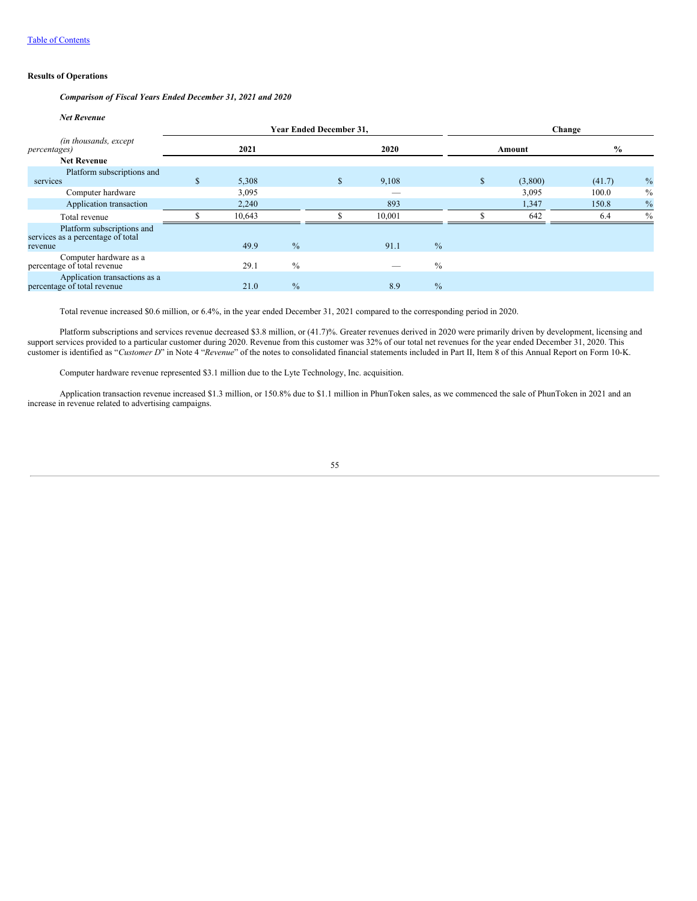Table of Contents

### Results of Operations

***Comparison of Fiscal Years Ended December 31, 2021 and 2020***

***Net Revenue***

| *(in thousands, except percentages)* | Year Ended December 31, 2021 | 2020 | Change Amount | % |
|---|---|---|---|---|
| **Net Revenue** | | | | |
| Platform subscriptions and services | $ 5,308 | $ 9,108 | $ (3,800) | (41.7) % |
| Computer hardware | 3,095 | — | 3,095 | 100.0 % |
| Application transaction | 2,240 | 893 | 1,347 | 150.8 % |
| Total revenue | $ 10,643 | $ 10,001 | $ 642 | 6.4 % |
| Platform subscriptions and services as a percentage of total revenue | 49.9 % | 91.1 % | | |
| Computer hardware as a percentage of total revenue | 29.1 % | — % | | |
| Application transactions as a percentage of total revenue | 21.0 % | 8.9 % | | |

Total revenue increased $0.6 million, or 6.4%, in the year ended December 31, 2021 compared to the corresponding period in 2020.

Platform subscriptions and services revenue decreased $3.8 million, or (41.7)%. Greater revenues derived in 2020 were primarily driven by development, licensing and support services provided to a particular customer during 2020. Revenue from this customer was 32% of our total net revenues for the year ended December 31, 2020. This customer is identified as "*Customer D*" in Note 4 "*Revenue*" of the notes to consolidated financial statements included in Part II, Item 8 of this Annual Report on Form 10-K.

Computer hardware revenue represented $3.1 million due to the Lyte Technology, Inc. acquisition.

Application transaction revenue increased $1.3 million, or 150.8% due to $1.1 million in PhunToken sales, as we commenced the sale of PhunToken in 2021 and an increase in revenue related to advertising campaigns.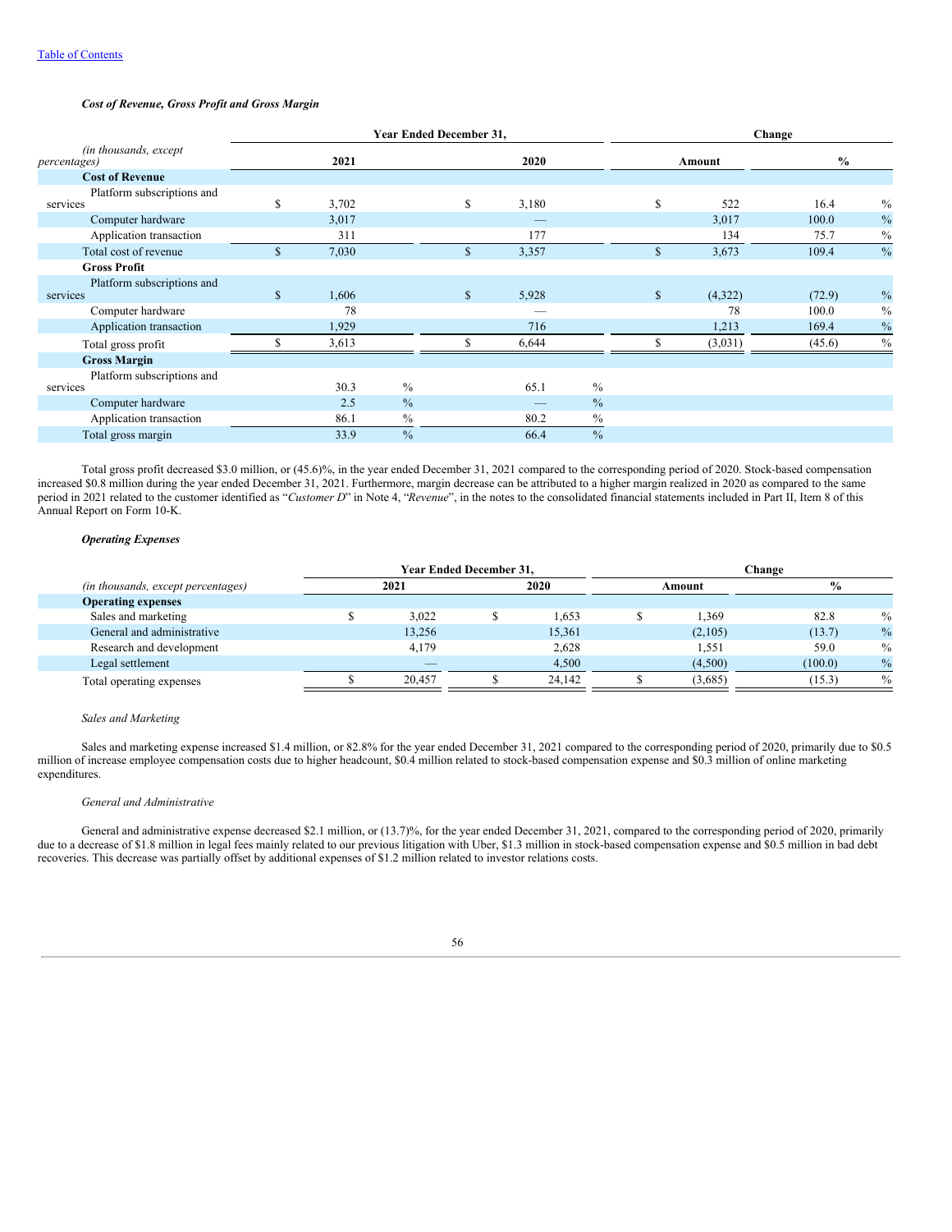[Table of Contents](#)

***Cost of Revenue, Gross Profit and Gross Margin***

| *(in thousands, except percentages)* | Year Ended December 31, | | Change | |
|---|---|---|---|---|
| | 2021 | 2020 | Amount | % |
| **Cost of Revenue** | | | | |
| Platform subscriptions and services | $ 3,702 | $ 3,180 | $ 522 | 16.4 % |
| Computer hardware | 3,017 | — | 3,017 | 100.0 % |
| Application transaction | 311 | 177 | 134 | 75.7 % |
| Total cost of revenue | $ 7,030 | $ 3,357 | $ 3,673 | 109.4 % |
| **Gross Profit** | | | | |
| Platform subscriptions and services | $ 1,606 | $ 5,928 | $ (4,322) | (72.9) % |
| Computer hardware | 78 | — | 78 | 100.0 % |
| Application transaction | 1,929 | 716 | 1,213 | 169.4 % |
| Total gross profit | $ 3,613 | $ 6,644 | $ (3,031) | (45.6) % |
| **Gross Margin** | | | | |
| Platform subscriptions and services | 30.3 % | 65.1 % | | |
| Computer hardware | 2.5 % | — % | | |
| Application transaction | 86.1 % | 80.2 % | | |
| Total gross margin | 33.9 % | 66.4 % | | |

Total gross profit decreased $3.0 million, or (45.6)%, in the year ended December 31, 2021 compared to the corresponding period of 2020. Stock-based compensation increased $0.8 million during the year ended December 31, 2021. Furthermore, margin decrease can be attributed to a higher margin realized in 2020 as compared to the same period in 2021 related to the customer identified as "*Customer D*" in Note 4, "*Revenue*", in the notes to the consolidated financial statements included in Part II, Item 8 of this Annual Report on Form 10-K.

***Operating Expenses***

| *(in thousands, except percentages)* | Year Ended December 31, | | Change | |
|---|---|---|---|---|
| | 2021 | 2020 | Amount | % |
| **Operating expenses** | | | | |
| Sales and marketing | $ 3,022 | $ 1,653 | $ 1,369 | 82.8 % |
| General and administrative | 13,256 | 15,361 | (2,105) | (13.7) % |
| Research and development | 4,179 | 2,628 | 1,551 | 59.0 % |
| Legal settlement | — | 4,500 | (4,500) | (100.0) % |
| Total operating expenses | $ 20,457 | $ 24,142 | $ (3,685) | (15.3) % |

*Sales and Marketing*

Sales and marketing expense increased $1.4 million, or 82.8% for the year ended December 31, 2021 compared to the corresponding period of 2020, primarily due to $0.5 million of increase employee compensation costs due to higher headcount, $0.4 million related to stock-based compensation expense and $0.3 million of online marketing expenditures.

*General and Administrative*

General and administrative expense decreased $2.1 million, or (13.7)%, for the year ended December 31, 2021, compared to the corresponding period of 2020, primarily due to a decrease of $1.8 million in legal fees mainly related to our previous litigation with Uber, $1.3 million in stock-based compensation expense and $0.5 million in bad debt recoveries. This decrease was partially offset by additional expenses of $1.2 million related to investor relations costs.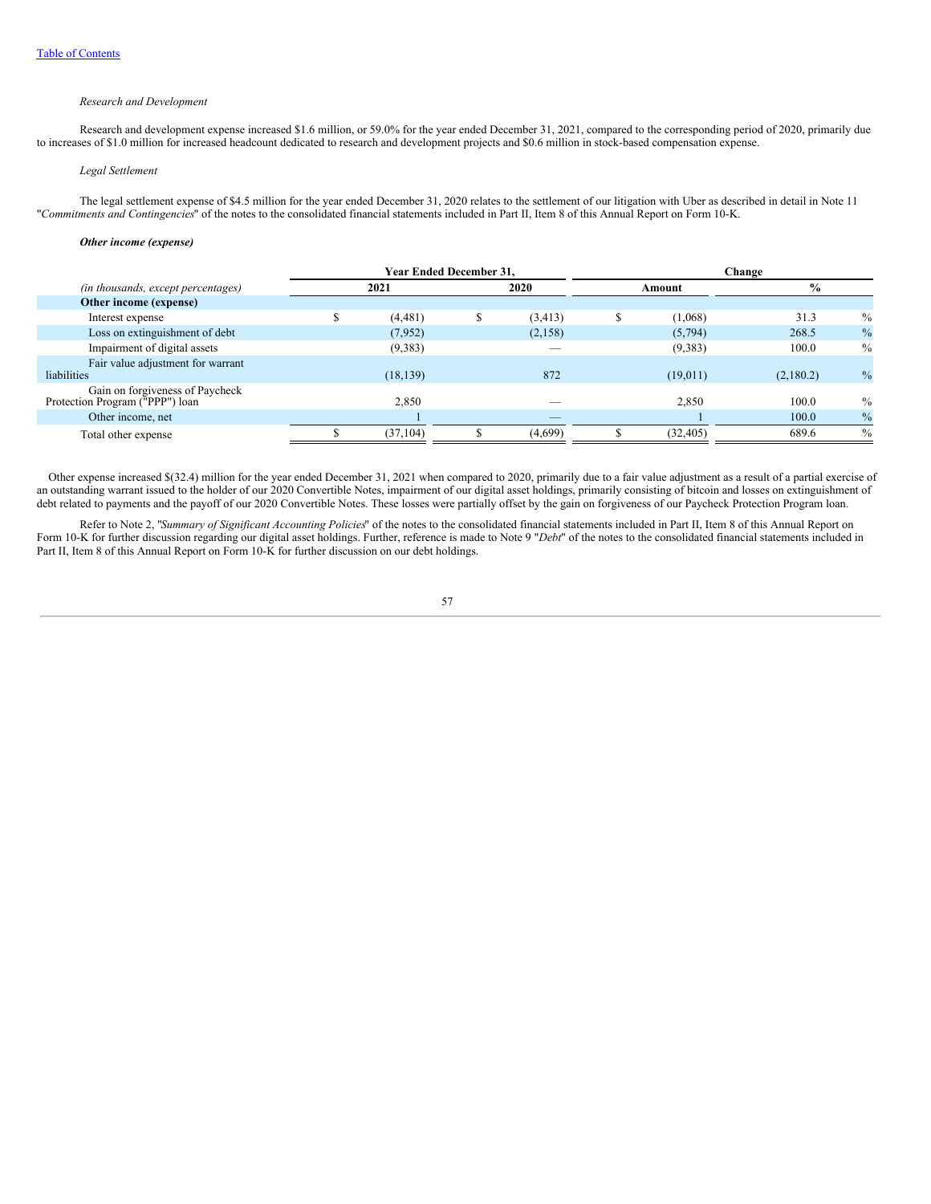*Research and Development*

Research and development expense increased $1.6 million, or 59.0% for the year ended December 31, 2021, compared to the corresponding period of 2020, primarily due to increases of $1.0 million for increased headcount dedicated to research and development projects and $0.6 million in stock-based compensation expense.

*Legal Settlement*

The legal settlement expense of $4.5 million for the year ended December 31, 2020 relates to the settlement of our litigation with Uber as described in detail in Note 11 "*Commitments and Contingencies*" of the notes to the consolidated financial statements included in Part II, Item 8 of this Annual Report on Form 10-K.

***Other income (expense)***

| | Year Ended December 31, | | Change | |
|---|---|---|---|---|
| *(in thousands, except percentages)* | 2021 | 2020 | Amount | % |
| **Other income (expense)** | | | | |
| Interest expense | $ (4,481) | $ (3,413) | $ (1,068) | 31.3 % |
| Loss on extinguishment of debt | (7,952) | (2,158) | (5,794) | 268.5 % |
| Impairment of digital assets | (9,383) | — | (9,383) | 100.0 % |
| Fair value adjustment for warrant liabilities | (18,139) | 872 | (19,011) | (2,180.2) % |
| Gain on forgiveness of Paycheck Protection Program ("PPP") loan | 2,850 | — | 2,850 | 100.0 % |
| Other income, net | 1 | — | 1 | 100.0 % |
| Total other expense | $ (37,104) | $ (4,699) | $ (32,405) | 689.6 % |

Other expense increased $(32.4) million for the year ended December 31, 2021 when compared to 2020, primarily due to a fair value adjustment as a result of a partial exercise of an outstanding warrant issued to the holder of our 2020 Convertible Notes, impairment of our digital asset holdings, primarily consisting of bitcoin and losses on extinguishment of debt related to payments and the payoff of our 2020 Convertible Notes. These losses were partially offset by the gain on forgiveness of our Paycheck Protection Program loan.

Refer to Note 2, "*Summary of Significant Accounting Policies*" of the notes to the consolidated financial statements included in Part II, Item 8 of this Annual Report on Form 10-K for further discussion regarding our digital asset holdings. Further, reference is made to Note 9 "*Debt*" of the notes to the consolidated financial statements included in Part II, Item 8 of this Annual Report on Form 10-K for further discussion on our debt holdings.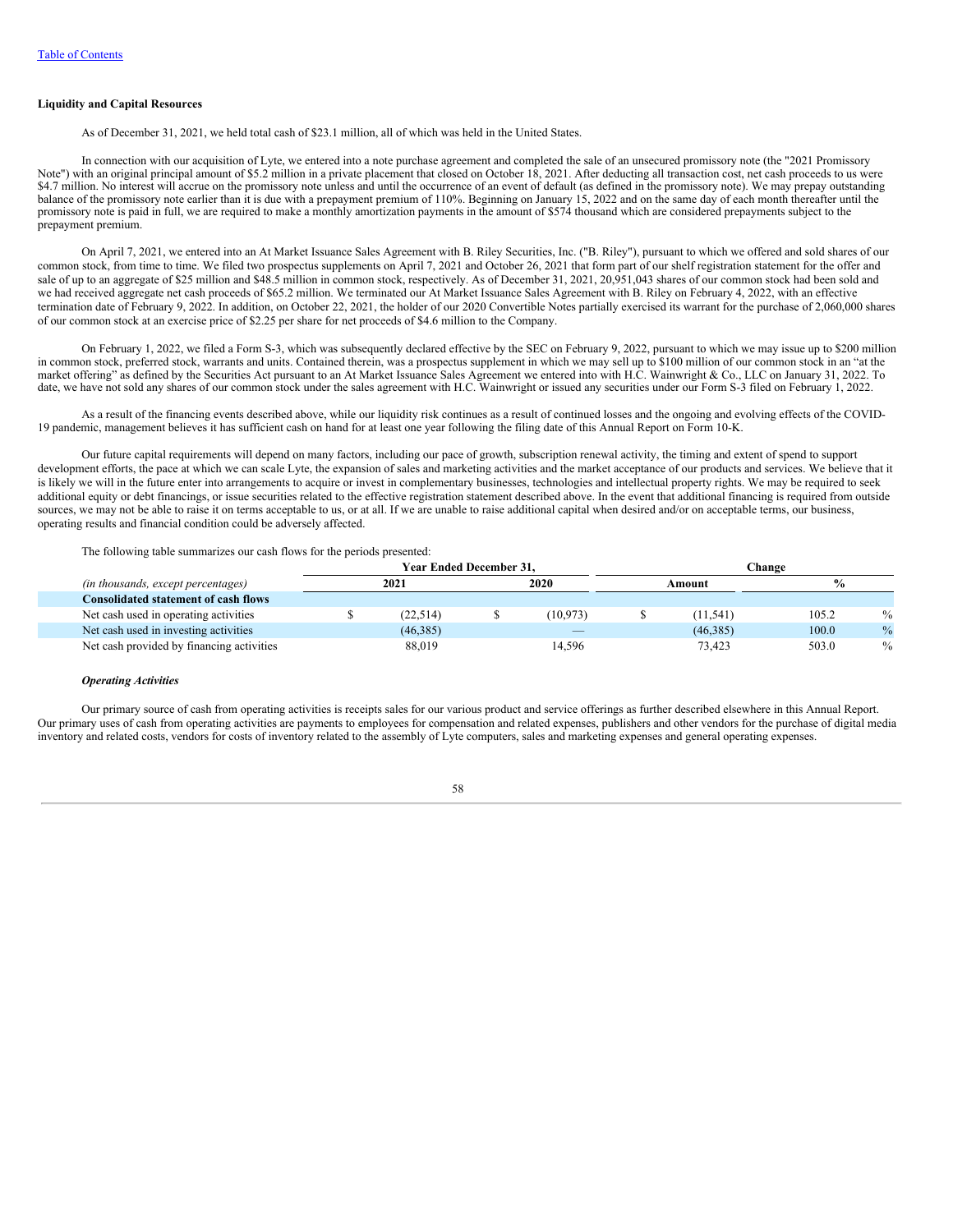**Liquidity and Capital Resources**

As of December 31, 2021, we held total cash of $23.1 million, all of which was held in the United States.

In connection with our acquisition of Lyte, we entered into a note purchase agreement and completed the sale of an unsecured promissory note (the "2021 Promissory Note") with an original principal amount of $5.2 million in a private placement that closed on October 18, 2021. After deducting all transaction cost, net cash proceeds to us were $4.7 million. No interest will accrue on the promissory note unless and until the occurrence of an event of default (as defined in the promissory note). We may prepay outstanding balance of the promissory note earlier than it is due with a prepayment premium of 110%. Beginning on January 15, 2022 and on the same day of each month thereafter until the promissory note is paid in full, we are required to make a monthly amortization payments in the amount of $574 thousand which are considered prepayments subject to the prepayment premium.

On April 7, 2021, we entered into an At Market Issuance Sales Agreement with B. Riley Securities, Inc. ("B. Riley"), pursuant to which we offered and sold shares of our common stock, from time to time. We filed two prospectus supplements on April 7, 2021 and October 26, 2021 that form part of our shelf registration statement for the offer and sale of up to an aggregate of $25 million and $48.5 million in common stock, respectively. As of December 31, 2021, 20,951,043 shares of our common stock had been sold and we had received aggregate net cash proceeds of $65.2 million. We terminated our At Market Issuance Sales Agreement with B. Riley on February 4, 2022, with an effective termination date of February 9, 2022. In addition, on October 22, 2021, the holder of our 2020 Convertible Notes partially exercised its warrant for the purchase of 2,060,000 shares of our common stock at an exercise price of $2.25 per share for net proceeds of $4.6 million to the Company.

On February 1, 2022, we filed a Form S-3, which was subsequently declared effective by the SEC on February 9, 2022, pursuant to which we may issue up to $200 million in common stock, preferred stock, warrants and units. Contained therein, was a prospectus supplement in which we may sell up to $100 million of our common stock in an "at the market offering" as defined by the Securities Act pursuant to an At Market Issuance Sales Agreement we entered into with H.C. Wainwright & Co., LLC on January 31, 2022. To date, we have not sold any shares of our common stock under the sales agreement with H.C. Wainwright or issued any securities under our Form S-3 filed on February 1, 2022.

As a result of the financing events described above, while our liquidity risk continues as a result of continued losses and the ongoing and evolving effects of the COVID-19 pandemic, management believes it has sufficient cash on hand for at least one year following the filing date of this Annual Report on Form 10-K.

Our future capital requirements will depend on many factors, including our pace of growth, subscription renewal activity, the timing and extent of spend to support development efforts, the pace at which we can scale Lyte, the expansion of sales and marketing activities and the market acceptance of our products and services. We believe that it is likely we will in the future enter into arrangements to acquire or invest in complementary businesses, technologies and intellectual property rights. We may be required to seek additional equity or debt financings, or issue securities related to the effective registration statement described above. In the event that additional financing is required from outside sources, we may not be able to raise it on terms acceptable to us, or at all. If we are unable to raise additional capital when desired and/or on acceptable terms, our business, operating results and financial condition could be adversely affected.

The following table summarizes our cash flows for the periods presented:

| | Year Ended December 31, | | Change | |
|---|---|---|---|---|
| *(in thousands, except percentages)* | 2021 | 2020 | Amount | % |
| **Consolidated statement of cash flows** | | | | |
| Net cash used in operating activities | $ (22,514) | $ (10,973) | $ (11,541) | 105.2 % |
| Net cash used in investing activities | (46,385) | — | (46,385) | 100.0 % |
| Net cash provided by financing activities | 88,019 | 14,596 | 73,423 | 503.0 % |

***Operating Activities***

Our primary source of cash from operating activities is receipts sales for our various product and service offerings as further described elsewhere in this Annual Report. Our primary uses of cash from operating activities are payments to employees for compensation and related expenses, publishers and other vendors for the purchase of digital media inventory and related costs, vendors for costs of inventory related to the assembly of Lyte computers, sales and marketing expenses and general operating expenses.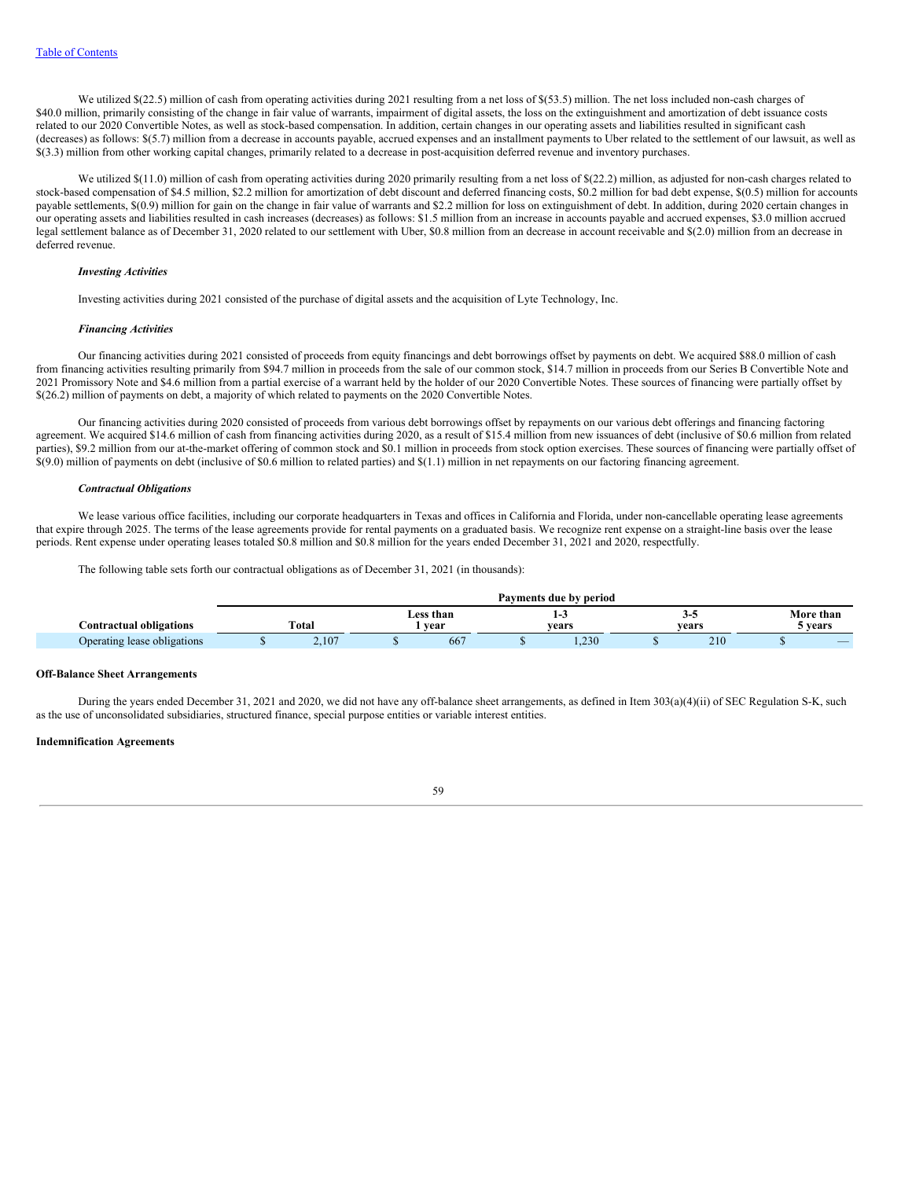We utilized $(22.5) million of cash from operating activities during 2021 resulting from a net loss of $(53.5) million. The net loss included non-cash charges of $40.0 million, primarily consisting of the change in fair value of warrants, impairment of digital assets, the loss on the extinguishment and amortization of debt issuance costs related to our 2020 Convertible Notes, as well as stock-based compensation. In addition, certain changes in our operating assets and liabilities resulted in significant cash (decreases) as follows: $(5.7) million from a decrease in accounts payable, accrued expenses and an installment payments to Uber related to the settlement of our lawsuit, as well as $(3.3) million from other working capital changes, primarily related to a decrease in post-acquisition deferred revenue and inventory purchases.

We utilized $(11.0) million of cash from operating activities during 2020 primarily resulting from a net loss of $(22.2) million, as adjusted for non-cash charges related to stock-based compensation of $4.5 million, $2.2 million for amortization of debt discount and deferred financing costs, $0.2 million for bad debt expense, $(0.5) million for accounts payable settlements, $(0.9) million for gain on the change in fair value of warrants and $2.2 million for loss on extinguishment of debt. In addition, during 2020 certain changes in our operating assets and liabilities resulted in cash increases (decreases) as follows: $1.5 million from an increase in accounts payable and accrued expenses, $3.0 million accrued legal settlement balance as of December 31, 2020 related to our settlement with Uber, $0.8 million from an decrease in account receivable and $(2.0) million from an decrease in deferred revenue.

***Investing Activities***

Investing activities during 2021 consisted of the purchase of digital assets and the acquisition of Lyte Technology, Inc.

***Financing Activities***

Our financing activities during 2021 consisted of proceeds from equity financings and debt borrowings offset by payments on debt. We acquired $88.0 million of cash from financing activities resulting primarily from $94.7 million in proceeds from the sale of our common stock, $14.7 million in proceeds from our Series B Convertible Note and 2021 Promissory Note and $4.6 million from a partial exercise of a warrant held by the holder of our 2020 Convertible Notes. These sources of financing were partially offset by $(26.2) million of payments on debt, a majority of which related to payments on the 2020 Convertible Notes.

Our financing activities during 2020 consisted of proceeds from various debt borrowings offset by repayments on our various debt offerings and financing factoring agreement. We acquired $14.6 million of cash from financing activities during 2020, as a result of $15.4 million from new issuances of debt (inclusive of $0.6 million from related parties), $9.2 million from our at-the-market offering of common stock and $0.1 million in proceeds from stock option exercises. These sources of financing were partially offset of $(9.0) million of payments on debt (inclusive of $0.6 million to related parties) and $(1.1) million in net repayments on our factoring financing agreement.

***Contractual Obligations***

We lease various office facilities, including our corporate headquarters in Texas and offices in California and Florida, under non-cancellable operating lease agreements that expire through 2025. The terms of the lease agreements provide for rental payments on a graduated basis. We recognize rent expense on a straight-line basis over the lease periods. Rent expense under operating leases totaled $0.8 million and $0.8 million for the years ended December 31, 2021 and 2020, respectfully.

The following table sets forth our contractual obligations as of December 31, 2021 (in thousands):

| | Payments due by period | | | | |
|---|---|---|---|---|---|
| **Contractual obligations** | **Total** | **Less than 1 year** | **1-3 years** | **3-5 years** | **More than 5 years** |
| Operating lease obligations | $ 2,107 | $ 667 | $ 1,230 | $ 210 | $ — |

**Off-Balance Sheet Arrangements**

During the years ended December 31, 2021 and 2020, we did not have any off-balance sheet arrangements, as defined in Item 303(a)(4)(ii) of SEC Regulation S-K, such as the use of unconsolidated subsidiaries, structured finance, special purpose entities or variable interest entities.

**Indemnification Agreements**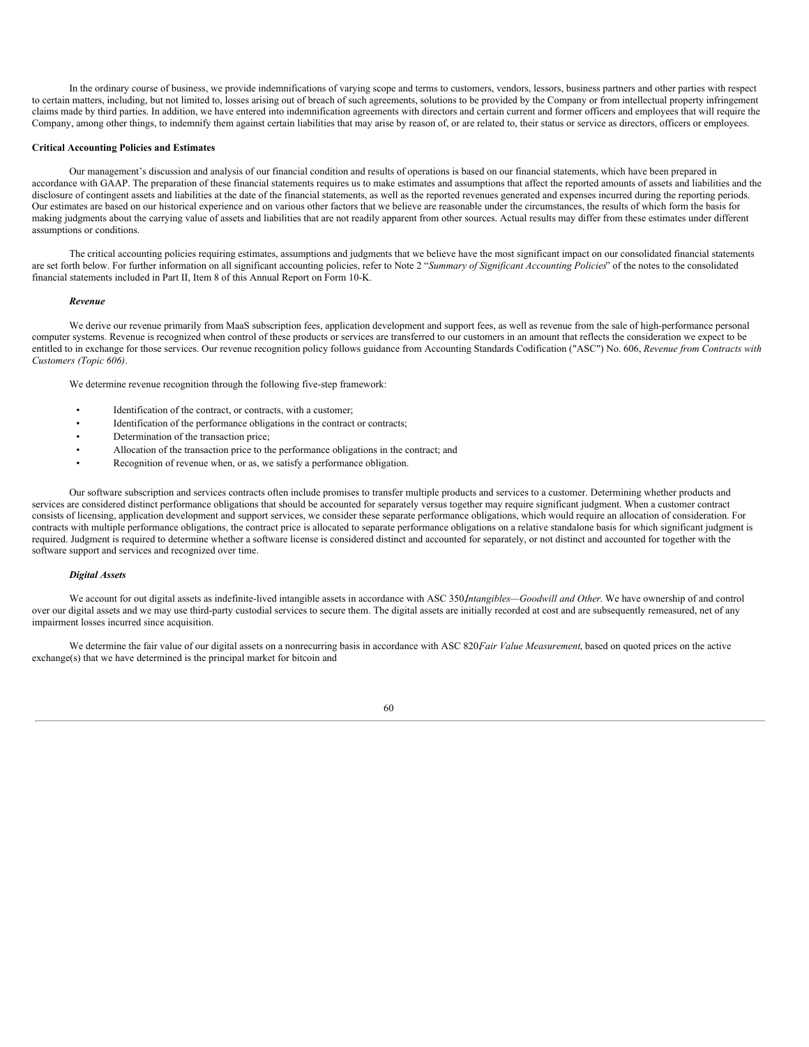In the ordinary course of business, we provide indemnifications of varying scope and terms to customers, vendors, lessors, business partners and other parties with respect to certain matters, including, but not limited to, losses arising out of breach of such agreements, solutions to be provided by the Company or from intellectual property infringement claims made by third parties. In addition, we have entered into indemnification agreements with directors and certain current and former officers and employees that will require the Company, among other things, to indemnify them against certain liabilities that may arise by reason of, or are related to, their status or service as directors, officers or employees.

**Critical Accounting Policies and Estimates**

Our management's discussion and analysis of our financial condition and results of operations is based on our financial statements, which have been prepared in accordance with GAAP. The preparation of these financial statements requires us to make estimates and assumptions that affect the reported amounts of assets and liabilities and the disclosure of contingent assets and liabilities at the date of the financial statements, as well as the reported revenues generated and expenses incurred during the reporting periods. Our estimates are based on our historical experience and on various other factors that we believe are reasonable under the circumstances, the results of which form the basis for making judgments about the carrying value of assets and liabilities that are not readily apparent from other sources. Actual results may differ from these estimates under different assumptions or conditions.

The critical accounting policies requiring estimates, assumptions and judgments that we believe have the most significant impact on our consolidated financial statements are set forth below. For further information on all significant accounting policies, refer to Note 2 "*Summary of Significant Accounting Policies*" of the notes to the consolidated financial statements included in Part II, Item 8 of this Annual Report on Form 10-K.

***Revenue***

We derive our revenue primarily from MaaS subscription fees, application development and support fees, as well as revenue from the sale of high-performance personal computer systems. Revenue is recognized when control of these products or services are transferred to our customers in an amount that reflects the consideration we expect to be entitled to in exchange for those services. Our revenue recognition policy follows guidance from Accounting Standards Codification ("ASC") No. 606, *Revenue from Contracts with Customers (Topic 606)*.

We determine revenue recognition through the following five-step framework:

- Identification of the contract, or contracts, with a customer;
- Identification of the performance obligations in the contract or contracts;
- Determination of the transaction price;
- Allocation of the transaction price to the performance obligations in the contract; and
- Recognition of revenue when, or as, we satisfy a performance obligation.

Our software subscription and services contracts often include promises to transfer multiple products and services to a customer. Determining whether products and services are considered distinct performance obligations that should be accounted for separately versus together may require significant judgment. When a customer contract consists of licensing, application development and support services, we consider these separate performance obligations, which would require an allocation of consideration. For contracts with multiple performance obligations, the contract price is allocated to separate performance obligations on a relative standalone basis for which significant judgment is required. Judgment is required to determine whether a software license is considered distinct and accounted for separately, or not distinct and accounted for together with the software support and services and recognized over time.

***Digital Assets***

We account for out digital assets as indefinite-lived intangible assets in accordance with ASC 350*Intangibles—Goodwill and Other*. We have ownership of and control over our digital assets and we may use third-party custodial services to secure them. The digital assets are initially recorded at cost and are subsequently remeasured, net of any impairment losses incurred since acquisition.

We determine the fair value of our digital assets on a nonrecurring basis in accordance with ASC 820*Fair Value Measurement*, based on quoted prices on the active exchange(s) that we have determined is the principal market for bitcoin and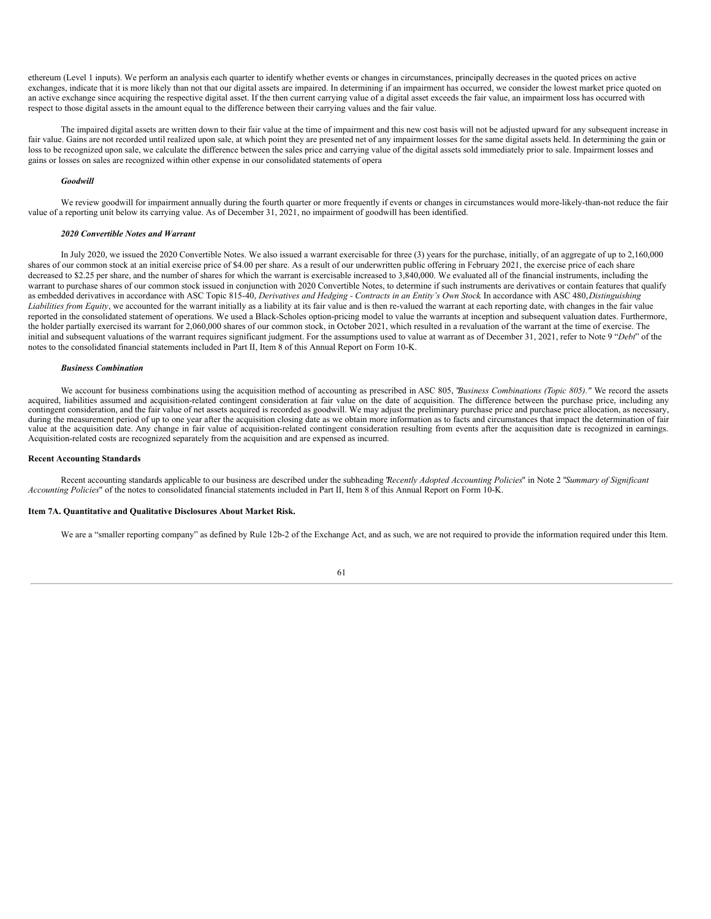ethereum (Level 1 inputs). We perform an analysis each quarter to identify whether events or changes in circumstances, principally decreases in the quoted prices on active exchanges, indicate that it is more likely than not that our digital assets are impaired. In determining if an impairment has occurred, we consider the lowest market price quoted on an active exchange since acquiring the respective digital asset. If the then current carrying value of a digital asset exceeds the fair value, an impairment loss has occurred with respect to those digital assets in the amount equal to the difference between their carrying values and the fair value.

The impaired digital assets are written down to their fair value at the time of impairment and this new cost basis will not be adjusted upward for any subsequent increase in fair value. Gains are not recorded until realized upon sale, at which point they are presented net of any impairment losses for the same digital assets held. In determining the gain or loss to be recognized upon sale, we calculate the difference between the sales price and carrying value of the digital assets sold immediately prior to sale. Impairment losses and gains or losses on sales are recognized within other expense in our consolidated statements of opera

***Goodwill***

We review goodwill for impairment annually during the fourth quarter or more frequently if events or changes in circumstances would more-likely-than-not reduce the fair value of a reporting unit below its carrying value. As of December 31, 2021, no impairment of goodwill has been identified.

***2020 Convertible Notes and Warrant***

In July 2020, we issued the 2020 Convertible Notes. We also issued a warrant exercisable for three (3) years for the purchase, initially, of an aggregate of up to 2,160,000 shares of our common stock at an initial exercise price of $4.00 per share. As a result of our underwritten public offering in February 2021, the exercise price of each share decreased to $2.25 per share, and the number of shares for which the warrant is exercisable increased to 3,840,000. We evaluated all of the financial instruments, including the warrant to purchase shares of our common stock issued in conjunction with 2020 Convertible Notes, to determine if such instruments are derivatives or contain features that qualify as embedded derivatives in accordance with ASC Topic 815-40, *Derivatives and Hedging - Contracts in an Entity's Own Stock*. In accordance with ASC 480, *Distinguishing Liabilities from Equity*, we accounted for the warrant initially as a liability at its fair value and is then re-valued the warrant at each reporting date, with changes in the fair value reported in the consolidated statement of operations. We used a Black-Scholes option-pricing model to value the warrants at inception and subsequent valuation dates. Furthermore, the holder partially exercised its warrant for 2,060,000 shares of our common stock, in October 2021, which resulted in a revaluation of the warrant at the time of exercise. The initial and subsequent valuations of the warrant requires significant judgment. For the assumptions used to value at warrant as of December 31, 2021, refer to Note 9 "*Debt*" of the notes to the consolidated financial statements included in Part II, Item 8 of this Annual Report on Form 10-K.

***Business Combination***

We account for business combinations using the acquisition method of accounting as prescribed in ASC 805, "*Business Combinations (Topic 805)."* We record the assets acquired, liabilities assumed and acquisition-related contingent consideration at fair value on the date of acquisition. The difference between the purchase price, including any contingent consideration, and the fair value of net assets acquired is recorded as goodwill. We may adjust the preliminary purchase price and purchase price allocation, as necessary, during the measurement period of up to one year after the acquisition closing date as we obtain more information as to facts and circumstances that impact the determination of fair value at the acquisition date. Any change in fair value of acquisition-related contingent consideration resulting from events after the acquisition date is recognized in earnings. Acquisition-related costs are recognized separately from the acquisition and are expensed as incurred.

**Recent Accounting Standards**

Recent accounting standards applicable to our business are described under the subheading "*Recently Adopted Accounting Policies*" in Note 2 "*Summary of Significant Accounting Policies*" of the notes to consolidated financial statements included in Part II, Item 8 of this Annual Report on Form 10-K.

**Item 7A. Quantitative and Qualitative Disclosures About Market Risk.**

We are a "smaller reporting company" as defined by Rule 12b-2 of the Exchange Act, and as such, we are not required to provide the information required under this Item.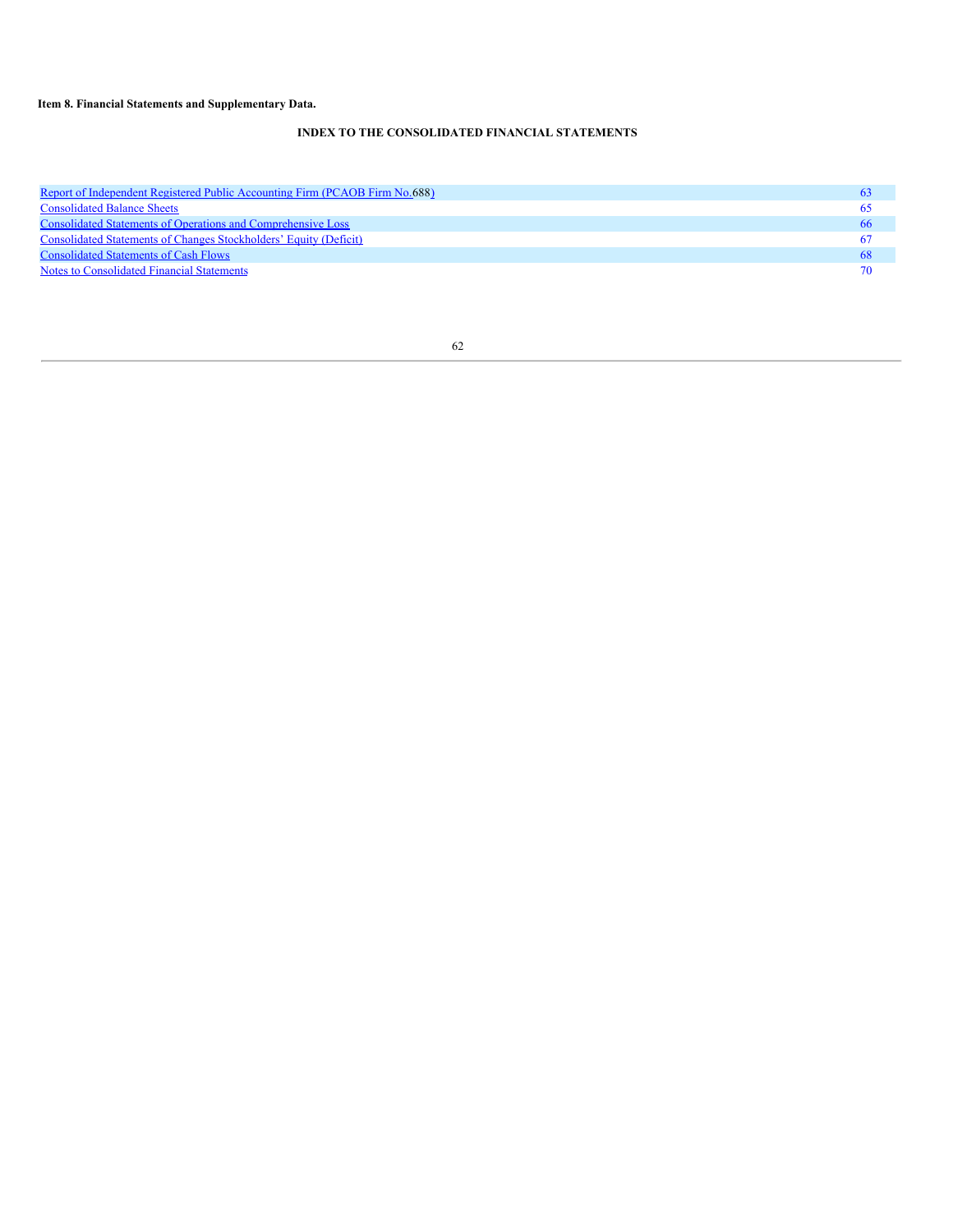**Item 8. Financial Statements and Supplementary Data.**

## INDEX TO THE CONSOLIDATED FINANCIAL STATEMENTS

| | |
|---|---|
| Report of Independent Registered Public Accounting Firm (PCAOB Firm No.688) | 63 |
| Consolidated Balance Sheets | 65 |
| Consolidated Statements of Operations and Comprehensive Loss | 66 |
| Consolidated Statements of Changes Stockholders' Equity (Deficit) | 67 |
| Consolidated Statements of Cash Flows | 68 |
| Notes to Consolidated Financial Statements | 70 |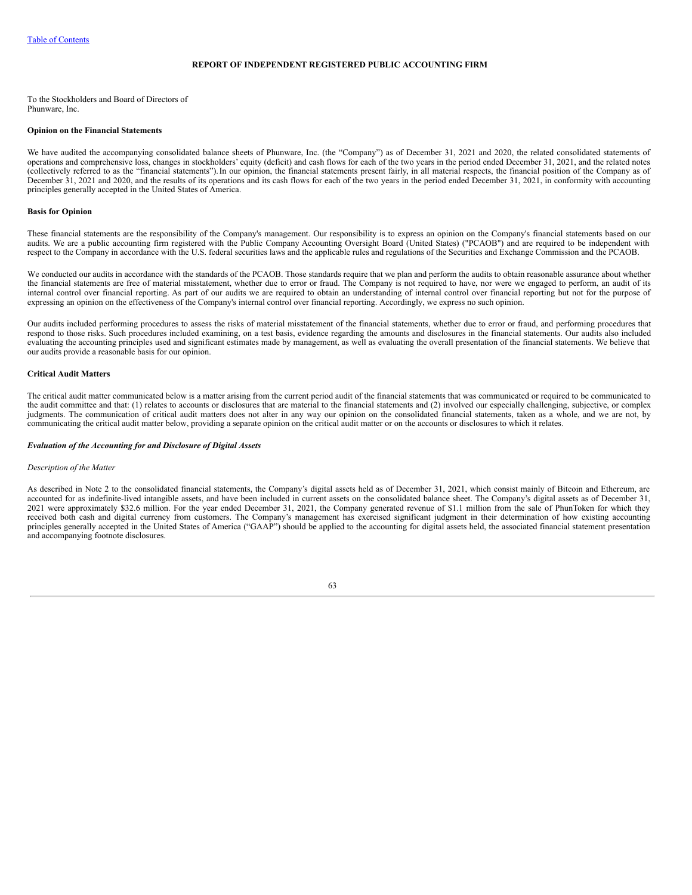## REPORT OF INDEPENDENT REGISTERED PUBLIC ACCOUNTING FIRM

To the Stockholders and Board of Directors of
Phunware, Inc.

**Opinion on the Financial Statements**

We have audited the accompanying consolidated balance sheets of Phunware, Inc. (the "Company") as of December 31, 2021 and 2020, the related consolidated statements of operations and comprehensive loss, changes in stockholders' equity (deficit) and cash flows for each of the two years in the period ended December 31, 2021, and the related notes (collectively referred to as the "financial statements"). In our opinion, the financial statements present fairly, in all material respects, the financial position of the Company as of December 31, 2021 and 2020, and the results of its operations and its cash flows for each of the two years in the period ended December 31, 2021, in conformity with accounting principles generally accepted in the United States of America.

**Basis for Opinion**

These financial statements are the responsibility of the Company's management. Our responsibility is to express an opinion on the Company's financial statements based on our audits. We are a public accounting firm registered with the Public Company Accounting Oversight Board (United States) ("PCAOB") and are required to be independent with respect to the Company in accordance with the U.S. federal securities laws and the applicable rules and regulations of the Securities and Exchange Commission and the PCAOB.

We conducted our audits in accordance with the standards of the PCAOB. Those standards require that we plan and perform the audits to obtain reasonable assurance about whether the financial statements are free of material misstatement, whether due to error or fraud. The Company is not required to have, nor were we engaged to perform, an audit of its internal control over financial reporting. As part of our audits we are required to obtain an understanding of internal control over financial reporting but not for the purpose of expressing an opinion on the effectiveness of the Company's internal control over financial reporting. Accordingly, we express no such opinion.

Our audits included performing procedures to assess the risks of material misstatement of the financial statements, whether due to error or fraud, and performing procedures that respond to those risks. Such procedures included examining, on a test basis, evidence regarding the amounts and disclosures in the financial statements. Our audits also included evaluating the accounting principles used and significant estimates made by management, as well as evaluating the overall presentation of the financial statements. We believe that our audits provide a reasonable basis for our opinion.

**Critical Audit Matters**

The critical audit matter communicated below is a matter arising from the current period audit of the financial statements that was communicated or required to be communicated to the audit committee and that: (1) relates to accounts or disclosures that are material to the financial statements and (2) involved our especially challenging, subjective, or complex judgments. The communication of critical audit matters does not alter in any way our opinion on the consolidated financial statements, taken as a whole, and we are not, by communicating the critical audit matter below, providing a separate opinion on the critical audit matter or on the accounts or disclosures to which it relates.

***Evaluation of the Accounting for and Disclosure of Digital Assets***

*Description of the Matter*

As described in Note 2 to the consolidated financial statements, the Company's digital assets held as of December 31, 2021, which consist mainly of Bitcoin and Ethereum, are accounted for as indefinite-lived intangible assets, and have been included in current assets on the consolidated balance sheet. The Company's digital assets as of December 31, 2021 were approximately $32.6 million. For the year ended December 31, 2021, the Company generated revenue of $1.1 million from the sale of PhunToken for which they received both cash and digital currency from customers. The Company's management has exercised significant judgment in their determination of how existing accounting principles generally accepted in the United States of America ("GAAP") should be applied to the accounting for digital assets held, the associated financial statement presentation and accompanying footnote disclosures.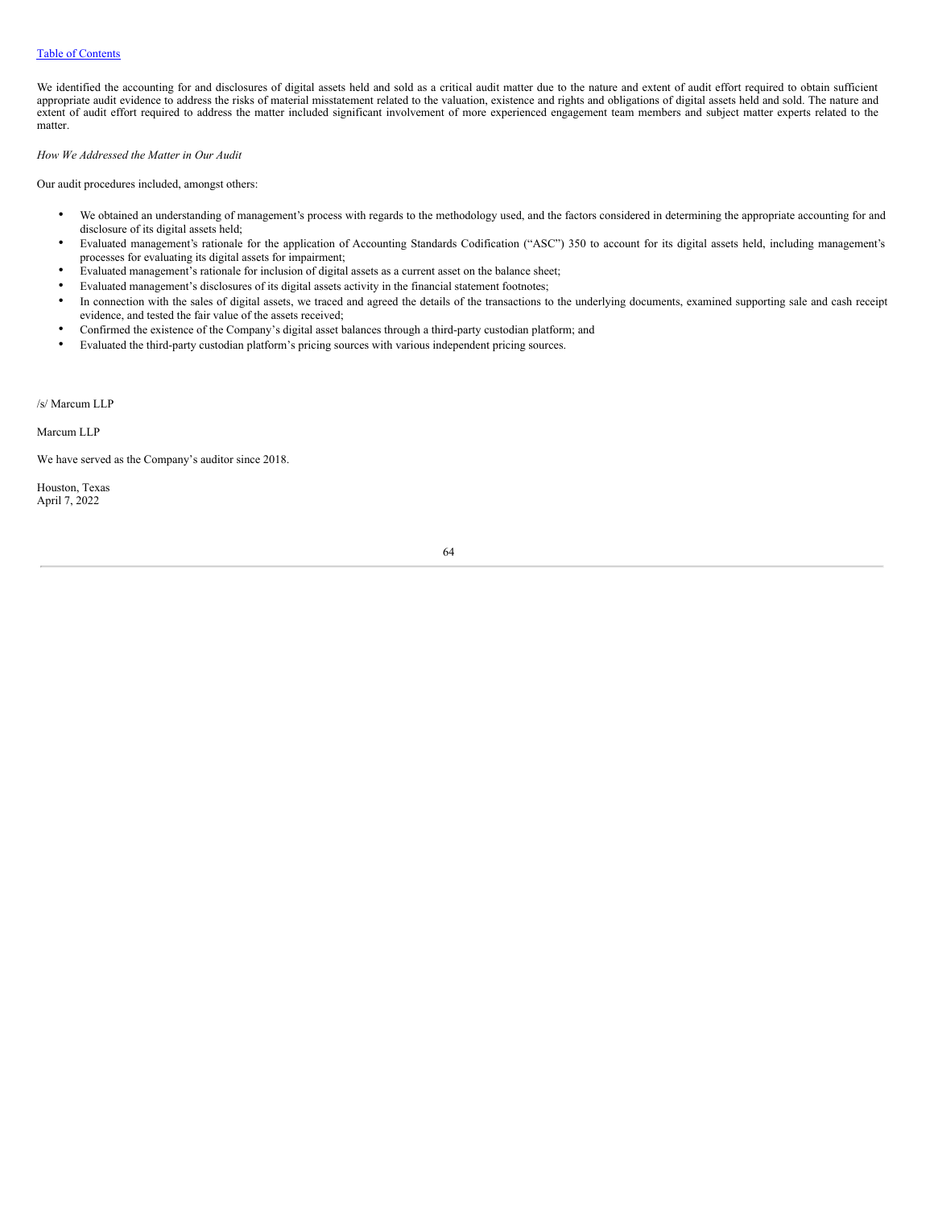We identified the accounting for and disclosures of digital assets held and sold as a critical audit matter due to the nature and extent of audit effort required to obtain sufficient appropriate audit evidence to address the risks of material misstatement related to the valuation, existence and rights and obligations of digital assets held and sold. The nature and extent of audit effort required to address the matter included significant involvement of more experienced engagement team members and subject matter experts related to the matter.

*How We Addressed the Matter in Our Audit*

Our audit procedures included, amongst others:

- We obtained an understanding of management's process with regards to the methodology used, and the factors considered in determining the appropriate accounting for and disclosure of its digital assets held;
- Evaluated management's rationale for the application of Accounting Standards Codification ("ASC") 350 to account for its digital assets held, including management's processes for evaluating its digital assets for impairment;
- Evaluated management's rationale for inclusion of digital assets as a current asset on the balance sheet;
- Evaluated management's disclosures of its digital assets activity in the financial statement footnotes;
- In connection with the sales of digital assets, we traced and agreed the details of the transactions to the underlying documents, examined supporting sale and cash receipt evidence, and tested the fair value of the assets received;
- Confirmed the existence of the Company's digital asset balances through a third-party custodian platform; and
- Evaluated the third-party custodian platform's pricing sources with various independent pricing sources.

/s/ Marcum LLP

Marcum LLP

We have served as the Company's auditor since 2018.

Houston, Texas
April 7, 2022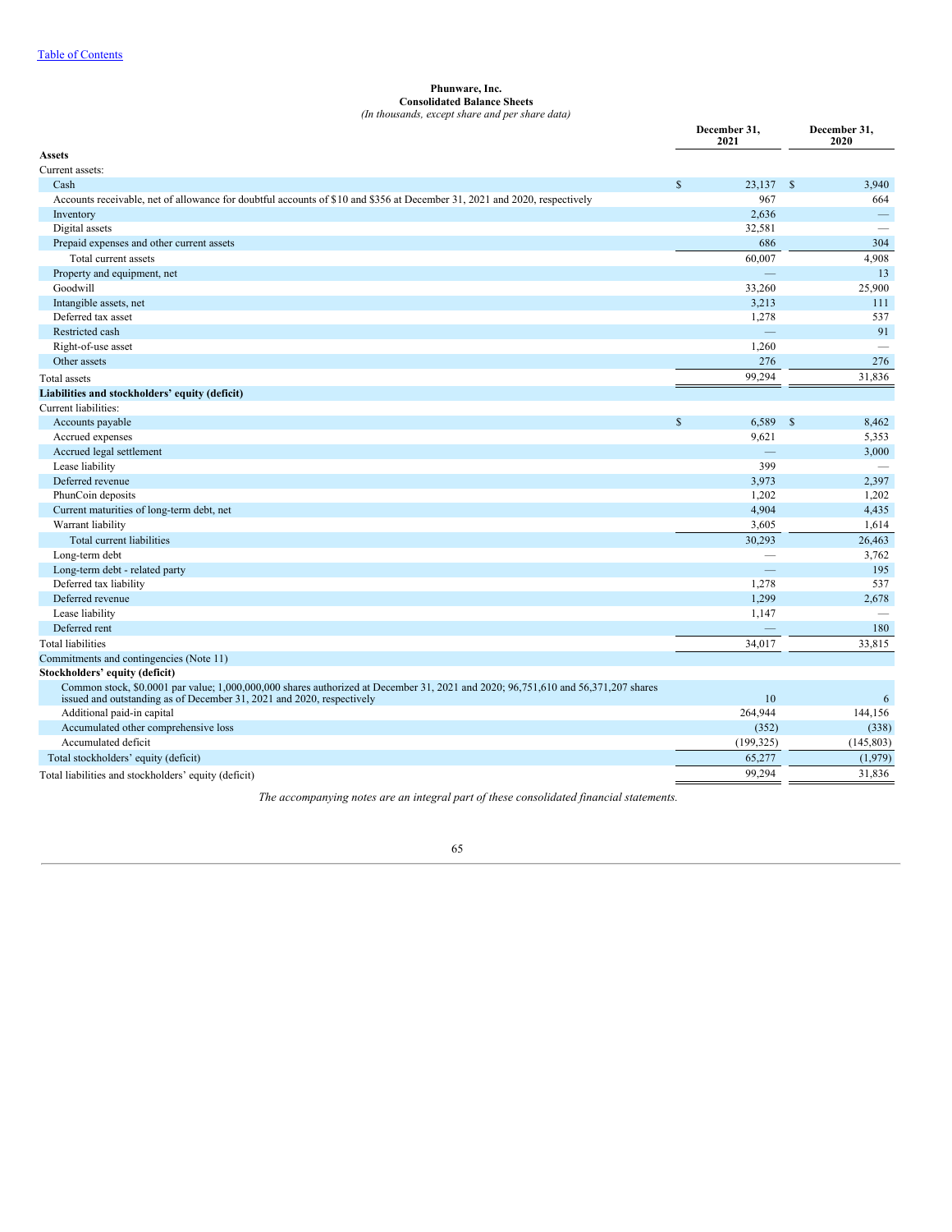**Phunware, Inc.**
**Consolidated Balance Sheets**
*(In thousands, except share and per share data)*

| | December 31, 2021 | December 31, 2020 |
|---|---|---|
| **Assets** | | |
| Current assets: | | |
| Cash | $ 23,137 | $ 3,940 |
| Accounts receivable, net of allowance for doubtful accounts of $10 and $356 at December 31, 2021 and 2020, respectively | 967 | 664 |
| Inventory | 2,636 | — |
| Digital assets | 32,581 | — |
| Prepaid expenses and other current assets | 686 | 304 |
| Total current assets | 60,007 | 4,908 |
| Property and equipment, net | — | 13 |
| Goodwill | 33,260 | 25,900 |
| Intangible assets, net | 3,213 | 111 |
| Deferred tax asset | 1,278 | 537 |
| Restricted cash | — | 91 |
| Right-of-use asset | 1,260 | — |
| Other assets | 276 | 276 |
| Total assets | 99,294 | 31,836 |
| **Liabilities and stockholders' equity (deficit)** | | |
| Current liabilities: | | |
| Accounts payable | $ 6,589 | $ 8,462 |
| Accrued expenses | 9,621 | 5,353 |
| Accrued legal settlement | — | 3,000 |
| Lease liability | 399 | — |
| Deferred revenue | 3,973 | 2,397 |
| PhunCoin deposits | 1,202 | 1,202 |
| Current maturities of long-term debt, net | 4,904 | 4,435 |
| Warrant liability | 3,605 | 1,614 |
| Total current liabilities | 30,293 | 26,463 |
| Long-term debt | — | 3,762 |
| Long-term debt - related party | — | 195 |
| Deferred tax liability | 1,278 | 537 |
| Deferred revenue | 1,299 | 2,678 |
| Lease liability | 1,147 | — |
| Deferred rent | — | 180 |
| Total liabilities | 34,017 | 33,815 |
| Commitments and contingencies (Note 11) | | |
| **Stockholders' equity (deficit)** | | |
| Common stock, $0.0001 par value; 1,000,000,000 shares authorized at December 31, 2021 and 2020; 96,751,610 and 56,371,207 shares issued and outstanding as of December 31, 2021 and 2020, respectively | 10 | 6 |
| Additional paid-in capital | 264,944 | 144,156 |
| Accumulated other comprehensive loss | (352) | (338) |
| Accumulated deficit | (199,325) | (145,803) |
| Total stockholders' equity (deficit) | 65,277 | (1,979) |
| Total liabilities and stockholders' equity (deficit) | 99,294 | 31,836 |

*The accompanying notes are an integral part of these consolidated financial statements.*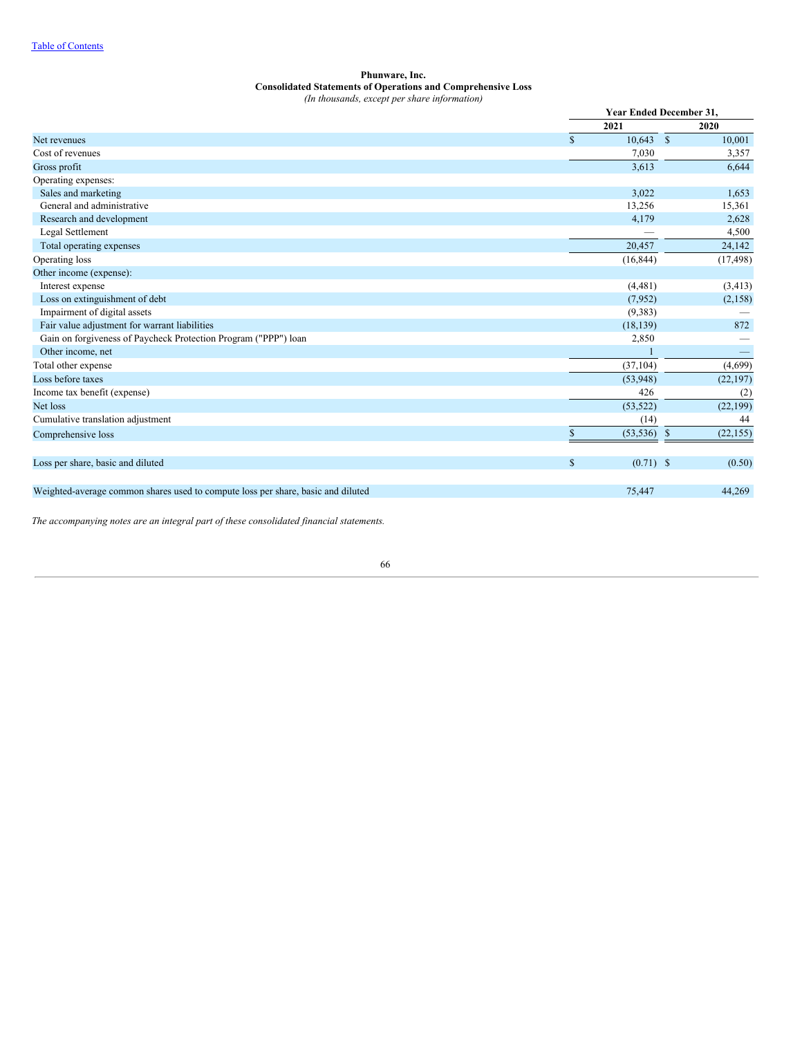**Phunware, Inc.**
**Consolidated Statements of Operations and Comprehensive Loss**
*(In thousands, except per share information)*

| | Year Ended December 31, | |
|---|---|---|
| | 2021 | 2020 |
| Net revenues | $ 10,643 | $ 10,001 |
| Cost of revenues | 7,030 | 3,357 |
| Gross profit | 3,613 | 6,644 |
| Operating expenses: | | |
| Sales and marketing | 3,022 | 1,653 |
| General and administrative | 13,256 | 15,361 |
| Research and development | 4,179 | 2,628 |
| Legal Settlement | — | 4,500 |
| Total operating expenses | 20,457 | 24,142 |
| Operating loss | (16,844) | (17,498) |
| Other income (expense): | | |
| Interest expense | (4,481) | (3,413) |
| Loss on extinguishment of debt | (7,952) | (2,158) |
| Impairment of digital assets | (9,383) | — |
| Fair value adjustment for warrant liabilities | (18,139) | 872 |
| Gain on forgiveness of Paycheck Protection Program ("PPP") loan | 2,850 | — |
| Other income, net | 1 | — |
| Total other expense | (37,104) | (4,699) |
| Loss before taxes | (53,948) | (22,197) |
| Income tax benefit (expense) | 426 | (2) |
| Net loss | (53,522) | (22,199) |
| Cumulative translation adjustment | (14) | 44 |
| Comprehensive loss | $ (53,536) | $ (22,155) |
| | | |
| Loss per share, basic and diluted | $ (0.71) | $ (0.50) |
| | | |
| Weighted-average common shares used to compute loss per share, basic and diluted | 75,447 | 44,269 |

*The accompanying notes are an integral part of these consolidated financial statements.*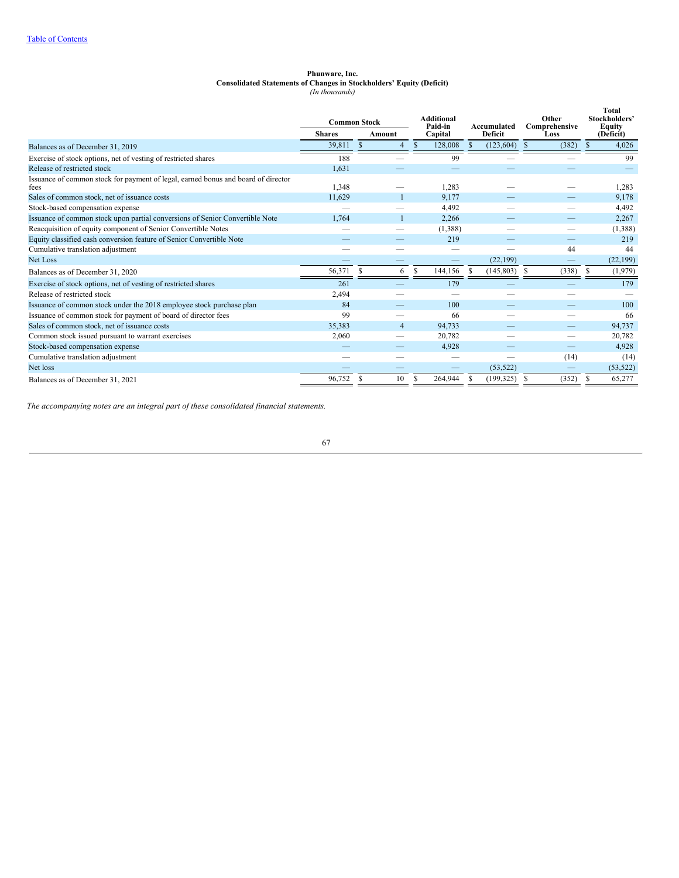**Phunware, Inc.**
**Consolidated Statements of Changes in Stockholders' Equity (Deficit)**
*(In thousands)*

| | Common Stock | | Additional Paid-in Capital | Accumulated Deficit | Other Comprehensive Loss | Total Stockholders' Equity (Deficit) |
|---|---|---|---|---|---|---|
| | Shares | Amount | | | | |
| Balances as of December 31, 2019 | 39,811 | $ 4 | $ 128,008 | $ (123,604) | $ (382) | $ 4,026 |
| Exercise of stock options, net of vesting of restricted shares | 188 | — | 99 | — | — | 99 |
| Release of restricted stock | 1,631 | — | — | — | — | — |
| Issuance of common stock for payment of legal, earned bonus and board of director fees | 1,348 | — | 1,283 | — | — | 1,283 |
| Sales of common stock, net of issuance costs | 11,629 | 1 | 9,177 | — | — | 9,178 |
| Stock-based compensation expense | — | — | 4,492 | — | — | 4,492 |
| Issuance of common stock upon partial conversions of Senior Convertible Note | 1,764 | 1 | 2,266 | — | — | 2,267 |
| Reacquisition of equity component of Senior Convertible Notes | — | — | (1,388) | — | — | (1,388) |
| Equity classified cash conversion feature of Senior Convertible Note | — | — | 219 | — | — | 219 |
| Cumulative translation adjustment | — | — | — | — | 44 | 44 |
| Net Loss | — | — | — | (22,199) | — | (22,199) |
| Balances as of December 31, 2020 | 56,371 | $ 6 | $ 144,156 | $ (145,803) | $ (338) | $ (1,979) |
| Exercise of stock options, net of vesting of restricted shares | 261 | — | 179 | — | — | 179 |
| Release of restricted stock | 2,494 | — | — | — | — | — |
| Issuance of common stock under the 2018 employee stock purchase plan | 84 | — | 100 | — | — | 100 |
| Issuance of common stock for payment of board of director fees | 99 | — | 66 | — | — | 66 |
| Sales of common stock, net of issuance costs | 35,383 | 4 | 94,733 | — | — | 94,737 |
| Common stock issued pursuant to warrant exercises | 2,060 | — | 20,782 | — | — | 20,782 |
| Stock-based compensation expense | — | — | 4,928 | — | — | 4,928 |
| Cumulative translation adjustment | — | — | — | — | (14) | (14) |
| Net loss | — | — | — | (53,522) | — | (53,522) |
| Balances as of December 31, 2021 | 96,752 | $ 10 | $ 264,944 | $ (199,325) | $ (352) | $ 65,277 |

*The accompanying notes are an integral part of these consolidated financial statements.*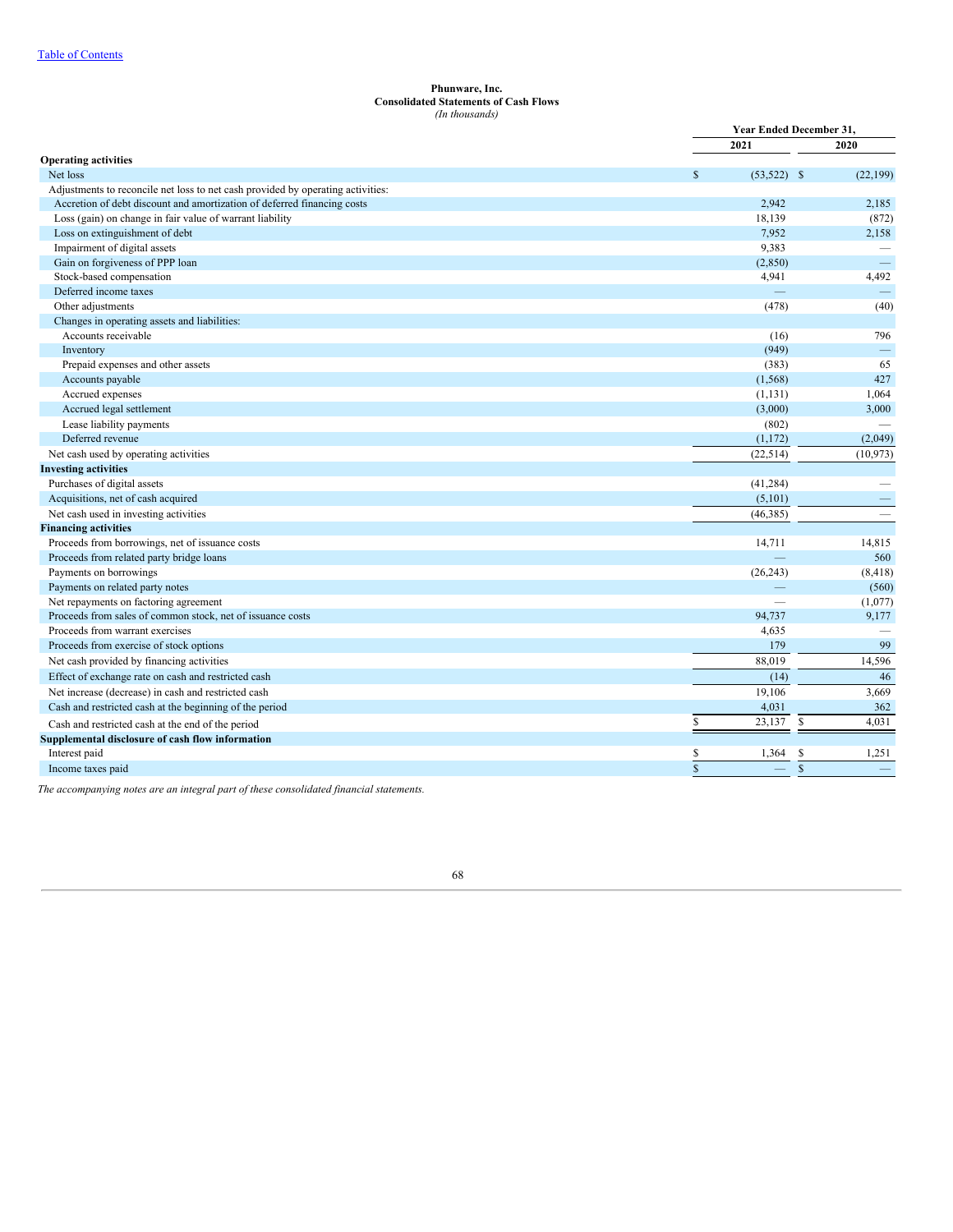[Table of Contents](#)

**Phunware, Inc.**
**Consolidated Statements of Cash Flows**
*(In thousands)*

| | Year Ended December 31, | |
|---|---|---|
| | 2021 | 2020 |
| **Operating activities** | | |
| Net loss | $ (53,522) | $ (22,199) |
| Adjustments to reconcile net loss to net cash provided by operating activities: | | |
| Accretion of debt discount and amortization of deferred financing costs | 2,942 | 2,185 |
| Loss (gain) on change in fair value of warrant liability | 18,139 | (872) |
| Loss on extinguishment of debt | 7,952 | 2,158 |
| Impairment of digital assets | 9,383 | — |
| Gain on forgiveness of PPP loan | (2,850) | — |
| Stock-based compensation | 4,941 | 4,492 |
| Deferred income taxes | — | — |
| Other adjustments | (478) | (40) |
| Changes in operating assets and liabilities: | | |
| Accounts receivable | (16) | 796 |
| Inventory | (949) | — |
| Prepaid expenses and other assets | (383) | 65 |
| Accounts payable | (1,568) | 427 |
| Accrued expenses | (1,131) | 1,064 |
| Accrued legal settlement | (3,000) | 3,000 |
| Lease liability payments | (802) | — |
| Deferred revenue | (1,172) | (2,049) |
| Net cash used by operating activities | (22,514) | (10,973) |
| **Investing activities** | | |
| Purchases of digital assets | (41,284) | — |
| Acquisitions, net of cash acquired | (5,101) | — |
| Net cash used in investing activities | (46,385) | — |
| **Financing activities** | | |
| Proceeds from borrowings, net of issuance costs | 14,711 | 14,815 |
| Proceeds from related party bridge loans | — | 560 |
| Payments on borrowings | (26,243) | (8,418) |
| Payments on related party notes | — | (560) |
| Net repayments on factoring agreement | — | (1,077) |
| Proceeds from sales of common stock, net of issuance costs | 94,737 | 9,177 |
| Proceeds from warrant exercises | 4,635 | — |
| Proceeds from exercise of stock options | 179 | 99 |
| Net cash provided by financing activities | 88,019 | 14,596 |
| Effect of exchange rate on cash and restricted cash | (14) | 46 |
| Net increase (decrease) in cash and restricted cash | 19,106 | 3,669 |
| Cash and restricted cash at the beginning of the period | 4,031 | 362 |
| Cash and restricted cash at the end of the period | $ 23,137 | $ 4,031 |
| **Supplemental disclosure of cash flow information** | | |
| Interest paid | $ 1,364 | $ 1,251 |
| Income taxes paid | $ — | $ — |

*The accompanying notes are an integral part of these consolidated financial statements.*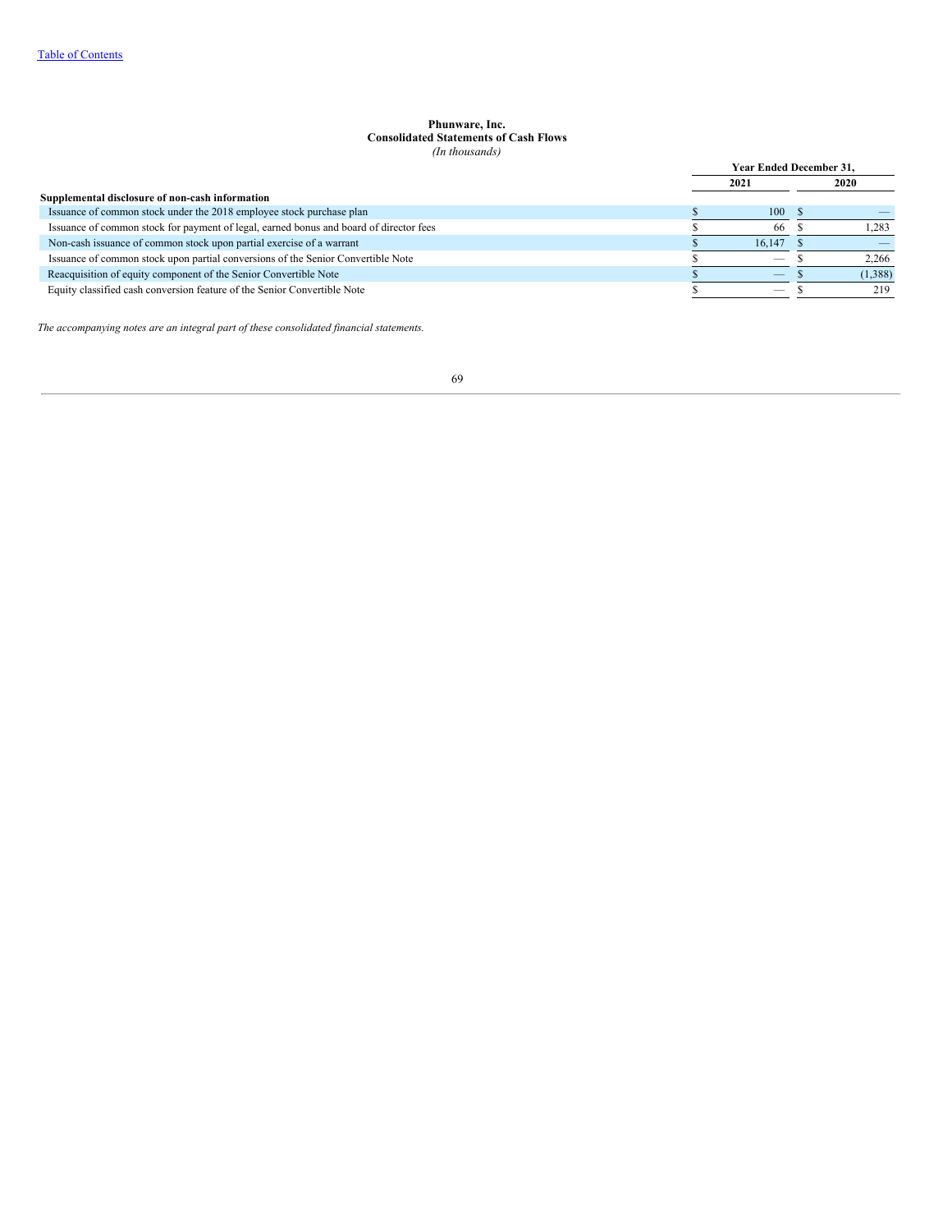**Phunware, Inc.**
**Consolidated Statements of Cash Flows**
*(In thousands)*

| | Year Ended December 31, | |
|---|---|---|
| | 2021 | 2020 |
| **Supplemental disclosure of non-cash information** | | |
| Issuance of common stock under the 2018 employee stock purchase plan | $ 100 | $ — |
| Issuance of common stock for payment of legal, earned bonus and board of director fees | $ 66 | $ 1,283 |
| Non-cash issuance of common stock upon partial exercise of a warrant | $ 16,147 | $ — |
| Issuance of common stock upon partial conversions of the Senior Convertible Note | $ — | $ 2,266 |
| Reacquisition of equity component of the Senior Convertible Note | $ — | $ (1,388) |
| Equity classified cash conversion feature of the Senior Convertible Note | $ — | $ 219 |

*The accompanying notes are an integral part of these consolidated financial statements.*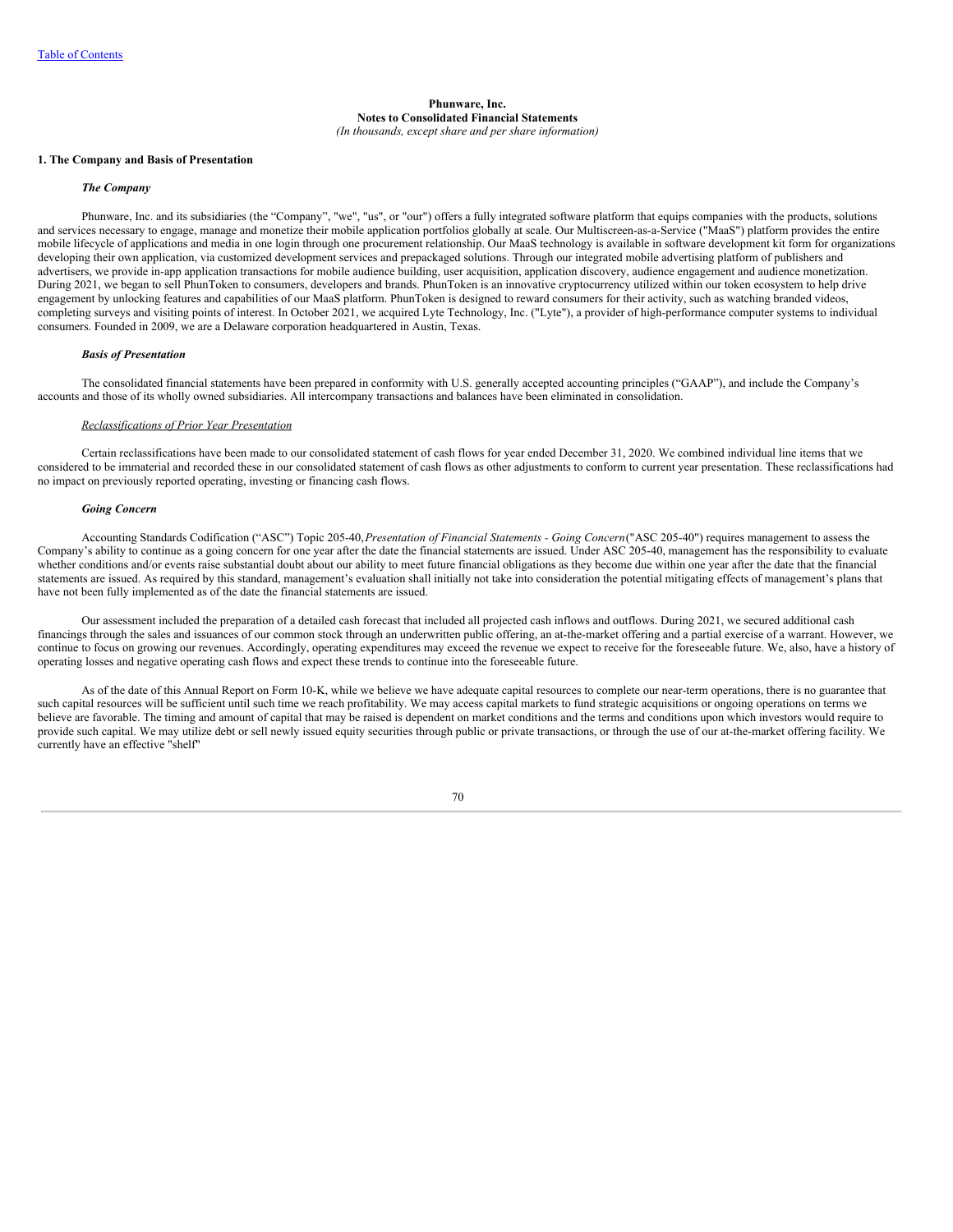**Phunware, Inc.**
**Notes to Consolidated Financial Statements**
*(In thousands, except share and per share information)*

## 1. The Company and Basis of Presentation

### *The Company*

Phunware, Inc. and its subsidiaries (the "Company", "we", "us", or "our") offers a fully integrated software platform that equips companies with the products, solutions and services necessary to engage, manage and monetize their mobile application portfolios globally at scale. Our Multiscreen-as-a-Service ("MaaS") platform provides the entire mobile lifecycle of applications and media in one login through one procurement relationship. Our MaaS technology is available in software development kit form for organizations developing their own application, via customized development services and prepackaged solutions. Through our integrated mobile advertising platform of publishers and advertisers, we provide in-app application transactions for mobile audience building, user acquisition, application discovery, audience engagement and audience monetization. During 2021, we began to sell PhunToken to consumers, developers and brands. PhunToken is an innovative cryptocurrency utilized within our token ecosystem to help drive engagement by unlocking features and capabilities of our MaaS platform. PhunToken is designed to reward consumers for their activity, such as watching branded videos, completing surveys and visiting points of interest. In October 2021, we acquired Lyte Technology, Inc. ("Lyte"), a provider of high-performance computer systems to individual consumers. Founded in 2009, we are a Delaware corporation headquartered in Austin, Texas.

### *Basis of Presentation*

The consolidated financial statements have been prepared in conformity with U.S. generally accepted accounting principles ("GAAP"), and include the Company's accounts and those of its wholly owned subsidiaries. All intercompany transactions and balances have been eliminated in consolidation.

*Reclassifications of Prior Year Presentation*

Certain reclassifications have been made to our consolidated statement of cash flows for year ended December 31, 2020. We combined individual line items that we considered to be immaterial and recorded these in our consolidated statement of cash flows as other adjustments to conform to current year presentation. These reclassifications had no impact on previously reported operating, investing or financing cash flows.

### *Going Concern*

Accounting Standards Codification ("ASC") Topic 205-40, *Presentation of Financial Statements - Going Concern* ("ASC 205-40") requires management to assess the Company's ability to continue as a going concern for one year after the date the financial statements are issued. Under ASC 205-40, management has the responsibility to evaluate whether conditions and/or events raise substantial doubt about our ability to meet future financial obligations as they become due within one year after the date that the financial statements are issued. As required by this standard, management's evaluation shall initially not take into consideration the potential mitigating effects of management's plans that have not been fully implemented as of the date the financial statements are issued.

Our assessment included the preparation of a detailed cash forecast that included all projected cash inflows and outflows. During 2021, we secured additional cash financings through the sales and issuances of our common stock through an underwritten public offering, an at-the-market offering and a partial exercise of a warrant. However, we continue to focus on growing our revenues. Accordingly, operating expenditures may exceed the revenue we expect to receive for the foreseeable future. We, also, have a history of operating losses and negative operating cash flows and expect these trends to continue into the foreseeable future.

As of the date of this Annual Report on Form 10-K, while we believe we have adequate capital resources to complete our near-term operations, there is no guarantee that such capital resources will be sufficient until such time we reach profitability. We may access capital markets to fund strategic acquisitions or ongoing operations on terms we believe are favorable. The timing and amount of capital that may be raised is dependent on market conditions and the terms and conditions upon which investors would require to provide such capital. We may utilize debt or sell newly issued equity securities through public or private transactions, or through the use of our at-the-market offering facility. We currently have an effective "shelf"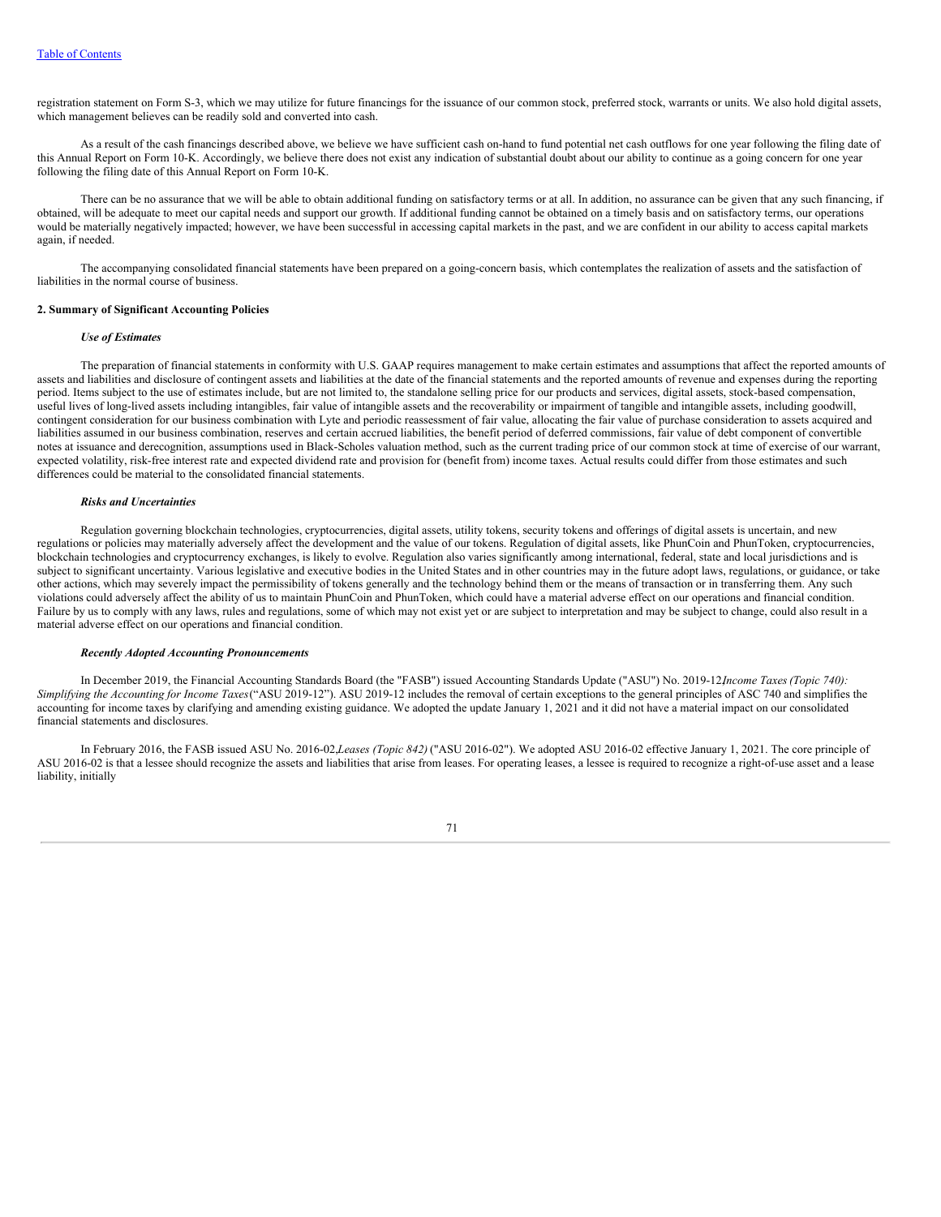registration statement on Form S-3, which we may utilize for future financings for the issuance of our common stock, preferred stock, warrants or units. We also hold digital assets, which management believes can be readily sold and converted into cash.

As a result of the cash financings described above, we believe we have sufficient cash on-hand to fund potential net cash outflows for one year following the filing date of this Annual Report on Form 10-K. Accordingly, we believe there does not exist any indication of substantial doubt about our ability to continue as a going concern for one year following the filing date of this Annual Report on Form 10-K.

There can be no assurance that we will be able to obtain additional funding on satisfactory terms or at all. In addition, no assurance can be given that any such financing, if obtained, will be adequate to meet our capital needs and support our growth. If additional funding cannot be obtained on a timely basis and on satisfactory terms, our operations would be materially negatively impacted; however, we have been successful in accessing capital markets in the past, and we are confident in our ability to access capital markets again, if needed.

The accompanying consolidated financial statements have been prepared on a going-concern basis, which contemplates the realization of assets and the satisfaction of liabilities in the normal course of business.

## 2. Summary of Significant Accounting Policies

***Use of Estimates***

The preparation of financial statements in conformity with U.S. GAAP requires management to make certain estimates and assumptions that affect the reported amounts of assets and liabilities and disclosure of contingent assets and liabilities at the date of the financial statements and the reported amounts of revenue and expenses during the reporting period. Items subject to the use of estimates include, but are not limited to, the standalone selling price for our products and services, digital assets, stock-based compensation, useful lives of long-lived assets including intangibles, fair value of intangible assets and the recoverability or impairment of tangible and intangible assets, including goodwill, contingent consideration for our business combination with Lyte and periodic reassessment of fair value, allocating the fair value of purchase consideration to assets acquired and liabilities assumed in our business combination, reserves and certain accrued liabilities, the benefit period of deferred commissions, fair value of debt component of convertible notes at issuance and derecognition, assumptions used in Black-Scholes valuation method, such as the current trading price of our common stock at time of exercise of our warrant, expected volatility, risk-free interest rate and expected dividend rate and provision for (benefit from) income taxes. Actual results could differ from those estimates and such differences could be material to the consolidated financial statements.

***Risks and Uncertainties***

Regulation governing blockchain technologies, cryptocurrencies, digital assets, utility tokens, security tokens and offerings of digital assets is uncertain, and new regulations or policies may materially adversely affect the development and the value of our tokens. Regulation of digital assets, like PhunCoin and PhunToken, cryptocurrencies, blockchain technologies and cryptocurrency exchanges, is likely to evolve. Regulation also varies significantly among international, federal, state and local jurisdictions and is subject to significant uncertainty. Various legislative and executive bodies in the United States and in other countries may in the future adopt laws, regulations, or guidance, or take other actions, which may severely impact the permissibility of tokens generally and the technology behind them or the means of transaction or in transferring them. Any such violations could adversely affect the ability of us to maintain PhunCoin and PhunToken, which could have a material adverse effect on our operations and financial condition. Failure by us to comply with any laws, rules and regulations, some of which may not exist yet or are subject to interpretation and may be subject to change, could also result in a material adverse effect on our operations and financial condition.

***Recently Adopted Accounting Pronouncements***

In December 2019, the Financial Accounting Standards Board (the "FASB") issued Accounting Standards Update ("ASU") No. 2019-12, *Income Taxes (Topic 740): Simplifying the Accounting for Income Taxes* ("ASU 2019-12"). ASU 2019-12 includes the removal of certain exceptions to the general principles of ASC 740 and simplifies the accounting for income taxes by clarifying and amending existing guidance. We adopted the update January 1, 2021 and it did not have a material impact on our consolidated financial statements and disclosures.

In February 2016, the FASB issued ASU No. 2016-02, *Leases (Topic 842)* ("ASU 2016-02"). We adopted ASU 2016-02 effective January 1, 2021. The core principle of ASU 2016-02 is that a lessee should recognize the assets and liabilities that arise from leases. For operating leases, a lessee is required to recognize a right-of-use asset and a lease liability, initially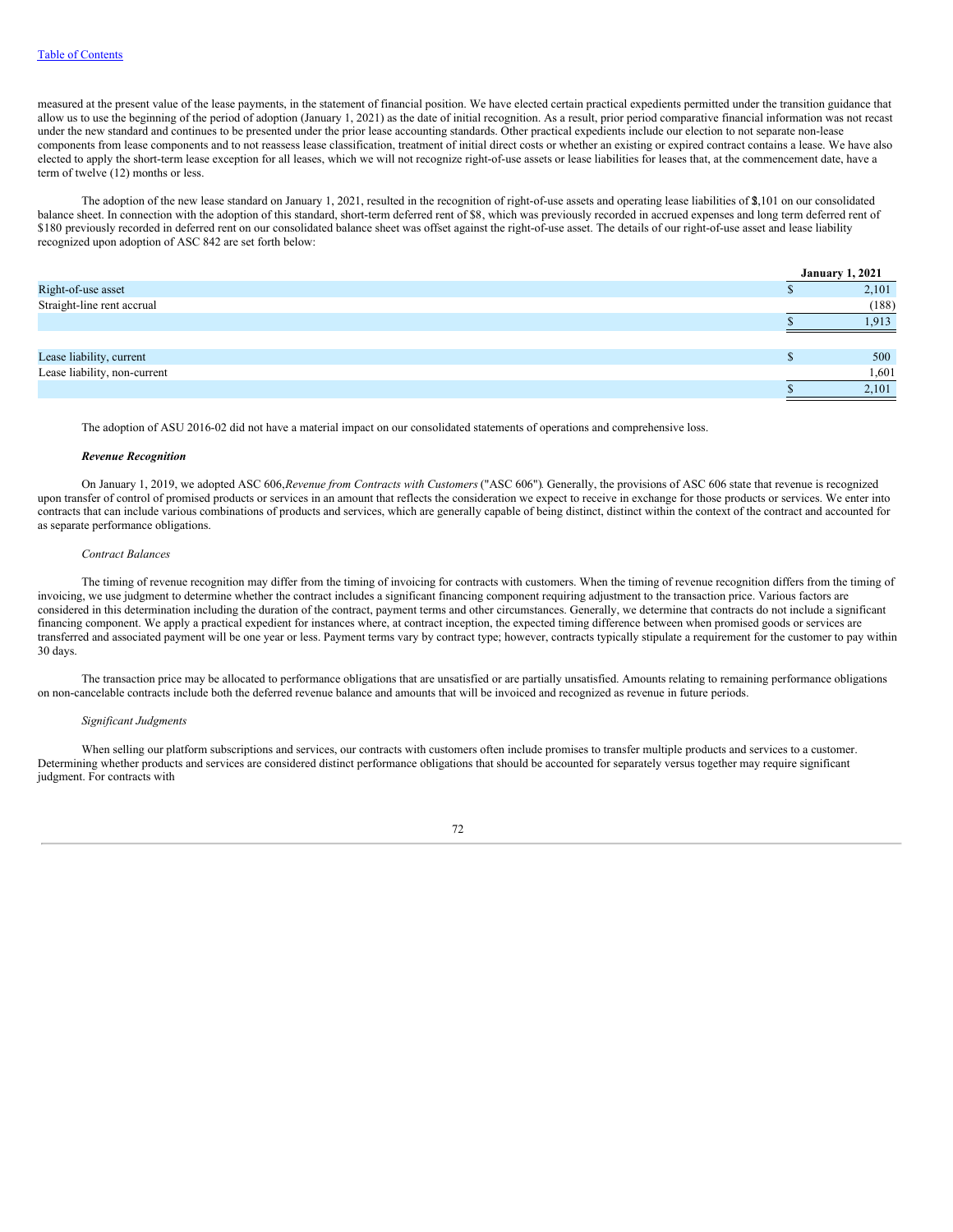measured at the present value of the lease payments, in the statement of financial position. We have elected certain practical expedients permitted under the transition guidance that allow us to use the beginning of the period of adoption (January 1, 2021) as the date of initial recognition. As a result, prior period comparative financial information was not recast under the new standard and continues to be presented under the prior lease accounting standards. Other practical expedients include our election to not separate non-lease components from lease components and to not reassess lease classification, treatment of initial direct costs or whether an existing or expired contract contains a lease. We have also elected to apply the short-term lease exception for all leases, which we will not recognize right-of-use assets or lease liabilities for leases that, at the commencement date, have a term of twelve (12) months or less.

The adoption of the new lease standard on January 1, 2021, resulted in the recognition of right-of-use assets and operating lease liabilities of $2,101 on our consolidated balance sheet. In connection with the adoption of this standard, short-term deferred rent of $8, which was previously recorded in accrued expenses and long term deferred rent of $180 previously recorded in deferred rent on our consolidated balance sheet was offset against the right-of-use asset. The details of our right-of-use asset and lease liability recognized upon adoption of ASC 842 are set forth below:

| | January 1, 2021 |
|---|---|
| Right-of-use asset | $ 2,101 |
| Straight-line rent accrual | (188) |
| | $ 1,913 |
| | |
| Lease liability, current | $ 500 |
| Lease liability, non-current | 1,601 |
| | $ 2,101 |

The adoption of ASU 2016-02 did not have a material impact on our consolidated statements of operations and comprehensive loss.

***Revenue Recognition***

On January 1, 2019, we adopted ASC 606, *Revenue from Contracts with Customers* ("ASC 606"). Generally, the provisions of ASC 606 state that revenue is recognized upon transfer of control of promised products or services in an amount that reflects the consideration we expect to receive in exchange for those products or services. We enter into contracts that can include various combinations of products and services, which are generally capable of being distinct, distinct within the context of the contract and accounted for as separate performance obligations.

*Contract Balances*

The timing of revenue recognition may differ from the timing of invoicing for contracts with customers. When the timing of revenue recognition differs from the timing of invoicing, we use judgment to determine whether the contract includes a significant financing component requiring adjustment to the transaction price. Various factors are considered in this determination including the duration of the contract, payment terms and other circumstances. Generally, we determine that contracts do not include a significant financing component. We apply a practical expedient for instances where, at contract inception, the expected timing difference between when promised goods or services are transferred and associated payment will be one year or less. Payment terms vary by contract type; however, contracts typically stipulate a requirement for the customer to pay within 30 days.

The transaction price may be allocated to performance obligations that are unsatisfied or are partially unsatisfied. Amounts relating to remaining performance obligations on non-cancelable contracts include both the deferred revenue balance and amounts that will be invoiced and recognized as revenue in future periods.

*Significant Judgments*

When selling our platform subscriptions and services, our contracts with customers often include promises to transfer multiple products and services to a customer. Determining whether products and services are considered distinct performance obligations that should be accounted for separately versus together may require significant judgment. For contracts with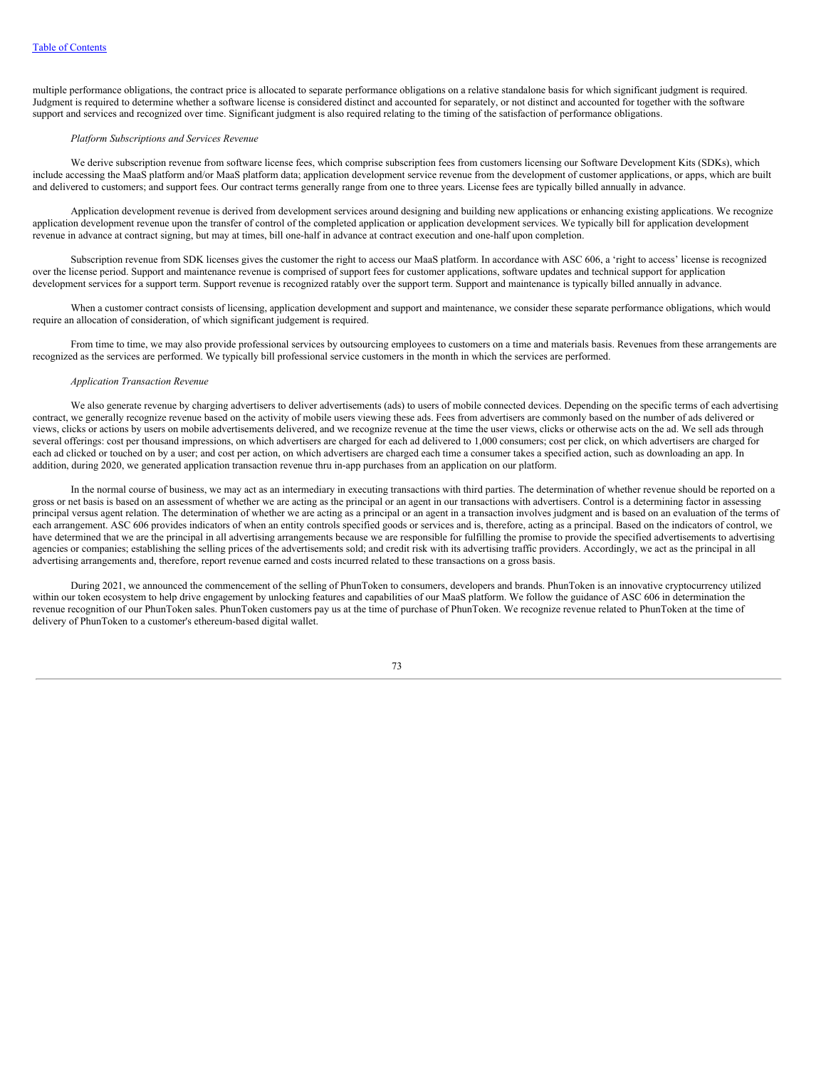multiple performance obligations, the contract price is allocated to separate performance obligations on a relative standalone basis for which significant judgment is required. Judgment is required to determine whether a software license is considered distinct and accounted for separately, or not distinct and accounted for together with the software support and services and recognized over time. Significant judgment is also required relating to the timing of the satisfaction of performance obligations.

*Platform Subscriptions and Services Revenue*

We derive subscription revenue from software license fees, which comprise subscription fees from customers licensing our Software Development Kits (SDKs), which include accessing the MaaS platform and/or MaaS platform data; application development service revenue from the development of customer applications, or apps, which are built and delivered to customers; and support fees. Our contract terms generally range from one to three years. License fees are typically billed annually in advance.

Application development revenue is derived from development services around designing and building new applications or enhancing existing applications. We recognize application development revenue upon the transfer of control of the completed application or application development services. We typically bill for application development revenue in advance at contract signing, but may at times, bill one-half in advance at contract execution and one-half upon completion.

Subscription revenue from SDK licenses gives the customer the right to access our MaaS platform. In accordance with ASC 606, a 'right to access' license is recognized over the license period. Support and maintenance revenue is comprised of support fees for customer applications, software updates and technical support for application development services for a support term. Support revenue is recognized ratably over the support term. Support and maintenance is typically billed annually in advance.

When a customer contract consists of licensing, application development and support and maintenance, we consider these separate performance obligations, which would require an allocation of consideration, of which significant judgement is required.

From time to time, we may also provide professional services by outsourcing employees to customers on a time and materials basis. Revenues from these arrangements are recognized as the services are performed. We typically bill professional service customers in the month in which the services are performed.

*Application Transaction Revenue*

We also generate revenue by charging advertisers to deliver advertisements (ads) to users of mobile connected devices. Depending on the specific terms of each advertising contract, we generally recognize revenue based on the activity of mobile users viewing these ads. Fees from advertisers are commonly based on the number of ads delivered or views, clicks or actions by users on mobile advertisements delivered, and we recognize revenue at the time the user views, clicks or otherwise acts on the ad. We sell ads through several offerings: cost per thousand impressions, on which advertisers are charged for each ad delivered to 1,000 consumers; cost per click, on which advertisers are charged for each ad clicked or touched on by a user; and cost per action, on which advertisers are charged each time a consumer takes a specified action, such as downloading an app. In addition, during 2020, we generated application transaction revenue thru in-app purchases from an application on our platform.

In the normal course of business, we may act as an intermediary in executing transactions with third parties. The determination of whether revenue should be reported on a gross or net basis is based on an assessment of whether we are acting as the principal or an agent in our transactions with advertisers. Control is a determining factor in assessing principal versus agent relation. The determination of whether we are acting as a principal or an agent in a transaction involves judgment and is based on an evaluation of the terms of each arrangement. ASC 606 provides indicators of when an entity controls specified goods or services and is, therefore, acting as a principal. Based on the indicators of control, we have determined that we are the principal in all advertising arrangements because we are responsible for fulfilling the promise to provide the specified advertisements to advertising agencies or companies; establishing the selling prices of the advertisements sold; and credit risk with its advertising traffic providers. Accordingly, we act as the principal in all advertising arrangements and, therefore, report revenue earned and costs incurred related to these transactions on a gross basis.

During 2021, we announced the commencement of the selling of PhunToken to consumers, developers and brands. PhunToken is an innovative cryptocurrency utilized within our token ecosystem to help drive engagement by unlocking features and capabilities of our MaaS platform. We follow the guidance of ASC 606 in determination the revenue recognition of our PhunToken sales. PhunToken customers pay us at the time of purchase of PhunToken. We recognize revenue related to PhunToken at the time of delivery of PhunToken to a customer's ethereum-based digital wallet.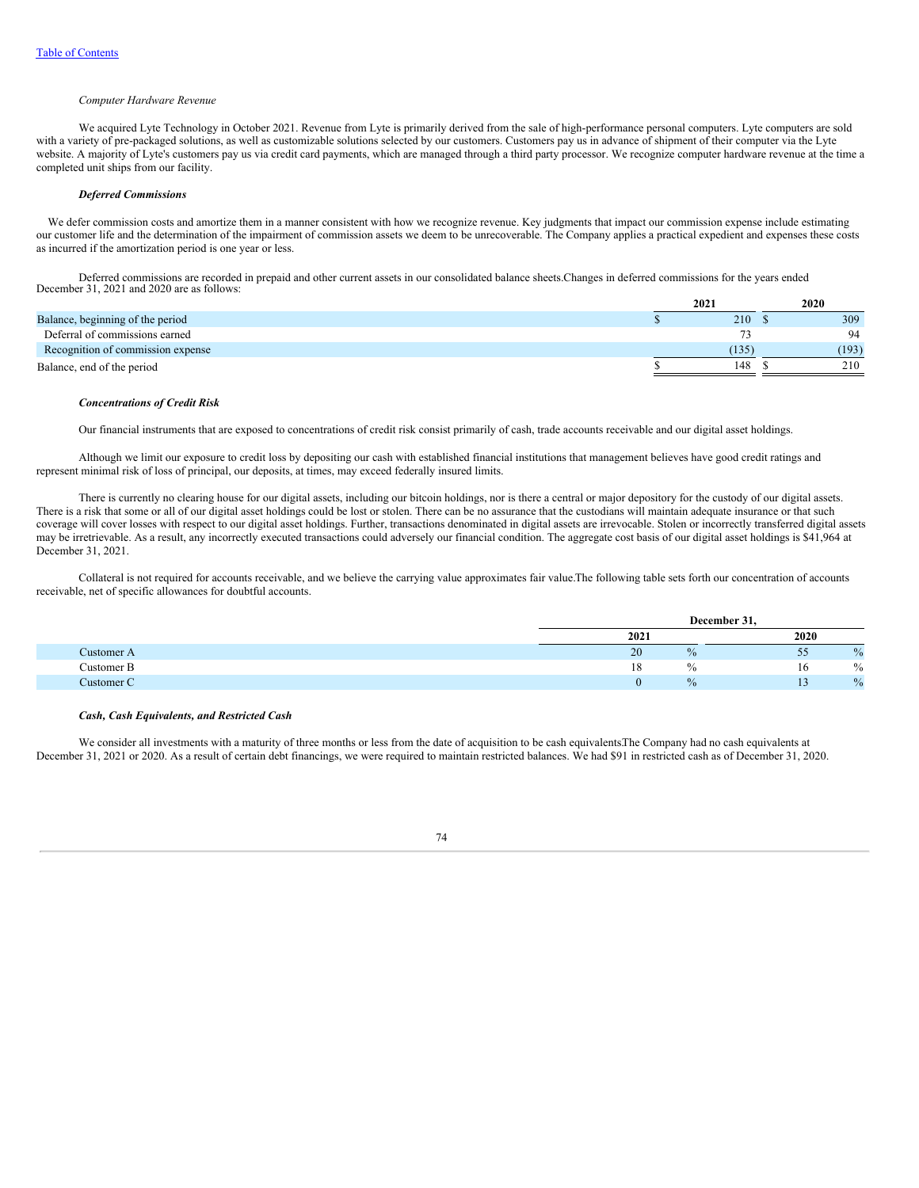*Computer Hardware Revenue*

We acquired Lyte Technology in October 2021. Revenue from Lyte is primarily derived from the sale of high-performance personal computers. Lyte computers are sold with a variety of pre-packaged solutions, as well as customizable solutions selected by our customers. Customers pay us in advance of shipment of their computer via the Lyte website. A majority of Lyte's customers pay us via credit card payments, which are managed through a third party processor. We recognize computer hardware revenue at the time a completed unit ships from our facility.

***Deferred Commissions***

We defer commission costs and amortize them in a manner consistent with how we recognize revenue. Key judgments that impact our commission expense include estimating our customer life and the determination of the impairment of commission assets we deem to be unrecoverable. The Company applies a practical expedient and expenses these costs as incurred if the amortization period is one year or less.

Deferred commissions are recorded in prepaid and other current assets in our consolidated balance sheets.Changes in deferred commissions for the years ended December 31, 2021 and 2020 are as follows:

| | 2021 | 2020 |
|---|---|---|
| Balance, beginning of the period | $ 210 | $ 309 |
| Deferral of commissions earned | 73 | 94 |
| Recognition of commission expense | (135) | (193) |
| Balance, end of the period | $ 148 | $ 210 |

***Concentrations of Credit Risk***

Our financial instruments that are exposed to concentrations of credit risk consist primarily of cash, trade accounts receivable and our digital asset holdings.

Although we limit our exposure to credit loss by depositing our cash with established financial institutions that management believes have good credit ratings and represent minimal risk of loss of principal, our deposits, at times, may exceed federally insured limits.

There is currently no clearing house for our digital assets, including our bitcoin holdings, nor is there a central or major depository for the custody of our digital assets. There is a risk that some or all of our digital asset holdings could be lost or stolen. There can be no assurance that the custodians will maintain adequate insurance or that such coverage will cover losses with respect to our digital asset holdings. Further, transactions denominated in digital assets are irrevocable. Stolen or incorrectly transferred digital assets may be irretrievable. As a result, any incorrectly executed transactions could adversely our financial condition. The aggregate cost basis of our digital asset holdings is $41,964 at December 31, 2021.

Collateral is not required for accounts receivable, and we believe the carrying value approximates fair value.The following table sets forth our concentration of accounts receivable, net of specific allowances for doubtful accounts.

| | December 31, | |
|---|---|---|
| | 2021 | 2020 |
| Customer A | 20 % | 55 % |
| Customer B | 18 % | 16 % |
| Customer C | 0 % | 13 % |

***Cash, Cash Equivalents, and Restricted Cash***

We consider all investments with a maturity of three months or less from the date of acquisition to be cash equivalents.The Company had no cash equivalents at December 31, 2021 or 2020. As a result of certain debt financings, we were required to maintain restricted balances. We had $91 in restricted cash as of December 31, 2020.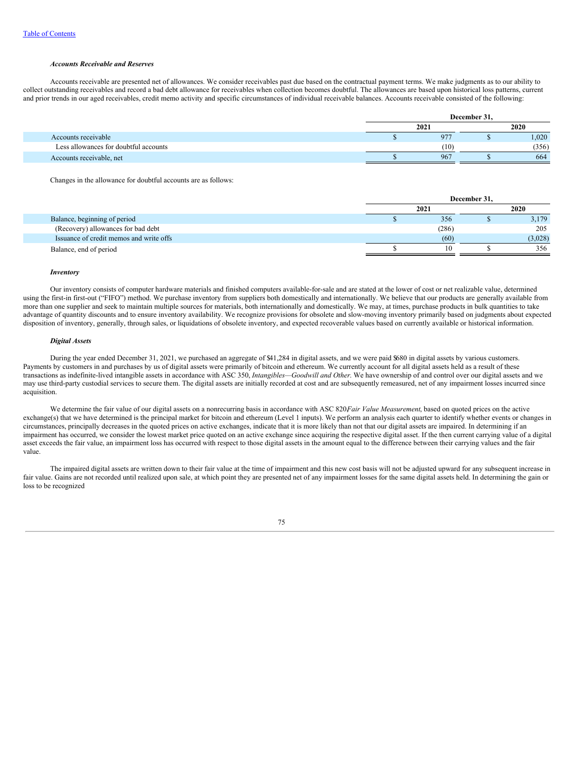***Accounts Receivable and Reserves***

Accounts receivable are presented net of allowances. We consider receivables past due based on the contractual payment terms. We make judgments as to our ability to collect outstanding receivables and record a bad debt allowance for receivables when collection becomes doubtful. The allowances are based upon historical loss patterns, current and prior trends in our aged receivables, credit memo activity and specific circumstances of individual receivable balances. Accounts receivable consisted of the following:

| | December 31, | |
|---|---|---|
| | 2021 | 2020 |
| Accounts receivable | $ 977 | $ 1,020 |
| Less allowances for doubtful accounts | (10) | (356) |
| Accounts receivable, net | $ 967 | $ 664 |

Changes in the allowance for doubtful accounts are as follows:

| | December 31, | |
|---|---|---|
| | 2021 | 2020 |
| Balance, beginning of period | $ 356 | $ 3,179 |
| (Recovery) allowances for bad debt | (286) | 205 |
| Issuance of credit memos and write offs | (60) | (3,028) |
| Balance, end of period | $ 10 | $ 356 |

***Inventory***

Our inventory consists of computer hardware materials and finished computers available-for-sale and are stated at the lower of cost or net realizable value, determined using the first-in first-out ("FIFO") method. We purchase inventory from suppliers both domestically and internationally. We believe that our products are generally available from more than one supplier and seek to maintain multiple sources for materials, both internationally and domestically. We may, at times, purchase products in bulk quantities to take advantage of quantity discounts and to ensure inventory availability. We recognize provisions for obsolete and slow-moving inventory primarily based on judgments about expected disposition of inventory, generally, through sales, or liquidations of obsolete inventory, and expected recoverable values based on currently available or historical information.

***Digital Assets***

During the year ended December 31, 2021, we purchased an aggregate of $41,284 in digital assets, and we were paid $680 in digital assets by various customers. Payments by customers in and purchases by us of digital assets were primarily of bitcoin and ethereum. We currently account for all digital assets held as a result of these transactions as indefinite-lived intangible assets in accordance with ASC 350, *Intangibles—Goodwill and Other*. We have ownership of and control over our digital assets and we may use third-party custodial services to secure them. The digital assets are initially recorded at cost and are subsequently remeasured, net of any impairment losses incurred since acquisition.

We determine the fair value of our digital assets on a nonrecurring basis in accordance with ASC 820*Fair Value Measurement*, based on quoted prices on the active exchange(s) that we have determined is the principal market for bitcoin and ethereum (Level 1 inputs). We perform an analysis each quarter to identify whether events or changes in circumstances, principally decreases in the quoted prices on active exchanges, indicate that it is more likely than not that our digital assets are impaired. In determining if an impairment has occurred, we consider the lowest market price quoted on an active exchange since acquiring the respective digital asset. If the then current carrying value of a digital asset exceeds the fair value, an impairment loss has occurred with respect to those digital assets in the amount equal to the difference between their carrying values and the fair value.

The impaired digital assets are written down to their fair value at the time of impairment and this new cost basis will not be adjusted upward for any subsequent increase in fair value. Gains are not recorded until realized upon sale, at which point they are presented net of any impairment losses for the same digital assets held. In determining the gain or loss to be recognized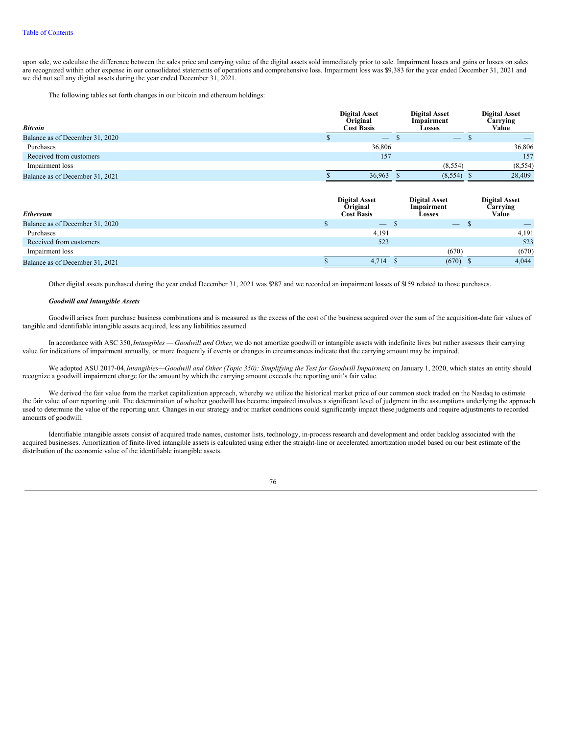upon sale, we calculate the difference between the sales price and carrying value of the digital assets sold immediately prior to sale. Impairment losses and gains or losses on sales are recognized within other expense in our consolidated statements of operations and comprehensive loss. Impairment loss was $9,383 for the year ended December 31, 2021 and we did not sell any digital assets during the year ended December 31, 2021.

The following tables set forth changes in our bitcoin and ethereum holdings:

| *Bitcoin* | Digital Asset Original Cost Basis | Digital Asset Impairment Losses | Digital Asset Carrying Value |
|---|---|---|---|
| Balance as of December 31, 2020 | $ — | $ — | $ — |
| Purchases | 36,806 | | 36,806 |
| Received from customers | 157 | | 157 |
| Impairment loss | | (8,554) | (8,554) |
| Balance as of December 31, 2021 | $ 36,963 | $ (8,554) | $ 28,409 |

| *Ethereum* | Digital Asset Original Cost Basis | Digital Asset Impairment Losses | Digital Asset Carrying Value |
|---|---|---|---|
| Balance as of December 31, 2020 | $ — | $ — | $ — |
| Purchases | 4,191 | | 4,191 |
| Received from customers | 523 | | 523 |
| Impairment loss | | (670) | (670) |
| Balance as of December 31, 2021 | $ 4,714 | $ (670) | $ 4,044 |

Other digital assets purchased during the year ended December 31, 2021 was $287 and we recorded an impairment losses of $159 related to those purchases.

***Goodwill and Intangible Assets***

Goodwill arises from purchase business combinations and is measured as the excess of the cost of the business acquired over the sum of the acquisition-date fair values of tangible and identifiable intangible assets acquired, less any liabilities assumed.

In accordance with ASC 350, *Intangibles — Goodwill and Other*, we do not amortize goodwill or intangible assets with indefinite lives but rather assesses their carrying value for indications of impairment annually, or more frequently if events or changes in circumstances indicate that the carrying amount may be impaired.

We adopted ASU 2017-04, *Intangibles—Goodwill and Other (Topic 350): Simplifying the Test for Goodwill Impairment*, on January 1, 2020, which states an entity should recognize a goodwill impairment charge for the amount by which the carrying amount exceeds the reporting unit's fair value.

We derived the fair value from the market capitalization approach, whereby we utilize the historical market price of our common stock traded on the Nasdaq to estimate the fair value of our reporting unit. The determination of whether goodwill has become impaired involves a significant level of judgment in the assumptions underlying the approach used to determine the value of the reporting unit. Changes in our strategy and/or market conditions could significantly impact these judgments and require adjustments to recorded amounts of goodwill.

Identifiable intangible assets consist of acquired trade names, customer lists, technology, in-process research and development and order backlog associated with the acquired businesses. Amortization of finite-lived intangible assets is calculated using either the straight-line or accelerated amortization model based on our best estimate of the distribution of the economic value of the identifiable intangible assets.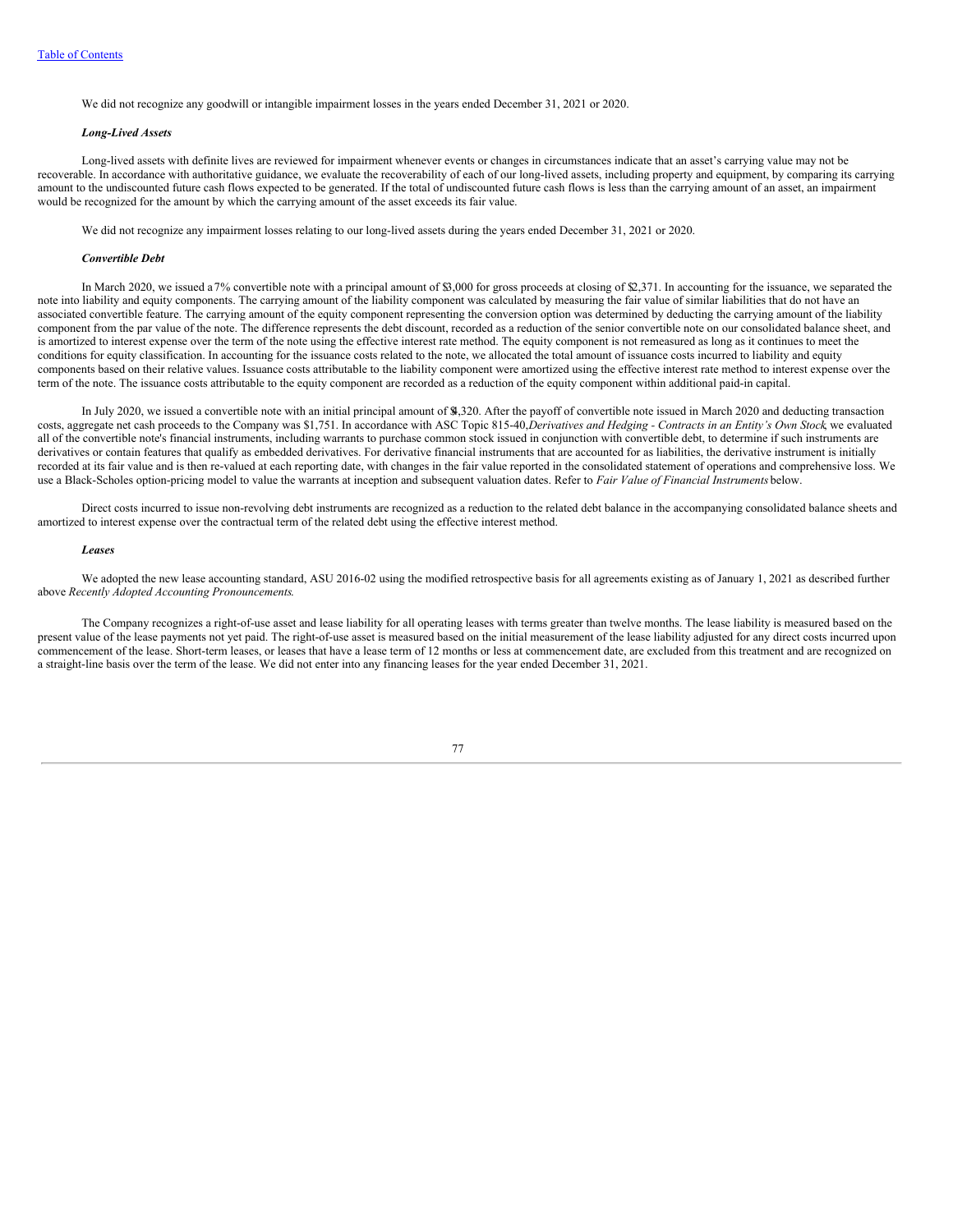We did not recognize any goodwill or intangible impairment losses in the years ended December 31, 2021 or 2020.

***Long-Lived Assets***

Long-lived assets with definite lives are reviewed for impairment whenever events or changes in circumstances indicate that an asset's carrying value may not be recoverable. In accordance with authoritative guidance, we evaluate the recoverability of each of our long-lived assets, including property and equipment, by comparing its carrying amount to the undiscounted future cash flows expected to be generated. If the total of undiscounted future cash flows is less than the carrying amount of an asset, an impairment would be recognized for the amount by which the carrying amount of the asset exceeds its fair value.

We did not recognize any impairment losses relating to our long-lived assets during the years ended December 31, 2021 or 2020.

***Convertible Debt***

In March 2020, we issued a 7% convertible note with a principal amount of $3,000 for gross proceeds at closing of $2,371. In accounting for the issuance, we separated the note into liability and equity components. The carrying amount of the liability component was calculated by measuring the fair value of similar liabilities that do not have an associated convertible feature. The carrying amount of the equity component representing the conversion option was determined by deducting the carrying amount of the liability component from the par value of the note. The difference represents the debt discount, recorded as a reduction of the senior convertible note on our consolidated balance sheet, and is amortized to interest expense over the term of the note using the effective interest rate method. The equity component is not remeasured as long as it continues to meet the conditions for equity classification. In accounting for the issuance costs related to the note, we allocated the total amount of issuance costs incurred to liability and equity components based on their relative values. Issuance costs attributable to the liability component were amortized using the effective interest rate method to interest expense over the term of the note. The issuance costs attributable to the equity component are recorded as a reduction of the equity component within additional paid-in capital.

In July 2020, we issued a convertible note with an initial principal amount of $4,320. After the payoff of convertible note issued in March 2020 and deducting transaction costs, aggregate net cash proceeds to the Company was $1,751. In accordance with ASC Topic 815-40, *Derivatives and Hedging - Contracts in an Entity's Own Stock*, we evaluated all of the convertible note's financial instruments, including warrants to purchase common stock issued in conjunction with convertible debt, to determine if such instruments are derivatives or contain features that qualify as embedded derivatives. For derivative financial instruments that are accounted for as liabilities, the derivative instrument is initially recorded at its fair value and is then re-valued at each reporting date, with changes in the fair value reported in the consolidated statement of operations and comprehensive loss. We use a Black-Scholes option-pricing model to value the warrants at inception and subsequent valuation dates. Refer to *Fair Value of Financial Instruments* below.

Direct costs incurred to issue non-revolving debt instruments are recognized as a reduction to the related debt balance in the accompanying consolidated balance sheets and amortized to interest expense over the contractual term of the related debt using the effective interest method.

***Leases***

We adopted the new lease accounting standard, ASU 2016-02 using the modified retrospective basis for all agreements existing as of January 1, 2021 as described further above *Recently Adopted Accounting Pronouncements*.

The Company recognizes a right-of-use asset and lease liability for all operating leases with terms greater than twelve months. The lease liability is measured based on the present value of the lease payments not yet paid. The right-of-use asset is measured based on the initial measurement of the lease liability adjusted for any direct costs incurred upon commencement of the lease. Short-term leases, or leases that have a lease term of 12 months or less at commencement date, are excluded from this treatment and are recognized on a straight-line basis over the term of the lease. We did not enter into any financing leases for the year ended December 31, 2021.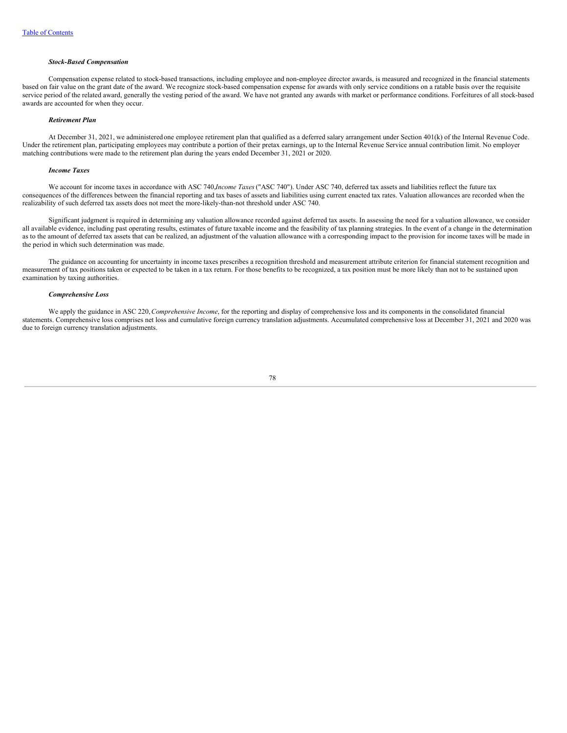### *Stock-Based Compensation*

Compensation expense related to stock-based transactions, including employee and non-employee director awards, is measured and recognized in the financial statements based on fair value on the grant date of the award. We recognize stock-based compensation expense for awards with only service conditions on a ratable basis over the requisite service period of the related award, generally the vesting period of the award. We have not granted any awards with market or performance conditions. Forfeitures of all stock-based awards are accounted for when they occur.

### *Retirement Plan*

At December 31, 2021, we administered one employee retirement plan that qualified as a deferred salary arrangement under Section 401(k) of the Internal Revenue Code. Under the retirement plan, participating employees may contribute a portion of their pretax earnings, up to the Internal Revenue Service annual contribution limit. No employer matching contributions were made to the retirement plan during the years ended December 31, 2021 or 2020.

### *Income Taxes*

We account for income taxes in accordance with ASC 740, *Income Taxes* ("ASC 740"). Under ASC 740, deferred tax assets and liabilities reflect the future tax consequences of the differences between the financial reporting and tax bases of assets and liabilities using current enacted tax rates. Valuation allowances are recorded when the realizability of such deferred tax assets does not meet the more-likely-than-not threshold under ASC 740.

Significant judgment is required in determining any valuation allowance recorded against deferred tax assets. In assessing the need for a valuation allowance, we consider all available evidence, including past operating results, estimates of future taxable income and the feasibility of tax planning strategies. In the event of a change in the determination as to the amount of deferred tax assets that can be realized, an adjustment of the valuation allowance with a corresponding impact to the provision for income taxes will be made in the period in which such determination was made.

The guidance on accounting for uncertainty in income taxes prescribes a recognition threshold and measurement attribute criterion for financial statement recognition and measurement of tax positions taken or expected to be taken in a tax return. For those benefits to be recognized, a tax position must be more likely than not to be sustained upon examination by taxing authorities.

### *Comprehensive Loss*

We apply the guidance in ASC 220, *Comprehensive Income*, for the reporting and display of comprehensive loss and its components in the consolidated financial statements. Comprehensive loss comprises net loss and cumulative foreign currency translation adjustments. Accumulated comprehensive loss at December 31, 2021 and 2020 was due to foreign currency translation adjustments.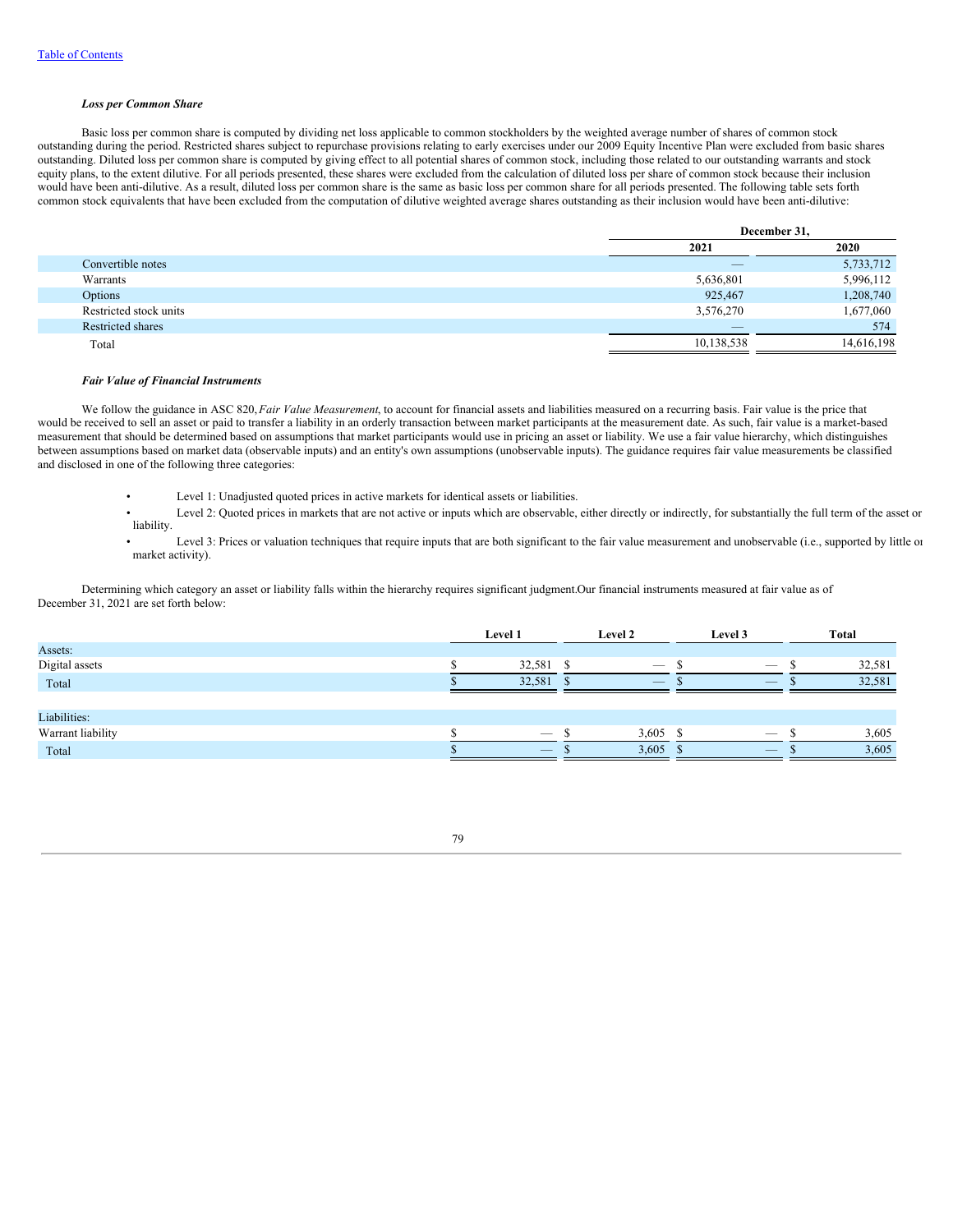***Loss per Common Share***

Basic loss per common share is computed by dividing net loss applicable to common stockholders by the weighted average number of shares of common stock outstanding during the period. Restricted shares subject to repurchase provisions relating to early exercises under our 2009 Equity Incentive Plan were excluded from basic shares outstanding. Diluted loss per common share is computed by giving effect to all potential shares of common stock, including those related to our outstanding warrants and stock equity plans, to the extent dilutive. For all periods presented, these shares were excluded from the calculation of diluted loss per share of common stock because their inclusion would have been anti-dilutive. As a result, diluted loss per common share is the same as basic loss per common share for all periods presented. The following table sets forth common stock equivalents that have been excluded from the computation of dilutive weighted average shares outstanding as their inclusion would have been anti-dilutive:

| | December 31, | |
|---|---|---|
| | 2021 | 2020 |
| Convertible notes | — | 5,733,712 |
| Warrants | 5,636,801 | 5,996,112 |
| Options | 925,467 | 1,208,740 |
| Restricted stock units | 3,576,270 | 1,677,060 |
| Restricted shares | — | 574 |
| Total | 10,138,538 | 14,616,198 |

***Fair Value of Financial Instruments***

We follow the guidance in ASC 820, *Fair Value Measurement*, to account for financial assets and liabilities measured on a recurring basis. Fair value is the price that would be received to sell an asset or paid to transfer a liability in an orderly transaction between market participants at the measurement date. As such, fair value is a market-based measurement that should be determined based on assumptions that market participants would use in pricing an asset or liability. We use a fair value hierarchy, which distinguishes between assumptions based on market data (observable inputs) and an entity's own assumptions (unobservable inputs). The guidance requires fair value measurements be classified and disclosed in one of the following three categories:

- Level 1: Unadjusted quoted prices in active markets for identical assets or liabilities.
- Level 2: Quoted prices in markets that are not active or inputs which are observable, either directly or indirectly, for substantially the full term of the asset or liability.
- Level 3: Prices or valuation techniques that require inputs that are both significant to the fair value measurement and unobservable (i.e., supported by little or market activity).

Determining which category an asset or liability falls within the hierarchy requires significant judgment.Our financial instruments measured at fair value as of December 31, 2021 are set forth below:

| | Level 1 | Level 2 | Level 3 | Total |
|---|---|---|---|---|
| Assets: | | | | |
| Digital assets | $ 32,581 | $ — | $ — | $ 32,581 |
| Total | $ 32,581 | $ — | $ — | $ 32,581 |
| | | | | |
| Liabilities: | | | | |
| Warrant liability | $ — | $ 3,605 | $ — | $ 3,605 |
| Total | $ — | $ 3,605 | $ — | $ 3,605 |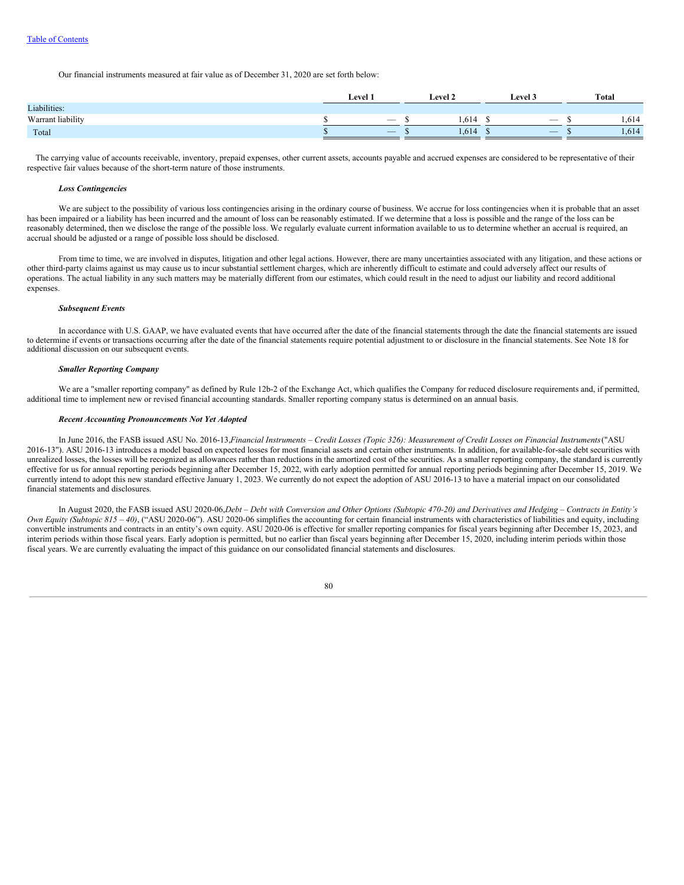Our financial instruments measured at fair value as of December 31, 2020 are set forth below:

| | Level 1 | Level 2 | Level 3 | Total |
|---|---|---|---|---|
| Liabilities: | | | | |
| Warrant liability | $ — | $ 1,614 | $ — | $ 1,614 |
| Total | $ — | $ 1,614 | $ — | $ 1,614 |

The carrying value of accounts receivable, inventory, prepaid expenses, other current assets, accounts payable and accrued expenses are considered to be representative of their respective fair values because of the short-term nature of those instruments.

***Loss Contingencies***

We are subject to the possibility of various loss contingencies arising in the ordinary course of business. We accrue for loss contingencies when it is probable that an asset has been impaired or a liability has been incurred and the amount of loss can be reasonably estimated. If we determine that a loss is possible and the range of the loss can be reasonably determined, then we disclose the range of the possible loss. We regularly evaluate current information available to us to determine whether an accrual is required, an accrual should be adjusted or a range of possible loss should be disclosed.

From time to time, we are involved in disputes, litigation and other legal actions. However, there are many uncertainties associated with any litigation, and these actions or other third-party claims against us may cause us to incur substantial settlement charges, which are inherently difficult to estimate and could adversely affect our results of operations. The actual liability in any such matters may be materially different from our estimates, which could result in the need to adjust our liability and record additional expenses.

***Subsequent Events***

In accordance with U.S. GAAP, we have evaluated events that have occurred after the date of the financial statements through the date the financial statements are issued to determine if events or transactions occurring after the date of the financial statements require potential adjustment to or disclosure in the financial statements. See Note 18 for additional discussion on our subsequent events.

***Smaller Reporting Company***

We are a "smaller reporting company" as defined by Rule 12b-2 of the Exchange Act, which qualifies the Company for reduced disclosure requirements and, if permitted, additional time to implement new or revised financial accounting standards. Smaller reporting company status is determined on an annual basis.

***Recent Accounting Pronouncements Not Yet Adopted***

In June 2016, the FASB issued ASU No. 2016-13, *Financial Instruments – Credit Losses (Topic 326): Measurement of Credit Losses on Financial Instruments* ("ASU 2016-13"). ASU 2016-13 introduces a model based on expected losses for most financial assets and certain other instruments. In addition, for available-for-sale debt securities with unrealized losses, the losses will be recognized as allowances rather than reductions in the amortized cost of the securities. As a smaller reporting company, the standard is currently effective for us for annual reporting periods beginning after December 15, 2022, with early adoption permitted for annual reporting periods beginning after December 15, 2019. We currently intend to adopt this new standard effective January 1, 2023. We currently do not expect the adoption of ASU 2016-13 to have a material impact on our consolidated financial statements and disclosures.

In August 2020, the FASB issued ASU 2020-06, *Debt – Debt with Conversion and Other Options (Subtopic 470-20) and Derivatives and Hedging – Contracts in Entity's Own Equity (Subtopic 815 – 40)*, ("ASU 2020-06"). ASU 2020-06 simplifies the accounting for certain financial instruments with characteristics of liabilities and equity, including convertible instruments and contracts in an entity's own equity. ASU 2020-06 is effective for smaller reporting companies for fiscal years beginning after December 15, 2023, and interim periods within those fiscal years. Early adoption is permitted, but no earlier than fiscal years beginning after December 15, 2020, including interim periods within those fiscal years. We are currently evaluating the impact of this guidance on our consolidated financial statements and disclosures.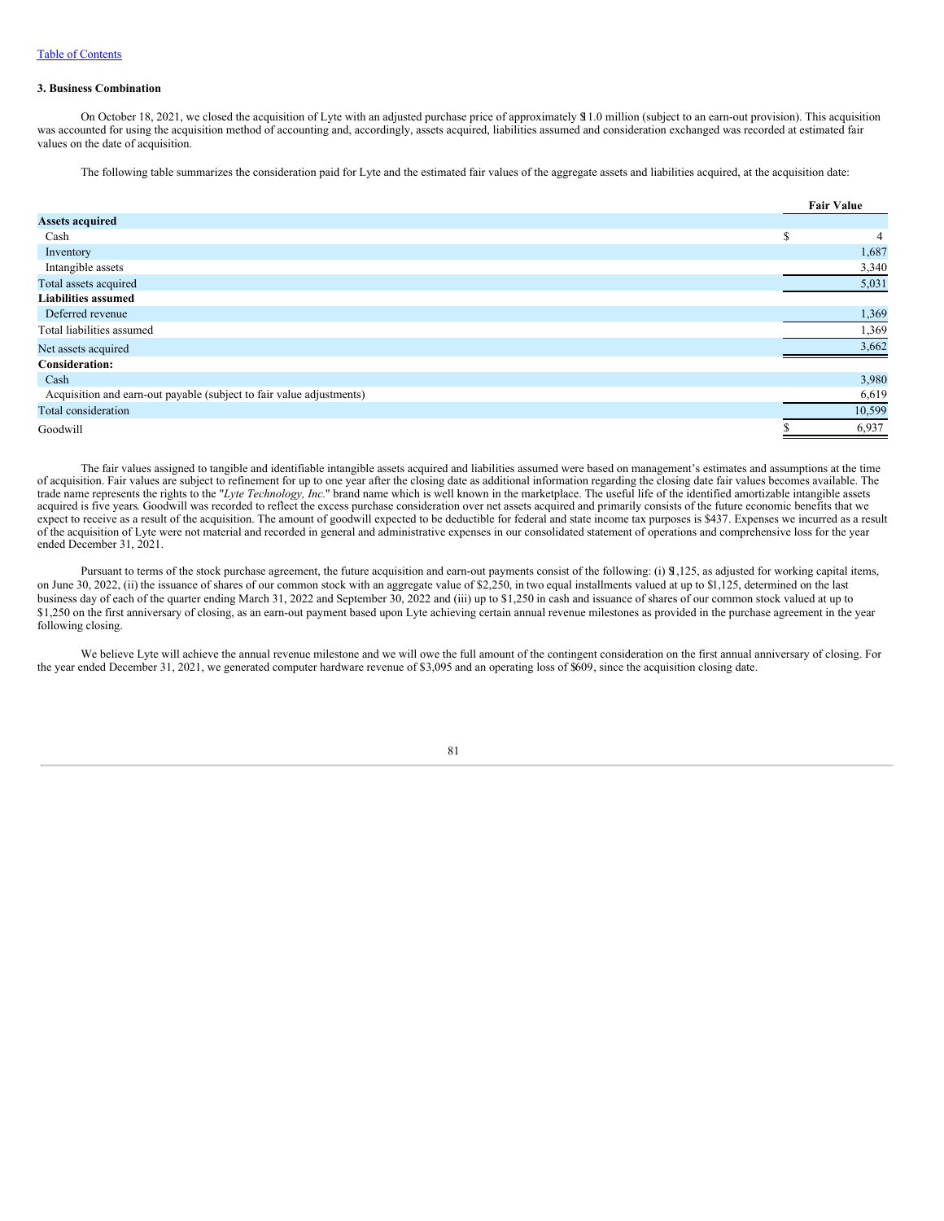### 3. Business Combination

On October 18, 2021, we closed the acquisition of Lyte with an adjusted purchase price of approximately $11.0 million (subject to an earn-out provision). This acquisition was accounted for using the acquisition method of accounting and, accordingly, assets acquired, liabilities assumed and consideration exchanged was recorded at estimated fair values on the date of acquisition.

The following table summarizes the consideration paid for Lyte and the estimated fair values of the aggregate assets and liabilities acquired, at the acquisition date:

| | Fair Value |
|---|---|
| **Assets acquired** | |
| Cash | $ 4 |
| Inventory | 1,687 |
| Intangible assets | 3,340 |
| Total assets acquired | 5,031 |
| **Liabilities assumed** | |
| Deferred revenue | 1,369 |
| Total liabilities assumed | 1,369 |
| Net assets acquired | 3,662 |
| **Consideration:** | |
| Cash | 3,980 |
| Acquisition and earn-out payable (subject to fair value adjustments) | 6,619 |
| Total consideration | 10,599 |
| Goodwill | $ 6,937 |

The fair values assigned to tangible and identifiable intangible assets acquired and liabilities assumed were based on management's estimates and assumptions at the time of acquisition. Fair values are subject to refinement for up to one year after the closing date as additional information regarding the closing date fair values becomes available. The trade name represents the rights to the "*Lyte Technology, Inc.*" brand name which is well known in the marketplace. The useful life of the identified amortizable intangible assets acquired is five years. Goodwill was recorded to reflect the excess purchase consideration over net assets acquired and primarily consists of the future economic benefits that we expect to receive as a result of the acquisition. The amount of goodwill expected to be deductible for federal and state income tax purposes is $437. Expenses we incurred as a result of the acquisition of Lyte were not material and recorded in general and administrative expenses in our consolidated statement of operations and comprehensive loss for the year ended December 31, 2021.

Pursuant to terms of the stock purchase agreement, the future acquisition and earn-out payments consist of the following: (i) $1,125, as adjusted for working capital items, on June 30, 2022, (ii) the issuance of shares of our common stock with an aggregate value of $2,250, in two equal installments valued at up to $1,125, determined on the last business day of each of the quarter ending March 31, 2022 and September 30, 2022 and (iii) up to $1,250 in cash and issuance of shares of our common stock valued at up to $1,250 on the first anniversary of closing, as an earn-out payment based upon Lyte achieving certain annual revenue milestones as provided in the purchase agreement in the year following closing.

We believe Lyte will achieve the annual revenue milestone and we will owe the full amount of the contingent consideration on the first annual anniversary of closing. For the year ended December 31, 2021, we generated computer hardware revenue of $3,095 and an operating loss of $609, since the acquisition closing date.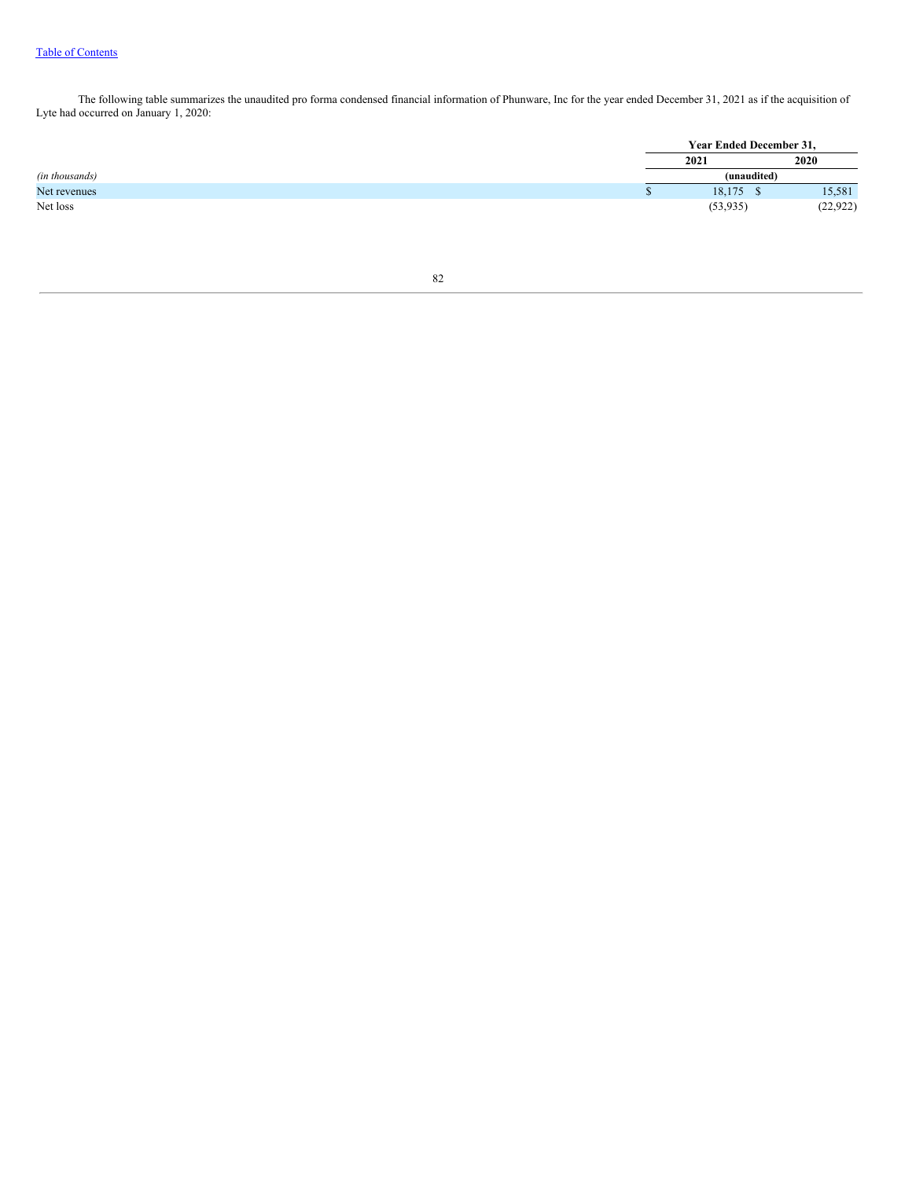The following table summarizes the unaudited pro forma condensed financial information of Phunware, Inc for the year ended December 31, 2021 as if the acquisition of Lyte had occurred on January 1, 2020:

| | Year Ended December 31, | |
|---|---|---|
| | 2021 | 2020 |
| *(in thousands)* | (unaudited) | |
| Net revenues | $ 18,175 | $ 15,581 |
| Net loss | (53,935) | (22,922) |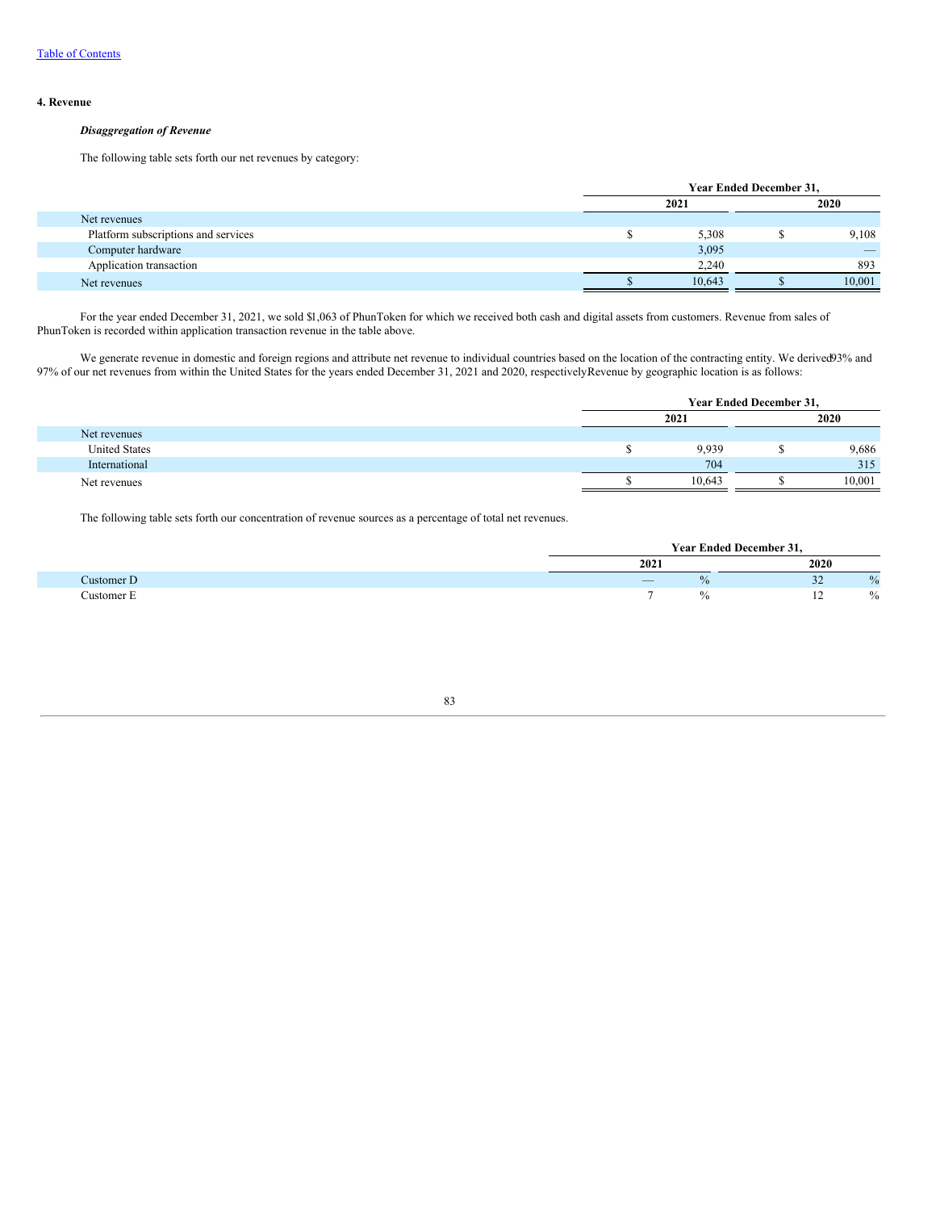## 4. Revenue

***Disaggregation of Revenue***

The following table sets forth our net revenues by category:

| | Year Ended December 31, | |
|---|---|---|
| | 2021 | 2020 |
| Net revenues | | |
| Platform subscriptions and services | $ 5,308 | $ 9,108 |
| Computer hardware | 3,095 | — |
| Application transaction | 2,240 | 893 |
| Net revenues | $ 10,643 | $ 10,001 |

For the year ended December 31, 2021, we sold $1,063 of PhunToken for which we received both cash and digital assets from customers. Revenue from sales of PhunToken is recorded within application transaction revenue in the table above.

We generate revenue in domestic and foreign regions and attribute net revenue to individual countries based on the location of the contracting entity. We derived 93% and 97% of our net revenues from within the United States for the years ended December 31, 2021 and 2020, respectively. Revenue by geographic location is as follows:

| | Year Ended December 31, | |
|---|---|---|
| | 2021 | 2020 |
| Net revenues | | |
| United States | $ 9,939 | $ 9,686 |
| International | 704 | 315 |
| Net revenues | $ 10,643 | $ 10,001 |

The following table sets forth our concentration of revenue sources as a percentage of total net revenues.

| | Year Ended December 31, | |
|---|---|---|
| | 2021 | 2020 |
| Customer D | — % | 32 % |
| Customer E | 7 % | 12 % |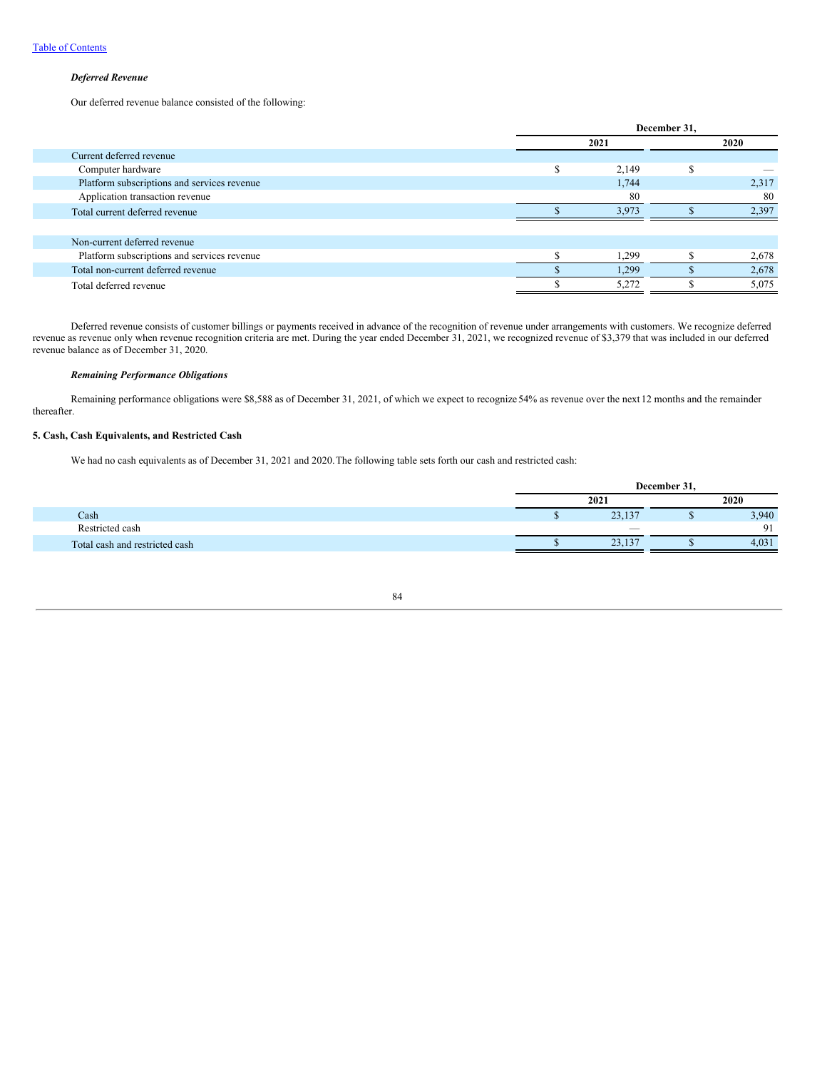*Deferred Revenue*

Our deferred revenue balance consisted of the following:

| | December 31, | |
|---|---|---|
| | 2021 | 2020 |
| Current deferred revenue | | |
| Computer hardware | $ 2,149 | $ — |
| Platform subscriptions and services revenue | 1,744 | 2,317 |
| Application transaction revenue | 80 | 80 |
| Total current deferred revenue | $ 3,973 | $ 2,397 |
| | | |
| Non-current deferred revenue | | |
| Platform subscriptions and services revenue | $ 1,299 | $ 2,678 |
| Total non-current deferred revenue | $ 1,299 | $ 2,678 |
| Total deferred revenue | $ 5,272 | $ 5,075 |

Deferred revenue consists of customer billings or payments received in advance of the recognition of revenue under arrangements with customers. We recognize deferred revenue as revenue only when revenue recognition criteria are met. During the year ended December 31, 2021, we recognized revenue of $3,379 that was included in our deferred revenue balance as of December 31, 2020.

*Remaining Performance Obligations*

Remaining performance obligations were $8,588 as of December 31, 2021, of which we expect to recognize 54% as revenue over the next 12 months and the remainder thereafter.

**5. Cash, Cash Equivalents, and Restricted Cash**

We had no cash equivalents as of December 31, 2021 and 2020. The following table sets forth our cash and restricted cash:

| | December 31, | |
|---|---|---|
| | 2021 | 2020 |
| Cash | $ 23,137 | $ 3,940 |
| Restricted cash | — | 91 |
| Total cash and restricted cash | $ 23,137 | $ 4,031 |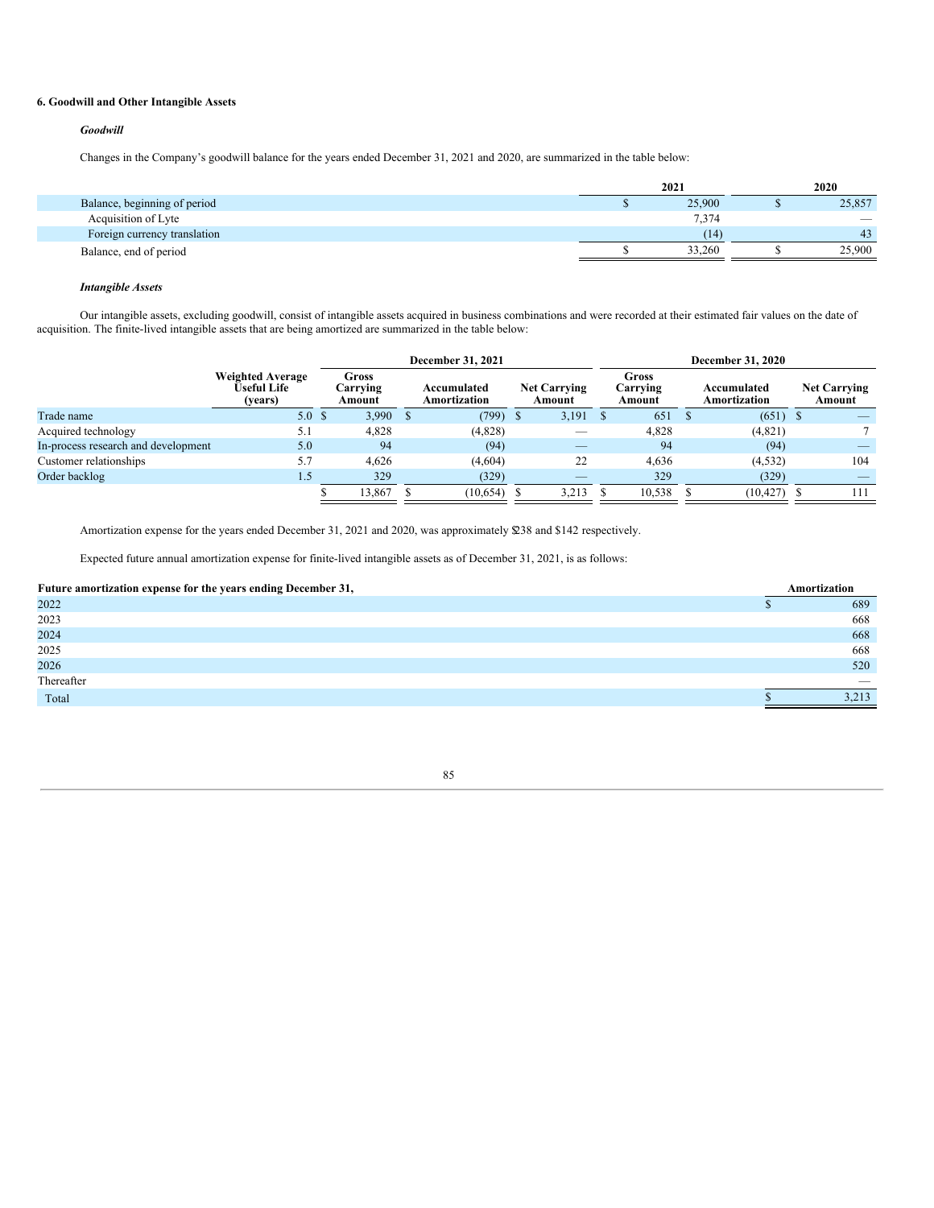### 6. Goodwill and Other Intangible Assets

***Goodwill***

Changes in the Company's goodwill balance for the years ended December 31, 2021 and 2020, are summarized in the table below:

| | 2021 | 2020 |
|---|---|---|
| Balance, beginning of period | $ 25,900 | $ 25,857 |
| Acquisition of Lyte | 7,374 | — |
| Foreign currency translation | (14) | 43 |
| Balance, end of period | $ 33,260 | $ 25,900 |

***Intangible Assets***

Our intangible assets, excluding goodwill, consist of intangible assets acquired in business combinations and were recorded at their estimated fair values on the date of acquisition. The finite-lived intangible assets that are being amortized are summarized in the table below:

| | | December 31, 2021 | | | December 31, 2020 | | |
|---|---|---|---|---|---|---|---|
| | Weighted Average Useful Life (years) | Gross Carrying Amount | Accumulated Amortization | Net Carrying Amount | Gross Carrying Amount | Accumulated Amortization | Net Carrying Amount |
| Trade name | 5.0 | $ 3,990 | $ (799) | $ 3,191 | $ 651 | $ (651) | $ — |
| Acquired technology | 5.1 | 4,828 | (4,828) | — | 4,828 | (4,821) | 7 |
| In-process research and development | 5.0 | 94 | (94) | — | 94 | (94) | — |
| Customer relationships | 5.7 | 4,626 | (4,604) | 22 | 4,636 | (4,532) | 104 |
| Order backlog | 1.5 | 329 | (329) | — | 329 | (329) | — |
| | | $ 13,867 | $ (10,654) | $ 3,213 | $ 10,538 | $ (10,427) | $ 111 |

Amortization expense for the years ended December 31, 2021 and 2020, was approximately $238 and $142 respectively.

Expected future annual amortization expense for finite-lived intangible assets as of December 31, 2021, is as follows:

| Future amortization expense for the years ending December 31, | Amortization |
|---|---|
| 2022 | $ 689 |
| 2023 | 668 |
| 2024 | 668 |
| 2025 | 668 |
| 2026 | 520 |
| Thereafter | — |
| Total | $ 3,213 |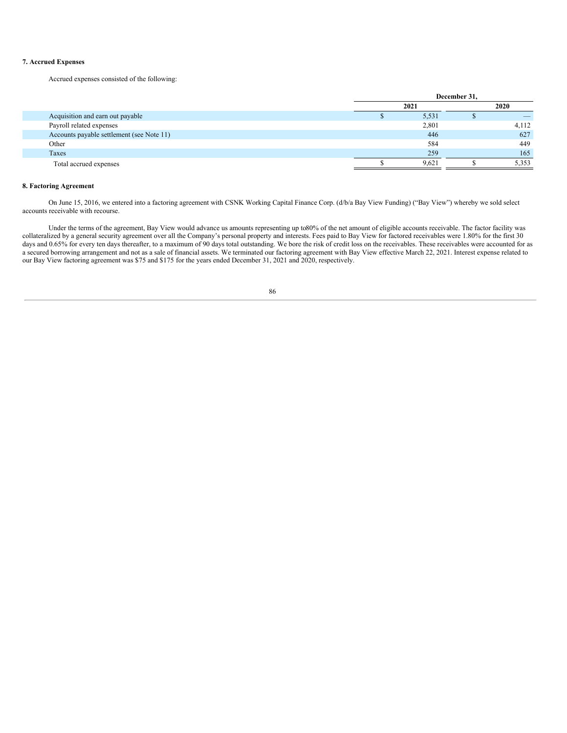### 7. Accrued Expenses

Accrued expenses consisted of the following:

| | December 31, | |
|---|---|---|
| | 2021 | 2020 |
| Acquisition and earn out payable | $ 5,531 | $ — |
| Payroll related expenses | 2,801 | 4,112 |
| Accounts payable settlement (see Note 11) | 446 | 627 |
| Other | 584 | 449 |
| Taxes | 259 | 165 |
| Total accrued expenses | $ 9,621 | $ 5,353 |

### 8. Factoring Agreement

On June 15, 2016, we entered into a factoring agreement with CSNK Working Capital Finance Corp. (d/b/a Bay View Funding) ("Bay View") whereby we sold select accounts receivable with recourse.

Under the terms of the agreement, Bay View would advance us amounts representing up to80% of the net amount of eligible accounts receivable. The factor facility was collateralized by a general security agreement over all the Company's personal property and interests. Fees paid to Bay View for factored receivables were 1.80% for the first 30 days and 0.65% for every ten days thereafter, to a maximum of 90 days total outstanding. We bore the risk of credit loss on the receivables. These receivables were accounted for as a secured borrowing arrangement and not as a sale of financial assets. We terminated our factoring agreement with Bay View effective March 22, 2021. Interest expense related to our Bay View factoring agreement was $75 and $175 for the years ended December 31, 2021 and 2020, respectively.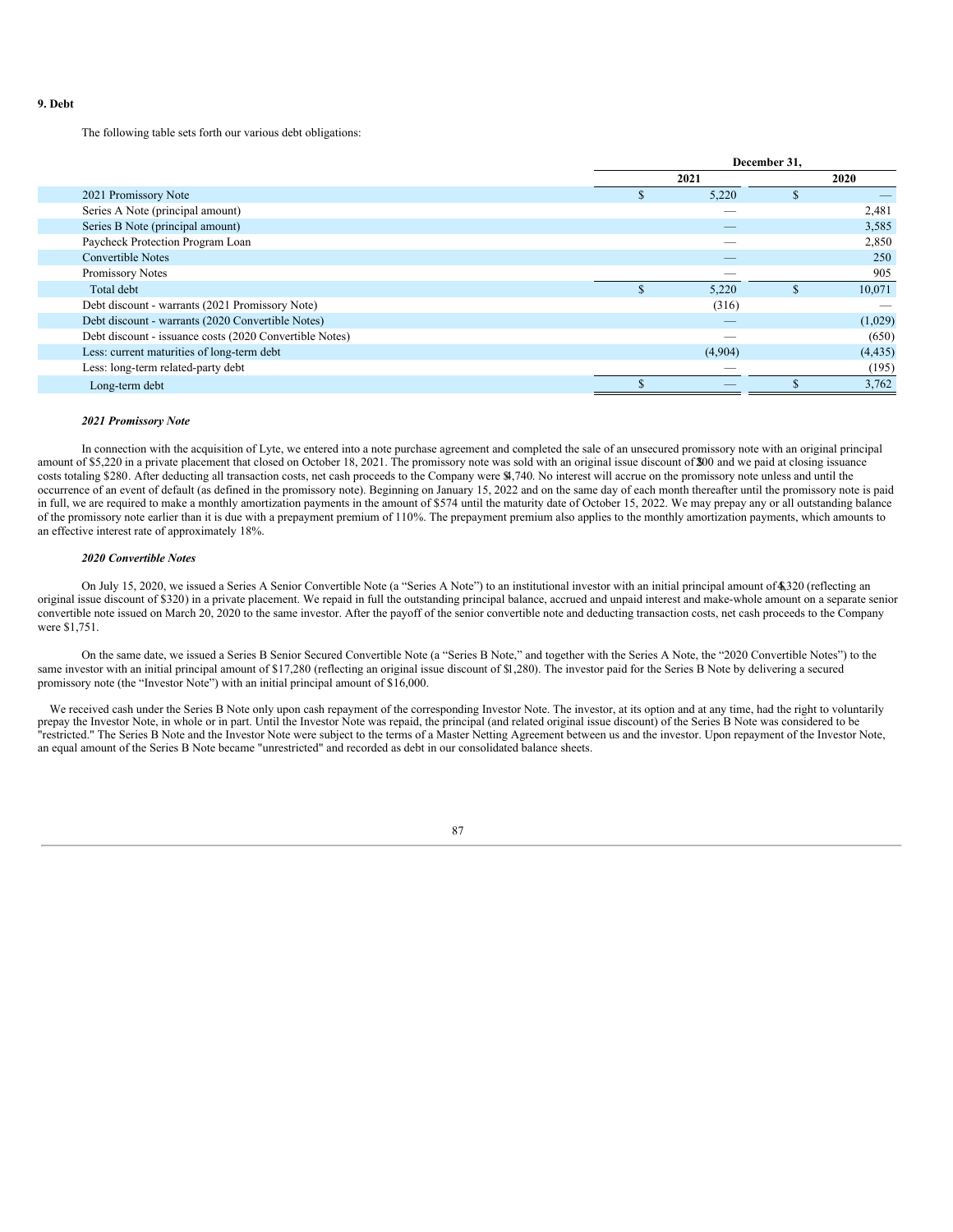**9. Debt**

The following table sets forth our various debt obligations:

| | December 31, | |
|---|---|---|
| | 2021 | 2020 |
| 2021 Promissory Note | $ 5,220 | $ — |
| Series A Note (principal amount) | — | 2,481 |
| Series B Note (principal amount) | — | 3,585 |
| Paycheck Protection Program Loan | — | 2,850 |
| Convertible Notes | — | 250 |
| Promissory Notes | — | 905 |
| Total debt | $ 5,220 | $ 10,071 |
| Debt discount - warrants (2021 Promissory Note) | (316) | — |
| Debt discount - warrants (2020 Convertible Notes) | — | (1,029) |
| Debt discount - issuance costs (2020 Convertible Notes) | — | (650) |
| Less: current maturities of long-term debt | (4,904) | (4,435) |
| Less: long-term related-party debt | — | (195) |
| Long-term debt | $ — | $ 3,762 |

***2021 Promissory Note***

In connection with the acquisition of Lyte, we entered into a note purchase agreement and completed the sale of an unsecured promissory note with an original principal amount of $5,220 in a private placement that closed on October 18, 2021. The promissory note was sold with an original issue discount of $200 and we paid at closing issuance costs totaling $280. After deducting all transaction costs, net cash proceeds to the Company were $4,740. No interest will accrue on the promissory note unless and until the occurrence of an event of default (as defined in the promissory note). Beginning on January 15, 2022 and on the same day of each month thereafter until the promissory note is paid in full, we are required to make a monthly amortization payments in the amount of $574 until the maturity date of October 15, 2022. We may prepay any or all outstanding balance of the promissory note earlier than it is due with a prepayment premium of 110%. The prepayment premium also applies to the monthly amortization payments, which amounts to an effective interest rate of approximately 18%.

***2020 Convertible Notes***

On July 15, 2020, we issued a Series A Senior Convertible Note (a "Series A Note") to an institutional investor with an initial principal amount of $4,320 (reflecting an original issue discount of $320) in a private placement. We repaid in full the outstanding principal balance, accrued and unpaid interest and make-whole amount on a separate senior convertible note issued on March 20, 2020 to the same investor. After the payoff of the senior convertible note and deducting transaction costs, net cash proceeds to the Company were $1,751.

On the same date, we issued a Series B Senior Secured Convertible Note (a "Series B Note," and together with the Series A Note, the "2020 Convertible Notes") to the same investor with an initial principal amount of $17,280 (reflecting an original issue discount of $1,280). The investor paid for the Series B Note by delivering a secured promissory note (the "Investor Note") with an initial principal amount of $16,000.

We received cash under the Series B Note only upon cash repayment of the corresponding Investor Note. The investor, at its option and at any time, had the right to voluntarily prepay the Investor Note, in whole or in part. Until the Investor Note was repaid, the principal (and related original issue discount) of the Series B Note was considered to be "restricted." The Series B Note and the Investor Note were subject to the terms of a Master Netting Agreement between us and the investor. Upon repayment of the Investor Note, an equal amount of the Series B Note became "unrestricted" and recorded as debt in our consolidated balance sheets.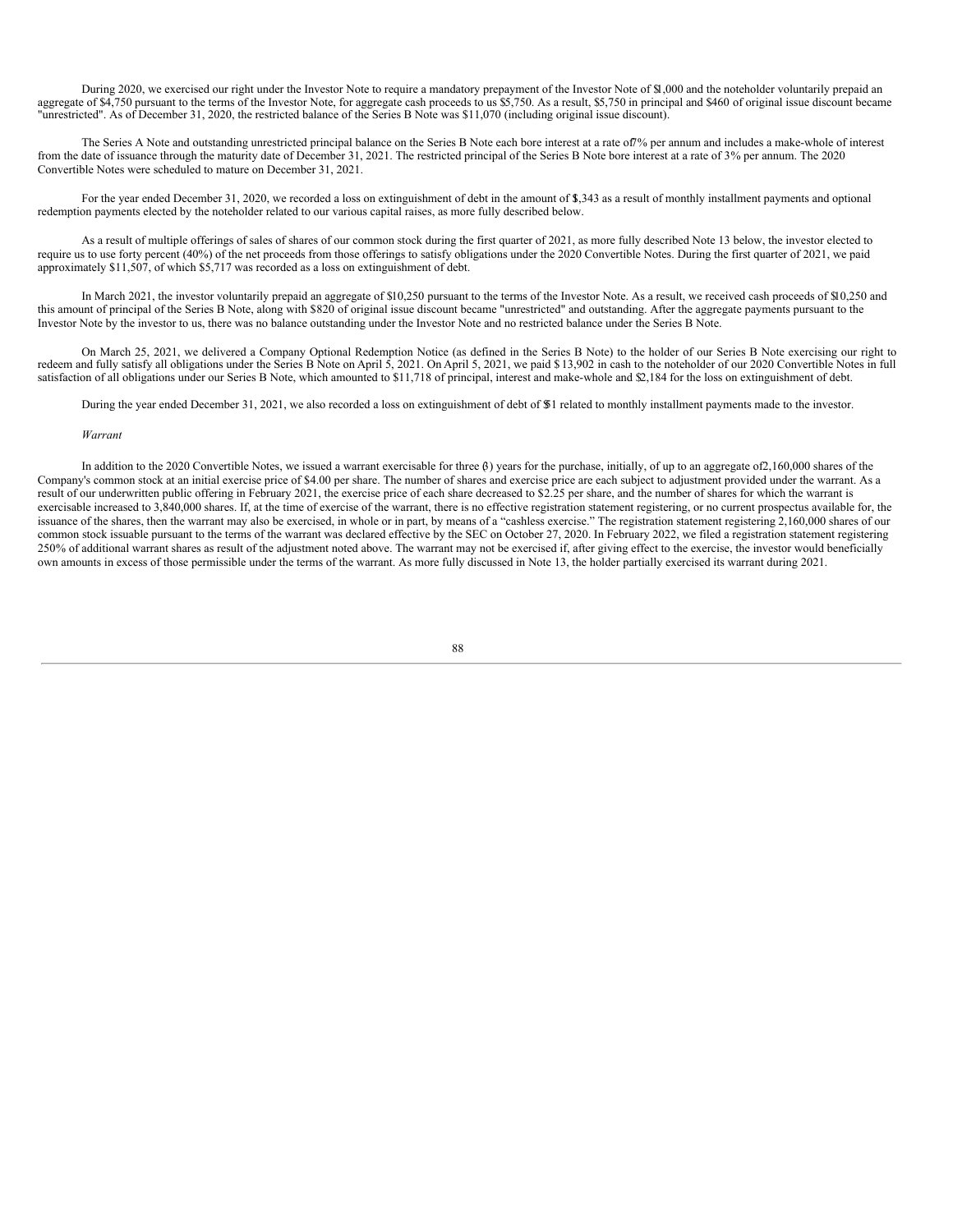During 2020, we exercised our right under the Investor Note to require a mandatory prepayment of the Investor Note of $1,000 and the noteholder voluntarily prepaid an aggregate of $4,750 pursuant to the terms of the Investor Note, for aggregate cash proceeds to us $5,750. As a result, $5,750 in principal and $460 of original issue discount became "unrestricted". As of December 31, 2020, the restricted balance of the Series B Note was $11,070 (including original issue discount).

The Series A Note and outstanding unrestricted principal balance on the Series B Note each bore interest at a rate of 7% per annum and includes a make-whole of interest from the date of issuance through the maturity date of December 31, 2021. The restricted principal of the Series B Note bore interest at a rate of 3% per annum. The 2020 Convertible Notes were scheduled to mature on December 31, 2021.

For the year ended December 31, 2020, we recorded a loss on extinguishment of debt in the amount of $1,343 as a result of monthly installment payments and optional redemption payments elected by the noteholder related to our various capital raises, as more fully described below.

As a result of multiple offerings of sales of shares of our common stock during the first quarter of 2021, as more fully described Note 13 below, the investor elected to require us to use forty percent (40%) of the net proceeds from those offerings to satisfy obligations under the 2020 Convertible Notes. During the first quarter of 2021, we paid approximately $11,507, of which $5,717 was recorded as a loss on extinguishment of debt.

In March 2021, the investor voluntarily prepaid an aggregate of $10,250 pursuant to the terms of the Investor Note. As a result, we received cash proceeds of $10,250 and this amount of principal of the Series B Note, along with $820 of original issue discount became "unrestricted" and outstanding. After the aggregate payments pursuant to the Investor Note by the investor to us, there was no balance outstanding under the Investor Note and no restricted balance under the Series B Note.

On March 25, 2021, we delivered a Company Optional Redemption Notice (as defined in the Series B Note) to the holder of our Series B Note exercising our right to redeem and fully satisfy all obligations under the Series B Note on April 5, 2021. On April 5, 2021, we paid $13,902 in cash to the noteholder of our 2020 Convertible Notes in full satisfaction of all obligations under our Series B Note, which amounted to $11,718 of principal, interest and make-whole and $2,184 for the loss on extinguishment of debt.

During the year ended December 31, 2021, we also recorded a loss on extinguishment of debt of $51 related to monthly installment payments made to the investor.

*Warrant*

In addition to the 2020 Convertible Notes, we issued a warrant exercisable for three (3) years for the purchase, initially, of up to an aggregate of 2,160,000 shares of the Company's common stock at an initial exercise price of $4.00 per share. The number of shares and exercise price are each subject to adjustment provided under the warrant. As a result of our underwritten public offering in February 2021, the exercise price of each share decreased to $2.25 per share, and the number of shares for which the warrant is exercisable increased to 3,840,000 shares. If, at the time of exercise of the warrant, there is no effective registration statement registering, or no current prospectus available for, the issuance of the shares, then the warrant may also be exercised, in whole or in part, by means of a "cashless exercise." The registration statement registering 2,160,000 shares of our common stock issuable pursuant to the terms of the warrant was declared effective by the SEC on October 27, 2020. In February 2022, we filed a registration statement registering 250% of additional warrant shares as result of the adjustment noted above. The warrant may not be exercised if, after giving effect to the exercise, the investor would beneficially own amounts in excess of those permissible under the terms of the warrant. As more fully discussed in Note 13, the holder partially exercised its warrant during 2021.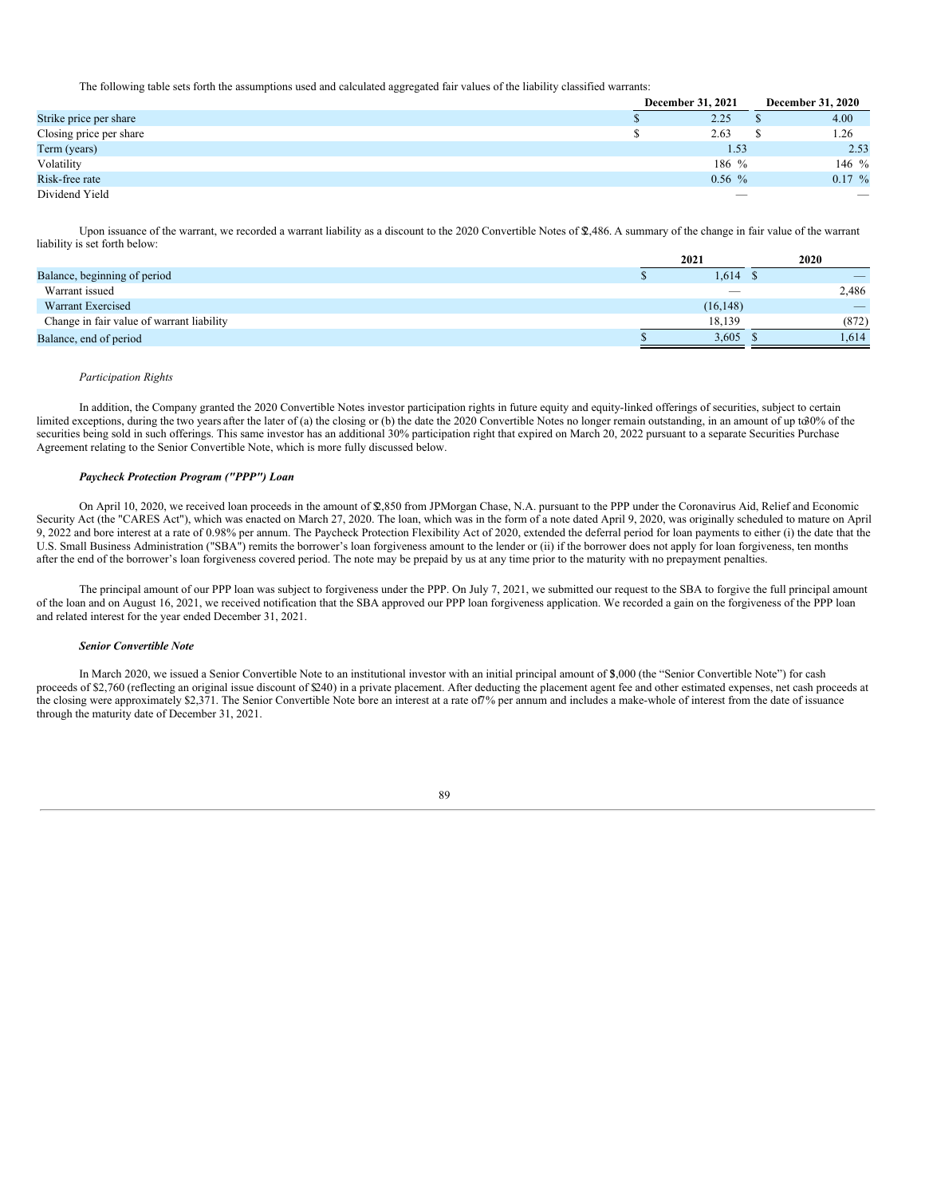The following table sets forth the assumptions used and calculated aggregated fair values of the liability classified warrants:

| | December 31, 2021 | December 31, 2020 |
|---|---|---|
| Strike price per share | $ 2.25 | $ 4.00 |
| Closing price per share | $ 2.63 | $ 1.26 |
| Term (years) | 1.53 | 2.53 |
| Volatility | 186 % | 146 % |
| Risk-free rate | 0.56 % | 0.17 % |
| Dividend Yield | — | — |

Upon issuance of the warrant, we recorded a warrant liability as a discount to the 2020 Convertible Notes of $2,486. A summary of the change in fair value of the warrant liability is set forth below:

| | 2021 | 2020 |
|---|---|---|
| Balance, beginning of period | $ 1,614 | $ — |
| Warrant issued | — | 2,486 |
| Warrant Exercised | (16,148) | — |
| Change in fair value of warrant liability | 18,139 | (872) |
| Balance, end of period | $ 3,605 | $ 1,614 |

*Participation Rights*

In addition, the Company granted the 2020 Convertible Notes investor participation rights in future equity and equity-linked offerings of securities, subject to certain limited exceptions, during the two years after the later of (a) the closing or (b) the date the 2020 Convertible Notes no longer remain outstanding, in an amount of up to 30% of the securities being sold in such offerings. This same investor has an additional 30% participation right that expired on March 20, 2022 pursuant to a separate Securities Purchase Agreement relating to the Senior Convertible Note, which is more fully discussed below.

***Paycheck Protection Program ("PPP") Loan***

On April 10, 2020, we received loan proceeds in the amount of $2,850 from JPMorgan Chase, N.A. pursuant to the PPP under the Coronavirus Aid, Relief and Economic Security Act (the "CARES Act"), which was enacted on March 27, 2020. The loan, which was in the form of a note dated April 9, 2020, was originally scheduled to mature on April 9, 2022 and bore interest at a rate of 0.98% per annum. The Paycheck Protection Flexibility Act of 2020, extended the deferral period for loan payments to either (i) the date that the U.S. Small Business Administration ("SBA") remits the borrower's loan forgiveness amount to the lender or (ii) if the borrower does not apply for loan forgiveness, ten months after the end of the borrower's loan forgiveness covered period. The note may be prepaid by us at any time prior to the maturity with no prepayment penalties.

The principal amount of our PPP loan was subject to forgiveness under the PPP. On July 7, 2021, we submitted our request to the SBA to forgive the full principal amount of the loan and on August 16, 2021, we received notification that the SBA approved our PPP loan forgiveness application. We recorded a gain on the forgiveness of the PPP loan and related interest for the year ended December 31, 2021.

***Senior Convertible Note***

In March 2020, we issued a Senior Convertible Note to an institutional investor with an initial principal amount of $3,000 (the "Senior Convertible Note") for cash proceeds of $2,760 (reflecting an original issue discount of $240) in a private placement. After deducting the placement agent fee and other estimated expenses, net cash proceeds at the closing were approximately $2,371. The Senior Convertible Note bore an interest at a rate of 7% per annum and includes a make-whole of interest from the date of issuance through the maturity date of December 31, 2021.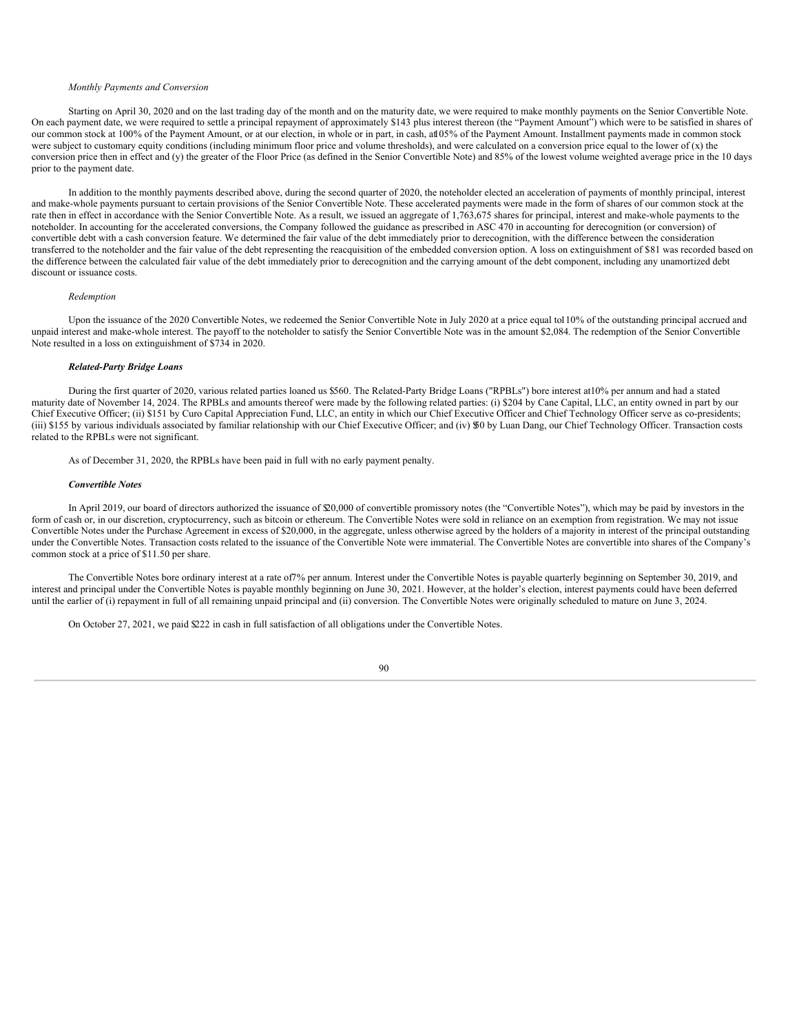*Monthly Payments and Conversion*

Starting on April 30, 2020 and on the last trading day of the month and on the maturity date, we were required to make monthly payments on the Senior Convertible Note. On each payment date, we were required to settle a principal repayment of approximately $143 plus interest thereon (the "Payment Amount") which were to be satisfied in shares of our common stock at 100% of the Payment Amount, or at our election, in whole or in part, in cash, at 105% of the Payment Amount. Installment payments made in common stock were subject to customary equity conditions (including minimum floor price and volume thresholds), and were calculated on a conversion price equal to the lower of (x) the conversion price then in effect and (y) the greater of the Floor Price (as defined in the Senior Convertible Note) and 85% of the lowest volume weighted average price in the 10 days prior to the payment date.

In addition to the monthly payments described above, during the second quarter of 2020, the noteholder elected an acceleration of payments of monthly principal, interest and make-whole payments pursuant to certain provisions of the Senior Convertible Note. These accelerated payments were made in the form of shares of our common stock at the rate then in effect in accordance with the Senior Convertible Note. As a result, we issued an aggregate of 1,763,675 shares for principal, interest and make-whole payments to the noteholder. In accounting for the accelerated conversions, the Company followed the guidance as prescribed in ASC 470 in accounting for derecognition (or conversion) of convertible debt with a cash conversion feature. We determined the fair value of the debt immediately prior to derecognition, with the difference between the consideration transferred to the noteholder and the fair value of the debt representing the reacquisition of the embedded conversion option. A loss on extinguishment of $81 was recorded based on the difference between the calculated fair value of the debt immediately prior to derecognition and the carrying amount of the debt component, including any unamortized debt discount or issuance costs.

*Redemption*

Upon the issuance of the 2020 Convertible Notes, we redeemed the Senior Convertible Note in July 2020 at a price equal to 110% of the outstanding principal accrued and unpaid interest and make-whole interest. The payoff to the noteholder to satisfy the Senior Convertible Note was in the amount $2,084. The redemption of the Senior Convertible Note resulted in a loss on extinguishment of $734 in 2020.

***Related-Party Bridge Loans***

During the first quarter of 2020, various related parties loaned us $560. The Related-Party Bridge Loans ("RPBLs") bore interest at 10% per annum and had a stated maturity date of November 14, 2024. The RPBLs and amounts thereof were made by the following related parties: (i) $204 by Cane Capital, LLC, an entity owned in part by our Chief Executive Officer; (ii) $151 by Curo Capital Appreciation Fund, LLC, an entity in which our Chief Executive Officer and Chief Technology Officer serve as co-presidents; (iii) $155 by various individuals associated by familiar relationship with our Chief Executive Officer; and (iv) $50 by Luan Dang, our Chief Technology Officer. Transaction costs related to the RPBLs were not significant.

As of December 31, 2020, the RPBLs have been paid in full with no early payment penalty.

***Convertible Notes***

In April 2019, our board of directors authorized the issuance of $20,000 of convertible promissory notes (the "Convertible Notes"), which may be paid by investors in the form of cash or, in our discretion, cryptocurrency, such as bitcoin or ethereum. The Convertible Notes were sold in reliance on an exemption from registration. We may not issue Convertible Notes under the Purchase Agreement in excess of $20,000, in the aggregate, unless otherwise agreed by the holders of a majority in interest of the principal outstanding under the Convertible Notes. Transaction costs related to the issuance of the Convertible Note were immaterial. The Convertible Notes are convertible into shares of the Company's common stock at a price of $11.50 per share.

The Convertible Notes bore ordinary interest at a rate of 7% per annum. Interest under the Convertible Notes is payable quarterly beginning on September 30, 2019, and interest and principal under the Convertible Notes is payable monthly beginning on June 30, 2021. However, at the holder's election, interest payments could have been deferred until the earlier of (i) repayment in full of all remaining unpaid principal and (ii) conversion. The Convertible Notes were originally scheduled to mature on June 3, 2024.

On October 27, 2021, we paid $222 in cash in full satisfaction of all obligations under the Convertible Notes.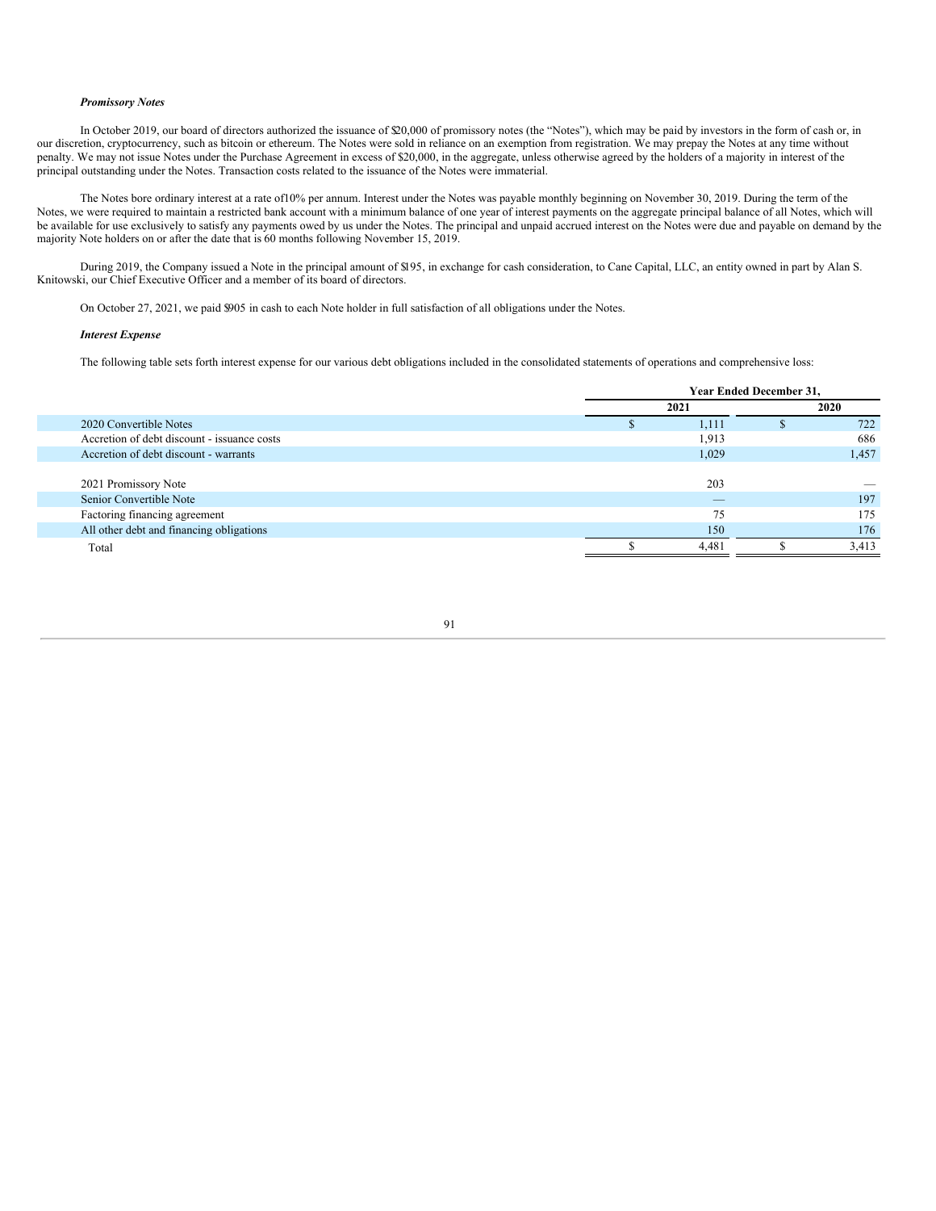***Promissory Notes***

In October 2019, our board of directors authorized the issuance of $20,000 of promissory notes (the "Notes"), which may be paid by investors in the form of cash or, in our discretion, cryptocurrency, such as bitcoin or ethereum. The Notes were sold in reliance on an exemption from registration. We may prepay the Notes at any time without penalty. We may not issue Notes under the Purchase Agreement in excess of $20,000, in the aggregate, unless otherwise agreed by the holders of a majority in interest of the principal outstanding under the Notes. Transaction costs related to the issuance of the Notes were immaterial.

The Notes bore ordinary interest at a rate of10% per annum. Interest under the Notes was payable monthly beginning on November 30, 2019. During the term of the Notes, we were required to maintain a restricted bank account with a minimum balance of one year of interest payments on the aggregate principal balance of all Notes, which will be available for use exclusively to satisfy any payments owed by us under the Notes. The principal and unpaid accrued interest on the Notes were due and payable on demand by the majority Note holders on or after the date that is 60 months following November 15, 2019.

During 2019, the Company issued a Note in the principal amount of $195, in exchange for cash consideration, to Cane Capital, LLC, an entity owned in part by Alan S. Knitowski, our Chief Executive Officer and a member of its board of directors.

On October 27, 2021, we paid $905 in cash to each Note holder in full satisfaction of all obligations under the Notes.

***Interest Expense***

The following table sets forth interest expense for our various debt obligations included in the consolidated statements of operations and comprehensive loss:

| | Year Ended December 31, | |
|---|---|---|
| | 2021 | 2020 |
| 2020 Convertible Notes | $ 1,111 | $ 722 |
| Accretion of debt discount - issuance costs | 1,913 | 686 |
| Accretion of debt discount - warrants | 1,029 | 1,457 |
| | | |
| 2021 Promissory Note | 203 | — |
| Senior Convertible Note | — | 197 |
| Factoring financing agreement | 75 | 175 |
| All other debt and financing obligations | 150 | 176 |
| Total | $ 4,481 | $ 3,413 |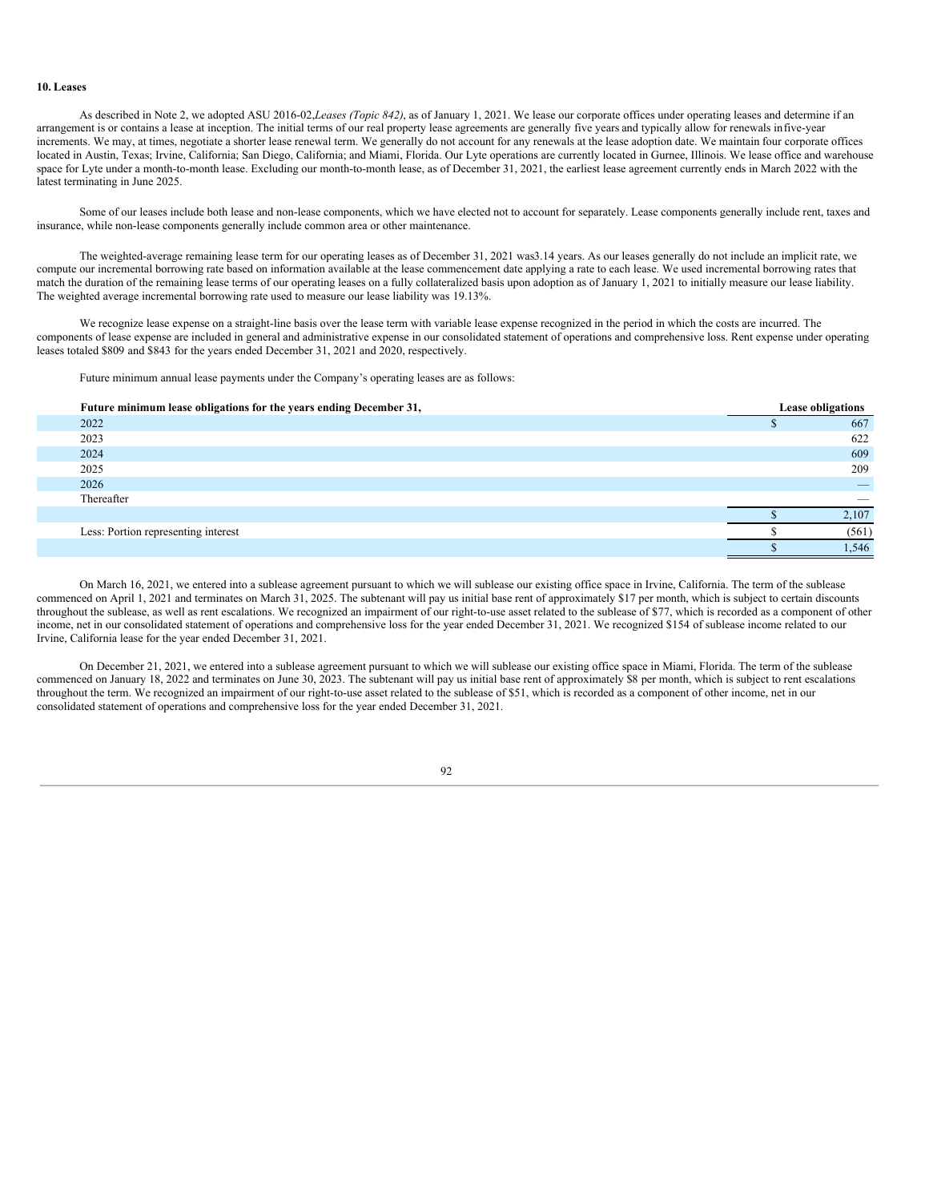**10. Leases**

As described in Note 2, we adopted ASU 2016-02,*Leases (Topic 842)*, as of January 1, 2021. We lease our corporate offices under operating leases and determine if an arrangement is or contains a lease at inception. The initial terms of our real property lease agreements are generally five years and typically allow for renewals infive-year increments. We may, at times, negotiate a shorter lease renewal term. We generally do not account for any renewals at the lease adoption date. We maintain four corporate offices located in Austin, Texas; Irvine, California; San Diego, California; and Miami, Florida. Our Lyte operations are currently located in Gurnee, Illinois. We lease office and warehouse space for Lyte under a month-to-month lease. Excluding our month-to-month lease, as of December 31, 2021, the earliest lease agreement currently ends in March 2022 with the latest terminating in June 2025.

Some of our leases include both lease and non-lease components, which we have elected not to account for separately. Lease components generally include rent, taxes and insurance, while non-lease components generally include common area or other maintenance.

The weighted-average remaining lease term for our operating leases as of December 31, 2021 was3.14 years. As our leases generally do not include an implicit rate, we compute our incremental borrowing rate based on information available at the lease commencement date applying a rate to each lease. We used incremental borrowing rates that match the duration of the remaining lease terms of our operating leases on a fully collateralized basis upon adoption as of January 1, 2021 to initially measure our lease liability. The weighted average incremental borrowing rate used to measure our lease liability was 19.13%.

We recognize lease expense on a straight-line basis over the lease term with variable lease expense recognized in the period in which the costs are incurred. The components of lease expense are included in general and administrative expense in our consolidated statement of operations and comprehensive loss. Rent expense under operating leases totaled $809 and $843 for the years ended December 31, 2021 and 2020, respectively.

Future minimum annual lease payments under the Company's operating leases are as follows:

| Future minimum lease obligations for the years ending December 31, | Lease obligations |
|---|---|
| 2022 | $ 667 |
| 2023 | 622 |
| 2024 | 609 |
| 2025 | 209 |
| 2026 | — |
| Thereafter | — |
| | $ 2,107 |
| Less: Portion representing interest | $ (561) |
| | $ 1,546 |

On March 16, 2021, we entered into a sublease agreement pursuant to which we will sublease our existing office space in Irvine, California. The term of the sublease commenced on April 1, 2021 and terminates on March 31, 2025. The subtenant will pay us initial base rent of approximately $17 per month, which is subject to certain discounts throughout the sublease, as well as rent escalations. We recognized an impairment of our right-to-use asset related to the sublease of $77, which is recorded as a component of other income, net in our consolidated statement of operations and comprehensive loss for the year ended December 31, 2021. We recognized $154 of sublease income related to our Irvine, California lease for the year ended December 31, 2021.

On December 21, 2021, we entered into a sublease agreement pursuant to which we will sublease our existing office space in Miami, Florida. The term of the sublease commenced on January 18, 2022 and terminates on June 30, 2023. The subtenant will pay us initial base rent of approximately $8 per month, which is subject to rent escalations throughout the term. We recognized an impairment of our right-to-use asset related to the sublease of $51, which is recorded as a component of other income, net in our consolidated statement of operations and comprehensive loss for the year ended December 31, 2021.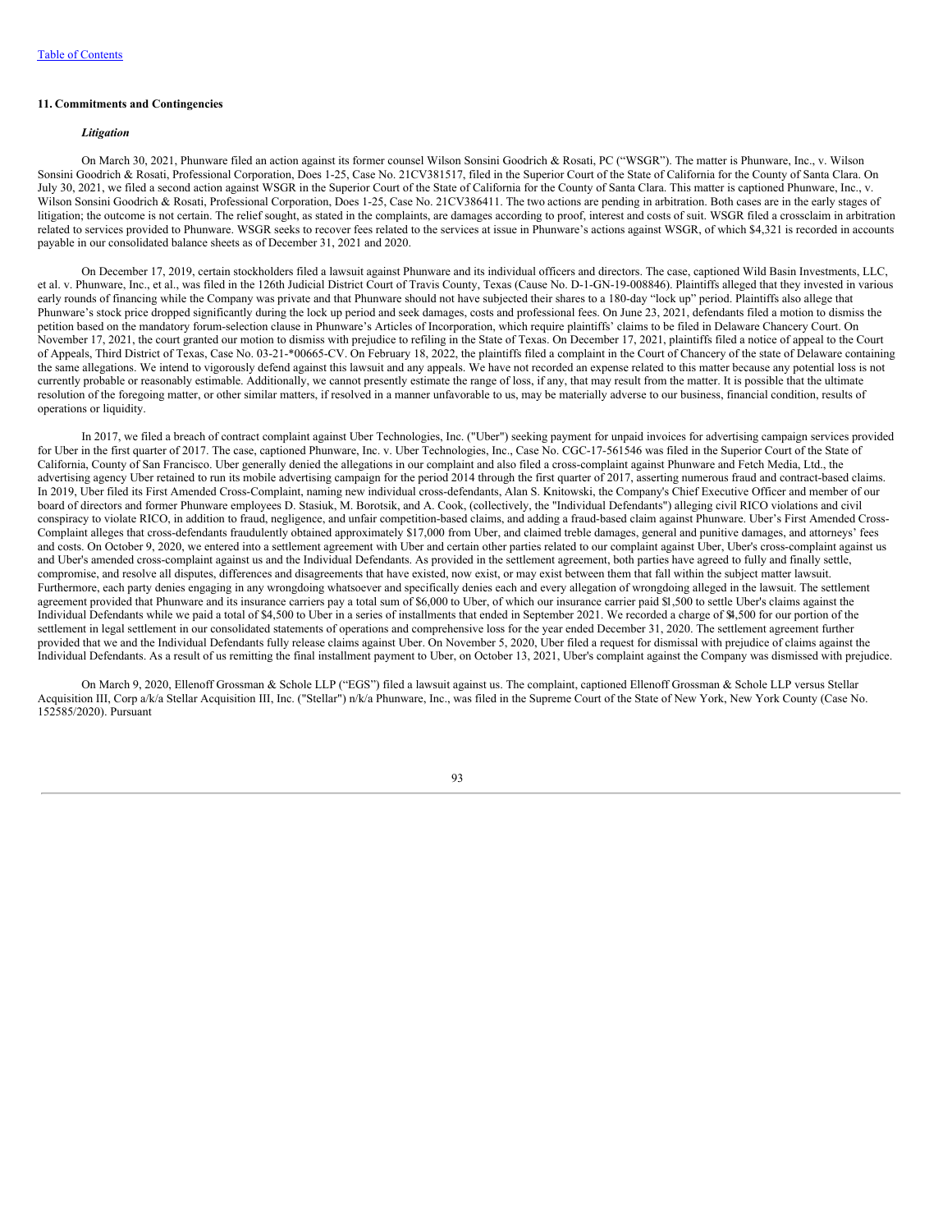### 11. Commitments and Contingencies

***Litigation***

On March 30, 2021, Phunware filed an action against its former counsel Wilson Sonsini Goodrich & Rosati, PC ("WSGR"). The matter is Phunware, Inc., v. Wilson Sonsini Goodrich & Rosati, Professional Corporation, Does 1-25, Case No. 21CV381517, filed in the Superior Court of the State of California for the County of Santa Clara. On July 30, 2021, we filed a second action against WSGR in the Superior Court of the State of California for the County of Santa Clara. This matter is captioned Phunware, Inc., v. Wilson Sonsini Goodrich & Rosati, Professional Corporation, Does 1-25, Case No. 21CV386411. The two actions are pending in arbitration. Both cases are in the early stages of litigation; the outcome is not certain. The relief sought, as stated in the complaints, are damages according to proof, interest and costs of suit. WSGR filed a crossclaim in arbitration related to services provided to Phunware. WSGR seeks to recover fees related to the services at issue in Phunware's actions against WSGR, of which $4,321 is recorded in accounts payable in our consolidated balance sheets as of December 31, 2021 and 2020.

On December 17, 2019, certain stockholders filed a lawsuit against Phunware and its individual officers and directors. The case, captioned Wild Basin Investments, LLC, et al. v. Phunware, Inc., et al., was filed in the 126th Judicial District Court of Travis County, Texas (Cause No. D-1-GN-19-008846). Plaintiffs alleged that they invested in various early rounds of financing while the Company was private and that Phunware should not have subjected their shares to a 180-day "lock up" period. Plaintiffs also allege that Phunware's stock price dropped significantly during the lock up period and seek damages, costs and professional fees. On June 23, 2021, defendants filed a motion to dismiss the petition based on the mandatory forum-selection clause in Phunware's Articles of Incorporation, which require plaintiffs' claims to be filed in Delaware Chancery Court. On November 17, 2021, the court granted our motion to dismiss with prejudice to refiling in the State of Texas. On December 17, 2021, plaintiffs filed a notice of appeal to the Court of Appeals, Third District of Texas, Case No. 03-21-*00665-CV. On February 18, 2022, the plaintiffs filed a complaint in the Court of Chancery of the state of Delaware containing the same allegations. We intend to vigorously defend against this lawsuit and any appeals. We have not recorded an expense related to this matter because any potential loss is not currently probable or reasonably estimable. Additionally, we cannot presently estimate the range of loss, if any, that may result from the matter. It is possible that the ultimate resolution of the foregoing matter, or other similar matters, if resolved in a manner unfavorable to us, may be materially adverse to our business, financial condition, results of operations or liquidity.

In 2017, we filed a breach of contract complaint against Uber Technologies, Inc. ("Uber") seeking payment for unpaid invoices for advertising campaign services provided for Uber in the first quarter of 2017. The case, captioned Phunware, Inc. v. Uber Technologies, Inc., Case No. CGC-17-561546 was filed in the Superior Court of the State of California, County of San Francisco. Uber generally denied the allegations in our complaint and also filed a cross-complaint against Phunware and Fetch Media, Ltd., the advertising agency Uber retained to run its mobile advertising campaign for the period 2014 through the first quarter of 2017, asserting numerous fraud and contract-based claims. In 2019, Uber filed its First Amended Cross-Complaint, naming new individual cross-defendants, Alan S. Knitowski, the Company's Chief Executive Officer and member of our board of directors and former Phunware employees D. Stasiuk, M. Borotsik, and A. Cook, (collectively, the "Individual Defendants") alleging civil RICO violations and civil conspiracy to violate RICO, in addition to fraud, negligence, and unfair competition-based claims, and adding a fraud-based claim against Phunware. Uber's First Amended Cross-Complaint alleges that cross-defendants fraudulently obtained approximately $17,000 from Uber, and claimed treble damages, general and punitive damages, and attorneys' fees and costs. On October 9, 2020, we entered into a settlement agreement with Uber and certain other parties related to our complaint against Uber, Uber's cross-complaint against us and Uber's amended cross-complaint against us and the Individual Defendants. As provided in the settlement agreement, both parties have agreed to fully and finally settle, compromise, and resolve all disputes, differences and disagreements that have existed, now exist, or may exist between them that fall within the subject matter lawsuit. Furthermore, each party denies engaging in any wrongdoing whatsoever and specifically denies each and every allegation of wrongdoing alleged in the lawsuit. The settlement agreement provided that Phunware and its insurance carriers pay a total sum of $6,000 to Uber, of which our insurance carrier paid $1,500 to settle Uber's claims against the Individual Defendants while we paid a total of $4,500 to Uber in a series of installments that ended in September 2021. We recorded a charge of $4,500 for our portion of the settlement in legal settlement in our consolidated statements of operations and comprehensive loss for the year ended December 31, 2020. The settlement agreement further provided that we and the Individual Defendants fully release claims against Uber. On November 5, 2020, Uber filed a request for dismissal with prejudice of claims against the Individual Defendants. As a result of us remitting the final installment payment to Uber, on October 13, 2021, Uber's complaint against the Company was dismissed with prejudice.

On March 9, 2020, Ellenoff Grossman & Schole LLP ("EGS") filed a lawsuit against us. The complaint, captioned Ellenoff Grossman & Schole LLP versus Stellar Acquisition III, Corp a/k/a Stellar Acquisition III, Inc. ("Stellar") n/k/a Phunware, Inc., was filed in the Supreme Court of the State of New York, New York County (Case No. 152585/2020). Pursuant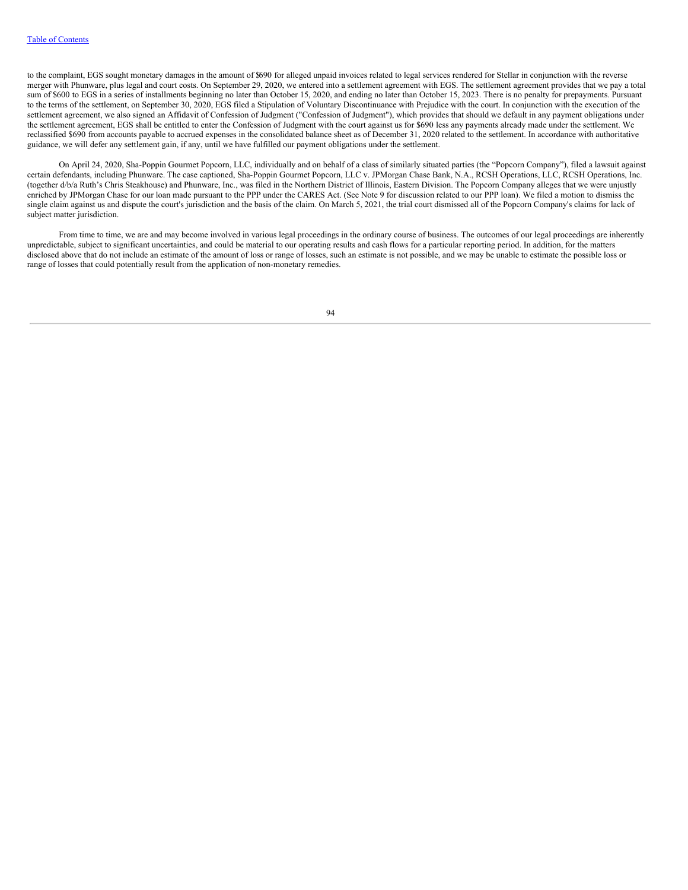to the complaint, EGS sought monetary damages in the amount of $690 for alleged unpaid invoices related to legal services rendered for Stellar in conjunction with the reverse merger with Phunware, plus legal and court costs. On September 29, 2020, we entered into a settlement agreement with EGS. The settlement agreement provides that we pay a total sum of $600 to EGS in a series of installments beginning no later than October 15, 2020, and ending no later than October 15, 2023. There is no penalty for prepayments. Pursuant to the terms of the settlement, on September 30, 2020, EGS filed a Stipulation of Voluntary Discontinuance with Prejudice with the court. In conjunction with the execution of the settlement agreement, we also signed an Affidavit of Confession of Judgment ("Confession of Judgment"), which provides that should we default in any payment obligations under the settlement agreement, EGS shall be entitled to enter the Confession of Judgment with the court against us for $690 less any payments already made under the settlement. We reclassified $690 from accounts payable to accrued expenses in the consolidated balance sheet as of December 31, 2020 related to the settlement. In accordance with authoritative guidance, we will defer any settlement gain, if any, until we have fulfilled our payment obligations under the settlement.

On April 24, 2020, Sha-Poppin Gourmet Popcorn, LLC, individually and on behalf of a class of similarly situated parties (the "Popcorn Company"), filed a lawsuit against certain defendants, including Phunware. The case captioned, Sha-Poppin Gourmet Popcorn, LLC v. JPMorgan Chase Bank, N.A., RCSH Operations, LLC, RCSH Operations, Inc. (together d/b/a Ruth's Chris Steakhouse) and Phunware, Inc., was filed in the Northern District of Illinois, Eastern Division. The Popcorn Company alleges that we were unjustly enriched by JPMorgan Chase for our loan made pursuant to the PPP under the CARES Act. (See Note 9 for discussion related to our PPP loan). We filed a motion to dismiss the single claim against us and dispute the court's jurisdiction and the basis of the claim. On March 5, 2021, the trial court dismissed all of the Popcorn Company's claims for lack of subject matter jurisdiction.

From time to time, we are and may become involved in various legal proceedings in the ordinary course of business. The outcomes of our legal proceedings are inherently unpredictable, subject to significant uncertainties, and could be material to our operating results and cash flows for a particular reporting period. In addition, for the matters disclosed above that do not include an estimate of the amount of loss or range of losses, such an estimate is not possible, and we may be unable to estimate the possible loss or range of losses that could potentially result from the application of non-monetary remedies.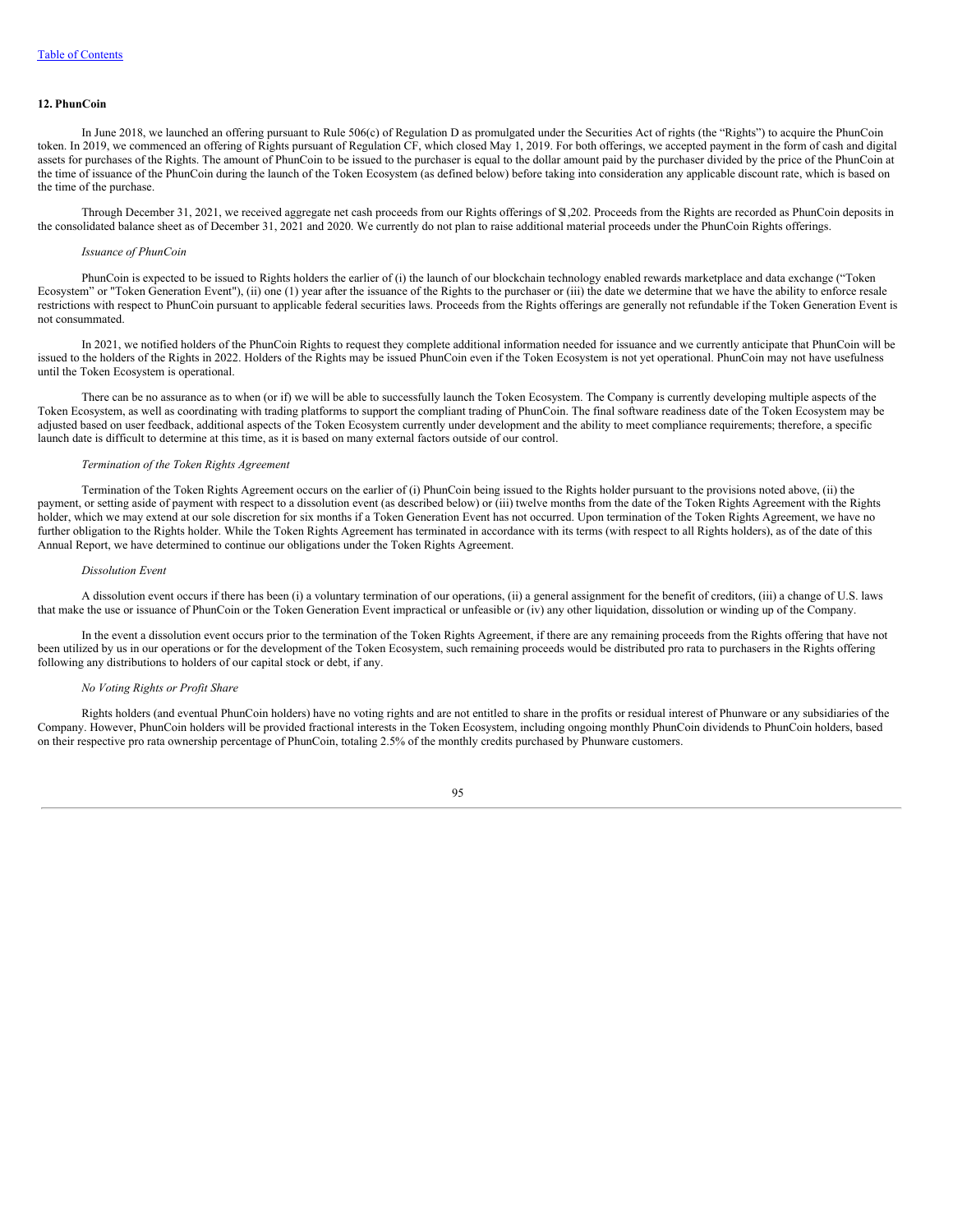### 12. PhunCoin

In June 2018, we launched an offering pursuant to Rule 506(c) of Regulation D as promulgated under the Securities Act of rights (the "Rights") to acquire the PhunCoin token. In 2019, we commenced an offering of Rights pursuant of Regulation CF, which closed May 1, 2019. For both offerings, we accepted payment in the form of cash and digital assets for purchases of the Rights. The amount of PhunCoin to be issued to the purchaser is equal to the dollar amount paid by the purchaser divided by the price of the PhunCoin at the time of issuance of the PhunCoin during the launch of the Token Ecosystem (as defined below) before taking into consideration any applicable discount rate, which is based on the time of the purchase.

Through December 31, 2021, we received aggregate net cash proceeds from our Rights offerings of $1,202. Proceeds from the Rights are recorded as PhunCoin deposits in the consolidated balance sheet as of December 31, 2021 and 2020. We currently do not plan to raise additional material proceeds under the PhunCoin Rights offerings.

*Issuance of PhunCoin*

PhunCoin is expected to be issued to Rights holders the earlier of (i) the launch of our blockchain technology enabled rewards marketplace and data exchange ("Token Ecosystem" or "Token Generation Event"), (ii) one (1) year after the issuance of the Rights to the purchaser or (iii) the date we determine that we have the ability to enforce resale restrictions with respect to PhunCoin pursuant to applicable federal securities laws. Proceeds from the Rights offerings are generally not refundable if the Token Generation Event is not consummated.

In 2021, we notified holders of the PhunCoin Rights to request they complete additional information needed for issuance and we currently anticipate that PhunCoin will be issued to the holders of the Rights in 2022. Holders of the Rights may be issued PhunCoin even if the Token Ecosystem is not yet operational. PhunCoin may not have usefulness until the Token Ecosystem is operational.

There can be no assurance as to when (or if) we will be able to successfully launch the Token Ecosystem. The Company is currently developing multiple aspects of the Token Ecosystem, as well as coordinating with trading platforms to support the compliant trading of PhunCoin. The final software readiness date of the Token Ecosystem may be adjusted based on user feedback, additional aspects of the Token Ecosystem currently under development and the ability to meet compliance requirements; therefore, a specific launch date is difficult to determine at this time, as it is based on many external factors outside of our control.

*Termination of the Token Rights Agreement*

Termination of the Token Rights Agreement occurs on the earlier of (i) PhunCoin being issued to the Rights holder pursuant to the provisions noted above, (ii) the payment, or setting aside of payment with respect to a dissolution event (as described below) or (iii) twelve months from the date of the Token Rights Agreement with the Rights holder, which we may extend at our sole discretion for six months if a Token Generation Event has not occurred. Upon termination of the Token Rights Agreement, we have no further obligation to the Rights holder. While the Token Rights Agreement has terminated in accordance with its terms (with respect to all Rights holders), as of the date of this Annual Report, we have determined to continue our obligations under the Token Rights Agreement.

*Dissolution Event*

A dissolution event occurs if there has been (i) a voluntary termination of our operations, (ii) a general assignment for the benefit of creditors, (iii) a change of U.S. laws that make the use or issuance of PhunCoin or the Token Generation Event impractical or unfeasible or (iv) any other liquidation, dissolution or winding up of the Company.

In the event a dissolution event occurs prior to the termination of the Token Rights Agreement, if there are any remaining proceeds from the Rights offering that have not been utilized by us in our operations or for the development of the Token Ecosystem, such remaining proceeds would be distributed pro rata to purchasers in the Rights offering following any distributions to holders of our capital stock or debt, if any.

*No Voting Rights or Profit Share*

Rights holders (and eventual PhunCoin holders) have no voting rights and are not entitled to share in the profits or residual interest of Phunware or any subsidiaries of the Company. However, PhunCoin holders will be provided fractional interests in the Token Ecosystem, including ongoing monthly PhunCoin dividends to PhunCoin holders, based on their respective pro rata ownership percentage of PhunCoin, totaling 2.5% of the monthly credits purchased by Phunware customers.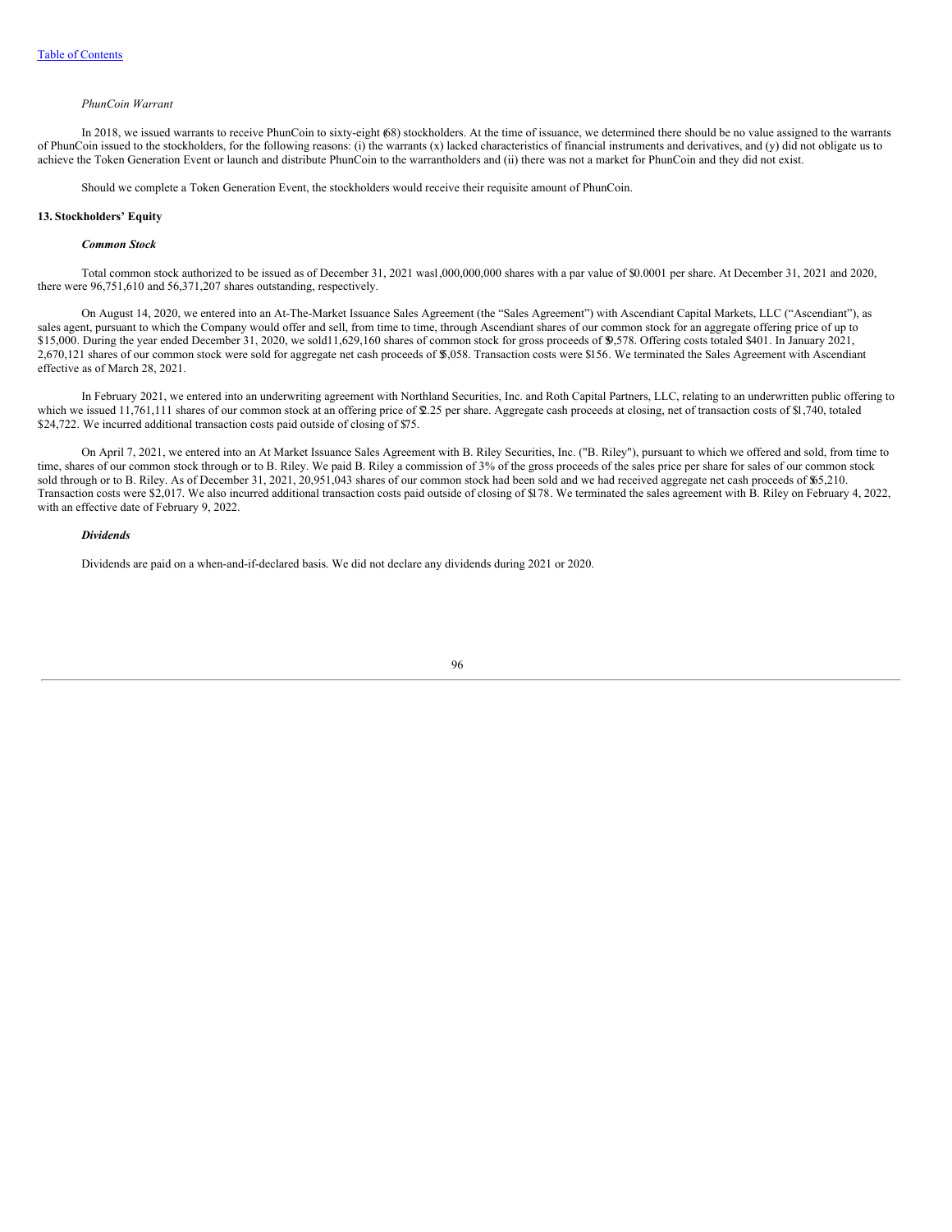*PhunCoin Warrant*

In 2018, we issued warrants to receive PhunCoin to sixty-eight (68) stockholders. At the time of issuance, we determined there should be no value assigned to the warrants of PhunCoin issued to the stockholders, for the following reasons: (i) the warrants (x) lacked characteristics of financial instruments and derivatives, and (y) did not obligate us to achieve the Token Generation Event or launch and distribute PhunCoin to the warrantholders and (ii) there was not a market for PhunCoin and they did not exist.

Should we complete a Token Generation Event, the stockholders would receive their requisite amount of PhunCoin.

**13. Stockholders' Equity**

***Common Stock***

Total common stock authorized to be issued as of December 31, 2021 was 1,000,000,000 shares with a par value of $0.0001 per share. At December 31, 2021 and 2020, there were 96,751,610 and 56,371,207 shares outstanding, respectively.

On August 14, 2020, we entered into an At-The-Market Issuance Sales Agreement (the "Sales Agreement") with Ascendiant Capital Markets, LLC ("Ascendiant"), as sales agent, pursuant to which the Company would offer and sell, from time to time, through Ascendiant shares of our common stock for an aggregate offering price of up to $15,000. During the year ended December 31, 2020, we sold 11,629,160 shares of common stock for gross proceeds of $9,578. Offering costs totaled $401. In January 2021, 2,670,121 shares of our common stock were sold for aggregate net cash proceeds of $5,058. Transaction costs were $156. We terminated the Sales Agreement with Ascendiant effective as of March 28, 2021.

In February 2021, we entered into an underwriting agreement with Northland Securities, Inc. and Roth Capital Partners, LLC, relating to an underwritten public offering to which we issued 11,761,111 shares of our common stock at an offering price of $2.25 per share. Aggregate cash proceeds at closing, net of transaction costs of $1,740, totaled $24,722. We incurred additional transaction costs paid outside of closing of $75.

On April 7, 2021, we entered into an At Market Issuance Sales Agreement with B. Riley Securities, Inc. ("B. Riley"), pursuant to which we offered and sold, from time to time, shares of our common stock through or to B. Riley. We paid B. Riley a commission of 3% of the gross proceeds of the sales price per share for sales of our common stock sold through or to B. Riley. As of December 31, 2021, 20,951,043 shares of our common stock had been sold and we had received aggregate net cash proceeds of $65,210. Transaction costs were $2,017. We also incurred additional transaction costs paid outside of closing of $178. We terminated the sales agreement with B. Riley on February 4, 2022, with an effective date of February 9, 2022.

***Dividends***

Dividends are paid on a when-and-if-declared basis. We did not declare any dividends during 2021 or 2020.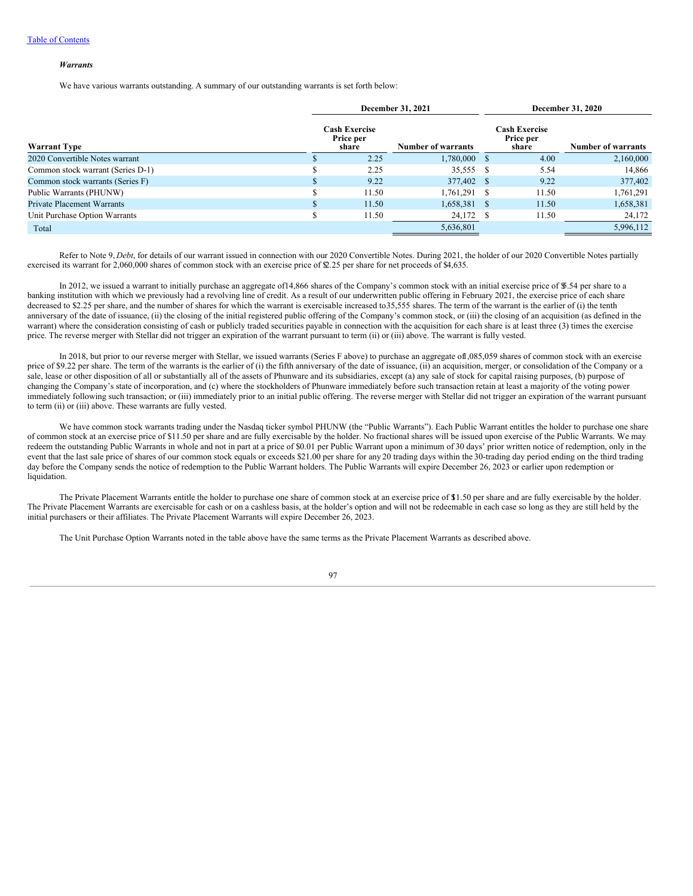*Warrants*

We have various warrants outstanding. A summary of our outstanding warrants is set forth below:

| | December 31, 2021 | | December 31, 2020 | |
|---|---|---|---|---|
| Warrant Type | Cash Exercise Price per share | Number of warrants | Cash Exercise Price per share | Number of warrants |
| 2020 Convertible Notes warrant | $ 2.25 | 1,780,000 | $ 4.00 | 2,160,000 |
| Common stock warrant (Series D-1) | $ 2.25 | 35,555 | $ 5.54 | 14,866 |
| Common stock warrants (Series F) | $ 9.22 | 377,402 | $ 9.22 | 377,402 |
| Public Warrants (PHUNW) | $ 11.50 | 1,761,291 | $ 11.50 | 1,761,291 |
| Private Placement Warrants | $ 11.50 | 1,658,381 | $ 11.50 | 1,658,381 |
| Unit Purchase Option Warrants | $ 11.50 | 24,172 | $ 11.50 | 24,172 |
| Total | | 5,636,801 | | 5,996,112 |

Refer to Note 9, *Debt*, for details of our warrant issued in connection with our 2020 Convertible Notes. During 2021, the holder of our 2020 Convertible Notes partially exercised its warrant for 2,060,000 shares of common stock with an exercise price of $2.25 per share for net proceeds of $4,635.

In 2012, we issued a warrant to initially purchase an aggregate of 14,866 shares of the Company's common stock with an initial exercise price of $5.54 per share to a banking institution with which we previously had a revolving line of credit. As a result of our underwritten public offering in February 2021, the exercise price of each share decreased to $2.25 per share, and the number of shares for which the warrant is exercisable increased to 35,555 shares. The term of the warrant is the earlier of (i) the tenth anniversary of the date of issuance, (ii) the closing of the initial registered public offering of the Company's common stock, or (iii) the closing of an acquisition (as defined in the warrant) where the consideration consisting of cash or publicly traded securities payable in connection with the acquisition for each share is at least three (3) times the exercise price. The reverse merger with Stellar did not trigger an expiration of the warrant pursuant to term (ii) or (iii) above. The warrant is fully vested.

In 2018, but prior to our reverse merger with Stellar, we issued warrants (Series F above) to purchase an aggregate of 1,085,059 shares of common stock with an exercise price of $9.22 per share. The term of the warrants is the earlier of (i) the fifth anniversary of the date of issuance, (ii) an acquisition, merger, or consolidation of the Company or a sale, lease or other disposition of all or substantially all of the assets of Phunware and its subsidiaries, except (a) any sale of stock for capital raising purposes, (b) purpose of changing the Company's state of incorporation, and (c) where the stockholders of Phunware immediately before such transaction retain at least a majority of the voting power immediately following such transaction; or (iii) immediately prior to an initial public offering. The reverse merger with Stellar did not trigger an expiration of the warrant pursuant to term (ii) or (iii) above. These warrants are fully vested.

We have common stock warrants trading under the Nasdaq ticker symbol PHUNW (the "Public Warrants"). Each Public Warrant entitles the holder to purchase one share of common stock at an exercise price of $11.50 per share and are fully exercisable by the holder. No fractional shares will be issued upon exercise of the Public Warrants. We may redeem the outstanding Public Warrants in whole and not in part at a price of $0.01 per Public Warrant upon a minimum of 30 days' prior written notice of redemption, only in the event that the last sale price of shares of our common stock equals or exceeds $21.00 per share for any 20 trading days within the 30-trading day period ending on the third trading day before the Company sends the notice of redemption to the Public Warrant holders. The Public Warrants will expire December 26, 2023 or earlier upon redemption or liquidation.

The Private Placement Warrants entitle the holder to purchase one share of common stock at an exercise price of $11.50 per share and are fully exercisable by the holder. The Private Placement Warrants are exercisable for cash or on a cashless basis, at the holder's option and will not be redeemable in each case so long as they are still held by the initial purchasers or their affiliates. The Private Placement Warrants will expire December 26, 2023.

The Unit Purchase Option Warrants noted in the table above have the same terms as the Private Placement Warrants as described above.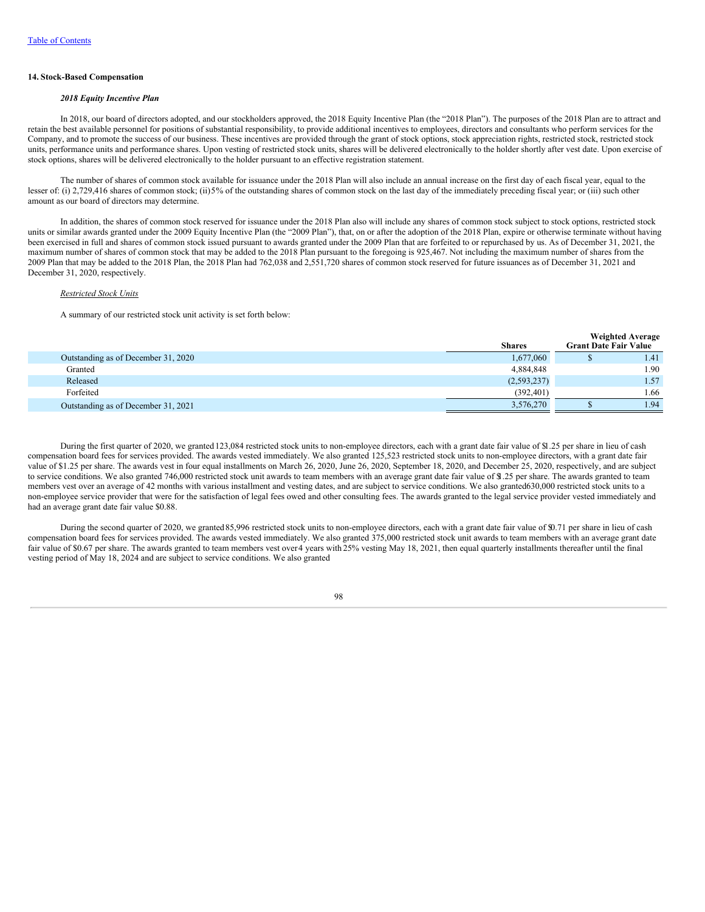### 14. Stock-Based Compensation

***2018 Equity Incentive Plan***

In 2018, our board of directors adopted, and our stockholders approved, the 2018 Equity Incentive Plan (the "2018 Plan"). The purposes of the 2018 Plan are to attract and retain the best available personnel for positions of substantial responsibility, to provide additional incentives to employees, directors and consultants who perform services for the Company, and to promote the success of our business. These incentives are provided through the grant of stock options, stock appreciation rights, restricted stock, restricted stock units, performance units and performance shares. Upon vesting of restricted stock units, shares will be delivered electronically to the holder shortly after vest date. Upon exercise of stock options, shares will be delivered electronically to the holder pursuant to an effective registration statement.

The number of shares of common stock available for issuance under the 2018 Plan will also include an annual increase on the first day of each fiscal year, equal to the lesser of: (i) 2,729,416 shares of common stock; (ii) 5% of the outstanding shares of common stock on the last day of the immediately preceding fiscal year; or (iii) such other amount as our board of directors may determine.

In addition, the shares of common stock reserved for issuance under the 2018 Plan also will include any shares of common stock subject to stock options, restricted stock units or similar awards granted under the 2009 Equity Incentive Plan (the "2009 Plan"), that, on or after the adoption of the 2018 Plan, expire or otherwise terminate without having been exercised in full and shares of common stock issued pursuant to awards granted under the 2009 Plan that are forfeited to or repurchased by us. As of December 31, 2021, the maximum number of shares of common stock that may be added to the 2018 Plan pursuant to the foregoing is 925,467. Not including the maximum number of shares from the 2009 Plan that may be added to the 2018 Plan, the 2018 Plan had 762,038 and 2,551,720 shares of common stock reserved for future issuances as of December 31, 2021 and December 31, 2020, respectively.

<u>Restricted Stock Units</u>

A summary of our restricted stock unit activity is set forth below:

| | Shares | Weighted Average Grant Date Fair Value |
|---|---|---|
| Outstanding as of December 31, 2020 | 1,677,060 | $ 1.41 |
| Granted | 4,884,848 | 1.90 |
| Released | (2,593,237) | 1.57 |
| Forfeited | (392,401) | 1.66 |
| Outstanding as of December 31, 2021 | 3,576,270 | $ 1.94 |

During the first quarter of 2020, we granted 123,084 restricted stock units to non-employee directors, each with a grant date fair value of $1.25 per share in lieu of cash compensation board fees for services provided. The awards vested immediately. We also granted 125,523 restricted stock units to non-employee directors, with a grant date fair value of $1.25 per share. The awards vest in four equal installments on March 26, 2020, June 26, 2020, September 18, 2020, and December 25, 2020, respectively, and are subject to service conditions. We also granted 746,000 restricted stock unit awards to team members with an average grant date fair value of $1.25 per share. The awards granted to team members vest over an average of 42 months with various installment and vesting dates, and are subject to service conditions. We also granted 630,000 restricted stock units to a non-employee service provider that were for the satisfaction of legal fees owed and other consulting fees. The awards granted to the legal service provider vested immediately and had an average grant date fair value $0.88.

During the second quarter of 2020, we granted 85,996 restricted stock units to non-employee directors, each with a grant date fair value of $0.71 per share in lieu of cash compensation board fees for services provided. The awards vested immediately. We also granted 375,000 restricted stock unit awards to team members with an average grant date fair value of $0.67 per share. The awards granted to team members vest over 4 years with 25% vesting May 18, 2021, then equal quarterly installments thereafter until the final vesting period of May 18, 2024 and are subject to service conditions. We also granted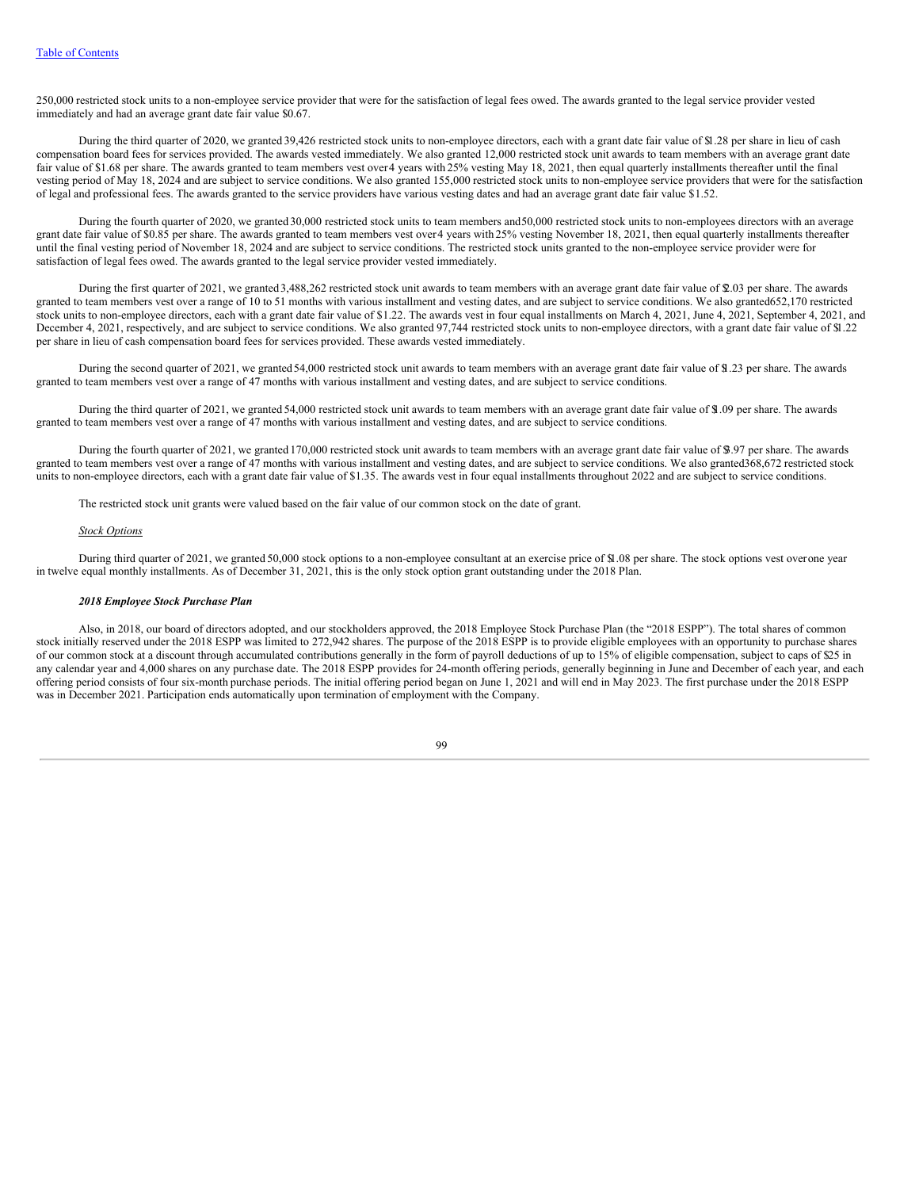250,000 restricted stock units to a non-employee service provider that were for the satisfaction of legal fees owed. The awards granted to the legal service provider vested immediately and had an average grant date fair value $0.67.

During the third quarter of 2020, we granted 39,426 restricted stock units to non-employee directors, each with a grant date fair value of $1.28 per share in lieu of cash compensation board fees for services provided. The awards vested immediately. We also granted 12,000 restricted stock unit awards to team members with an average grant date fair value of $1.68 per share. The awards granted to team members vest over 4 years with 25% vesting May 18, 2021, then equal quarterly installments thereafter until the final vesting period of May 18, 2024 and are subject to service conditions. We also granted 155,000 restricted stock units to non-employee service providers that were for the satisfaction of legal and professional fees. The awards granted to the service providers have various vesting dates and had an average grant date fair value $1.52.

During the fourth quarter of 2020, we granted 30,000 restricted stock units to team members and 50,000 restricted stock units to non-employees directors with an average grant date fair value of $0.85 per share. The awards granted to team members vest over 4 years with 25% vesting November 18, 2021, then equal quarterly installments thereafter until the final vesting period of November 18, 2024 and are subject to service conditions. The restricted stock units granted to the non-employee service provider were for satisfaction of legal fees owed. The awards granted to the legal service provider vested immediately.

During the first quarter of 2021, we granted 3,488,262 restricted stock unit awards to team members with an average grant date fair value of $2.03 per share. The awards granted to team members vest over a range of 10 to 51 months with various installment and vesting dates, and are subject to service conditions. We also granted 652,170 restricted stock units to non-employee directors, each with a grant date fair value of $1.22. The awards vest in four equal installments on March 4, 2021, June 4, 2021, September 4, 2021, and December 4, 2021, respectively, and are subject to service conditions. We also granted 97,744 restricted stock units to non-employee directors, with a grant date fair value of $1.22 per share in lieu of cash compensation board fees for services provided. These awards vested immediately.

During the second quarter of 2021, we granted 54,000 restricted stock unit awards to team members with an average grant date fair value of $1.23 per share. The awards granted to team members vest over a range of 47 months with various installment and vesting dates, and are subject to service conditions.

During the third quarter of 2021, we granted 54,000 restricted stock unit awards to team members with an average grant date fair value of $1.09 per share. The awards granted to team members vest over a range of 47 months with various installment and vesting dates, and are subject to service conditions.

During the fourth quarter of 2021, we granted 170,000 restricted stock unit awards to team members with an average grant date fair value of $3.97 per share. The awards granted to team members vest over a range of 47 months with various installment and vesting dates, and are subject to service conditions. We also granted 368,672 restricted stock units to non-employee directors, each with a grant date fair value of $1.35. The awards vest in four equal installments throughout 2022 and are subject to service conditions.

The restricted stock unit grants were valued based on the fair value of our common stock on the date of grant.

*Stock Options*

During third quarter of 2021, we granted 50,000 stock options to a non-employee consultant at an exercise price of $1.08 per share. The stock options vest over one year in twelve equal monthly installments. As of December 31, 2021, this is the only stock option grant outstanding under the 2018 Plan.

***2018 Employee Stock Purchase Plan***

Also, in 2018, our board of directors adopted, and our stockholders approved, the 2018 Employee Stock Purchase Plan (the "2018 ESPP"). The total shares of common stock initially reserved under the 2018 ESPP was limited to 272,942 shares. The purpose of the 2018 ESPP is to provide eligible employees with an opportunity to purchase shares of our common stock at a discount through accumulated contributions generally in the form of payroll deductions of up to 15% of eligible compensation, subject to caps of $25 in any calendar year and 4,000 shares on any purchase date. The 2018 ESPP provides for 24-month offering periods, generally beginning in June and December of each year, and each offering period consists of four six-month purchase periods. The initial offering period began on June 1, 2021 and will end in May 2023. The first purchase under the 2018 ESPP was in December 2021. Participation ends automatically upon termination of employment with the Company.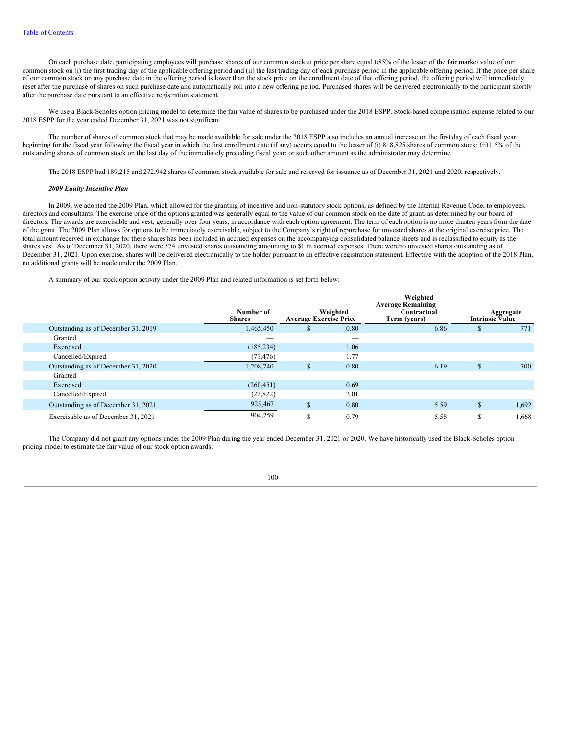On each purchase date, participating employees will purchase shares of our common stock at price per share equal to 85% of the lesser of the fair market value of our common stock on (i) the first trading day of the applicable offering period and (ii) the last trading day of each purchase period in the applicable offering period. If the price per share of our common stock on any purchase date in the offering period is lower than the stock price on the enrollment date of that offering period, the offering period will immediately reset after the purchase of shares on such purchase date and automatically roll into a new offering period. Purchased shares will be delivered electronically to the participant shortly after the purchase date pursuant to an effective registration statement.

We use a Black-Scholes option pricing model to determine the fair value of shares to be purchased under the 2018 ESPP. Stock-based compensation expense related to our 2018 ESPP for the year ended December 31, 2021 was not significant.

The number of shares of common stock that may be made available for sale under the 2018 ESPP also includes an annual increase on the first day of each fiscal year beginning for the fiscal year following the fiscal year in which the first enrollment date (if any) occurs equal to the lesser of (i) 818,825 shares of common stock; (ii) 1.5% of the outstanding shares of common stock on the last day of the immediately preceding fiscal year; or such other amount as the administrator may determine.

The 2018 ESPP had 189,215 and 272,942 shares of common stock available for sale and reserved for issuance as of December 31, 2021 and 2020, respectively.

***2009 Equity Incentive Plan***

In 2009, we adopted the 2009 Plan, which allowed for the granting of incentive and non-statutory stock options, as defined by the Internal Revenue Code, to employees, directors and consultants. The exercise price of the options granted was generally equal to the value of our common stock on the date of grant, as determined by our board of directors. The awards are exercisable and vest, generally over four years, in accordance with each option agreement. The term of each option is no more than ten years from the date of the grant. The 2009 Plan allows for options to be immediately exercisable, subject to the Company's right of repurchase for unvested shares at the original exercise price. The total amount received in exchange for these shares has been included in accrued expenses on the accompanying consolidated balance sheets and is reclassified to equity as the shares vest. As of December 31, 2020, there were 574 unvested shares outstanding amounting to $1 in accrued expenses. There were no unvested shares outstanding as of December 31, 2021. Upon exercise, shares will be delivered electronically to the holder pursuant to an effective registration statement. Effective with the adoption of the 2018 Plan, no additional grants will be made under the 2009 Plan.

A summary of our stock option activity under the 2009 Plan and related information is set forth below:

| | Number of Shares | Weighted Average Exercise Price | Weighted Average Remaining Contractual Term (years) | Aggregate Intrinsic Value |
|---|---|---|---|---|
| Outstanding as of December 31, 2019 | 1,465,450 | $ 0.80 | 6.86 | $ 771 |
| Granted | — | — | | |
| Exercised | (185,234) | 1.06 | | |
| Cancelled/Expired | (71,476) | 1.77 | | |
| Outstanding as of December 31, 2020 | 1,208,740 | $ 0.80 | 6.19 | $ 700 |
| Granted | — | — | | |
| Exercised | (260,451) | 0.69 | | |
| Cancelled/Expired | (22,822) | 2.01 | | |
| Outstanding as of December 31, 2021 | 925,467 | $ 0.80 | 5.59 | $ 1,692 |
| Exercisable as of December 31, 2021 | 904,259 | $ 0.79 | 5.58 | $ 1,668 |

The Company did not grant any options under the 2009 Plan during the year ended December 31, 2021 or 2020. We have historically used the Black-Scholes option pricing model to estimate the fair value of our stock option awards.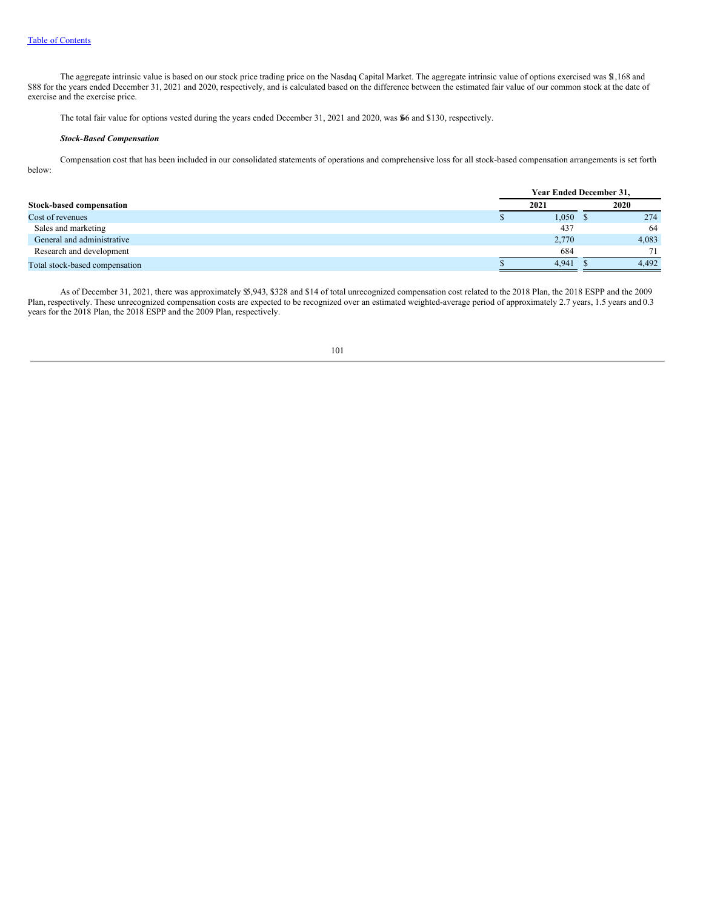The aggregate intrinsic value is based on our stock price trading price on the Nasdaq Capital Market. The aggregate intrinsic value of options exercised was $1,168 and $88 for the years ended December 31, 2021 and 2020, respectively, and is calculated based on the difference between the estimated fair value of our common stock at the date of exercise and the exercise price.

The total fair value for options vested during the years ended December 31, 2021 and 2020, was $66 and $130, respectively.

***Stock-Based Compensation***

Compensation cost that has been included in our consolidated statements of operations and comprehensive loss for all stock-based compensation arrangements is set forth below:

| | Year Ended December 31, | |
|---|---|---|
| **Stock-based compensation** | **2021** | **2020** |
| Cost of revenues | $ 1,050 | $ 274 |
| Sales and marketing | 437 | 64 |
| General and administrative | 2,770 | 4,083 |
| Research and development | 684 | 71 |
| Total stock-based compensation | $ 4,941 | $ 4,492 |

As of December 31, 2021, there was approximately $5,943, $328 and $14 of total unrecognized compensation cost related to the 2018 Plan, the 2018 ESPP and the 2009 Plan, respectively. These unrecognized compensation costs are expected to be recognized over an estimated weighted-average period of approximately 2.7 years, 1.5 years and 0.3 years for the 2018 Plan, the 2018 ESPP and the 2009 Plan, respectively.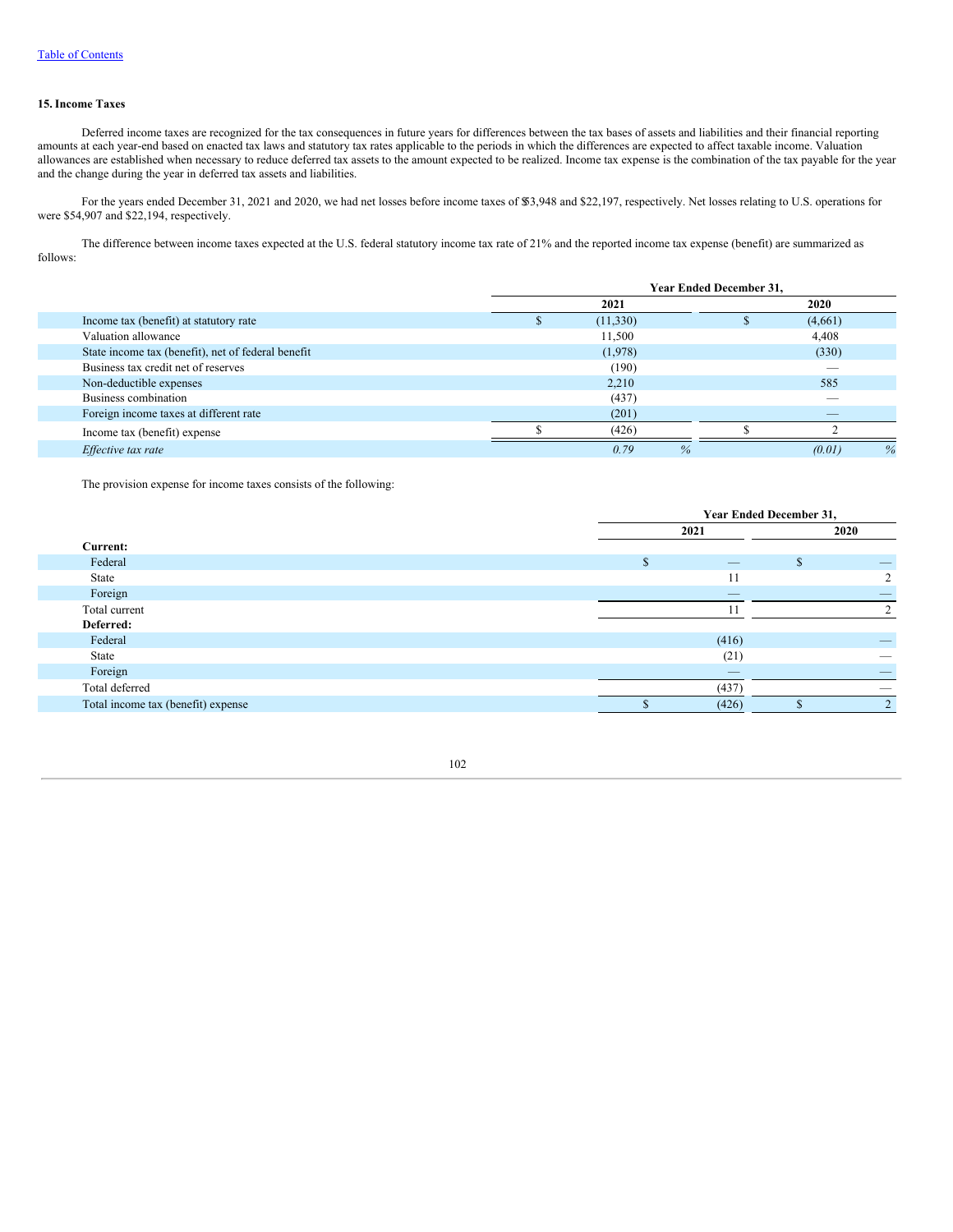[Table of Contents](#)

### 15. Income Taxes

Deferred income taxes are recognized for the tax consequences in future years for differences between the tax bases of assets and liabilities and their financial reporting amounts at each year-end based on enacted tax laws and statutory tax rates applicable to the periods in which the differences are expected to affect taxable income. Valuation allowances are established when necessary to reduce deferred tax assets to the amount expected to be realized. Income tax expense is the combination of the tax payable for the year and the change during the year in deferred tax assets and liabilities.

For the years ended December 31, 2021 and 2020, we had net losses before income taxes of $53,948 and $22,197, respectively. Net losses relating to U.S. operations for were $54,907 and $22,194, respectively.

The difference between income taxes expected at the U.S. federal statutory income tax rate of 21% and the reported income tax expense (benefit) are summarized as follows:

| | Year Ended December 31, | |
|---|---|---|
| | 2021 | 2020 |
| Income tax (benefit) at statutory rate | $ (11,330) | $ (4,661) |
| Valuation allowance | 11,500 | 4,408 |
| State income tax (benefit), net of federal benefit | (1,978) | (330) |
| Business tax credit net of reserves | (190) | — |
| Non-deductible expenses | 2,210 | 585 |
| Business combination | (437) | — |
| Foreign income taxes at different rate | (201) | — |
| Income tax (benefit) expense | $ (426) | $ 2 |
| *Effective tax rate* | *0.79 %* | *(0.01) %* |

The provision expense for income taxes consists of the following:

| | Year Ended December 31, | |
|---|---|---|
| | 2021 | 2020 |
| **Current:** | | |
| Federal | $ — | $ — |
| State | 11 | 2 |
| Foreign | — | — |
| Total current | 11 | 2 |
| **Deferred:** | | |
| Federal | (416) | — |
| State | (21) | — |
| Foreign | — | — |
| Total deferred | (437) | — |
| Total income tax (benefit) expense | $ (426) | $ 2 |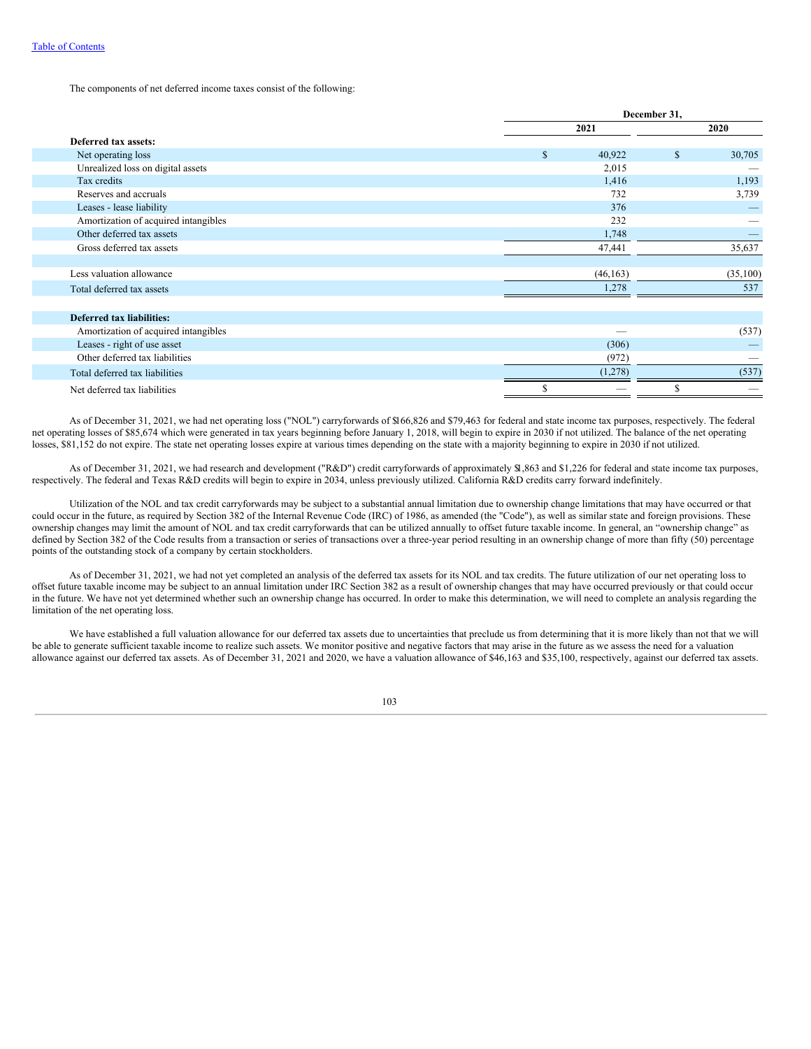The components of net deferred income taxes consist of the following:

| | December 31, | |
|---|---|---|
| | 2021 | 2020 |
| **Deferred tax assets:** | | |
| Net operating loss | $ 40,922 | $ 30,705 |
| Unrealized loss on digital assets | 2,015 | — |
| Tax credits | 1,416 | 1,193 |
| Reserves and accruals | 732 | 3,739 |
| Leases - lease liability | 376 | — |
| Amortization of acquired intangibles | 232 | — |
| Other deferred tax assets | 1,748 | — |
| Gross deferred tax assets | 47,441 | 35,637 |
| | | |
| Less valuation allowance | (46,163) | (35,100) |
| Total deferred tax assets | 1,278 | 537 |
| | | |
| **Deferred tax liabilities:** | | |
| Amortization of acquired intangibles | — | (537) |
| Leases - right of use asset | (306) | — |
| Other deferred tax liabilities | (972) | — |
| Total deferred tax liabilities | (1,278) | (537) |
| Net deferred tax liabilities | $ — | $ — |

As of December 31, 2021, we had net operating loss ("NOL") carryforwards of $166,826 and $79,463 for federal and state income tax purposes, respectively. The federal net operating losses of $85,674 which were generated in tax years beginning before January 1, 2018, will begin to expire in 2030 if not utilized. The balance of the net operating losses, $81,152 do not expire. The state net operating losses expire at various times depending on the state with a majority beginning to expire in 2030 if not utilized.

As of December 31, 2021, we had research and development ("R&D") credit carryforwards of approximately $1,863 and $1,226 for federal and state income tax purposes, respectively. The federal and Texas R&D credits will begin to expire in 2034, unless previously utilized. California R&D credits carry forward indefinitely.

Utilization of the NOL and tax credit carryforwards may be subject to a substantial annual limitation due to ownership change limitations that may have occurred or that could occur in the future, as required by Section 382 of the Internal Revenue Code (IRC) of 1986, as amended (the "Code"), as well as similar state and foreign provisions. These ownership changes may limit the amount of NOL and tax credit carryforwards that can be utilized annually to offset future taxable income. In general, an "ownership change" as defined by Section 382 of the Code results from a transaction or series of transactions over a three-year period resulting in an ownership change of more than fifty (50) percentage points of the outstanding stock of a company by certain stockholders.

As of December 31, 2021, we had not yet completed an analysis of the deferred tax assets for its NOL and tax credits. The future utilization of our net operating loss to offset future taxable income may be subject to an annual limitation under IRC Section 382 as a result of ownership changes that may have occurred previously or that could occur in the future. We have not yet determined whether such an ownership change has occurred. In order to make this determination, we will need to complete an analysis regarding the limitation of the net operating loss.

We have established a full valuation allowance for our deferred tax assets due to uncertainties that preclude us from determining that it is more likely than not that we will be able to generate sufficient taxable income to realize such assets. We monitor positive and negative factors that may arise in the future as we assess the need for a valuation allowance against our deferred tax assets. As of December 31, 2021 and 2020, we have a valuation allowance of $46,163 and $35,100, respectively, against our deferred tax assets.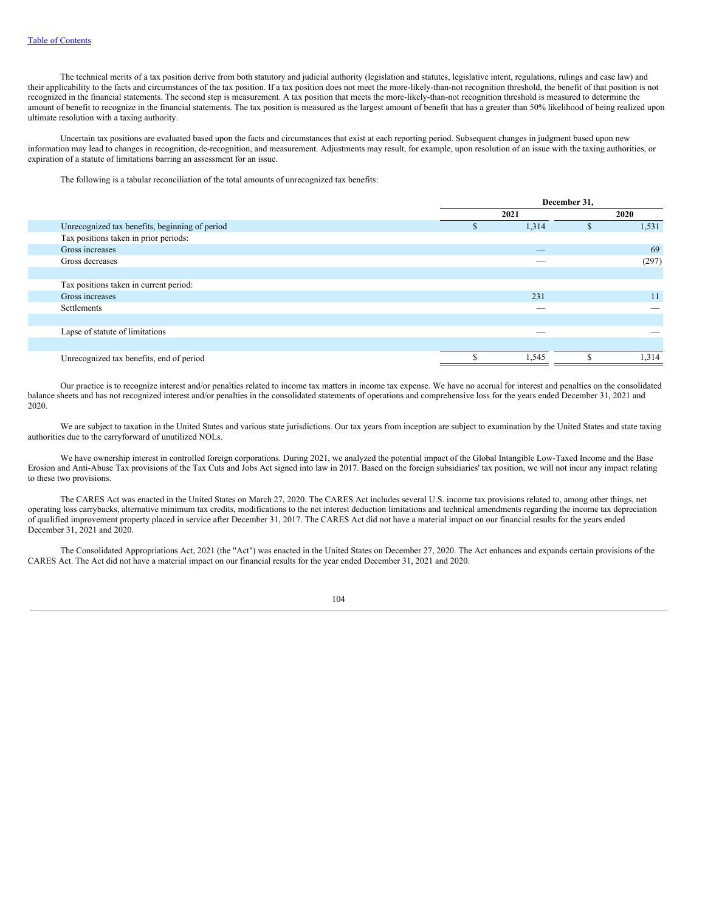The technical merits of a tax position derive from both statutory and judicial authority (legislation and statutes, legislative intent, regulations, rulings and case law) and their applicability to the facts and circumstances of the tax position. If a tax position does not meet the more-likely-than-not recognition threshold, the benefit of that position is not recognized in the financial statements. The second step is measurement. A tax position that meets the more-likely-than-not recognition threshold is measured to determine the amount of benefit to recognize in the financial statements. The tax position is measured as the largest amount of benefit that has a greater than 50% likelihood of being realized upon ultimate resolution with a taxing authority.

Uncertain tax positions are evaluated based upon the facts and circumstances that exist at each reporting period. Subsequent changes in judgment based upon new information may lead to changes in recognition, de-recognition, and measurement. Adjustments may result, for example, upon resolution of an issue with the taxing authorities, or expiration of a statute of limitations barring an assessment for an issue.

The following is a tabular reconciliation of the total amounts of unrecognized tax benefits:

| | December 31, | |
|---|---|---|
| | 2021 | 2020 |
| Unrecognized tax benefits, beginning of period | $ 1,314 | $ 1,531 |
| Tax positions taken in prior periods: | | |
| Gross increases | — | 69 |
| Gross decreases | — | (297) |
| | | |
| Tax positions taken in current period: | | |
| Gross increases | 231 | 11 |
| Settlements | — | — |
| | | |
| Lapse of statute of limitations | — | — |
| | | |
| Unrecognized tax benefits, end of period | $ 1,545 | $ 1,314 |

Our practice is to recognize interest and/or penalties related to income tax matters in income tax expense. We have no accrual for interest and penalties on the consolidated balance sheets and has not recognized interest and/or penalties in the consolidated statements of operations and comprehensive loss for the years ended December 31, 2021 and 2020.

We are subject to taxation in the United States and various state jurisdictions. Our tax years from inception are subject to examination by the United States and state taxing authorities due to the carryforward of unutilized NOLs.

We have ownership interest in controlled foreign corporations. During 2021, we analyzed the potential impact of the Global Intangible Low-Taxed Income and the Base Erosion and Anti-Abuse Tax provisions of the Tax Cuts and Jobs Act signed into law in 2017. Based on the foreign subsidiaries' tax position, we will not incur any impact relating to these two provisions.

The CARES Act was enacted in the United States on March 27, 2020. The CARES Act includes several U.S. income tax provisions related to, among other things, net operating loss carrybacks, alternative minimum tax credits, modifications to the net interest deduction limitations and technical amendments regarding the income tax depreciation of qualified improvement property placed in service after December 31, 2017. The CARES Act did not have a material impact on our financial results for the years ended December 31, 2021 and 2020.

The Consolidated Appropriations Act, 2021 (the "Act") was enacted in the United States on December 27, 2020. The Act enhances and expands certain provisions of the CARES Act. The Act did not have a material impact on our financial results for the year ended December 31, 2021 and 2020.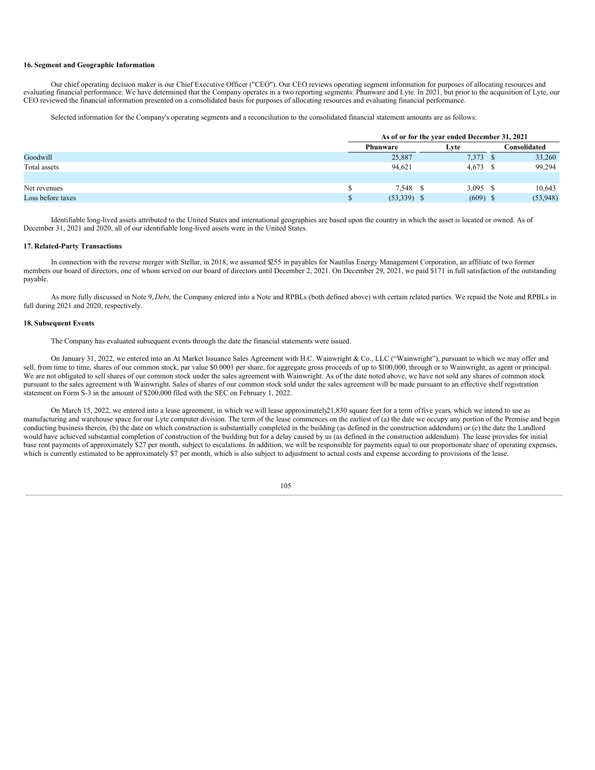**16. Segment and Geographic Information**

Our chief operating decision maker is our Chief Executive Officer ("CEO"). Our CEO reviews operating segment information for purposes of allocating resources and evaluating financial performance. We have determined that the Company operates in a two reporting segments: Phunware and Lyte. In 2021, but prior to the acquisition of Lyte, our CEO reviewed the financial information presented on a consolidated basis for purposes of allocating resources and evaluating financial performance.

Selected information for the Company's operating segments and a reconciliation to the consolidated financial statement amounts are as follows:

| | As of or for the year ended December 31, 2021 | | |
|---|---|---|---|
| | Phunware | Lyte | Consolidated |
| Goodwill | 25,887 | 7,373 | $ 33,260 |
| Total assets | 94,621 | 4,673 | $ 99,294 |
| | | | |
| Net revenues | $ 7,548 | $ 3,095 | $ 10,643 |
| Loss before taxes | $ (53,339) | $ (609) | $ (53,948) |

Identifiable long-lived assets attributed to the United States and international geographies are based upon the country in which the asset is located or owned. As of December 31, 2021 and 2020, all of our identifiable long-lived assets were in the United States.

**17. Related-Party Transactions**

In connection with the reverse merger with Stellar, in 2018, we assumed $255 in payables for Nautilus Energy Management Corporation, an affiliate of two former members our board of directors, one of whom served on our board of directors until December 2, 2021. On December 29, 2021, we paid $171 in full satisfaction of the outstanding payable.

As more fully discussed in Note 9, *Debt*, the Company entered into a Note and RPBLs (both defined above) with certain related parties. We repaid the Note and RPBLs in full during 2021 and 2020, respectively.

**18. Subsequent Events**

The Company has evaluated subsequent events through the date the financial statements were issued.

On January 31, 2022, we entered into an At Market Issuance Sales Agreement with H.C. Wainwright & Co., LLC ("Wainwright"), pursuant to which we may offer and sell, from time to time, shares of our common stock, par value $0.0001 per share, for aggregate gross proceeds of up to $100,000, through or to Wainwright, as agent or principal. We are not obligated to sell shares of our common stock under the sales agreement with Wainwright. As of the date noted above, we have not sold any shares of common stock pursuant to the sales agreement with Wainwright. Sales of shares of our common stock sold under the sales agreement will be made pursuant to an effective shelf registration statement on Form S-3 in the amount of $200,000 filed with the SEC on February 1, 2022.

On March 15, 2022, we entered into a lease agreement, in which we will lease approximately 21,830 square feet for a term of five years, which we intend to use as manufacturing and warehouse space for our Lyte computer division. The term of the lease commences on the earliest of (a) the date we occupy any portion of the Premise and begin conducting business therein, (b) the date on which construction is substantially completed in the building (as defined in the construction addendum) or (c) the date the Landlord would have achieved substantial completion of construction of the building but for a delay caused by us (as defined in the construction addendum). The lease provides for initial base rent payments of approximately $27 per month, subject to escalations. In addition, we will be responsible for payments equal to our proportionate share of operating expenses, which is currently estimated to be approximately $7 per month, which is also subject to adjustment to actual costs and expense according to provisions of the lease.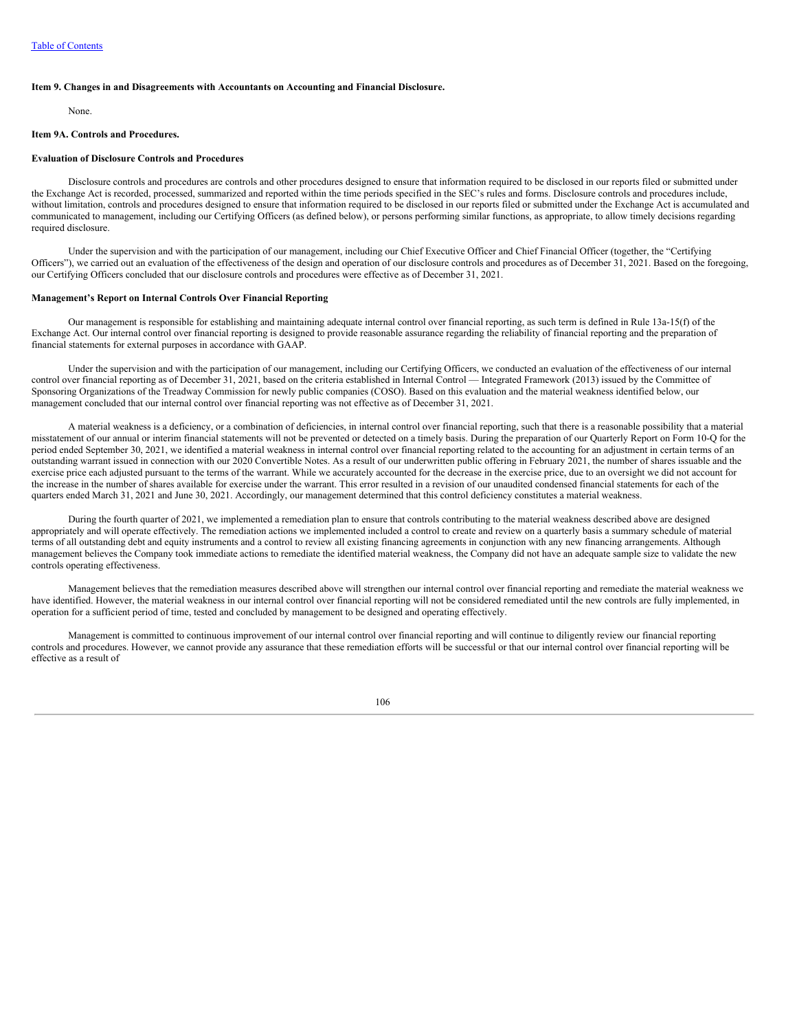## Item 9. Changes in and Disagreements with Accountants on Accounting and Financial Disclosure.

None.

## Item 9A. Controls and Procedures.

### Evaluation of Disclosure Controls and Procedures

Disclosure controls and procedures are controls and other procedures designed to ensure that information required to be disclosed in our reports filed or submitted under the Exchange Act is recorded, processed, summarized and reported within the time periods specified in the SEC's rules and forms. Disclosure controls and procedures include, without limitation, controls and procedures designed to ensure that information required to be disclosed in our reports filed or submitted under the Exchange Act is accumulated and communicated to management, including our Certifying Officers (as defined below), or persons performing similar functions, as appropriate, to allow timely decisions regarding required disclosure.

Under the supervision and with the participation of our management, including our Chief Executive Officer and Chief Financial Officer (together, the "Certifying Officers"), we carried out an evaluation of the effectiveness of the design and operation of our disclosure controls and procedures as of December 31, 2021. Based on the foregoing, our Certifying Officers concluded that our disclosure controls and procedures were effective as of December 31, 2021.

### Management's Report on Internal Controls Over Financial Reporting

Our management is responsible for establishing and maintaining adequate internal control over financial reporting, as such term is defined in Rule 13a-15(f) of the Exchange Act. Our internal control over financial reporting is designed to provide reasonable assurance regarding the reliability of financial reporting and the preparation of financial statements for external purposes in accordance with GAAP.

Under the supervision and with the participation of our management, including our Certifying Officers, we conducted an evaluation of the effectiveness of our internal control over financial reporting as of December 31, 2021, based on the criteria established in Internal Control — Integrated Framework (2013) issued by the Committee of Sponsoring Organizations of the Treadway Commission for newly public companies (COSO). Based on this evaluation and the material weakness identified below, our management concluded that our internal control over financial reporting was not effective as of December 31, 2021.

A material weakness is a deficiency, or a combination of deficiencies, in internal control over financial reporting, such that there is a reasonable possibility that a material misstatement of our annual or interim financial statements will not be prevented or detected on a timely basis. During the preparation of our Quarterly Report on Form 10-Q for the period ended September 30, 2021, we identified a material weakness in internal control over financial reporting related to the accounting for an adjustment in certain terms of an outstanding warrant issued in connection with our 2020 Convertible Notes. As a result of our underwritten public offering in February 2021, the number of shares issuable and the exercise price each adjusted pursuant to the terms of the warrant. While we accurately accounted for the decrease in the exercise price, due to an oversight we did not account for the increase in the number of shares available for exercise under the warrant. This error resulted in a revision of our unaudited condensed financial statements for each of the quarters ended March 31, 2021 and June 30, 2021. Accordingly, our management determined that this control deficiency constitutes a material weakness.

During the fourth quarter of 2021, we implemented a remediation plan to ensure that controls contributing to the material weakness described above are designed appropriately and will operate effectively. The remediation actions we implemented included a control to create and review on a quarterly basis a summary schedule of material terms of all outstanding debt and equity instruments and a control to review all existing financing agreements in conjunction with any new financing arrangements. Although management believes the Company took immediate actions to remediate the identified material weakness, the Company did not have an adequate sample size to validate the new controls operating effectiveness.

Management believes that the remediation measures described above will strengthen our internal control over financial reporting and remediate the material weakness we have identified. However, the material weakness in our internal control over financial reporting will not be considered remediated until the new controls are fully implemented, in operation for a sufficient period of time, tested and concluded by management to be designed and operating effectively.

Management is committed to continuous improvement of our internal control over financial reporting and will continue to diligently review our financial reporting controls and procedures. However, we cannot provide any assurance that these remediation efforts will be successful or that our internal control over financial reporting will be effective as a result of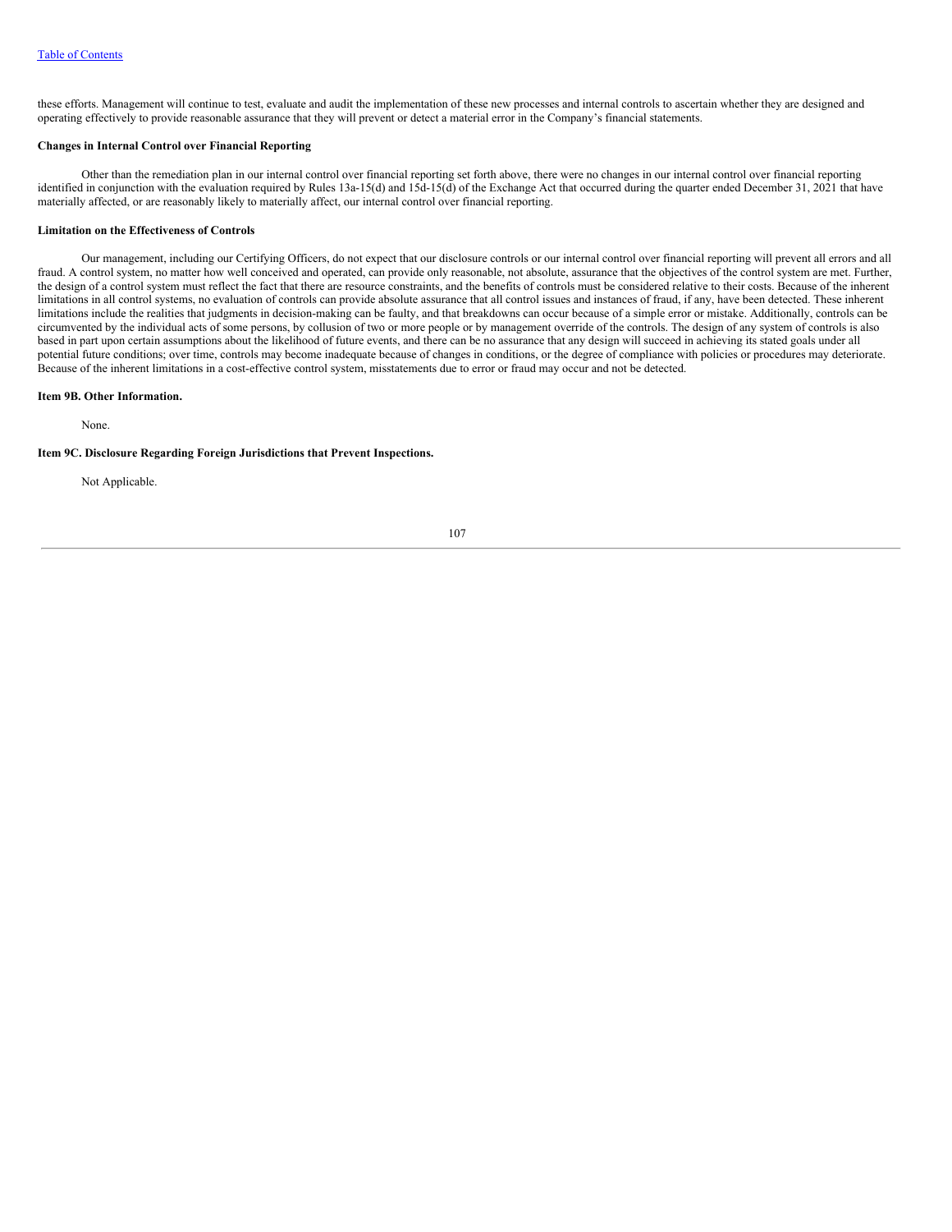these efforts. Management will continue to test, evaluate and audit the implementation of these new processes and internal controls to ascertain whether they are designed and operating effectively to provide reasonable assurance that they will prevent or detect a material error in the Company's financial statements.

**Changes in Internal Control over Financial Reporting**

Other than the remediation plan in our internal control over financial reporting set forth above, there were no changes in our internal control over financial reporting identified in conjunction with the evaluation required by Rules 13a-15(d) and 15d-15(d) of the Exchange Act that occurred during the quarter ended December 31, 2021 that have materially affected, or are reasonably likely to materially affect, our internal control over financial reporting.

**Limitation on the Effectiveness of Controls**

Our management, including our Certifying Officers, do not expect that our disclosure controls or our internal control over financial reporting will prevent all errors and all fraud. A control system, no matter how well conceived and operated, can provide only reasonable, not absolute, assurance that the objectives of the control system are met. Further, the design of a control system must reflect the fact that there are resource constraints, and the benefits of controls must be considered relative to their costs. Because of the inherent limitations in all control systems, no evaluation of controls can provide absolute assurance that all control issues and instances of fraud, if any, have been detected. These inherent limitations include the realities that judgments in decision-making can be faulty, and that breakdowns can occur because of a simple error or mistake. Additionally, controls can be circumvented by the individual acts of some persons, by collusion of two or more people or by management override of the controls. The design of any system of controls is also based in part upon certain assumptions about the likelihood of future events, and there can be no assurance that any design will succeed in achieving its stated goals under all potential future conditions; over time, controls may become inadequate because of changes in conditions, or the degree of compliance with policies or procedures may deteriorate. Because of the inherent limitations in a cost-effective control system, misstatements due to error or fraud may occur and not be detected.

**Item 9B. Other Information.**

None.

**Item 9C. Disclosure Regarding Foreign Jurisdictions that Prevent Inspections.**

Not Applicable.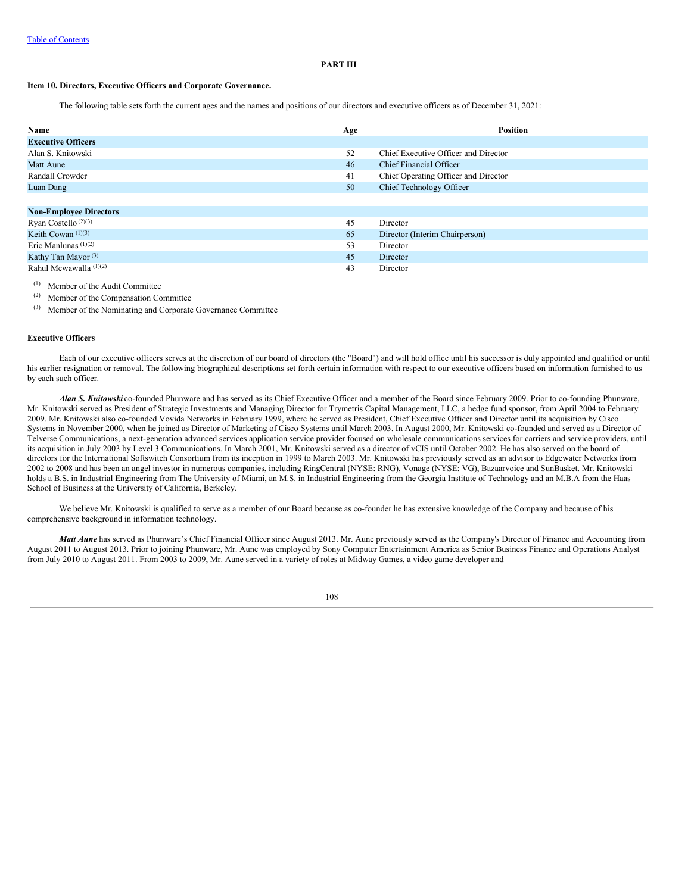## PART III

### Item 10. Directors, Executive Officers and Corporate Governance.

The following table sets forth the current ages and the names and positions of our directors and executive officers as of December 31, 2021:

| Name | Age | Position |
|---|---|---|
| **Executive Officers** | | |
| Alan S. Knitowski | 52 | Chief Executive Officer and Director |
| Matt Aune | 46 | Chief Financial Officer |
| Randall Crowder | 41 | Chief Operating Officer and Director |
| Luan Dang | 50 | Chief Technology Officer |
| | | |
| **Non-Employee Directors** | | |
| Ryan Costello [(2)(3)] | 45 | Director |
| Keith Cowan [(1)(3)] | 65 | Director (Interim Chairperson) |
| Eric Manlunas [(1)(2)] | 53 | Director |
| Kathy Tan Mayor [(3)] | 45 | Director |
| Rahul Mewawalla [(1)(2)] | 43 | Director |

(1) Member of the Audit Committee

(2) Member of the Compensation Committee

(3) Member of the Nominating and Corporate Governance Committee

#### Executive Officers

Each of our executive officers serves at the discretion of our board of directors (the "Board") and will hold office until his successor is duly appointed and qualified or until his earlier resignation or removal. The following biographical descriptions set forth certain information with respect to our executive officers based on information furnished to us by each such officer.

***Alan S. Knitowski*** co-founded Phunware and has served as its Chief Executive Officer and a member of the Board since February 2009. Prior to co-founding Phunware, Mr. Knitowski served as President of Strategic Investments and Managing Director for Trymetris Capital Management, LLC, a hedge fund sponsor, from April 2004 to February 2009. Mr. Knitowski also co-founded Vovida Networks in February 1999, where he served as President, Chief Executive Officer and Director until its acquisition by Cisco Systems in November 2000, when he joined as Director of Marketing of Cisco Systems until March 2003. In August 2000, Mr. Knitowski co-founded and served as a Director of Telverse Communications, a next-generation advanced services application service provider focused on wholesale communications services for carriers and service providers, until its acquisition in July 2003 by Level 3 Communications. In March 2001, Mr. Knitowski served as a director of vCIS until October 2002. He has also served on the board of directors for the International Softswitch Consortium from its inception in 1999 to March 2003. Mr. Knitowski has previously served as an advisor to Edgewater Networks from 2002 to 2008 and has been an angel investor in numerous companies, including RingCentral (NYSE: RNG), Vonage (NYSE: VG), Bazaarvoice and SunBasket. Mr. Knitowski holds a B.S. in Industrial Engineering from The University of Miami, an M.S. in Industrial Engineering from the Georgia Institute of Technology and an M.B.A from the Haas School of Business at the University of California, Berkeley.

We believe Mr. Knitowski is qualified to serve as a member of our Board because as co-founder he has extensive knowledge of the Company and because of his comprehensive background in information technology.

***Matt Aune*** has served as Phunware's Chief Financial Officer since August 2013. Mr. Aune previously served as the Company's Director of Finance and Accounting from August 2011 to August 2013. Prior to joining Phunware, Mr. Aune was employed by Sony Computer Entertainment America as Senior Business Finance and Operations Analyst from July 2010 to August 2011. From 2003 to 2009, Mr. Aune served in a variety of roles at Midway Games, a video game developer and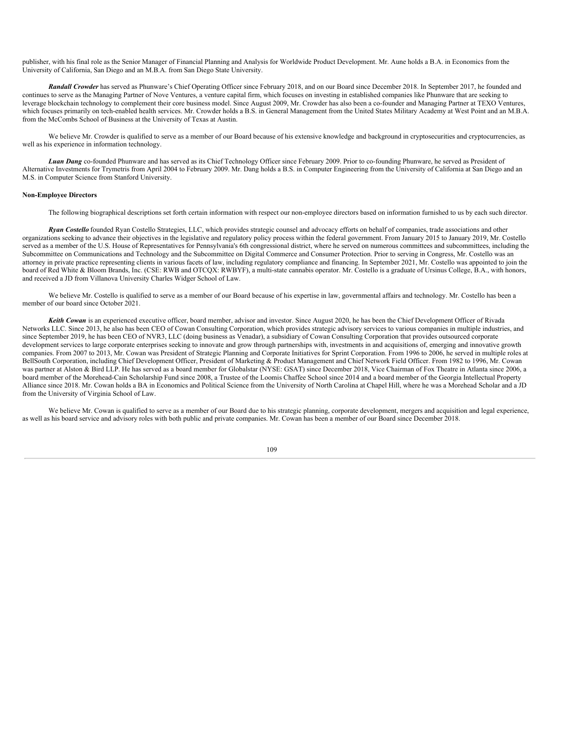publisher, with his final role as the Senior Manager of Financial Planning and Analysis for Worldwide Product Development. Mr. Aune holds a B.A. in Economics from the University of California, San Diego and an M.B.A. from San Diego State University.

***Randall Crowder*** has served as Phunware's Chief Operating Officer since February 2018, and on our Board since December 2018. In September 2017, he founded and continues to serve as the Managing Partner of Nove Ventures, a venture capital firm, which focuses on investing in established companies like Phunware that are seeking to leverage blockchain technology to complement their core business model. Since August 2009, Mr. Crowder has also been a co-founder and Managing Partner at TEXO Ventures, which focuses primarily on tech-enabled health services. Mr. Crowder holds a B.S. in General Management from the United States Military Academy at West Point and an M.B.A. from the McCombs School of Business at the University of Texas at Austin.

We believe Mr. Crowder is qualified to serve as a member of our Board because of his extensive knowledge and background in cryptosecurities and cryptocurrencies, as well as his experience in information technology.

***Luan Dang*** co-founded Phunware and has served as its Chief Technology Officer since February 2009. Prior to co-founding Phunware, he served as President of Alternative Investments for Trymetris from April 2004 to February 2009. Mr. Dang holds a B.S. in Computer Engineering from the University of California at San Diego and an M.S. in Computer Science from Stanford University.

**Non-Employee Directors**

The following biographical descriptions set forth certain information with respect our non-employee directors based on information furnished to us by each such director.

***Ryan Costello*** founded Ryan Costello Strategies, LLC, which provides strategic counsel and advocacy efforts on behalf of companies, trade associations and other organizations seeking to advance their objectives in the legislative and regulatory policy process within the federal government. From January 2015 to January 2019, Mr. Costello served as a member of the U.S. House of Representatives for Pennsylvania's 6th congressional district, where he served on numerous committees and subcommittees, including the Subcommittee on Communications and Technology and the Subcommittee on Digital Commerce and Consumer Protection. Prior to serving in Congress, Mr. Costello was an attorney in private practice representing clients in various facets of law, including regulatory compliance and financing. In September 2021, Mr. Costello was appointed to join the board of Red White & Bloom Brands, Inc. (CSE: RWB and OTCQX: RWBYF), a multi-state cannabis operator. Mr. Costello is a graduate of Ursinus College, B.A., with honors, and received a JD from Villanova University Charles Widger School of Law.

We believe Mr. Costello is qualified to serve as a member of our Board because of his expertise in law, governmental affairs and technology. Mr. Costello has been a member of our board since October 2021.

***Keith Cowan*** is an experienced executive officer, board member, advisor and investor. Since August 2020, he has been the Chief Development Officer of Rivada Networks LLC. Since 2013, he also has been CEO of Cowan Consulting Corporation, which provides strategic advisory services to various companies in multiple industries, and since September 2019, he has been CEO of NVR3, LLC (doing business as Venadar), a subsidiary of Cowan Consulting Corporation that provides outsourced corporate development services to large corporate enterprises seeking to innovate and grow through partnerships with, investments in and acquisitions of, emerging and innovative growth companies. From 2007 to 2013, Mr. Cowan was President of Strategic Planning and Corporate Initiatives for Sprint Corporation. From 1996 to 2006, he served in multiple roles at BellSouth Corporation, including Chief Development Officer, President of Marketing & Product Management and Chief Network Field Officer. From 1982 to 1996, Mr. Cowan was partner at Alston & Bird LLP. He has served as a board member for Globalstar (NYSE: GSAT) since December 2018, Vice Chairman of Fox Theatre in Atlanta since 2006, a board member of the Morehead-Cain Scholarship Fund since 2008, a Trustee of the Loomis Chaffee School since 2014 and a board member of the Georgia Intellectual Property Alliance since 2018. Mr. Cowan holds a BA in Economics and Political Science from the University of North Carolina at Chapel Hill, where he was a Morehead Scholar and a JD from the University of Virginia School of Law.

We believe Mr. Cowan is qualified to serve as a member of our Board due to his strategic planning, corporate development, mergers and acquisition and legal experience, as well as his board service and advisory roles with both public and private companies. Mr. Cowan has been a member of our Board since December 2018.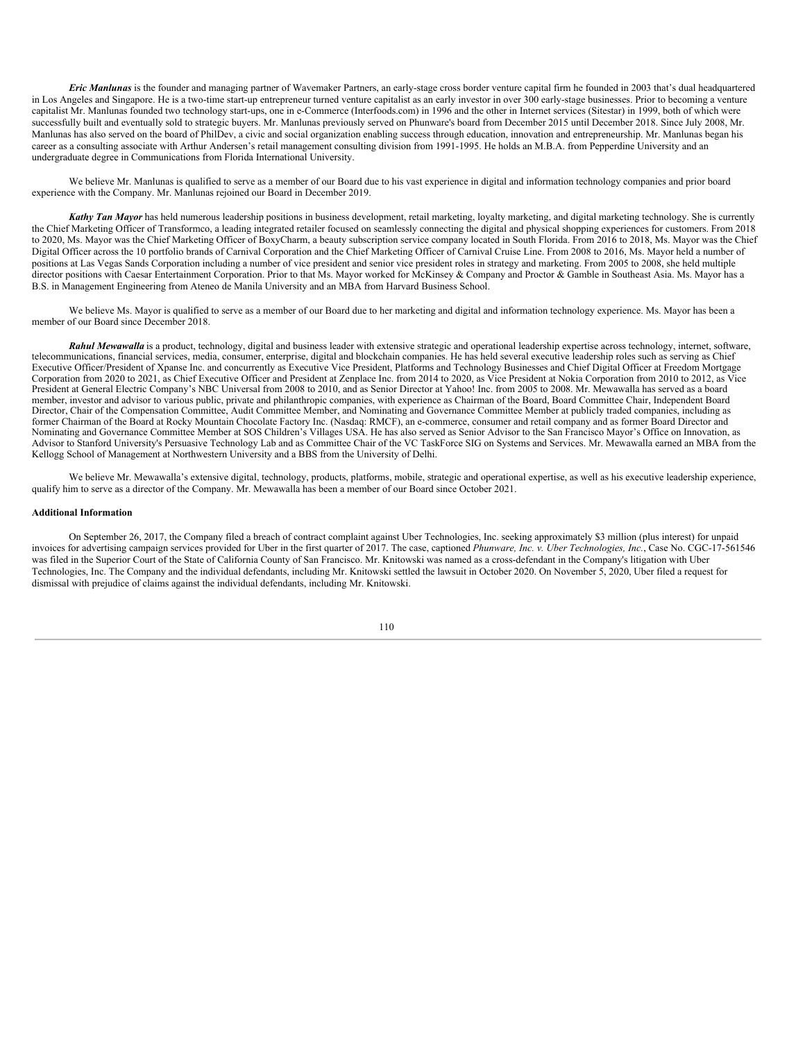***Eric Manlunas*** is the founder and managing partner of Wavemaker Partners, an early-stage cross border venture capital firm he founded in 2003 that's dual headquartered in Los Angeles and Singapore. He is a two-time start-up entrepreneur turned venture capitalist as an early investor in over 300 early-stage businesses. Prior to becoming a venture capitalist Mr. Manlunas founded two technology start-ups, one in e-Commerce (Interfoods.com) in 1996 and the other in Internet services (Sitestar) in 1999, both of which were successfully built and eventually sold to strategic buyers. Mr. Manlunas previously served on Phunware's board from December 2015 until December 2018. Since July 2008, Mr. Manlunas has also served on the board of PhilDev, a civic and social organization enabling success through education, innovation and entrepreneurship. Mr. Manlunas began his career as a consulting associate with Arthur Andersen's retail management consulting division from 1991-1995. He holds an M.B.A. from Pepperdine University and an undergraduate degree in Communications from Florida International University.

We believe Mr. Manlunas is qualified to serve as a member of our Board due to his vast experience in digital and information technology companies and prior board experience with the Company. Mr. Manlunas rejoined our Board in December 2019.

***Kathy Tan Mayor*** has held numerous leadership positions in business development, retail marketing, loyalty marketing, and digital marketing technology. She is currently the Chief Marketing Officer of Transformco, a leading integrated retailer focused on seamlessly connecting the digital and physical shopping experiences for customers. From 2018 to 2020, Ms. Mayor was the Chief Marketing Officer of BoxyCharm, a beauty subscription service company located in South Florida. From 2016 to 2018, Ms. Mayor was the Chief Digital Officer across the 10 portfolio brands of Carnival Corporation and the Chief Marketing Officer of Carnival Cruise Line. From 2008 to 2016, Ms. Mayor held a number of positions at Las Vegas Sands Corporation including a number of vice president and senior vice president roles in strategy and marketing. From 2005 to 2008, she held multiple director positions with Caesar Entertainment Corporation. Prior to that Ms. Mayor worked for McKinsey & Company and Proctor & Gamble in Southeast Asia. Ms. Mayor has a B.S. in Management Engineering from Ateneo de Manila University and an MBA from Harvard Business School.

We believe Ms. Mayor is qualified to serve as a member of our Board due to her marketing and digital and information technology experience. Ms. Mayor has been a member of our Board since December 2018.

***Rahul Mewawalla*** is a product, technology, digital and business leader with extensive strategic and operational leadership expertise across technology, internet, software, telecommunications, financial services, media, consumer, enterprise, digital and blockchain companies. He has held several executive leadership roles such as serving as Chief Executive Officer/President of Xpanse Inc. and concurrently as Executive Vice President, Platforms and Technology Businesses and Chief Digital Officer at Freedom Mortgage Corporation from 2020 to 2021, as Chief Executive Officer and President at Zenplace Inc. from 2014 to 2020, as Vice President at Nokia Corporation from 2010 to 2012, as Vice President at General Electric Company's NBC Universal from 2008 to 2010, and as Senior Director at Yahoo! Inc. from 2005 to 2008. Mr. Mewawalla has served as a board member, investor and advisor to various public, private and philanthropic companies, with experience as Chairman of the Board, Board Committee Chair, Independent Board Director, Chair of the Compensation Committee, Audit Committee Member, and Nominating and Governance Committee Member at publicly traded companies, including as former Chairman of the Board at Rocky Mountain Chocolate Factory Inc. (Nasdaq: RMCF), an e-commerce, consumer and retail company and as former Board Director and Nominating and Governance Committee Member at SOS Children's Villages USA. He has also served as Senior Advisor to the San Francisco Mayor's Office on Innovation, as Advisor to Stanford University's Persuasive Technology Lab and as Committee Chair of the VC TaskForce SIG on Systems and Services. Mr. Mewawalla earned an MBA from the Kellogg School of Management at Northwestern University and a BBS from the University of Delhi.

We believe Mr. Mewawalla's extensive digital, technology, products, platforms, mobile, strategic and operational expertise, as well as his executive leadership experience, qualify him to serve as a director of the Company. Mr. Mewawalla has been a member of our Board since October 2021.

**Additional Information**

On September 26, 2017, the Company filed a breach of contract complaint against Uber Technologies, Inc. seeking approximately $3 million (plus interest) for unpaid invoices for advertising campaign services provided for Uber in the first quarter of 2017. The case, captioned *Phunware, Inc. v. Uber Technologies, Inc.*, Case No. CGC-17-561546 was filed in the Superior Court of the State of California County of San Francisco. Mr. Knitowski was named as a cross-defendant in the Company's litigation with Uber Technologies, Inc. The Company and the individual defendants, including Mr. Knitowski settled the lawsuit in October 2020. On November 5, 2020, Uber filed a request for dismissal with prejudice of claims against the individual defendants, including Mr. Knitowski.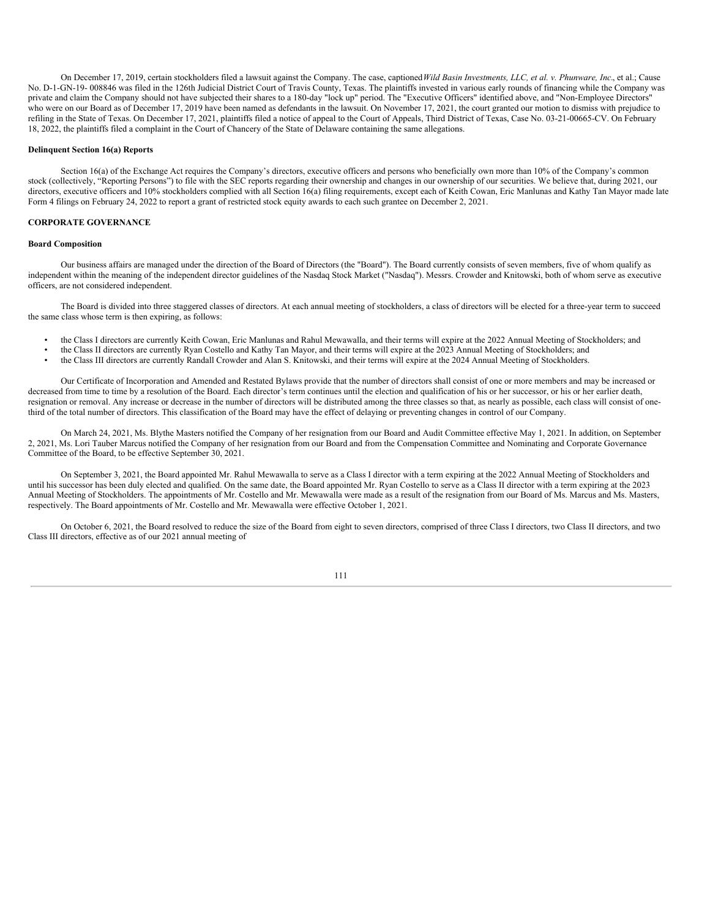On December 17, 2019, certain stockholders filed a lawsuit against the Company. The case, captioned *Wild Basin Investments, LLC, et al. v. Phunware, Inc*., et al.; Cause No. D-1-GN-19- 008846 was filed in the 126th Judicial District Court of Travis County, Texas. The plaintiffs invested in various early rounds of financing while the Company was private and claim the Company should not have subjected their shares to a 180-day "lock up" period. The "Executive Officers" identified above, and "Non-Employee Directors" who were on our Board as of December 17, 2019 have been named as defendants in the lawsuit. On November 17, 2021, the court granted our motion to dismiss with prejudice to refiling in the State of Texas. On December 17, 2021, plaintiffs filed a notice of appeal to the Court of Appeals, Third District of Texas, Case No. 03-21-00665-CV. On February 18, 2022, the plaintiffs filed a complaint in the Court of Chancery of the State of Delaware containing the same allegations.

**Delinquent Section 16(a) Reports**

Section 16(a) of the Exchange Act requires the Company's directors, executive officers and persons who beneficially own more than 10% of the Company's common stock (collectively, "Reporting Persons") to file with the SEC reports regarding their ownership and changes in our ownership of our securities. We believe that, during 2021, our directors, executive officers and 10% stockholders complied with all Section 16(a) filing requirements, except each of Keith Cowan, Eric Manlunas and Kathy Tan Mayor made late Form 4 filings on February 24, 2022 to report a grant of restricted stock equity awards to each such grantee on December 2, 2021.

## CORPORATE GOVERNANCE

**Board Composition**

Our business affairs are managed under the direction of the Board of Directors (the "Board"). The Board currently consists of seven members, five of whom qualify as independent within the meaning of the independent director guidelines of the Nasdaq Stock Market ("Nasdaq"). Messrs. Crowder and Knitowski, both of whom serve as executive officers, are not considered independent.

The Board is divided into three staggered classes of directors. At each annual meeting of stockholders, a class of directors will be elected for a three-year term to succeed the same class whose term is then expiring, as follows:

- the Class I directors are currently Keith Cowan, Eric Manlunas and Rahul Mewawalla, and their terms will expire at the 2022 Annual Meeting of Stockholders; and
- the Class II directors are currently Ryan Costello and Kathy Tan Mayor, and their terms will expire at the 2023 Annual Meeting of Stockholders; and
- the Class III directors are currently Randall Crowder and Alan S. Knitowski, and their terms will expire at the 2024 Annual Meeting of Stockholders.

Our Certificate of Incorporation and Amended and Restated Bylaws provide that the number of directors shall consist of one or more members and may be increased or decreased from time to time by a resolution of the Board. Each director's term continues until the election and qualification of his or her successor, or his or her earlier death, resignation or removal. Any increase or decrease in the number of directors will be distributed among the three classes so that, as nearly as possible, each class will consist of one-third of the total number of directors. This classification of the Board may have the effect of delaying or preventing changes in control of our Company.

On March 24, 2021, Ms. Blythe Masters notified the Company of her resignation from our Board and Audit Committee effective May 1, 2021. In addition, on September 2, 2021, Ms. Lori Tauber Marcus notified the Company of her resignation from our Board and from the Compensation Committee and Nominating and Corporate Governance Committee of the Board, to be effective September 30, 2021.

On September 3, 2021, the Board appointed Mr. Rahul Mewawalla to serve as a Class I director with a term expiring at the 2022 Annual Meeting of Stockholders and until his successor has been duly elected and qualified. On the same date, the Board appointed Mr. Ryan Costello to serve as a Class II director with a term expiring at the 2023 Annual Meeting of Stockholders. The appointments of Mr. Costello and Mr. Mewawalla were made as a result of the resignation from our Board of Ms. Marcus and Ms. Masters, respectively. The Board appointments of Mr. Costello and Mr. Mewawalla were effective October 1, 2021.

On October 6, 2021, the Board resolved to reduce the size of the Board from eight to seven directors, comprised of three Class I directors, two Class II directors, and two Class III directors, effective as of our 2021 annual meeting of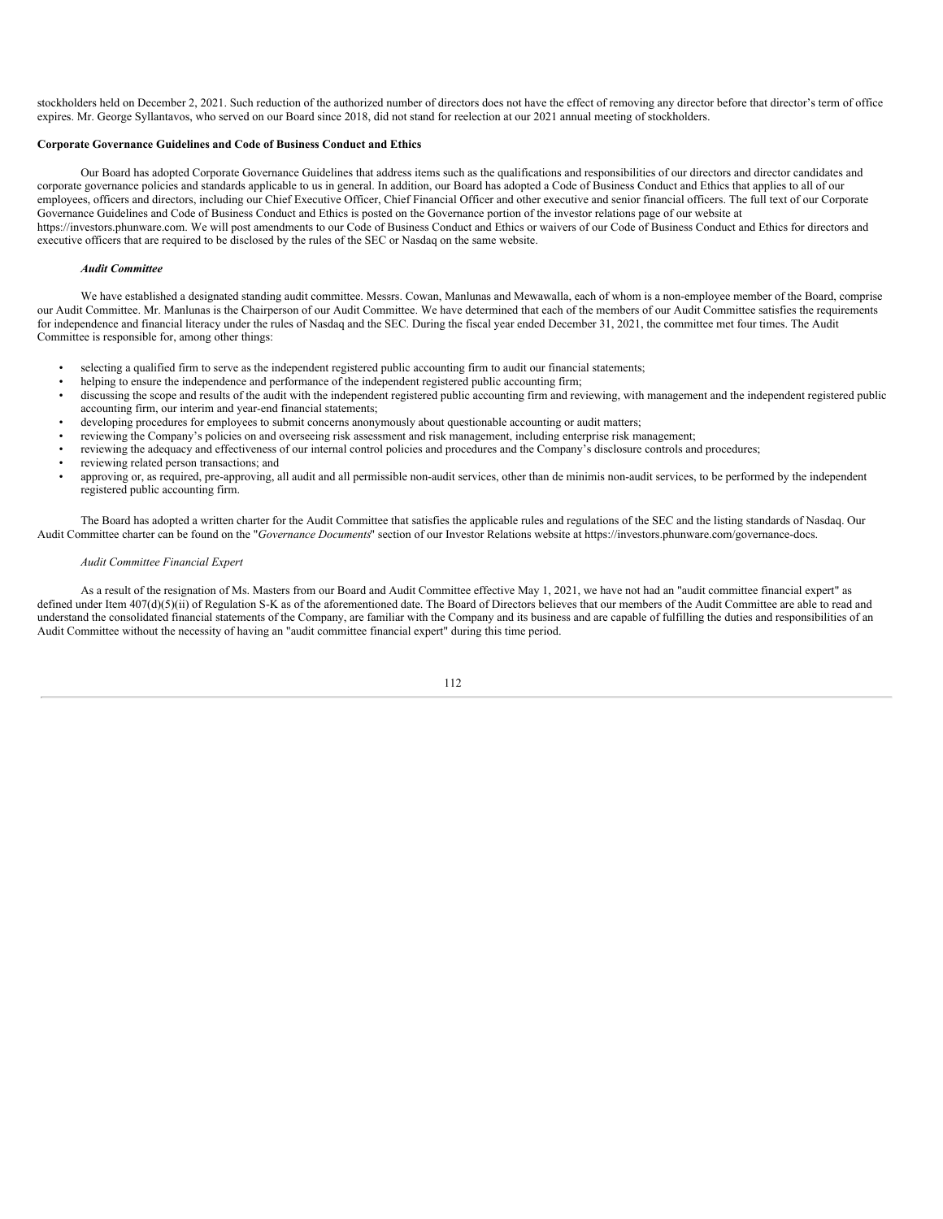stockholders held on December 2, 2021. Such reduction of the authorized number of directors does not have the effect of removing any director before that director's term of office expires. Mr. George Syllantavos, who served on our Board since 2018, did not stand for reelection at our 2021 annual meeting of stockholders.

**Corporate Governance Guidelines and Code of Business Conduct and Ethics**

Our Board has adopted Corporate Governance Guidelines that address items such as the qualifications and responsibilities of our directors and director candidates and corporate governance policies and standards applicable to us in general. In addition, our Board has adopted a Code of Business Conduct and Ethics that applies to all of our employees, officers and directors, including our Chief Executive Officer, Chief Financial Officer and other executive and senior financial officers. The full text of our Corporate Governance Guidelines and Code of Business Conduct and Ethics is posted on the Governance portion of the investor relations page of our website at https://investors.phunware.com. We will post amendments to our Code of Business Conduct and Ethics or waivers of our Code of Business Conduct and Ethics for directors and executive officers that are required to be disclosed by the rules of the SEC or Nasdaq on the same website.

***Audit Committee***

We have established a designated standing audit committee. Messrs. Cowan, Manlunas and Mewawalla, each of whom is a non-employee member of the Board, comprise our Audit Committee. Mr. Manlunas is the Chairperson of our Audit Committee. We have determined that each of the members of our Audit Committee satisfies the requirements for independence and financial literacy under the rules of Nasdaq and the SEC. During the fiscal year ended December 31, 2021, the committee met four times. The Audit Committee is responsible for, among other things:

- selecting a qualified firm to serve as the independent registered public accounting firm to audit our financial statements;
- helping to ensure the independence and performance of the independent registered public accounting firm;
- discussing the scope and results of the audit with the independent registered public accounting firm and reviewing, with management and the independent registered public accounting firm, our interim and year-end financial statements;
- developing procedures for employees to submit concerns anonymously about questionable accounting or audit matters;
- reviewing the Company's policies on and overseeing risk assessment and risk management, including enterprise risk management;
- reviewing the adequacy and effectiveness of our internal control policies and procedures and the Company's disclosure controls and procedures;
- reviewing related person transactions; and
- approving or, as required, pre-approving, all audit and all permissible non-audit services, other than de minimis non-audit services, to be performed by the independent registered public accounting firm.

The Board has adopted a written charter for the Audit Committee that satisfies the applicable rules and regulations of the SEC and the listing standards of Nasdaq. Our Audit Committee charter can be found on the "*Governance Documents*" section of our Investor Relations website at https://investors.phunware.com/governance-docs.

*Audit Committee Financial Expert*

As a result of the resignation of Ms. Masters from our Board and Audit Committee effective May 1, 2021, we have not had an "audit committee financial expert" as defined under Item 407(d)(5)(ii) of Regulation S-K as of the aforementioned date. The Board of Directors believes that our members of the Audit Committee are able to read and understand the consolidated financial statements of the Company, are familiar with the Company and its business and are capable of fulfilling the duties and responsibilities of an Audit Committee without the necessity of having an "audit committee financial expert" during this time period.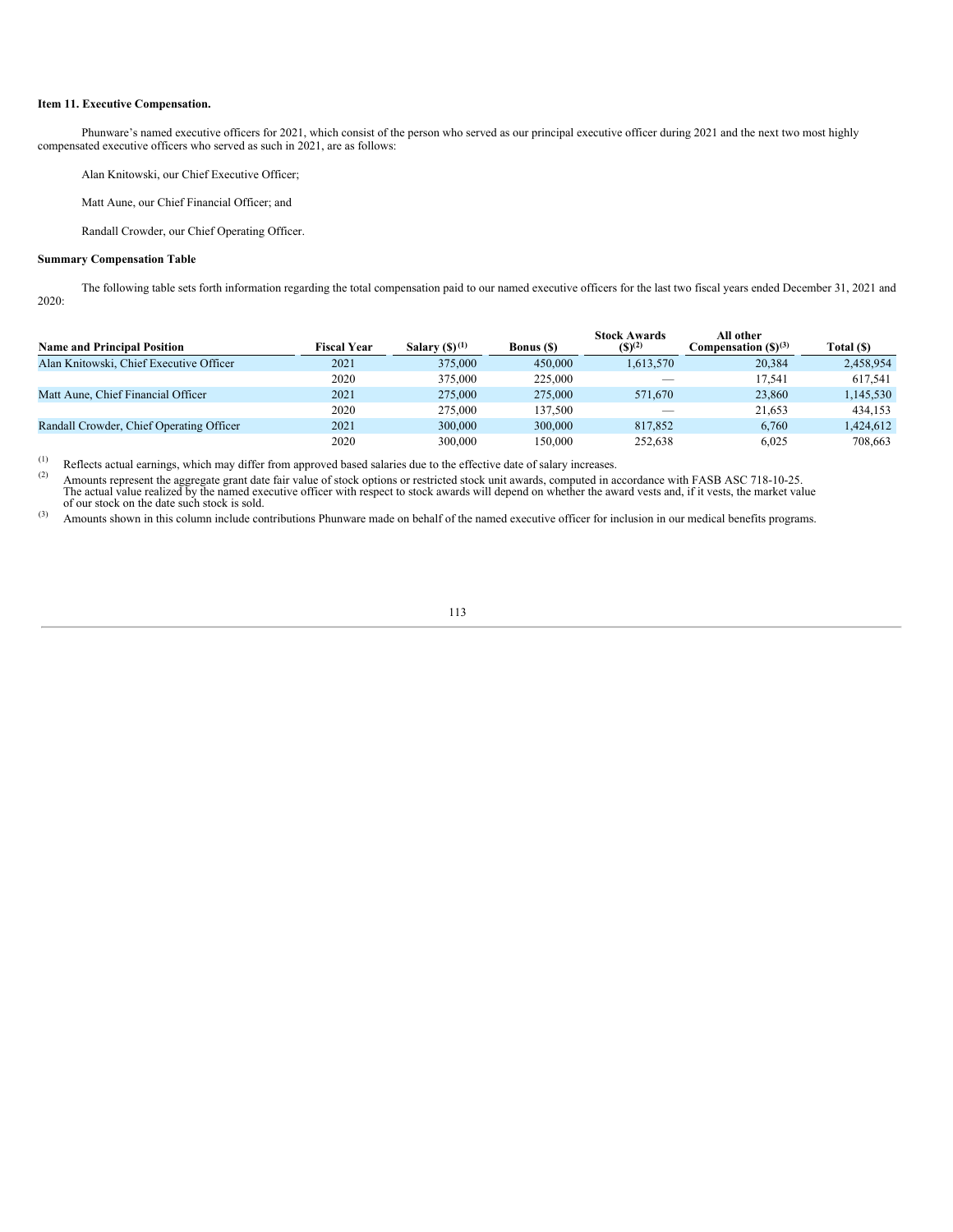**Item 11. Executive Compensation.**

Phunware's named executive officers for 2021, which consist of the person who served as our principal executive officer during 2021 and the next two most highly compensated executive officers who served as such in 2021, are as follows:

Alan Knitowski, our Chief Executive Officer;

Matt Aune, our Chief Financial Officer; and

Randall Crowder, our Chief Operating Officer.

**Summary Compensation Table**

The following table sets forth information regarding the total compensation paid to our named executive officers for the last two fiscal years ended December 31, 2021 and 2020:

| Name and Principal Position | Fiscal Year | Salary ($)[1] | Bonus ($) | Stock Awards ($)[2] | All other Compensation ($)[3] | Total ($) |
|---|---|---|---|---|---|---|
| Alan Knitowski, Chief Executive Officer | 2021 | 375,000 | 450,000 | 1,613,570 | 20,384 | 2,458,954 |
| | 2020 | 375,000 | 225,000 | — | 17,541 | 617,541 |
| Matt Aune, Chief Financial Officer | 2021 | 275,000 | 275,000 | 571,670 | 23,860 | 1,145,530 |
| | 2020 | 275,000 | 137,500 | — | 21,653 | 434,153 |
| Randall Crowder, Chief Operating Officer | 2021 | 300,000 | 300,000 | 817,852 | 6,760 | 1,424,612 |
| | 2020 | 300,000 | 150,000 | 252,638 | 6,025 | 708,663 |

(1) Reflects actual earnings, which may differ from approved based salaries due to the effective date of salary increases.

(2) Amounts represent the aggregate grant date fair value of stock options or restricted stock unit awards, computed in accordance with FASB ASC 718-10-25. The actual value realized by the named executive officer with respect to stock awards will depend on whether the award vests and, if it vests, the market value of our stock on the date such stock is sold.

(3) Amounts shown in this column include contributions Phunware made on behalf of the named executive officer for inclusion in our medical benefits programs.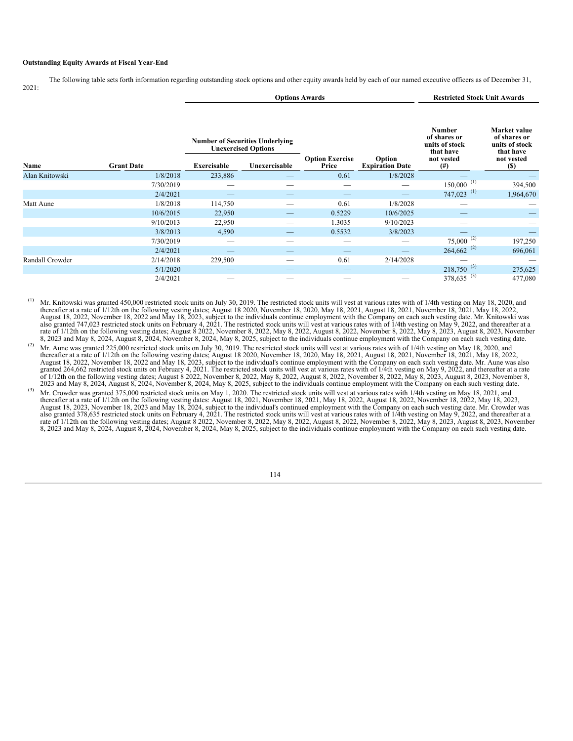**Outstanding Equity Awards at Fiscal Year-End**

The following table sets forth information regarding outstanding stock options and other equity awards held by each of our named executive officers as of December 31, 2021:

| | | Options Awards | | | | Restricted Stock Unit Awards | |
|---|---|---|---|---|---|---|---|
| | | Number of Securities Underlying Unexercised Options | | | | | |
| Name | Grant Date | Exercisable | Unexercisable | Option Exercise Price | Option Expiration Date | Number of shares or units of stock that have not vested (#) | Market value of shares or units of stock that have not vested ($) |
| Alan Knitowski | 1/8/2018 | 233,886 | — | 0.61 | 1/8/2028 | — | — |
| | 7/30/2019 | — | — | — | — | 150,000 (1) | 394,500 |
| | 2/4/2021 | — | — | — | — | 747,023 (1) | 1,964,670 |
| Matt Aune | 1/8/2018 | 114,750 | — | 0.61 | 1/8/2028 | — | — |
| | 10/6/2015 | 22,950 | — | 0.5229 | 10/6/2025 | — | — |
| | 9/10/2013 | 22,950 | — | 1.3035 | 9/10/2023 | — | — |
| | 3/8/2013 | 4,590 | — | 0.5532 | 3/8/2023 | — | — |
| | 7/30/2019 | — | — | — | — | 75,000 (2) | 197,250 |
| | 2/4/2021 | — | — | — | — | 264,662 (2) | 696,061 |
| Randall Crowder | 2/14/2018 | 229,500 | — | 0.61 | 2/14/2028 | — | — |
| | 5/1/2020 | — | — | — | — | 218,750 (3) | 275,625 |
| | 2/4/2021 | — | — | — | — | 378,635 (3) | 477,080 |

(1) Mr. Knitowski was granted 450,000 restricted stock units on July 30, 2019. The restricted stock units will vest at various rates with of 1/4th vesting on May 18, 2020, and thereafter at a rate of 1/12th on the following vesting dates; August 18 2020, November 18, 2020, May 18, 2021, August 18, 2021, November 18, 2021, May 18, 2022, August 18, 2022, November 18, 2022 and May 18, 2023, subject to the individuals continue employment with the Company on each such vesting date. Mr. Knitowski was also granted 747,023 restricted stock units on February 4, 2021. The restricted stock units will vest at various rates with of 1/4th vesting on May 9, 2022, and thereafter at a rate of 1/12th on the following vesting dates; August 8 2022, November 8, 2022, May 8, 2022, August 8, 2022, November 8, 2022, May 8, 2023, August 8, 2023, November 8, 2023 and May 8, 2024, August 8, 2024, November 8, 2024, May 8, 2025, subject to the individuals continue employment with the Company on each such vesting date.

(2) Mr. Aune was granted 225,000 restricted stock units on July 30, 2019. The restricted stock units will vest at various rates with of 1/4th vesting on May 18, 2020, and thereafter at a rate of 1/12th on the following vesting dates; August 18 2020, November 18, 2020, May 18, 2021, August 18, 2021, November 18, 2021, May 18, 2022, August 18, 2022, November 18, 2022 and May 18, 2023, subject to the individual's continue employment with the Company on each such vesting date. Mr. Aune was also granted 264,662 restricted stock units on February 4, 2021. The restricted stock units will vest at various rates with of 1/4th vesting on May 9, 2022, and thereafter at a rate of 1/12th on the following vesting dates; August 8 2022, November 8, 2022, May 8, 2022, August 8, 2022, November 8, 2022, May 8, 2023, August 8, 2023, November 8, 2023 and May 8, 2024, August 8, 2024, November 8, 2024, May 8, 2025, subject to the individuals continue employment with the Company on each such vesting date.

(3) Mr. Crowder was granted 375,000 restricted stock units on May 1, 2020. The restricted stock units will vest at various rates with 1/4th vesting on May 18, 2021, and thereafter at a rate of 1/12th on the following vesting dates: August 18, 2021, November 18, 2021, May 18, 2022, August 18, 2022, November 18, 2022, May 18, 2023, August 18, 2023, November 18, 2023 and May 18, 2024, subject to the individual's continued employment with the Company on each such vesting date. Mr. Crowder was also granted 378,635 restricted stock units on February 4, 2021. The restricted stock units will vest at various rates with of 1/4th vesting on May 9, 2022, and thereafter at a rate of 1/12th on the following vesting dates; August 8 2022, November 8, 2022, May 8, 2022, August 8, 2022, November 8, 2022, May 8, 2023, August 8, 2023, November 8, 2023 and May 8, 2024, August 8, 2024, November 8, 2024, May 8, 2025, subject to the individuals continue employment with the Company on each such vesting date.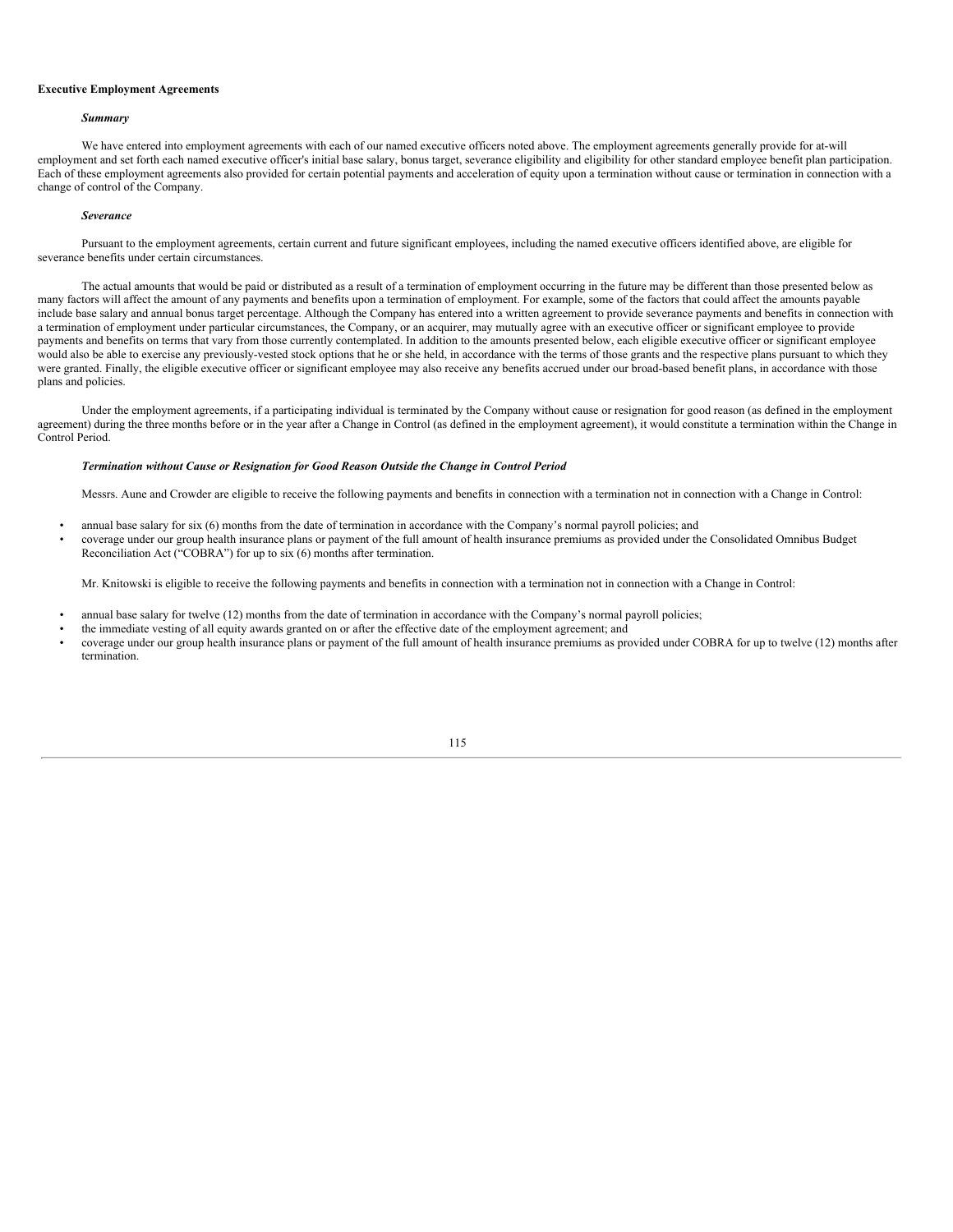**Executive Employment Agreements**

***Summary***

We have entered into employment agreements with each of our named executive officers noted above. The employment agreements generally provide for at-will employment and set forth each named executive officer's initial base salary, bonus target, severance eligibility and eligibility for other standard employee benefit plan participation. Each of these employment agreements also provided for certain potential payments and acceleration of equity upon a termination without cause or termination in connection with a change of control of the Company.

***Severance***

Pursuant to the employment agreements, certain current and future significant employees, including the named executive officers identified above, are eligible for severance benefits under certain circumstances.

The actual amounts that would be paid or distributed as a result of a termination of employment occurring in the future may be different than those presented below as many factors will affect the amount of any payments and benefits upon a termination of employment. For example, some of the factors that could affect the amounts payable include base salary and annual bonus target percentage. Although the Company has entered into a written agreement to provide severance payments and benefits in connection with a termination of employment under particular circumstances, the Company, or an acquirer, may mutually agree with an executive officer or significant employee to provide payments and benefits on terms that vary from those currently contemplated. In addition to the amounts presented below, each eligible executive officer or significant employee would also be able to exercise any previously-vested stock options that he or she held, in accordance with the terms of those grants and the respective plans pursuant to which they were granted. Finally, the eligible executive officer or significant employee may also receive any benefits accrued under our broad-based benefit plans, in accordance with those plans and policies.

Under the employment agreements, if a participating individual is terminated by the Company without cause or resignation for good reason (as defined in the employment agreement) during the three months before or in the year after a Change in Control (as defined in the employment agreement), it would constitute a termination within the Change in Control Period.

***Termination without Cause or Resignation for Good Reason Outside the Change in Control Period***

Messrs. Aune and Crowder are eligible to receive the following payments and benefits in connection with a termination not in connection with a Change in Control:

- annual base salary for six (6) months from the date of termination in accordance with the Company’s normal payroll policies; and
- coverage under our group health insurance plans or payment of the full amount of health insurance premiums as provided under the Consolidated Omnibus Budget Reconciliation Act (“COBRA”) for up to six (6) months after termination.

Mr. Knitowski is eligible to receive the following payments and benefits in connection with a termination not in connection with a Change in Control:

- annual base salary for twelve (12) months from the date of termination in accordance with the Company’s normal payroll policies;
- the immediate vesting of all equity awards granted on or after the effective date of the employment agreement; and
- coverage under our group health insurance plans or payment of the full amount of health insurance premiums as provided under COBRA for up to twelve (12) months after termination.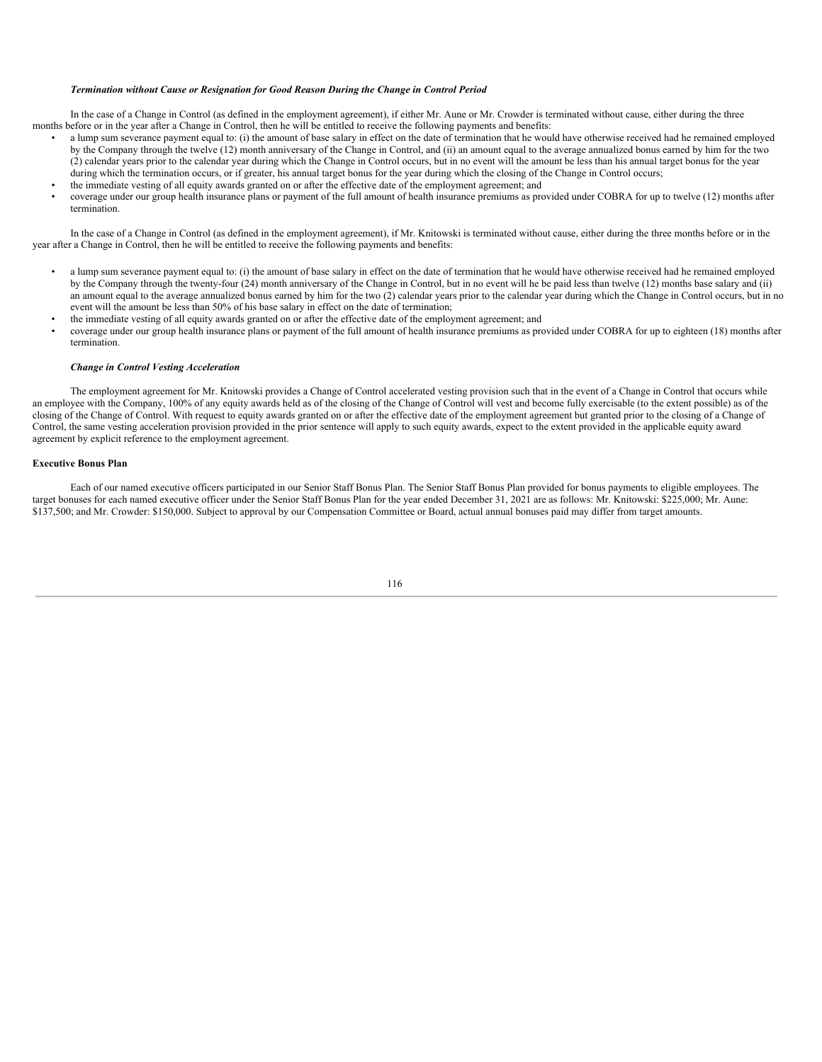***Termination without Cause or Resignation for Good Reason During the Change in Control Period***

In the case of a Change in Control (as defined in the employment agreement), if either Mr. Aune or Mr. Crowder is terminated without cause, either during the three months before or in the year after a Change in Control, then he will be entitled to receive the following payments and benefits:

- a lump sum severance payment equal to: (i) the amount of base salary in effect on the date of termination that he would have otherwise received had he remained employed by the Company through the twelve (12) month anniversary of the Change in Control, and (ii) an amount equal to the average annualized bonus earned by him for the two (2) calendar years prior to the calendar year during which the Change in Control occurs, but in no event will the amount be less than his annual target bonus for the year during which the termination occurs, or if greater, his annual target bonus for the year during which the closing of the Change in Control occurs;
- the immediate vesting of all equity awards granted on or after the effective date of the employment agreement; and
- coverage under our group health insurance plans or payment of the full amount of health insurance premiums as provided under COBRA for up to twelve (12) months after termination.

In the case of a Change in Control (as defined in the employment agreement), if Mr. Knitowski is terminated without cause, either during the three months before or in the year after a Change in Control, then he will be entitled to receive the following payments and benefits:

- a lump sum severance payment equal to: (i) the amount of base salary in effect on the date of termination that he would have otherwise received had he remained employed by the Company through the twenty-four (24) month anniversary of the Change in Control, but in no event will he be paid less than twelve (12) months base salary and (ii) an amount equal to the average annualized bonus earned by him for the two (2) calendar years prior to the calendar year during which the Change in Control occurs, but in no event will the amount be less than 50% of his base salary in effect on the date of termination;
- the immediate vesting of all equity awards granted on or after the effective date of the employment agreement; and
- coverage under our group health insurance plans or payment of the full amount of health insurance premiums as provided under COBRA for up to eighteen (18) months after termination.

***Change in Control Vesting Acceleration***

The employment agreement for Mr. Knitowski provides a Change of Control accelerated vesting provision such that in the event of a Change in Control that occurs while an employee with the Company, 100% of any equity awards held as of the closing of the Change of Control will vest and become fully exercisable (to the extent possible) as of the closing of the Change of Control. With request to equity awards granted on or after the effective date of the employment agreement but granted prior to the closing of a Change of Control, the same vesting acceleration provision provided in the prior sentence will apply to such equity awards, expect to the extent provided in the applicable equity award agreement by explicit reference to the employment agreement.

**Executive Bonus Plan**

Each of our named executive officers participated in our Senior Staff Bonus Plan. The Senior Staff Bonus Plan provided for bonus payments to eligible employees. The target bonuses for each named executive officer under the Senior Staff Bonus Plan for the year ended December 31, 2021 are as follows: Mr. Knitowski: $225,000; Mr. Aune: $137,500; and Mr. Crowder: $150,000. Subject to approval by our Compensation Committee or Board, actual annual bonuses paid may differ from target amounts.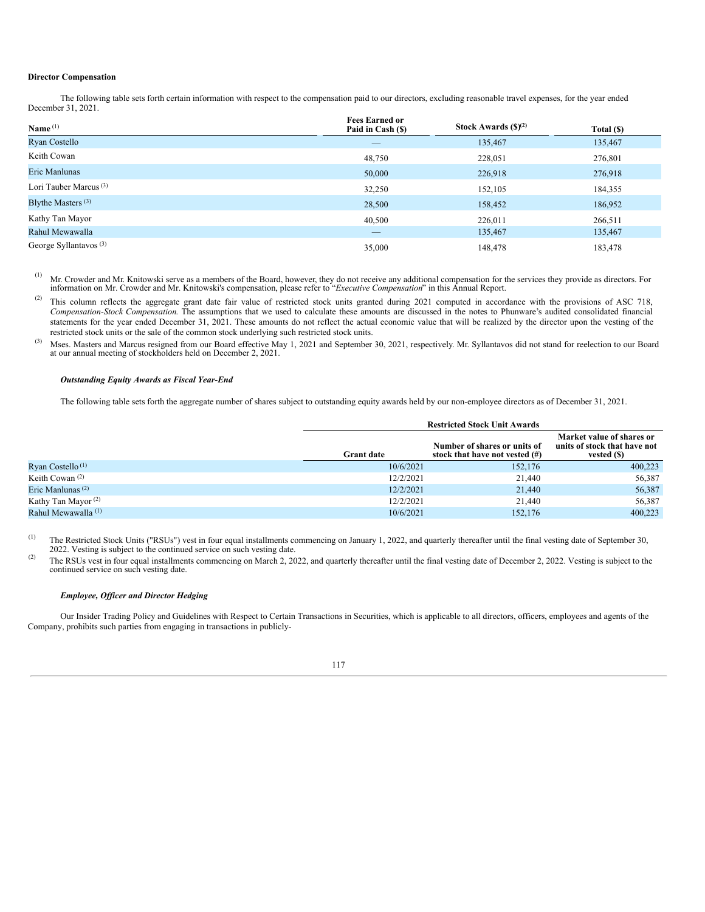**Director Compensation**

The following table sets forth certain information with respect to the compensation paid to our directors, excluding reasonable travel expenses, for the year ended December 31, 2021.

| Name [(1)] | Fees Earned or Paid in Cash ($) | Stock Awards ($)[(2)] | Total ($) |
|---|---|---|---|
| Ryan Costello | — | 135,467 | 135,467 |
| Keith Cowan | 48,750 | 228,051 | 276,801 |
| Eric Manlunas | 50,000 | 226,918 | 276,918 |
| Lori Tauber Marcus [(3)] | 32,250 | 152,105 | 184,355 |
| Blythe Masters [(3)] | 28,500 | 158,452 | 186,952 |
| Kathy Tan Mayor | 40,500 | 226,011 | 266,511 |
| Rahul Mewawalla | — | 135,467 | 135,467 |
| George Syllantavos [(3)] | 35,000 | 148,478 | 183,478 |

(1) Mr. Crowder and Mr. Knitowski serve as a members of the Board, however, they do not receive any additional compensation for the services they provide as directors. For information on Mr. Crowder and Mr. Knitowski's compensation, please refer to "*Executive Compensation*" in this Annual Report.

(2) This column reflects the aggregate grant date fair value of restricted stock units granted during 2021 computed in accordance with the provisions of ASC 718, *Compensation-Stock Compensation.* The assumptions that we used to calculate these amounts are discussed in the notes to Phunware's audited consolidated financial statements for the year ended December 31, 2021. These amounts do not reflect the actual economic value that will be realized by the director upon the vesting of the restricted stock units or the sale of the common stock underlying such restricted stock units.

(3) Mses. Masters and Marcus resigned from our Board effective May 1, 2021 and September 30, 2021, respectively. Mr. Syllantavos did not stand for reelection to our Board at our annual meeting of stockholders held on December 2, 2021.

***Outstanding Equity Awards as Fiscal Year-End***

The following table sets forth the aggregate number of shares subject to outstanding equity awards held by our non-employee directors as of December 31, 2021.

| | Restricted Stock Unit Awards | | |
|---|---|---|---|
| | Grant date | Number of shares or units of stock that have not vested (#) | Market value of shares or units of stock that have not vested ($) |
| Ryan Costello [(1)] | 10/6/2021 | 152,176 | 400,223 |
| Keith Cowan [(2)] | 12/2/2021 | 21,440 | 56,387 |
| Eric Manlunas [(2)] | 12/2/2021 | 21,440 | 56,387 |
| Kathy Tan Mayor [(2)] | 12/2/2021 | 21,440 | 56,387 |
| Rahul Mewawalla [(1)] | 10/6/2021 | 152,176 | 400,223 |

(1) The Restricted Stock Units ("RSUs") vest in four equal installments commencing on January 1, 2022, and quarterly thereafter until the final vesting date of September 30, 2022. Vesting is subject to the continued service on such vesting date.

(2) The RSUs vest in four equal installments commencing on March 2, 2022, and quarterly thereafter until the final vesting date of December 2, 2022. Vesting is subject to the continued service on such vesting date.

***Employee, Officer and Director Hedging***

Our Insider Trading Policy and Guidelines with Respect to Certain Transactions in Securities, which is applicable to all directors, officers, employees and agents of the Company, prohibits such parties from engaging in transactions in publicly-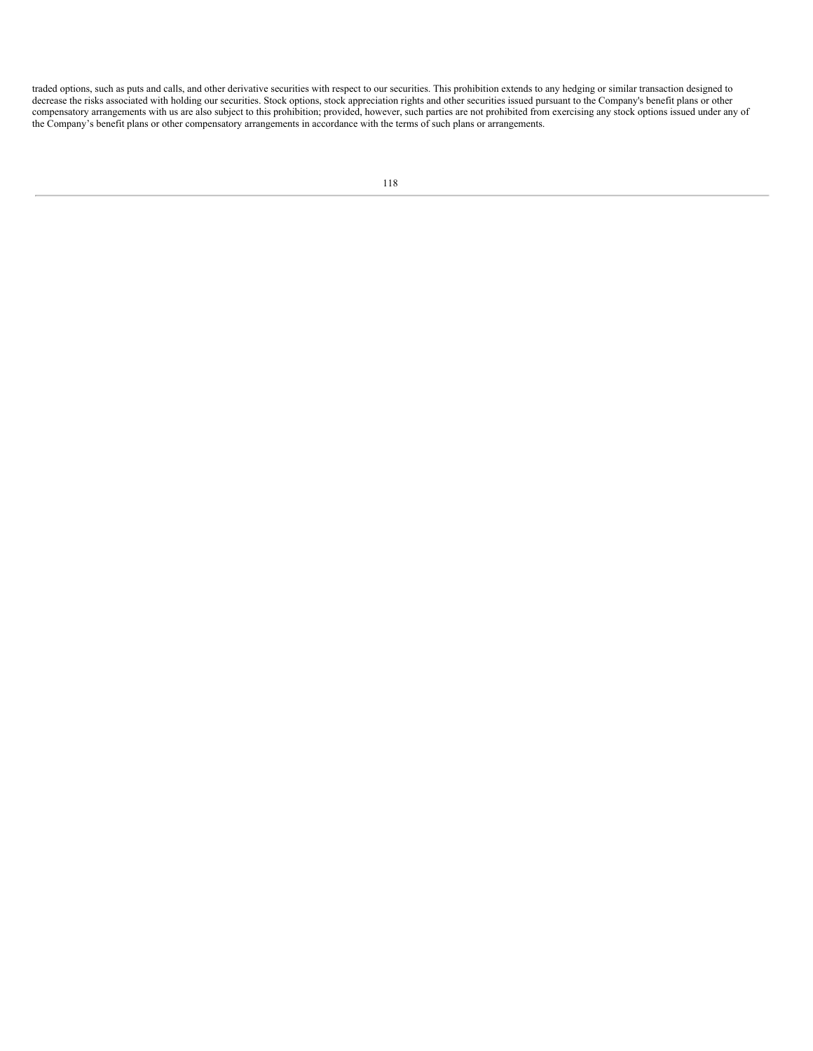traded options, such as puts and calls, and other derivative securities with respect to our securities. This prohibition extends to any hedging or similar transaction designed to decrease the risks associated with holding our securities. Stock options, stock appreciation rights and other securities issued pursuant to the Company's benefit plans or other compensatory arrangements with us are also subject to this prohibition; provided, however, such parties are not prohibited from exercising any stock options issued under any of the Company’s benefit plans or other compensatory arrangements in accordance with the terms of such plans or arrangements.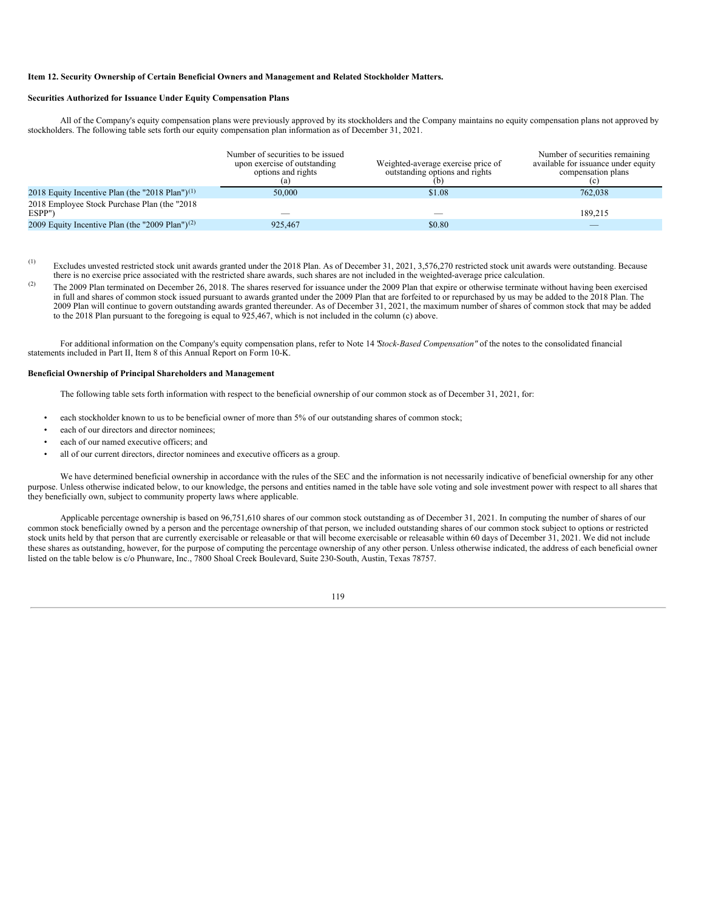**Item 12. Security Ownership of Certain Beneficial Owners and Management and Related Stockholder Matters.**

**Securities Authorized for Issuance Under Equity Compensation Plans**

All of the Company's equity compensation plans were previously approved by its stockholders and the Company maintains no equity compensation plans not approved by stockholders. The following table sets forth our equity compensation plan information as of December 31, 2021.

| | Number of securities to be issued upon exercise of outstanding options and rights (a) | Weighted-average exercise price of outstanding options and rights (b) | Number of securities remaining available for issuance under equity compensation plans (c) |
|---|---|---|---|
| 2018 Equity Incentive Plan (the "2018 Plan")(1) | 50,000 | $1.08 | 762,038 |
| 2018 Employee Stock Purchase Plan (the "2018 ESPP") | — | — | 189,215 |
| 2009 Equity Incentive Plan (the "2009 Plan")(2) | 925,467 | $0.80 | — |

(1) Excludes unvested restricted stock unit awards granted under the 2018 Plan. As of December 31, 2021, 3,576,270 restricted stock unit awards were outstanding. Because there is no exercise price associated with the restricted share awards, such shares are not included in the weighted-average price calculation.

(2) The 2009 Plan terminated on December 26, 2018. The shares reserved for issuance under the 2009 Plan that expire or otherwise terminate without having been exercised in full and shares of common stock issued pursuant to awards granted under the 2009 Plan that are forfeited to or repurchased by us may be added to the 2018 Plan. The 2009 Plan will continue to govern outstanding awards granted thereunder. As of December 31, 2021, the maximum number of shares of common stock that may be added to the 2018 Plan pursuant to the foregoing is equal to 925,467, which is not included in the column (c) above.

For additional information on the Company's equity compensation plans, refer to Note 14 "*Stock-Based Compensation"* of the notes to the consolidated financial statements included in Part II, Item 8 of this Annual Report on Form 10-K.

**Beneficial Ownership of Principal Shareholders and Management**

The following table sets forth information with respect to the beneficial ownership of our common stock as of December 31, 2021, for:

- each stockholder known to us to be beneficial owner of more than 5% of our outstanding shares of common stock;
- each of our directors and director nominees;
- each of our named executive officers; and
- all of our current directors, director nominees and executive officers as a group.

We have determined beneficial ownership in accordance with the rules of the SEC and the information is not necessarily indicative of beneficial ownership for any other purpose. Unless otherwise indicated below, to our knowledge, the persons and entities named in the table have sole voting and sole investment power with respect to all shares that they beneficially own, subject to community property laws where applicable.

Applicable percentage ownership is based on 96,751,610 shares of our common stock outstanding as of December 31, 2021. In computing the number of shares of our common stock beneficially owned by a person and the percentage ownership of that person, we included outstanding shares of our common stock subject to options or restricted stock units held by that person that are currently exercisable or releasable or that will become exercisable or releasable within 60 days of December 31, 2021. We did not include these shares as outstanding, however, for the purpose of computing the percentage ownership of any other person. Unless otherwise indicated, the address of each beneficial owner listed on the table below is c/o Phunware, Inc., 7800 Shoal Creek Boulevard, Suite 230-South, Austin, Texas 78757.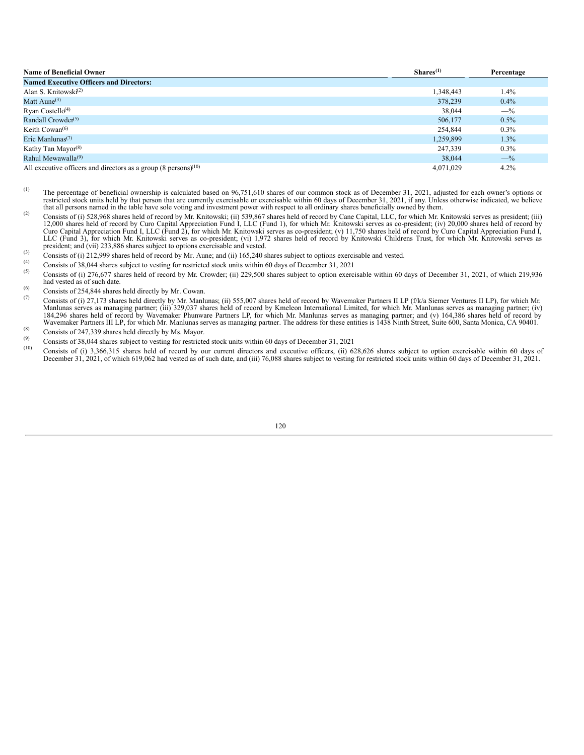| Name of Beneficial Owner | Shares[(1)] | Percentage |
|---|---|---|
| **Named Executive Officers and Directors:** | | |
| Alan S. Knitowski[(2)] | 1,348,443 | 1.4% |
| Matt Aune[(3)] | 378,239 | 0.4% |
| Ryan Costello[(4)] | 38,044 | —% |
| Randall Crowder[(5)] | 506,177 | 0.5% |
| Keith Cowan[(6)] | 254,844 | 0.3% |
| Eric Manlunas[(7)] | 1,259,899 | 1.3% |
| Kathy Tan Mayor[(8)] | 247,339 | 0.3% |
| Rahul Mewawalla[(9)] | 38,044 | —% |
| All executive officers and directors as a group (8 persons)[(10)] | 4,071,029 | 4.2% |

(1) The percentage of beneficial ownership is calculated based on 96,751,610 shares of our common stock as of December 31, 2021, adjusted for each owner's options or restricted stock units held by that person that are currently exercisable or exercisable within 60 days of December 31, 2021, if any. Unless otherwise indicated, we believe that all persons named in the table have sole voting and investment power with respect to all ordinary shares beneficially owned by them.

(2) Consists of (i) 528,968 shares held of record by Mr. Knitowski; (ii) 539,867 shares held of record by Cane Capital, LLC, for which Mr. Knitowski serves as president; (iii) 12,000 shares held of record by Curo Capital Appreciation Fund I, LLC (Fund 1), for which Mr. Knitowski serves as co-president; (iv) 20,000 shares held of record by Curo Capital Appreciation Fund I, LLC (Fund 2), for which Mr. Knitowski serves as co-president; (v) 11,750 shares held of record by Curo Capital Appreciation Fund I, LLC (Fund 3), for which Mr. Knitowski serves as co-president; (vi) 1,972 shares held of record by Knitowski Childrens Trust, for which Mr. Knitowski serves as president; and (vii) 233,886 shares subject to options exercisable and vested.

(3) Consists of (i) 212,999 shares held of record by Mr. Aune; and (ii) 165,240 shares subject to options exercisable and vested.

(4) Consists of 38,044 shares subject to vesting for restricted stock units within 60 days of December 31, 2021

(5) Consists of (i) 276,677 shares held of record by Mr. Crowder; (ii) 229,500 shares subject to option exercisable within 60 days of December 31, 2021, of which 219,936 had vested as of such date.

(6) Consists of 254,844 shares held directly by Mr. Cowan.

(7) Consists of (i) 27,173 shares held directly by Mr. Manlunas; (ii) 555,007 shares held of record by Wavemaker Partners II LP (f/k/a Siemer Ventures II LP), for which Mr. Manlunas serves as managing partner; (iii) 329,037 shares held of record by Kmeleon International Limited, for which Mr. Manlunas serves as managing partner; (iv) 184,296 shares held of record by Wavemaker Phunware Partners LP, for which Mr. Manlunas serves as managing partner; and (v) 164,386 shares held of record by Wavemaker Partners III LP, for which Mr. Manlunas serves as managing partner. The address for these entities is 1438 Ninth Street, Suite 600, Santa Monica, CA 90401.

(8) Consists of 247,339 shares held directly by Ms. Mayor.

(9) Consists of 38,044 shares subject to vesting for restricted stock units within 60 days of December 31, 2021

(10) Consists of (i) 3,366,315 shares held of record by our current directors and executive officers, (ii) 628,626 shares subject to option exercisable within 60 days of December 31, 2021, of which 619,062 had vested as of such date, and (iii) 76,088 shares subject to vesting for restricted stock units within 60 days of December 31, 2021.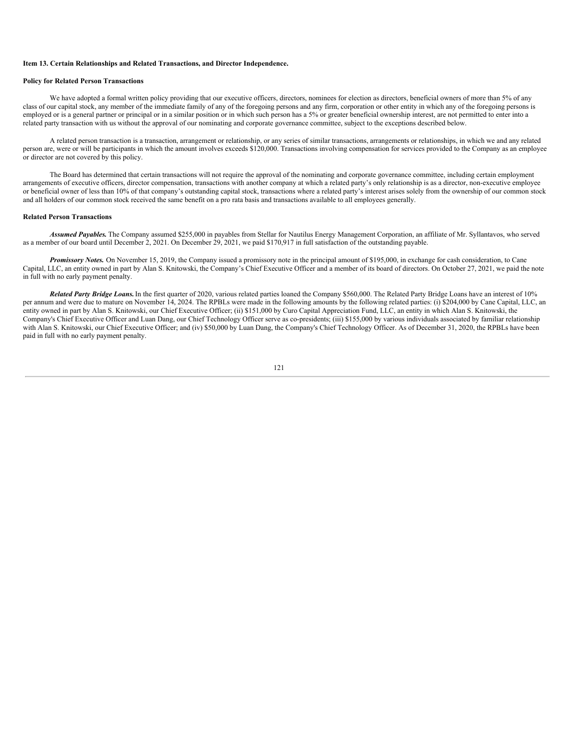**Item 13. Certain Relationships and Related Transactions, and Director Independence.**

**Policy for Related Person Transactions**

We have adopted a formal written policy providing that our executive officers, directors, nominees for election as directors, beneficial owners of more than 5% of any class of our capital stock, any member of the immediate family of any of the foregoing persons and any firm, corporation or other entity in which any of the foregoing persons is employed or is a general partner or principal or in a similar position or in which such person has a 5% or greater beneficial ownership interest, are not permitted to enter into a related party transaction with us without the approval of our nominating and corporate governance committee, subject to the exceptions described below.

A related person transaction is a transaction, arrangement or relationship, or any series of similar transactions, arrangements or relationships, in which we and any related person are, were or will be participants in which the amount involves exceeds $120,000. Transactions involving compensation for services provided to the Company as an employee or director are not covered by this policy.

The Board has determined that certain transactions will not require the approval of the nominating and corporate governance committee, including certain employment arrangements of executive officers, director compensation, transactions with another company at which a related party's only relationship is as a director, non-executive employee or beneficial owner of less than 10% of that company's outstanding capital stock, transactions where a related party's interest arises solely from the ownership of our common stock and all holders of our common stock received the same benefit on a pro rata basis and transactions available to all employees generally.

**Related Person Transactions**

***Assumed Payables.*** The Company assumed $255,000 in payables from Stellar for Nautilus Energy Management Corporation, an affiliate of Mr. Syllantavos, who served as a member of our board until December 2, 2021. On December 29, 2021, we paid $170,917 in full satisfaction of the outstanding payable.

***Promissory Notes.*** On November 15, 2019, the Company issued a promissory note in the principal amount of $195,000, in exchange for cash consideration, to Cane Capital, LLC, an entity owned in part by Alan S. Knitowski, the Company's Chief Executive Officer and a member of its board of directors. On October 27, 2021, we paid the note in full with no early payment penalty.

***Related Party Bridge Loans.*** In the first quarter of 2020, various related parties loaned the Company $560,000. The Related Party Bridge Loans have an interest of 10% per annum and were due to mature on November 14, 2024. The RPBLs were made in the following amounts by the following related parties: (i) $204,000 by Cane Capital, LLC, an entity owned in part by Alan S. Knitowski, our Chief Executive Officer; (ii) $151,000 by Curo Capital Appreciation Fund, LLC, an entity in which Alan S. Knitowski, the Company's Chief Executive Officer and Luan Dang, our Chief Technology Officer serve as co-presidents; (iii) $155,000 by various individuals associated by familiar relationship with Alan S. Knitowski, our Chief Executive Officer; and (iv) $50,000 by Luan Dang, the Company's Chief Technology Officer. As of December 31, 2020, the RPBLs have been paid in full with no early payment penalty.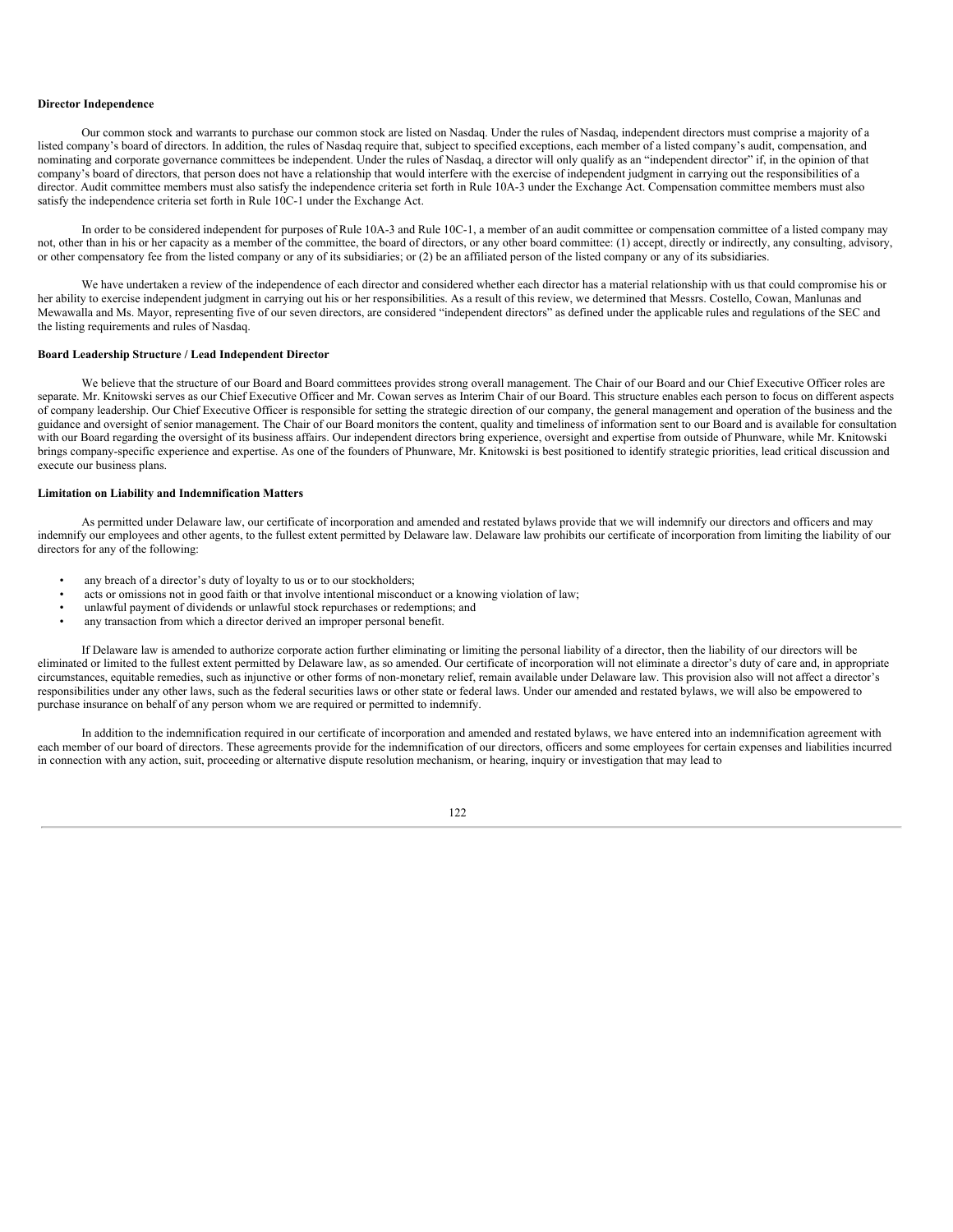**Director Independence**

Our common stock and warrants to purchase our common stock are listed on Nasdaq. Under the rules of Nasdaq, independent directors must comprise a majority of a listed company's board of directors. In addition, the rules of Nasdaq require that, subject to specified exceptions, each member of a listed company's audit, compensation, and nominating and corporate governance committees be independent. Under the rules of Nasdaq, a director will only qualify as an "independent director" if, in the opinion of that company's board of directors, that person does not have a relationship that would interfere with the exercise of independent judgment in carrying out the responsibilities of a director. Audit committee members must also satisfy the independence criteria set forth in Rule 10A-3 under the Exchange Act. Compensation committee members must also satisfy the independence criteria set forth in Rule 10C-1 under the Exchange Act.

In order to be considered independent for purposes of Rule 10A-3 and Rule 10C-1, a member of an audit committee or compensation committee of a listed company may not, other than in his or her capacity as a member of the committee, the board of directors, or any other board committee: (1) accept, directly or indirectly, any consulting, advisory, or other compensatory fee from the listed company or any of its subsidiaries; or (2) be an affiliated person of the listed company or any of its subsidiaries.

We have undertaken a review of the independence of each director and considered whether each director has a material relationship with us that could compromise his or her ability to exercise independent judgment in carrying out his or her responsibilities. As a result of this review, we determined that Messrs. Costello, Cowan, Manlunas and Mewawalla and Ms. Mayor, representing five of our seven directors, are considered "independent directors" as defined under the applicable rules and regulations of the SEC and the listing requirements and rules of Nasdaq.

**Board Leadership Structure / Lead Independent Director**

We believe that the structure of our Board and Board committees provides strong overall management. The Chair of our Board and our Chief Executive Officer roles are separate. Mr. Knitowski serves as our Chief Executive Officer and Mr. Cowan serves as Interim Chair of our Board. This structure enables each person to focus on different aspects of company leadership. Our Chief Executive Officer is responsible for setting the strategic direction of our company, the general management and operation of the business and the guidance and oversight of senior management. The Chair of our Board monitors the content, quality and timeliness of information sent to our Board and is available for consultation with our Board regarding the oversight of its business affairs. Our independent directors bring experience, oversight and expertise from outside of Phunware, while Mr. Knitowski brings company-specific experience and expertise. As one of the founders of Phunware, Mr. Knitowski is best positioned to identify strategic priorities, lead critical discussion and execute our business plans.

**Limitation on Liability and Indemnification Matters**

As permitted under Delaware law, our certificate of incorporation and amended and restated bylaws provide that we will indemnify our directors and officers and may indemnify our employees and other agents, to the fullest extent permitted by Delaware law. Delaware law prohibits our certificate of incorporation from limiting the liability of our directors for any of the following:

- any breach of a director's duty of loyalty to us or to our stockholders;
- acts or omissions not in good faith or that involve intentional misconduct or a knowing violation of law;
- unlawful payment of dividends or unlawful stock repurchases or redemptions; and
- any transaction from which a director derived an improper personal benefit.

If Delaware law is amended to authorize corporate action further eliminating or limiting the personal liability of a director, then the liability of our directors will be eliminated or limited to the fullest extent permitted by Delaware law, as so amended. Our certificate of incorporation will not eliminate a director's duty of care and, in appropriate circumstances, equitable remedies, such as injunctive or other forms of non-monetary relief, remain available under Delaware law. This provision also will not affect a director's responsibilities under any other laws, such as the federal securities laws or other state or federal laws. Under our amended and restated bylaws, we will also be empowered to purchase insurance on behalf of any person whom we are required or permitted to indemnify.

In addition to the indemnification required in our certificate of incorporation and amended and restated bylaws, we have entered into an indemnification agreement with each member of our board of directors. These agreements provide for the indemnification of our directors, officers and some employees for certain expenses and liabilities incurred in connection with any action, suit, proceeding or alternative dispute resolution mechanism, or hearing, inquiry or investigation that may lead to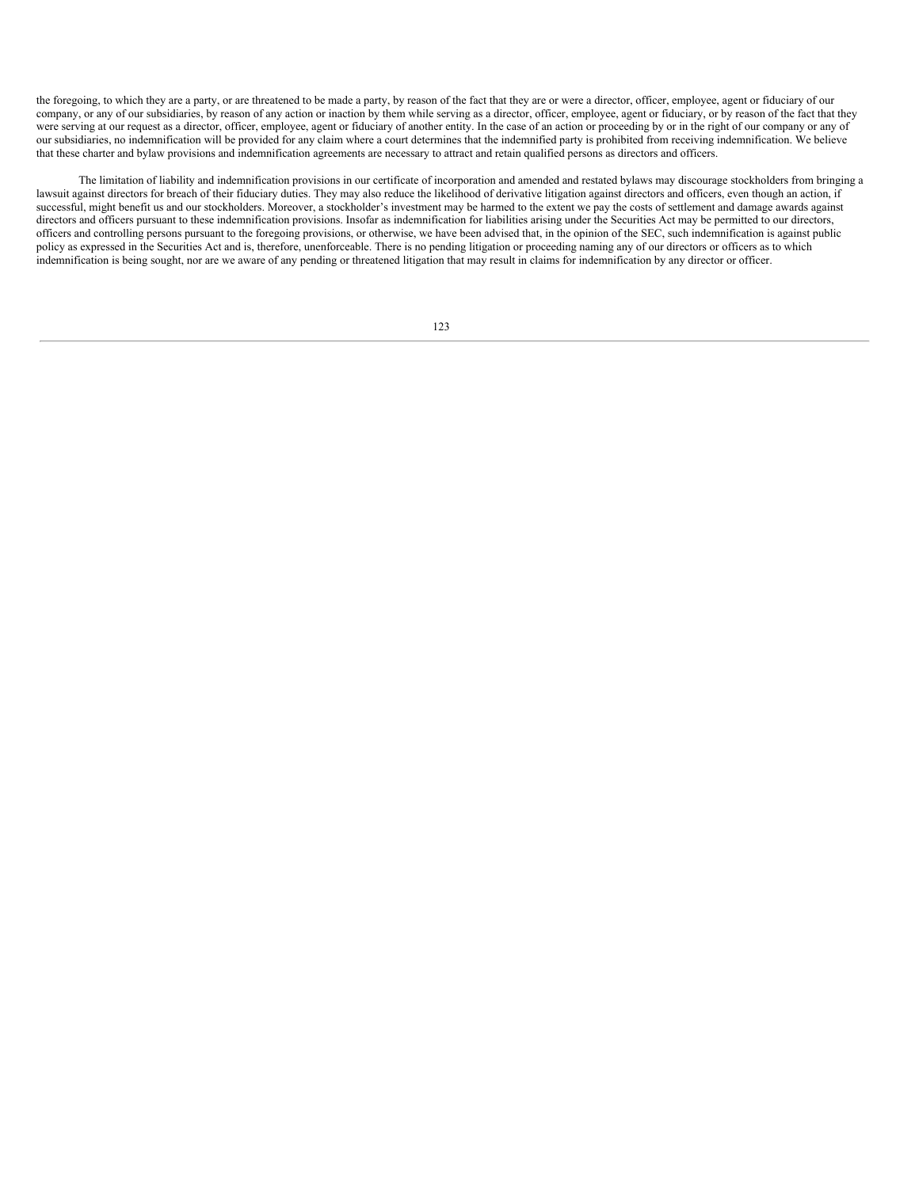the foregoing, to which they are a party, or are threatened to be made a party, by reason of the fact that they are or were a director, officer, employee, agent or fiduciary of our company, or any of our subsidiaries, by reason of any action or inaction by them while serving as a director, officer, employee, agent or fiduciary, or by reason of the fact that they were serving at our request as a director, officer, employee, agent or fiduciary of another entity. In the case of an action or proceeding by or in the right of our company or any of our subsidiaries, no indemnification will be provided for any claim where a court determines that the indemnified party is prohibited from receiving indemnification. We believe that these charter and bylaw provisions and indemnification agreements are necessary to attract and retain qualified persons as directors and officers.

The limitation of liability and indemnification provisions in our certificate of incorporation and amended and restated bylaws may discourage stockholders from bringing a lawsuit against directors for breach of their fiduciary duties. They may also reduce the likelihood of derivative litigation against directors and officers, even though an action, if successful, might benefit us and our stockholders. Moreover, a stockholder's investment may be harmed to the extent we pay the costs of settlement and damage awards against directors and officers pursuant to these indemnification provisions. Insofar as indemnification for liabilities arising under the Securities Act may be permitted to our directors, officers and controlling persons pursuant to the foregoing provisions, or otherwise, we have been advised that, in the opinion of the SEC, such indemnification is against public policy as expressed in the Securities Act and is, therefore, unenforceable. There is no pending litigation or proceeding naming any of our directors or officers as to which indemnification is being sought, nor are we aware of any pending or threatened litigation that may result in claims for indemnification by any director or officer.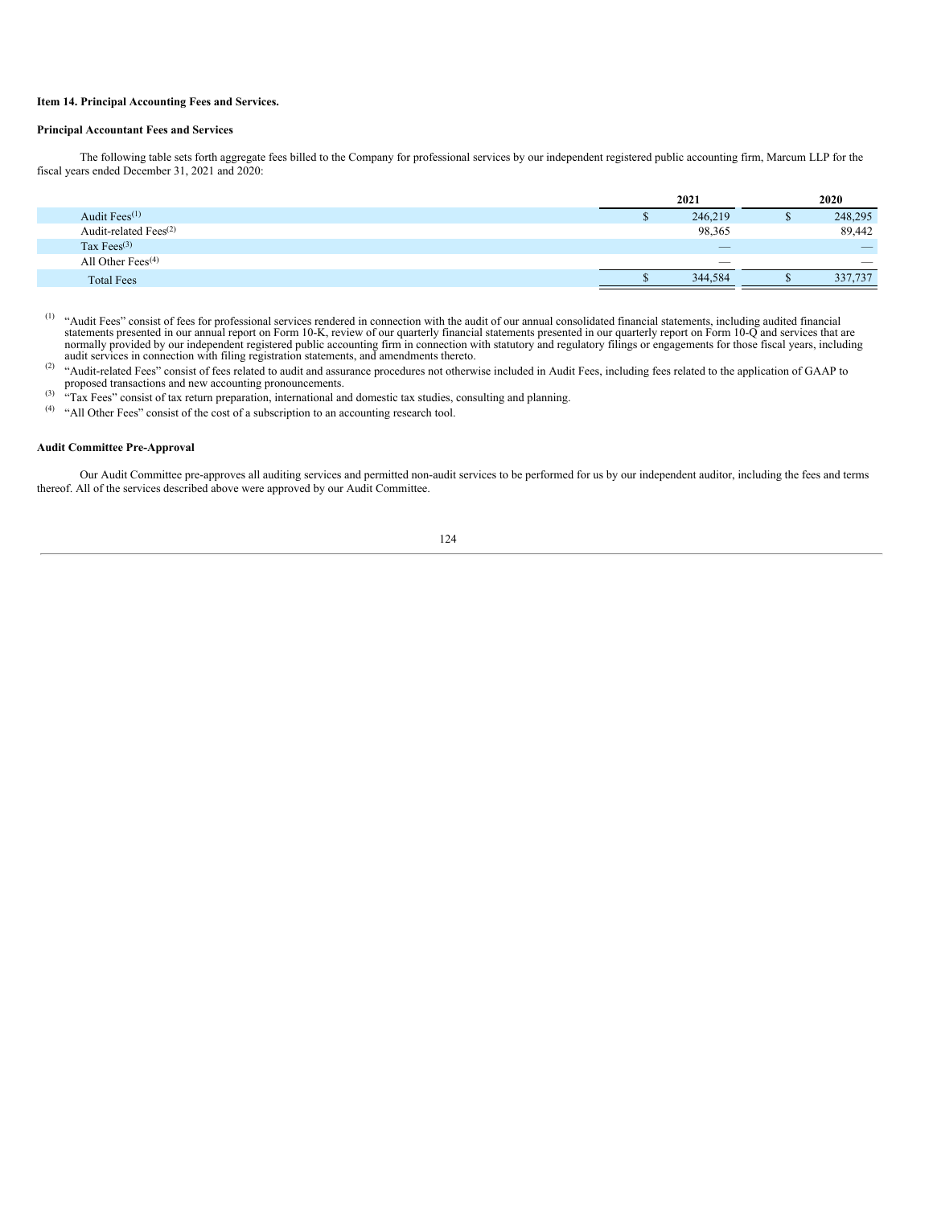**Item 14. Principal Accounting Fees and Services.**

**Principal Accountant Fees and Services**

The following table sets forth aggregate fees billed to the Company for professional services by our independent registered public accounting firm, Marcum LLP for the fiscal years ended December 31, 2021 and 2020:

| | 2021 | 2020 |
|---|---|---|
| Audit Fees[(1)] | $ 246,219 | $ 248,295 |
| Audit-related Fees[(2)] | 98,365 | 89,442 |
| Tax Fees[(3)] | — | — |
| All Other Fees[(4)] | — | — |
| Total Fees | $ 344,584 | $ 337,737 |

(1) "Audit Fees" consist of fees for professional services rendered in connection with the audit of our annual consolidated financial statements, including audited financial statements presented in our annual report on Form 10-K, review of our quarterly financial statements presented in our quarterly report on Form 10-Q and services that are normally provided by our independent registered public accounting firm in connection with statutory and regulatory filings or engagements for those fiscal years, including audit services in connection with filing registration statements, and amendments thereto.

(2) "Audit-related Fees" consist of fees related to audit and assurance procedures not otherwise included in Audit Fees, including fees related to the application of GAAP to proposed transactions and new accounting pronouncements.

(3) "Tax Fees" consist of tax return preparation, international and domestic tax studies, consulting and planning.

(4) "All Other Fees" consist of the cost of a subscription to an accounting research tool.

**Audit Committee Pre-Approval**

Our Audit Committee pre-approves all auditing services and permitted non-audit services to be performed for us by our independent auditor, including the fees and terms thereof. All of the services described above were approved by our Audit Committee.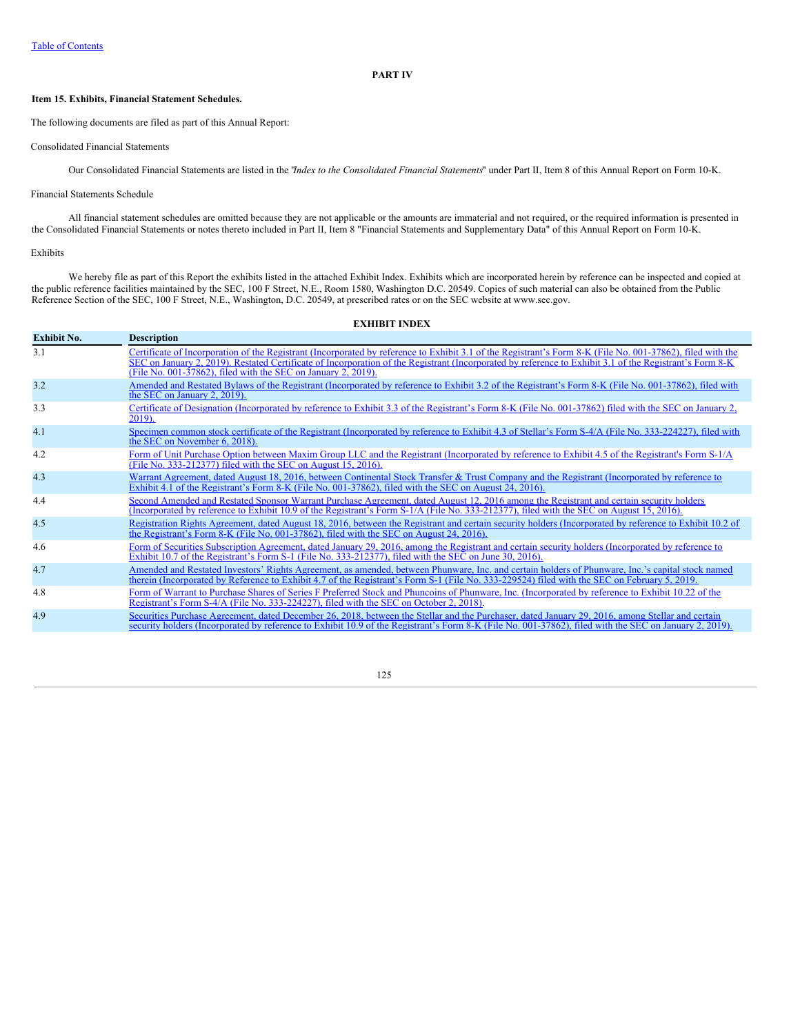## PART IV

### Item 15. Exhibits, Financial Statement Schedules.

The following documents are filed as part of this Annual Report:

Consolidated Financial Statements

Our Consolidated Financial Statements are listed in the "*Index to the Consolidated Financial Statements*" under Part II, Item 8 of this Annual Report on Form 10-K.

Financial Statements Schedule

All financial statement schedules are omitted because they are not applicable or the amounts are immaterial and not required, or the required information is presented in the Consolidated Financial Statements or notes thereto included in Part II, Item 8 "Financial Statements and Supplementary Data" of this Annual Report on Form 10-K.

Exhibits

We hereby file as part of this Report the exhibits listed in the attached Exhibit Index. Exhibits which are incorporated herein by reference can be inspected and copied at the public reference facilities maintained by the SEC, 100 F Street, N.E., Room 1580, Washington D.C. 20549. Copies of such material can also be obtained from the Public Reference Section of the SEC, 100 F Street, N.E., Washington, D.C. 20549, at prescribed rates or on the SEC website at www.sec.gov.

**EXHIBIT INDEX**

| Exhibit No. | Description |
| --- | --- |
| 3.1 | Certificate of Incorporation of the Registrant (Incorporated by reference to Exhibit 3.1 of the Registrant's Form 8-K (File No. 001-37862), filed with the SEC on January 2, 2019). Restated Certificate of Incorporation of the Registrant (Incorporated by reference to Exhibit 3.1 of the Registrant's Form 8-K (File No. 001-37862), filed with the SEC on January 2, 2019). |
| 3.2 | Amended and Restated Bylaws of the Registrant (Incorporated by reference to Exhibit 3.2 of the Registrant's Form 8-K (File No. 001-37862), filed with the SEC on January 2, 2019). |
| 3.3 | Certificate of Designation (Incorporated by reference to Exhibit 3.3 of the Registrant's Form 8-K (File No. 001-37862) filed with the SEC on January 2, 2019). |
| 4.1 | Specimen common stock certificate of the Registrant (Incorporated by reference to Exhibit 4.3 of Stellar's Form S-4/A (File No. 333-224227), filed with the SEC on November 6, 2018). |
| 4.2 | Form of Unit Purchase Option between Maxim Group LLC and the Registrant (Incorporated by reference to Exhibit 4.5 of the Registrant's Form S-1/A (File No. 333-212377) filed with the SEC on August 15, 2016). |
| 4.3 | Warrant Agreement, dated August 18, 2016, between Continental Stock Transfer & Trust Company and the Registrant (Incorporated by reference to Exhibit 4.1 of the Registrant's Form 8-K (File No. 001-37862), filed with the SEC on August 24, 2016). |
| 4.4 | Second Amended and Restated Sponsor Warrant Purchase Agreement, dated August 12, 2016 among the Registrant and certain security holders (Incorporated by reference to Exhibit 10.9 of the Registrant's Form S-1/A (File No. 333-212377), filed with the SEC on August 15, 2016). |
| 4.5 | Registration Rights Agreement, dated August 18, 2016, between the Registrant and certain security holders (Incorporated by reference to Exhibit 10.2 of the Registrant's Form 8-K (File No. 001-37862), filed with the SEC on August 24, 2016). |
| 4.6 | Form of Securities Subscription Agreement, dated January 29, 2016, among the Registrant and certain security holders (Incorporated by reference to Exhibit 10.7 of the Registrant's Form S-1 (File No. 333-212377), filed with the SEC on June 30, 2016). |
| 4.7 | Amended and Restated Investors' Rights Agreement, as amended, between Phunware, Inc. and certain holders of Phunware, Inc.'s capital stock named therein (Incorporated by Reference to Exhibit 4.7 of the Registrant's Form S-1 (File No. 333-229524) filed with the SEC on February 5, 2019. |
| 4.8 | Form of Warrant to Purchase Shares of Series F Preferred Stock and Phuncoins of Phunware, Inc. (Incorporated by reference to Exhibit 10.22 of the Registrant's Form S-4/A (File No. 333-224227), filed with the SEC on October 2, 2018). |
| 4.9 | Securities Purchase Agreement, dated December 26, 2018, between the Stellar and the Purchaser, dated January 29, 2016, among Stellar and certain security holders (Incorporated by reference to Exhibit 10.9 of the Registrant's Form 8-K (File No. 001-37862), filed with the SEC on January 2, 2019). |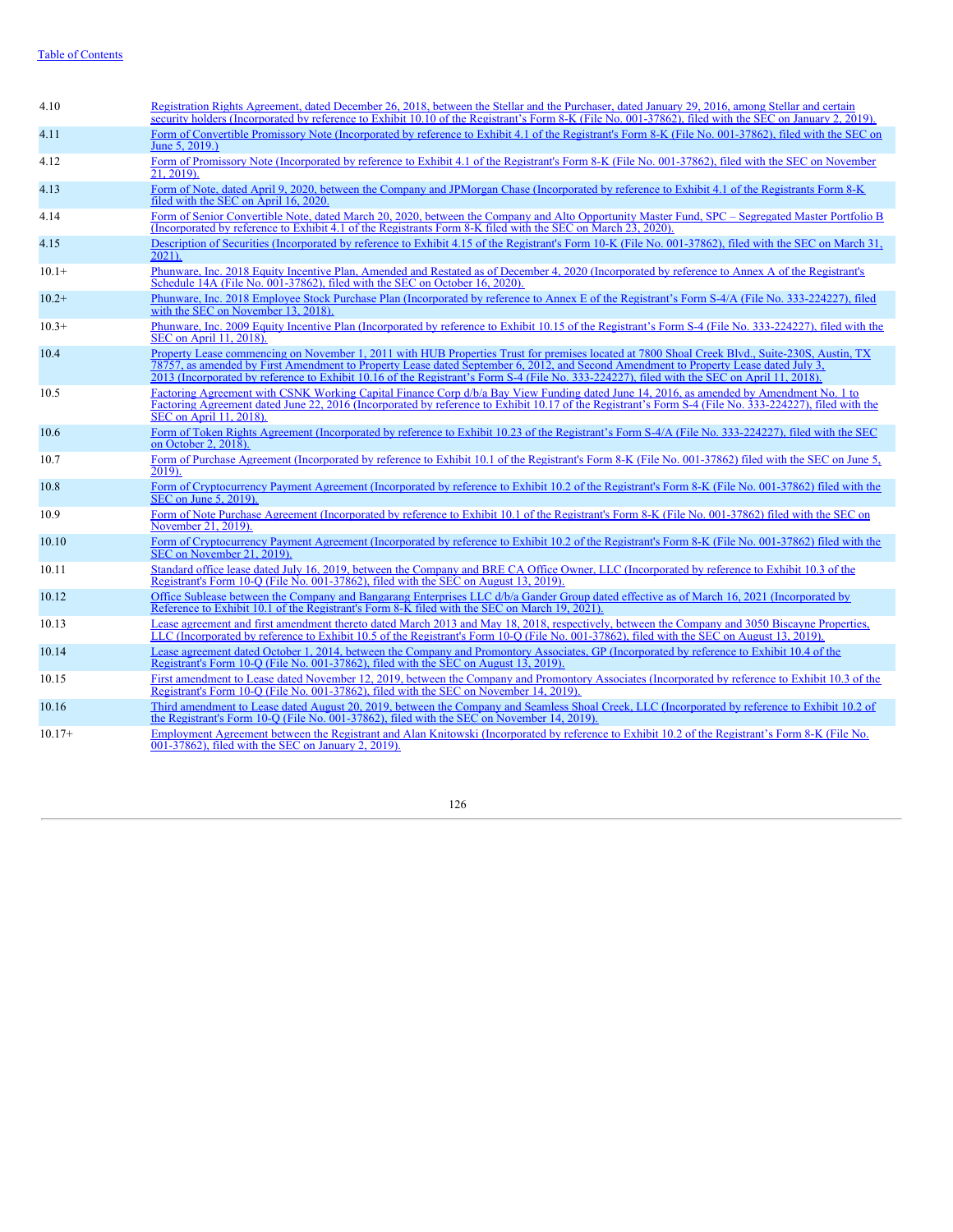[Table of Contents](#)

| | |
|---|---|
| 4.10 | Registration Rights Agreement, dated December 26, 2018, between the Stellar and the Purchaser, dated January 29, 2016, among Stellar and certain security holders (Incorporated by reference to Exhibit 10.10 of the Registrant's Form 8-K (File No. 001-37862), filed with the SEC on January 2, 2019). |
| 4.11 | Form of Convertible Promissory Note (Incorporated by reference to Exhibit 4.1 of the Registrant's Form 8-K (File No. 001-37862), filed with the SEC on June 5, 2019.) |
| 4.12 | Form of Promissory Note (Incorporated by reference to Exhibit 4.1 of the Registrant's Form 8-K (File No. 001-37862), filed with the SEC on November 21, 2019). |
| 4.13 | Form of Note, dated April 9, 2020, between the Company and JPMorgan Chase (Incorporated by reference to Exhibit 4.1 of the Registrants Form 8-K filed with the SEC on April 16, 2020. |
| 4.14 | Form of Senior Convertible Note, dated March 20, 2020, between the Company and Alto Opportunity Master Fund, SPC – Segregated Master Portfolio B (Incorporated by reference to Exhibit 4.1 of the Registrants Form 8-K filed with the SEC on March 23, 2020). |
| 4.15 | Description of Securities (Incorporated by reference to Exhibit 4.15 of the Registrant's Form 10-K (File No. 001-37862), filed with the SEC on March 31, 2021). |
| 10.1+ | Phunware, Inc. 2018 Equity Incentive Plan, Amended and Restated as of December 4, 2020 (Incorporated by reference to Annex A of the Registrant's Schedule 14A (File No. 001-37862), filed with the SEC on October 16, 2020). |
| 10.2+ | Phunware, Inc. 2018 Employee Stock Purchase Plan (Incorporated by reference to Annex E of the Registrant's Form S-4/A (File No. 333-224227), filed with the SEC on November 13, 2018). |
| 10.3+ | Phunware, Inc. 2009 Equity Incentive Plan (Incorporated by reference to Exhibit 10.15 of the Registrant's Form S-4 (File No. 333-224227), filed with the SEC on April 11, 2018). |
| 10.4 | Property Lease commencing on November 1, 2011 with HUB Properties Trust for premises located at 7800 Shoal Creek Blvd., Suite-230S, Austin, TX 78757, as amended by First Amendment to Property Lease dated September 6, 2012, and Second Amendment to Property Lease dated July 3, 2013 (Incorporated by reference to Exhibit 10.16 of the Registrant's Form S-4 (File No. 333-224227), filed with the SEC on April 11, 2018). |
| 10.5 | Factoring Agreement with CSNK Working Capital Finance Corp d/b/a Bay View Funding dated June 14, 2016, as amended by Amendment No. 1 to Factoring Agreement dated June 22, 2016 (Incorporated by reference to Exhibit 10.17 of the Registrant's Form S-4 (File No. 333-224227), filed with the SEC on April 11, 2018). |
| 10.6 | Form of Token Rights Agreement (Incorporated by reference to Exhibit 10.23 of the Registrant's Form S-4/A (File No. 333-224227), filed with the SEC on October 2, 2018). |
| 10.7 | Form of Purchase Agreement (Incorporated by reference to Exhibit 10.1 of the Registrant's Form 8-K (File No. 001-37862) filed with the SEC on June 5, 2019). |
| 10.8 | Form of Cryptocurrency Payment Agreement (Incorporated by reference to Exhibit 10.2 of the Registrant's Form 8-K (File No. 001-37862) filed with the SEC on June 5, 2019). |
| 10.9 | Form of Note Purchase Agreement (Incorporated by reference to Exhibit 10.1 of the Registrant's Form 8-K (File No. 001-37862) filed with the SEC on November 21, 2019). |
| 10.10 | Form of Cryptocurrency Payment Agreement (Incorporated by reference to Exhibit 10.2 of the Registrant's Form 8-K (File No. 001-37862) filed with the SEC on November 21, 2019). |
| 10.11 | Standard office lease dated July 16, 2019, between the Company and BRE CA Office Owner, LLC (Incorporated by reference to Exhibit 10.3 of the Registrant's Form 10-Q (File No. 001-37862), filed with the SEC on August 13, 2019). |
| 10.12 | Office Sublease between the Company and Bangarang Enterprises LLC d/b/a Gander Group dated effective as of March 16, 2021 (Incorporated by Reference to Exhibit 10.1 of the Registrant's Form 8-K filed with the SEC on March 19, 2021). |
| 10.13 | Lease agreement and first amendment thereto dated March 2013 and May 18, 2018, respectively, between the Company and 3050 Biscayne Properties, LLC (Incorporated by reference to Exhibit 10.5 of the Registrant's Form 10-Q (File No. 001-37862), filed with the SEC on August 13, 2019). |
| 10.14 | Lease agreement dated October 1, 2014, between the Company and Promontory Associates, GP (Incorporated by reference to Exhibit 10.4 of the Registrant's Form 10-Q (File No. 001-37862), filed with the SEC on August 13, 2019). |
| 10.15 | First amendment to Lease dated November 12, 2019, between the Company and Promontory Associates (Incorporated by reference to Exhibit 10.3 of the Registrant's Form 10-Q (File No. 001-37862), filed with the SEC on November 14, 2019). |
| 10.16 | Third amendment to Lease dated August 20, 2019, between the Company and Seamless Shoal Creek, LLC (Incorporated by reference to Exhibit 10.2 of the Registrant's Form 10-Q (File No. 001-37862), filed with the SEC on November 14, 2019). |
| 10.17+ | Employment Agreement between the Registrant and Alan Knitowski (Incorporated by reference to Exhibit 10.2 of the Registrant's Form 8-K (File No. 001-37862), filed with the SEC on January 2, 2019). |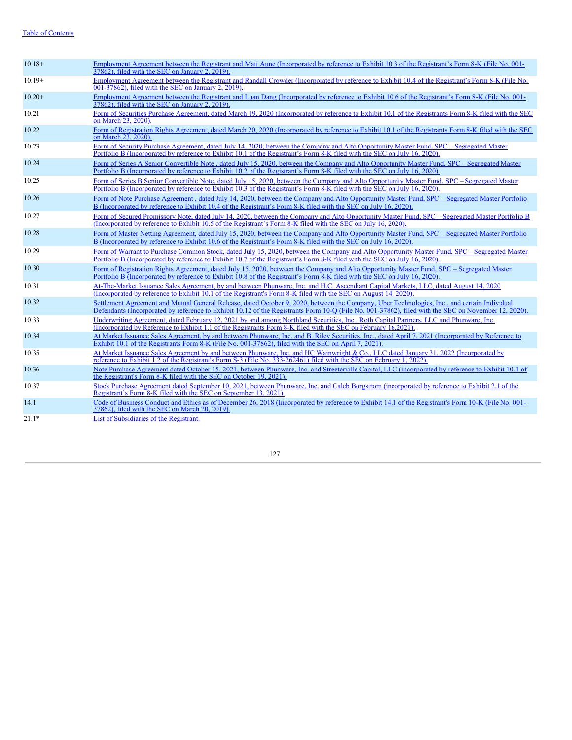| | |
|---|---|
| 10.18+ | Employment Agreement between the Registrant and Matt Aune (Incorporated by reference to Exhibit 10.3 of the Registrant's Form 8-K (File No. 001-37862), filed with the SEC on January 2, 2019). |
| 10.19+ | Employment Agreement between the Registrant and Randall Crowder (Incorporated by reference to Exhibit 10.4 of the Registrant's Form 8-K (File No. 001-37862), filed with the SEC on January 2, 2019). |
| 10.20+ | Employment Agreement between the Registrant and Luan Dang (Incorporated by reference to Exhibit 10.6 of the Registrant's Form 8-K (File No. 001-37862), filed with the SEC on January 2, 2019). |
| 10.21 | Form of Securities Purchase Agreement, dated March 19, 2020 (Incorporated by reference to Exhibit 10.1 of the Registrants Form 8-K filed with the SEC on March 23, 2020). |
| 10.22 | Form of Registration Rights Agreement, dated March 20, 2020 (Incorporated by reference to Exhibit 10.1 of the Registrants Form 8-K filed with the SEC on March 23, 2020). |
| 10.23 | Form of Security Purchase Agreement, dated July 14, 2020, between the Company and Alto Opportunity Master Fund, SPC – Segregated Master Portfolio B (Incorporated by reference to Exhibit 10.1 of the Registrant's Form 8-K filed with the SEC on July 16, 2020). |
| 10.24 | Form of Series A Senior Convertible Note , dated July 15, 2020, between the Company and Alto Opportunity Master Fund, SPC – Segregated Master Portfolio B (Incorporated by reference to Exhibit 10.2 of the Registrant's Form 8-K filed with the SEC on July 16, 2020). |
| 10.25 | Form of Series B Senior Convertible Note, dated July 15, 2020, between the Company and Alto Opportunity Master Fund, SPC – Segregated Master Portfolio B (Incorporated by reference to Exhibit 10.3 of the Registrant's Form 8-K filed with the SEC on July 16, 2020). |
| 10.26 | Form of Note Purchase Agreement , dated July 14, 2020, between the Company and Alto Opportunity Master Fund, SPC – Segregated Master Portfolio B (Incorporated by reference to Exhibit 10.4 of the Registrant's Form 8-K filed with the SEC on July 16, 2020). |
| 10.27 | Form of Secured Promissory Note, dated July 14, 2020, between the Company and Alto Opportunity Master Fund, SPC – Segregated Master Portfolio B (Incorporated by reference to Exhibit 10.5 of the Registrant's Form 8-K filed with the SEC on July 16, 2020). |
| 10.28 | Form of Master Netting Agreement, dated July 15, 2020, between the Company and Alto Opportunity Master Fund, SPC – Segregated Master Portfolio B (Incorporated by reference to Exhibit 10.6 of the Registrant's Form 8-K filed with the SEC on July 16, 2020). |
| 10.29 | Form of Warrant to Purchase Common Stock, dated July 15, 2020, between the Company and Alto Opportunity Master Fund, SPC – Segregated Master Portfolio B (Incorporated by reference to Exhibit 10.7 of the Registrant's Form 8-K filed with the SEC on July 16, 2020). |
| 10.30 | Form of Registration Rights Agreement, dated July 15, 2020, between the Company and Alto Opportunity Master Fund, SPC – Segregated Master Portfolio B (Incorporated by reference to Exhibit 10.8 of the Registrant's Form 8-K filed with the SEC on July 16, 2020). |
| 10.31 | At-The-Market Issuance Sales Agreement, by and between Phunware, Inc. and H.C. Ascendiant Capital Markets, LLC, dated August 14, 2020 (Incorporated by reference to Exhibit 10.1 of the Registrant's Form 8-K filed with the SEC on August 14, 2020). |
| 10.32 | Settlement Agreement and Mutual General Release, dated October 9, 2020, between the Company, Uber Technologies, Inc., and certain Individual Defendants (Incorporated by reference to Exhibit 10.12 of the Registrants Form 10-Q (File No. 001-37862), filed with the SEC on November 12, 2020). |
| 10.33 | Underwriting Agreement, dated February 12, 2021 by and among Northland Securities, Inc., Roth Capital Partners, LLC and Phunware, Inc. (Incorporated by Reference to Exhibit 1.1 of the Registrants Form 8-K filed with the SEC on February 16,2021). |
| 10.34 | At Market Issuance Sales Agreement, by and between Phunware, Inc. and B. Riley Securities, Inc., dated April 7, 2021 (Incorporated by Reference to Exhibit 10.1 of the Registrants Form 8-K (File No. 001-37862), filed with the SEC on April 7, 2021). |
| 10.35 | At Market Issuance Sales Agreement by and between Phunware, Inc. and HC Wainwright & Co., LLC dated January 31, 2022 (Incorporated by reference to Exhibit 1.2 of the Registrant's Form S-3 (File No. 333-262461) filed with the SEC on February 1, 2022). |
| 10.36 | Note Purchase Agreement dated October 15, 2021, between Phunware, Inc. and Streeterville Capital, LLC (incorporated by reference to Exhibit 10.1 of the Registrant's Form 8-K filed with the SEC on October 19, 2021). |
| 10.37 | Stock Purchase Agreement dated September 10, 2021, between Phunware, Inc. and Caleb Borgstrom (incorporated by reference to Exhibit 2.1 of the Registrant's Form 8-K filed with the SEC on September 13, 2021). |
| 14.1 | Code of Business Conduct and Ethics as of December 26, 2018 (Incorporated by reference to Exhibit 14.1 of the Registrant's Form 10-K (File No. 001-37862), filed with the SEC on March 20, 2019). |
| 21.1* | List of Subsidiaries of the Registrant. |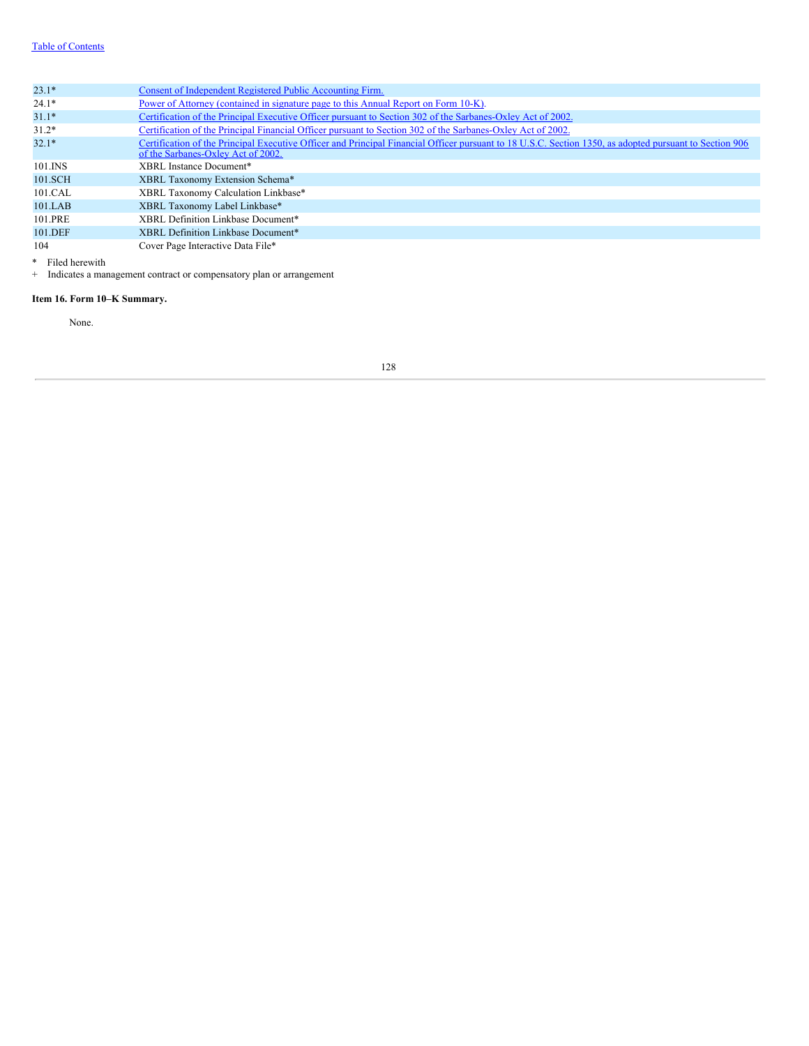| | |
|---|---|
| 23.1* | Consent of Independent Registered Public Accounting Firm. |
| 24.1* | Power of Attorney (contained in signature page to this Annual Report on Form 10-K). |
| 31.1* | Certification of the Principal Executive Officer pursuant to Section 302 of the Sarbanes-Oxley Act of 2002. |
| 31.2* | Certification of the Principal Financial Officer pursuant to Section 302 of the Sarbanes-Oxley Act of 2002. |
| 32.1* | Certification of the Principal Executive Officer and Principal Financial Officer pursuant to 18 U.S.C. Section 1350, as adopted pursuant to Section 906 of the Sarbanes-Oxley Act of 2002. |
| 101.INS | XBRL Instance Document* |
| 101.SCH | XBRL Taxonomy Extension Schema* |
| 101.CAL | XBRL Taxonomy Calculation Linkbase* |
| 101.LAB | XBRL Taxonomy Label Linkbase* |
| 101.PRE | XBRL Definition Linkbase Document* |
| 101.DEF | XBRL Definition Linkbase Document* |
| 104 | Cover Page Interactive Data File* |

\* Filed herewith

\+ Indicates a management contract or compensatory plan or arrangement

**Item 16. Form 10–K Summary.**

None.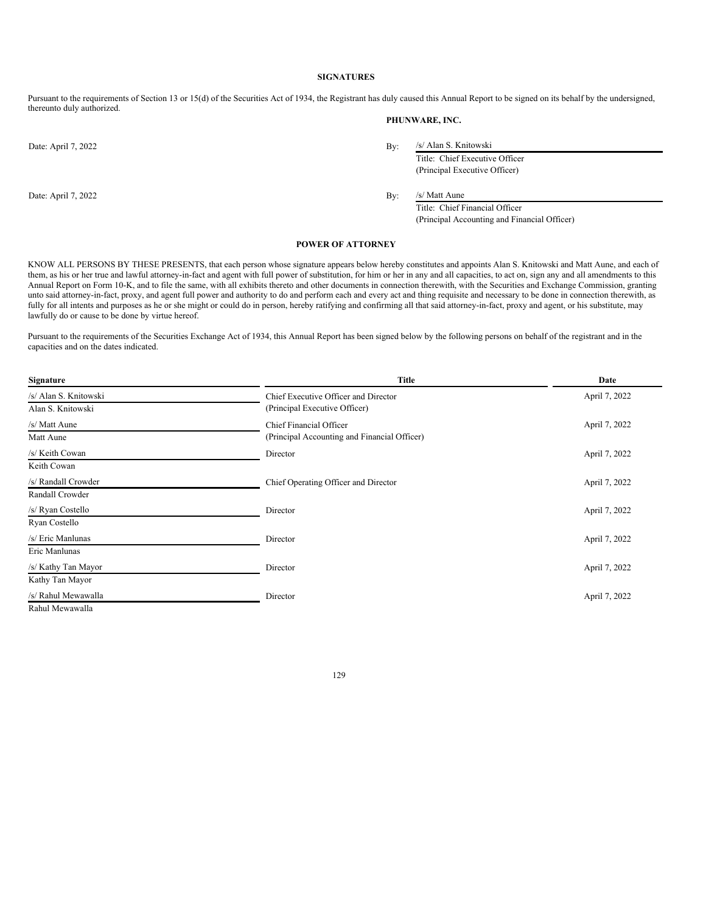## SIGNATURES

Pursuant to the requirements of Section 13 or 15(d) of the Securities Act of 1934, the Registrant has duly caused this Annual Report to be signed on its behalf by the undersigned, thereunto duly authorized.

**PHUNWARE, INC.**

Date: April 7, 2022

By: /s/ Alan S. Knitowski
Title: Chief Executive Officer
(Principal Executive Officer)

Date: April 7, 2022

By: /s/ Matt Aune
Title: Chief Financial Officer
(Principal Accounting and Financial Officer)

## POWER OF ATTORNEY

KNOW ALL PERSONS BY THESE PRESENTS, that each person whose signature appears below hereby constitutes and appoints Alan S. Knitowski and Matt Aune, and each of them, as his or her true and lawful attorney-in-fact and agent with full power of substitution, for him or her in any and all capacities, to act on, sign any and all amendments to this Annual Report on Form 10-K, and to file the same, with all exhibits thereto and other documents in connection therewith, with the Securities and Exchange Commission, granting unto said attorney-in-fact, proxy, and agent full power and authority to do and perform each and every act and thing requisite and necessary to be done in connection therewith, as fully for all intents and purposes as he or she might or could do in person, hereby ratifying and confirming all that said attorney-in-fact, proxy and agent, or his substitute, may lawfully do or cause to be done by virtue hereof.

Pursuant to the requirements of the Securities Exchange Act of 1934, this Annual Report has been signed below by the following persons on behalf of the registrant and in the capacities and on the dates indicated.

| Signature | Title | Date |
|---|---|---|
| /s/ Alan S. Knitowski<br>Alan S. Knitowski | Chief Executive Officer and Director<br>(Principal Executive Officer) | April 7, 2022 |
| /s/ Matt Aune<br>Matt Aune | Chief Financial Officer<br>(Principal Accounting and Financial Officer) | April 7, 2022 |
| /s/ Keith Cowan<br>Keith Cowan | Director | April 7, 2022 |
| /s/ Randall Crowder<br>Randall Crowder | Chief Operating Officer and Director | April 7, 2022 |
| /s/ Ryan Costello<br>Ryan Costello | Director | April 7, 2022 |
| /s/ Eric Manlunas<br>Eric Manlunas | Director | April 7, 2022 |
| /s/ Kathy Tan Mayor<br>Kathy Tan Mayor | Director | April 7, 2022 |
| /s/ Rahul Mewawalla<br>Rahul Mewawalla | Director | April 7, 2022 |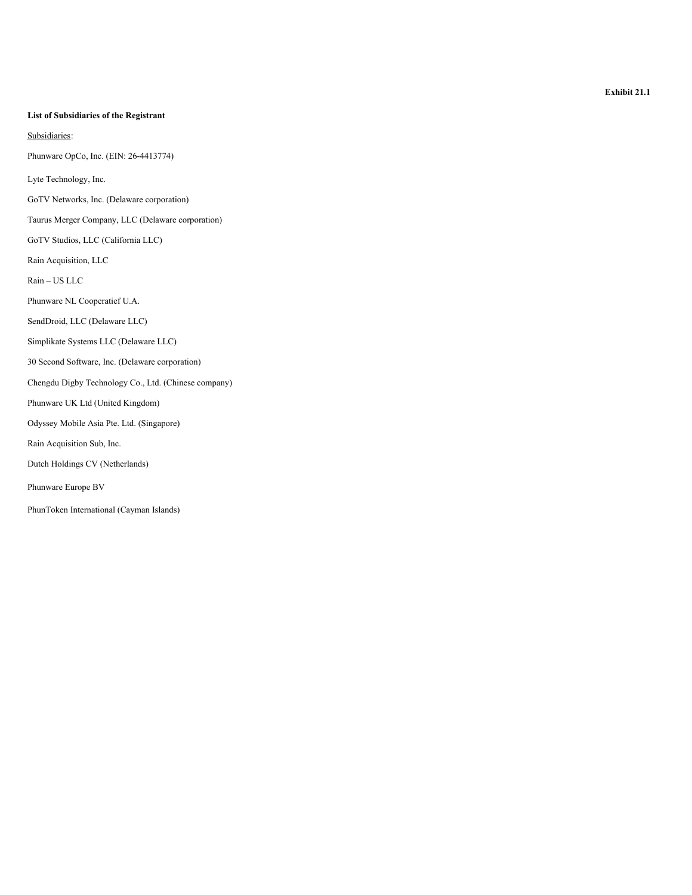**Exhibit 21.1**

**List of Subsidiaries of the Registrant**

Subsidiaries:

Phunware OpCo, Inc. (EIN: 26-4413774)

Lyte Technology, Inc.

GoTV Networks, Inc. (Delaware corporation)

Taurus Merger Company, LLC (Delaware corporation)

GoTV Studios, LLC (California LLC)

Rain Acquisition, LLC

Rain – US LLC

Phunware NL Cooperatief U.A.

SendDroid, LLC (Delaware LLC)

Simplikate Systems LLC (Delaware LLC)

30 Second Software, Inc. (Delaware corporation)

Chengdu Digby Technology Co., Ltd. (Chinese company)

Phunware UK Ltd (United Kingdom)

Odyssey Mobile Asia Pte. Ltd. (Singapore)

Rain Acquisition Sub, Inc.

Dutch Holdings CV (Netherlands)

Phunware Europe BV

PhunToken International (Cayman Islands)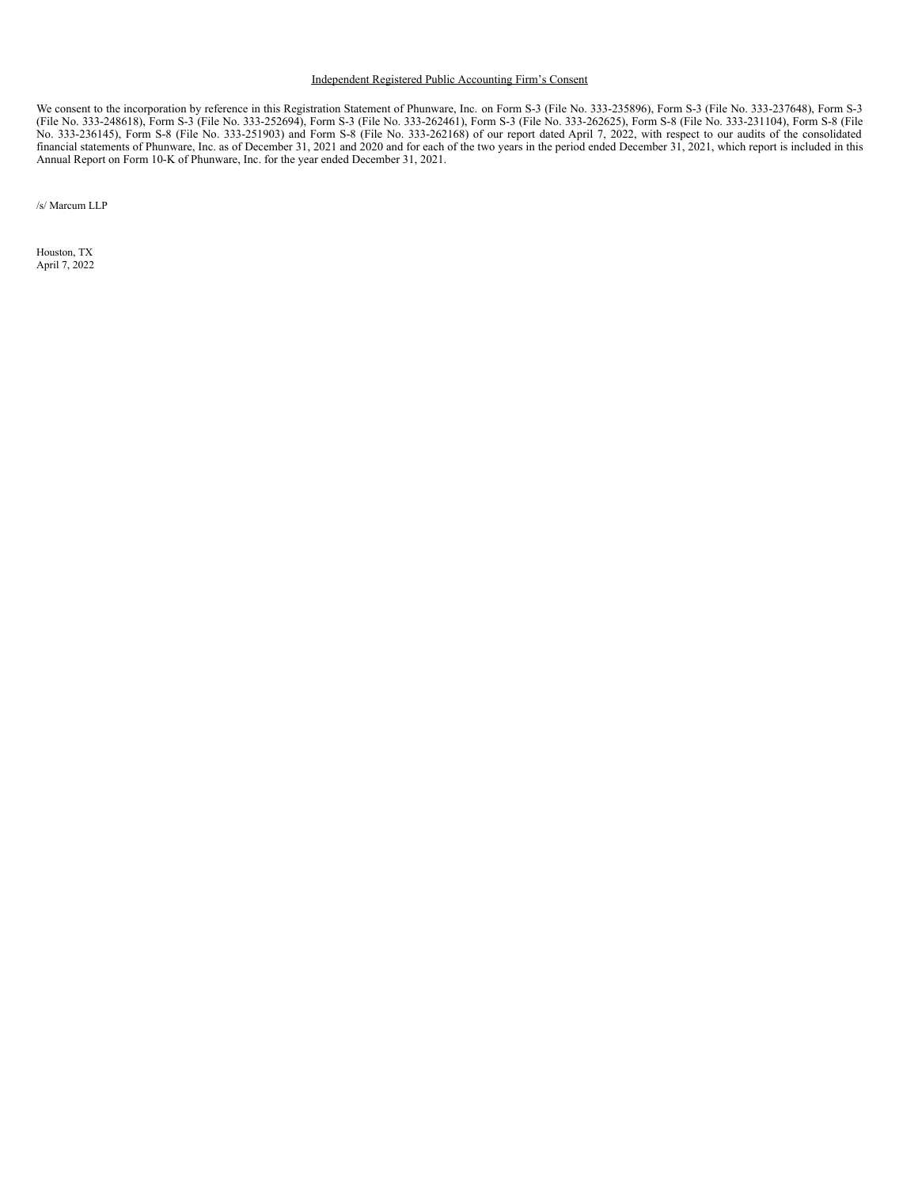Independent Registered Public Accounting Firm's Consent

We consent to the incorporation by reference in this Registration Statement of Phunware, Inc. on Form S-3 (File No. 333-235896), Form S-3 (File No. 333-237648), Form S-3 (File No. 333-248618), Form S-3 (File No. 333-252694), Form S-3 (File No. 333-262461), Form S-3 (File No. 333-262625), Form S-8 (File No. 333-231104), Form S-8 (File No. 333-236145), Form S-8 (File No. 333-251903) and Form S-8 (File No. 333-262168) of our report dated April 7, 2022, with respect to our audits of the consolidated financial statements of Phunware, Inc. as of December 31, 2021 and 2020 and for each of the two years in the period ended December 31, 2021, which report is included in this Annual Report on Form 10-K of Phunware, Inc. for the year ended December 31, 2021.

/s/ Marcum LLP

Houston, TX
April 7, 2022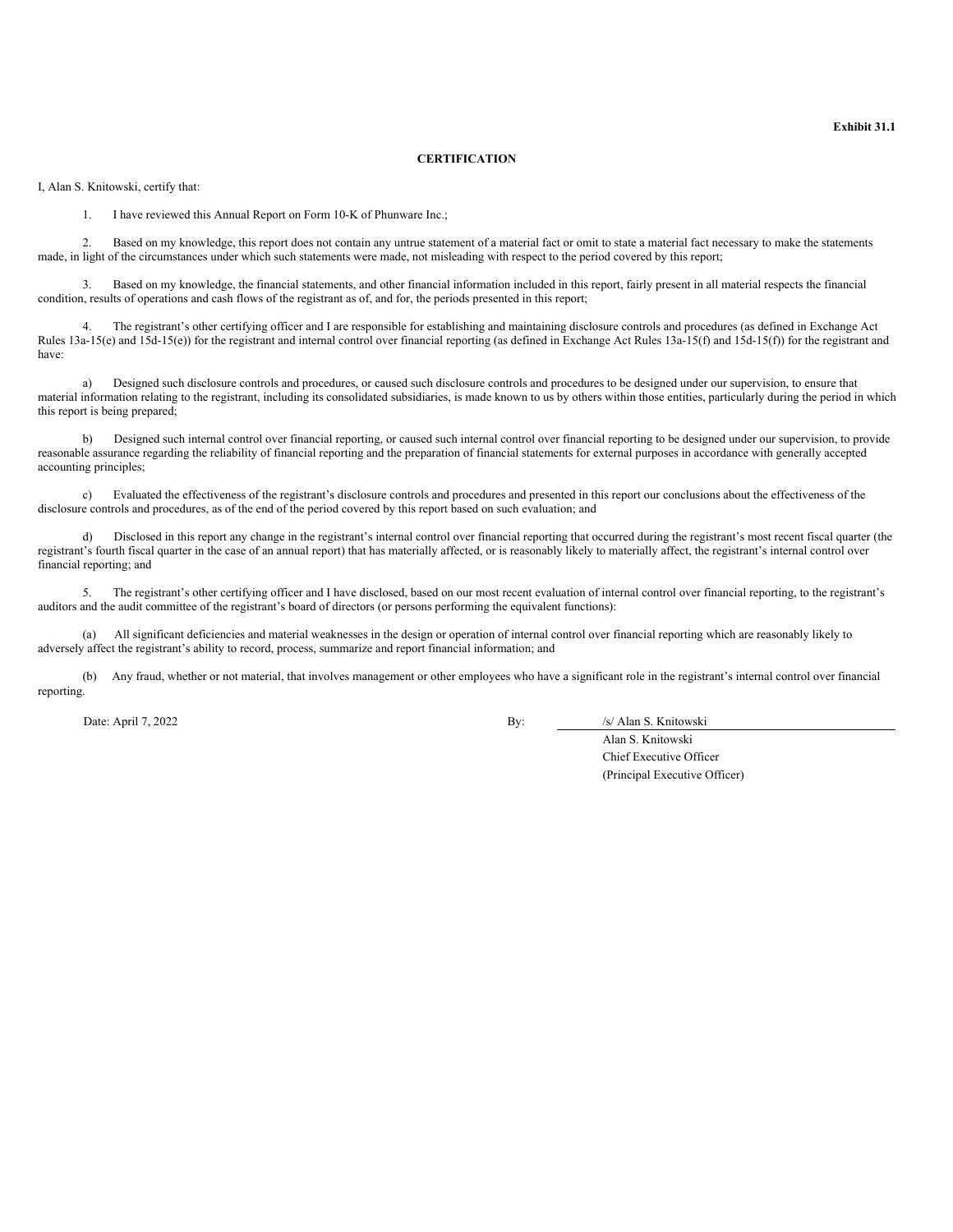**Exhibit 31.1**

**CERTIFICATION**

I, Alan S. Knitowski, certify that:

1. I have reviewed this Annual Report on Form 10-K of Phunware Inc.;

2. Based on my knowledge, this report does not contain any untrue statement of a material fact or omit to state a material fact necessary to make the statements made, in light of the circumstances under which such statements were made, not misleading with respect to the period covered by this report;

3. Based on my knowledge, the financial statements, and other financial information included in this report, fairly present in all material respects the financial condition, results of operations and cash flows of the registrant as of, and for, the periods presented in this report;

4. The registrant's other certifying officer and I are responsible for establishing and maintaining disclosure controls and procedures (as defined in Exchange Act Rules 13a-15(e) and 15d-15(e)) for the registrant and internal control over financial reporting (as defined in Exchange Act Rules 13a-15(f) and 15d-15(f)) for the registrant and have:

a) Designed such disclosure controls and procedures, or caused such disclosure controls and procedures to be designed under our supervision, to ensure that material information relating to the registrant, including its consolidated subsidiaries, is made known to us by others within those entities, particularly during the period in which this report is being prepared;

b) Designed such internal control over financial reporting, or caused such internal control over financial reporting to be designed under our supervision, to provide reasonable assurance regarding the reliability of financial reporting and the preparation of financial statements for external purposes in accordance with generally accepted accounting principles;

c) Evaluated the effectiveness of the registrant's disclosure controls and procedures and presented in this report our conclusions about the effectiveness of the disclosure controls and procedures, as of the end of the period covered by this report based on such evaluation; and

d) Disclosed in this report any change in the registrant's internal control over financial reporting that occurred during the registrant's most recent fiscal quarter (the registrant's fourth fiscal quarter in the case of an annual report) that has materially affected, or is reasonably likely to materially affect, the registrant's internal control over financial reporting; and

5. The registrant's other certifying officer and I have disclosed, based on our most recent evaluation of internal control over financial reporting, to the registrant's auditors and the audit committee of the registrant's board of directors (or persons performing the equivalent functions):

(a) All significant deficiencies and material weaknesses in the design or operation of internal control over financial reporting which are reasonably likely to adversely affect the registrant's ability to record, process, summarize and report financial information; and

(b) Any fraud, whether or not material, that involves management or other employees who have a significant role in the registrant's internal control over financial reporting.

Date: April 7, 2022

By: /s/ Alan S. Knitowski
Alan S. Knitowski
Chief Executive Officer
(Principal Executive Officer)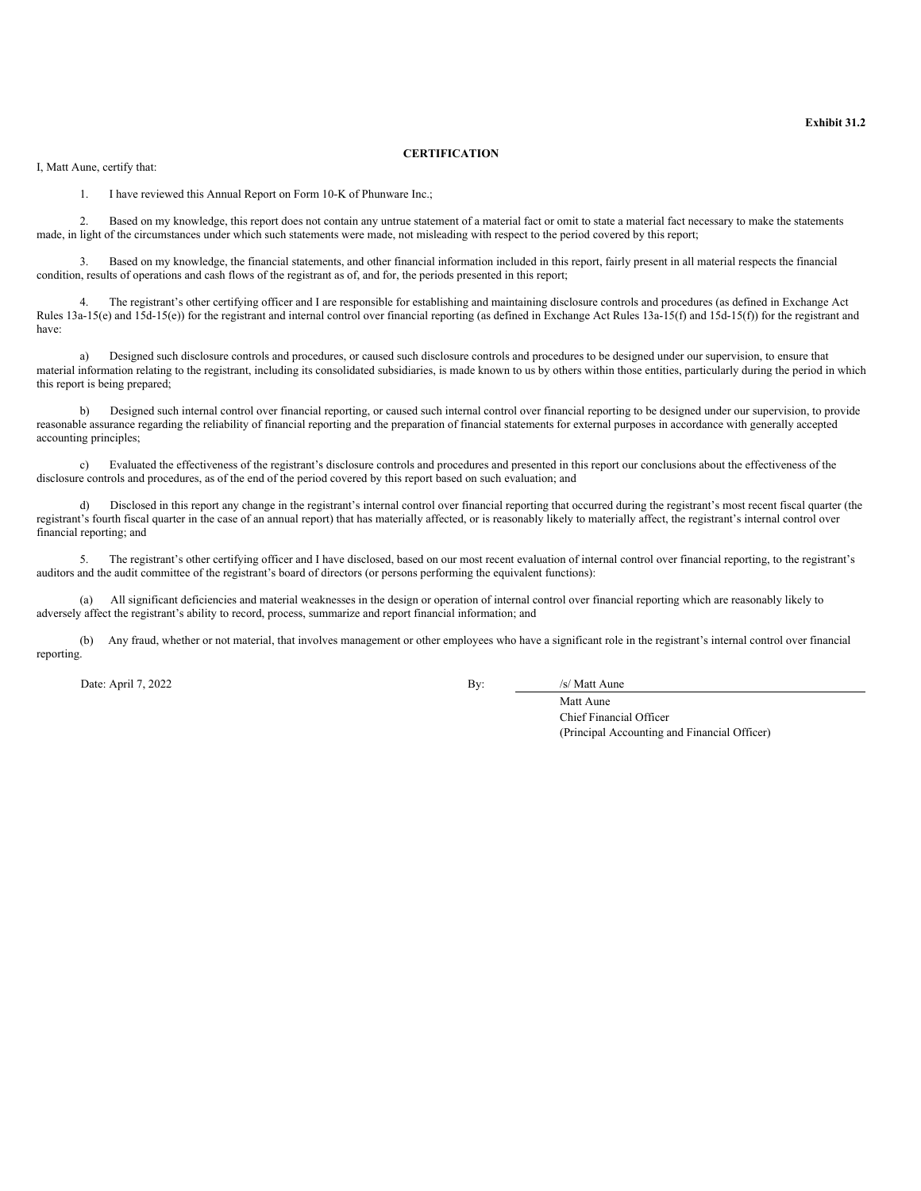**Exhibit 31.2**

**CERTIFICATION**

I, Matt Aune, certify that:

1. I have reviewed this Annual Report on Form 10-K of Phunware Inc.;

2. Based on my knowledge, this report does not contain any untrue statement of a material fact or omit to state a material fact necessary to make the statements made, in light of the circumstances under which such statements were made, not misleading with respect to the period covered by this report;

3. Based on my knowledge, the financial statements, and other financial information included in this report, fairly present in all material respects the financial condition, results of operations and cash flows of the registrant as of, and for, the periods presented in this report;

4. The registrant's other certifying officer and I are responsible for establishing and maintaining disclosure controls and procedures (as defined in Exchange Act Rules 13a-15(e) and 15d-15(e)) for the registrant and internal control over financial reporting (as defined in Exchange Act Rules 13a-15(f) and 15d-15(f)) for the registrant and have:

a) Designed such disclosure controls and procedures, or caused such disclosure controls and procedures to be designed under our supervision, to ensure that material information relating to the registrant, including its consolidated subsidiaries, is made known to us by others within those entities, particularly during the period in which this report is being prepared;

b) Designed such internal control over financial reporting, or caused such internal control over financial reporting to be designed under our supervision, to provide reasonable assurance regarding the reliability of financial reporting and the preparation of financial statements for external purposes in accordance with generally accepted accounting principles;

c) Evaluated the effectiveness of the registrant's disclosure controls and procedures and presented in this report our conclusions about the effectiveness of the disclosure controls and procedures, as of the end of the period covered by this report based on such evaluation; and

d) Disclosed in this report any change in the registrant's internal control over financial reporting that occurred during the registrant's most recent fiscal quarter (the registrant's fourth fiscal quarter in the case of an annual report) that has materially affected, or is reasonably likely to materially affect, the registrant's internal control over financial reporting; and

5. The registrant's other certifying officer and I have disclosed, based on our most recent evaluation of internal control over financial reporting, to the registrant's auditors and the audit committee of the registrant's board of directors (or persons performing the equivalent functions):

(a) All significant deficiencies and material weaknesses in the design or operation of internal control over financial reporting which are reasonably likely to adversely affect the registrant's ability to record, process, summarize and report financial information; and

(b) Any fraud, whether or not material, that involves management or other employees who have a significant role in the registrant's internal control over financial reporting.

Date: April 7, 2022

By: /s/ Matt Aune

Matt Aune
Chief Financial Officer
(Principal Accounting and Financial Officer)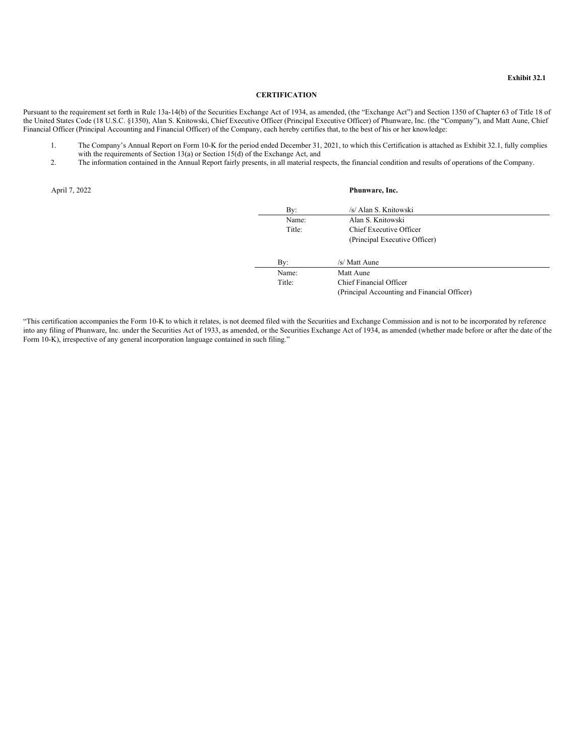**Exhibit 32.1**

**CERTIFICATION**

Pursuant to the requirement set forth in Rule 13a-14(b) of the Securities Exchange Act of 1934, as amended, (the "Exchange Act") and Section 1350 of Chapter 63 of Title 18 of the United States Code (18 U.S.C. §1350), Alan S. Knitowski, Chief Executive Officer (Principal Executive Officer) of Phunware, Inc. (the "Company"), and Matt Aune, Chief Financial Officer (Principal Accounting and Financial Officer) of the Company, each hereby certifies that, to the best of his or her knowledge:

1. The Company's Annual Report on Form 10-K for the period ended December 31, 2021, to which this Certification is attached as Exhibit 32.1, fully complies with the requirements of Section 13(a) or Section 15(d) of the Exchange Act, and
2. The information contained in the Annual Report fairly presents, in all material respects, the financial condition and results of operations of the Company.

April 7, 2022

**Phunware, Inc.**

| | |
|---|---|
| By: | /s/ Alan S. Knitowski |
| Name: | Alan S. Knitowski |
| Title: | Chief Executive Officer<br>(Principal Executive Officer) |

| | |
|---|---|
| By: | /s/ Matt Aune |
| Name: | Matt Aune |
| Title: | Chief Financial Officer<br>(Principal Accounting and Financial Officer) |

"This certification accompanies the Form 10-K to which it relates, is not deemed filed with the Securities and Exchange Commission and is not to be incorporated by reference into any filing of Phunware, Inc. under the Securities Act of 1933, as amended, or the Securities Exchange Act of 1934, as amended (whether made before or after the date of the Form 10-K), irrespective of any general incorporation language contained in such filing."